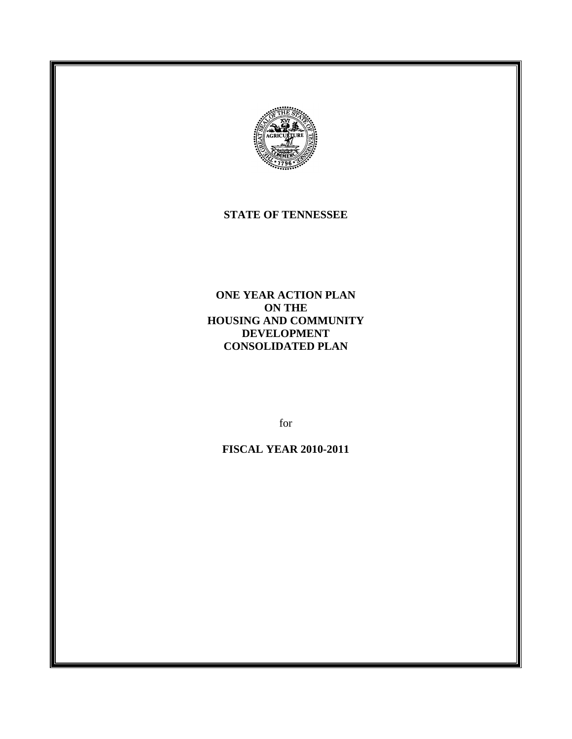**STATE OF TENNESSEE**

# ONE YEAR ACTION PLAN ON THE HOUSING AND COMMUNITY DEVELOPMENT CONSOLIDATED PLAN

for

**FISCAL YEAR 2010-2011**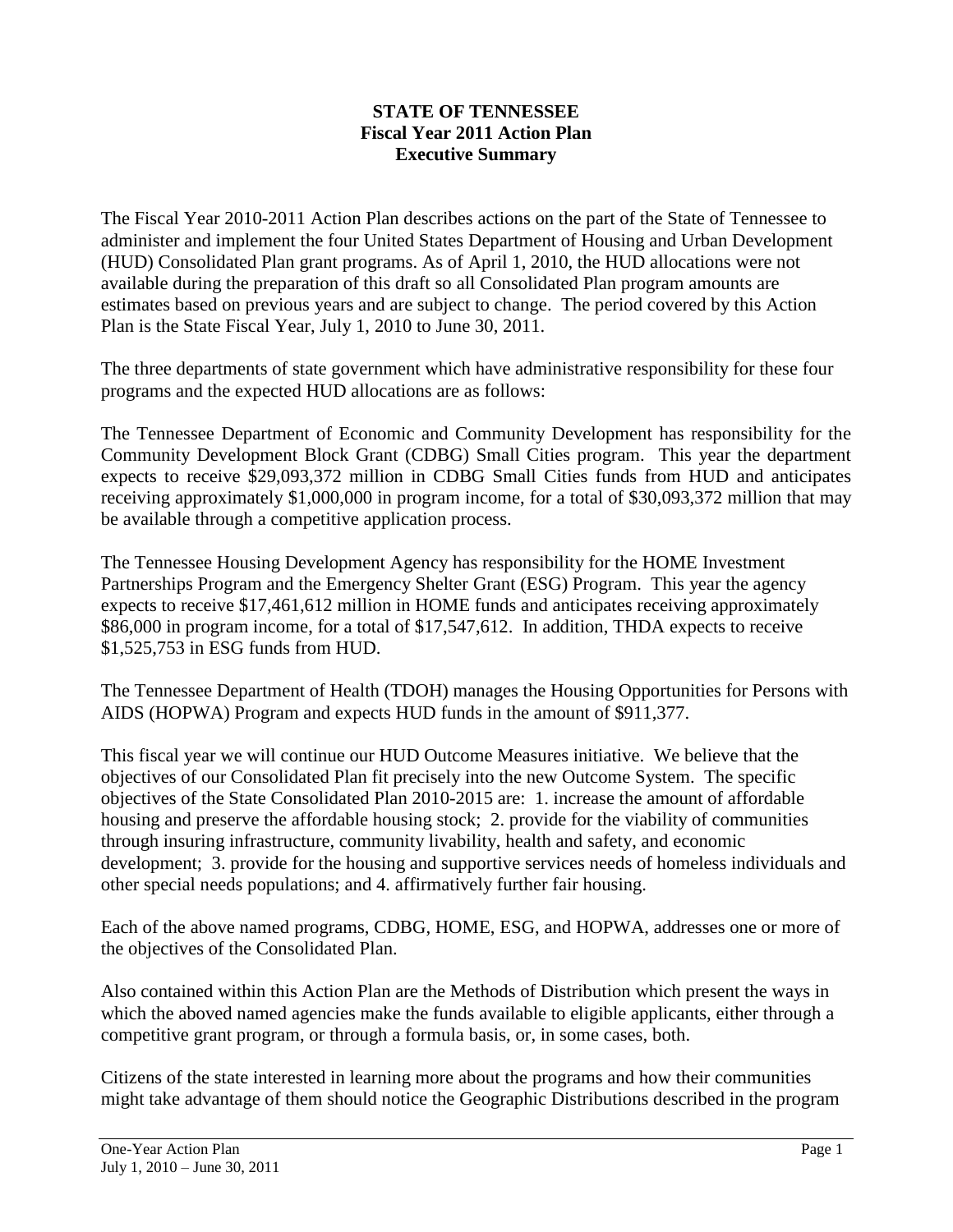**STATE OF TENNESSEE**
**Fiscal Year 2011 Action Plan**
**Executive Summary**

The Fiscal Year 2010-2011 Action Plan describes actions on the part of the State of Tennessee to administer and implement the four United States Department of Housing and Urban Development (HUD) Consolidated Plan grant programs. As of April 1, 2010, the HUD allocations were not available during the preparation of this draft so all Consolidated Plan program amounts are estimates based on previous years and are subject to change. The period covered by this Action Plan is the State Fiscal Year, July 1, 2010 to June 30, 2011.

The three departments of state government which have administrative responsibility for these four programs and the expected HUD allocations are as follows:

The Tennessee Department of Economic and Community Development has responsibility for the Community Development Block Grant (CDBG) Small Cities program. This year the department expects to receive $29,093,372 million in CDBG Small Cities funds from HUD and anticipates receiving approximately $1,000,000 in program income, for a total of $30,093,372 million that may be available through a competitive application process.

The Tennessee Housing Development Agency has responsibility for the HOME Investment Partnerships Program and the Emergency Shelter Grant (ESG) Program. This year the agency expects to receive $17,461,612 million in HOME funds and anticipates receiving approximately $86,000 in program income, for a total of $17,547,612. In addition, THDA expects to receive $1,525,753 in ESG funds from HUD.

The Tennessee Department of Health (TDOH) manages the Housing Opportunities for Persons with AIDS (HOPWA) Program and expects HUD funds in the amount of $911,377.

This fiscal year we will continue our HUD Outcome Measures initiative. We believe that the objectives of our Consolidated Plan fit precisely into the new Outcome System. The specific objectives of the State Consolidated Plan 2010-2015 are: 1. increase the amount of affordable housing and preserve the affordable housing stock; 2. provide for the viability of communities through insuring infrastructure, community livability, health and safety, and economic development; 3. provide for the housing and supportive services needs of homeless individuals and other special needs populations; and 4. affirmatively further fair housing.

Each of the above named programs, CDBG, HOME, ESG, and HOPWA, addresses one or more of the objectives of the Consolidated Plan.

Also contained within this Action Plan are the Methods of Distribution which present the ways in which the aboved named agencies make the funds available to eligible applicants, either through a competitive grant program, or through a formula basis, or, in some cases, both.

Citizens of the state interested in learning more about the programs and how their communities might take advantage of them should notice the Geographic Distributions described in the program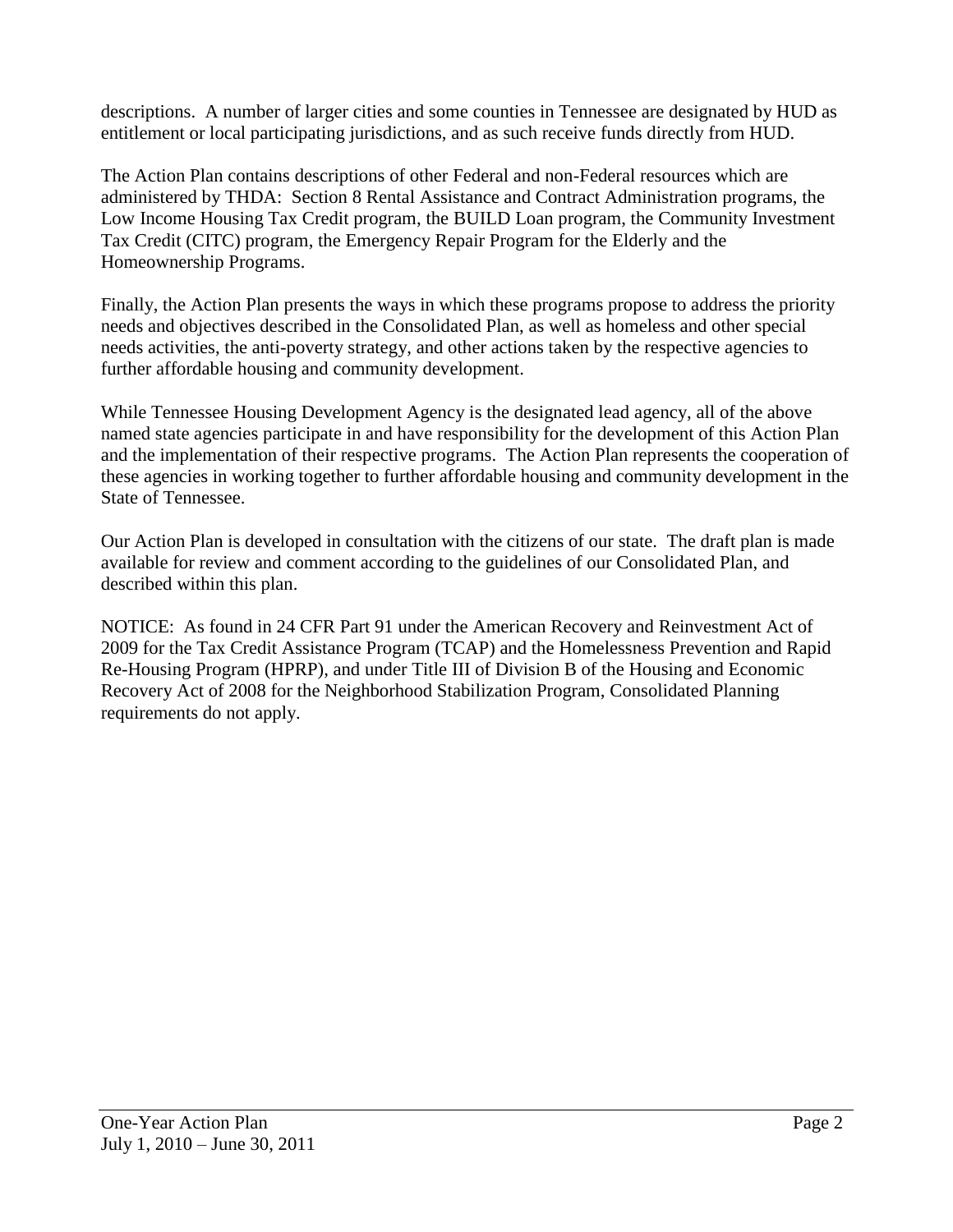descriptions. A number of larger cities and some counties in Tennessee are designated by HUD as entitlement or local participating jurisdictions, and as such receive funds directly from HUD.

The Action Plan contains descriptions of other Federal and non-Federal resources which are administered by THDA: Section 8 Rental Assistance and Contract Administration programs, the Low Income Housing Tax Credit program, the BUILD Loan program, the Community Investment Tax Credit (CITC) program, the Emergency Repair Program for the Elderly and the Homeownership Programs.

Finally, the Action Plan presents the ways in which these programs propose to address the priority needs and objectives described in the Consolidated Plan, as well as homeless and other special needs activities, the anti-poverty strategy, and other actions taken by the respective agencies to further affordable housing and community development.

While Tennessee Housing Development Agency is the designated lead agency, all of the above named state agencies participate in and have responsibility for the development of this Action Plan and the implementation of their respective programs. The Action Plan represents the cooperation of these agencies in working together to further affordable housing and community development in the State of Tennessee.

Our Action Plan is developed in consultation with the citizens of our state. The draft plan is made available for review and comment according to the guidelines of our Consolidated Plan, and described within this plan.

NOTICE: As found in 24 CFR Part 91 under the American Recovery and Reinvestment Act of 2009 for the Tax Credit Assistance Program (TCAP) and the Homelessness Prevention and Rapid Re-Housing Program (HPRP), and under Title III of Division B of the Housing and Economic Recovery Act of 2008 for the Neighborhood Stabilization Program, Consolidated Planning requirements do not apply.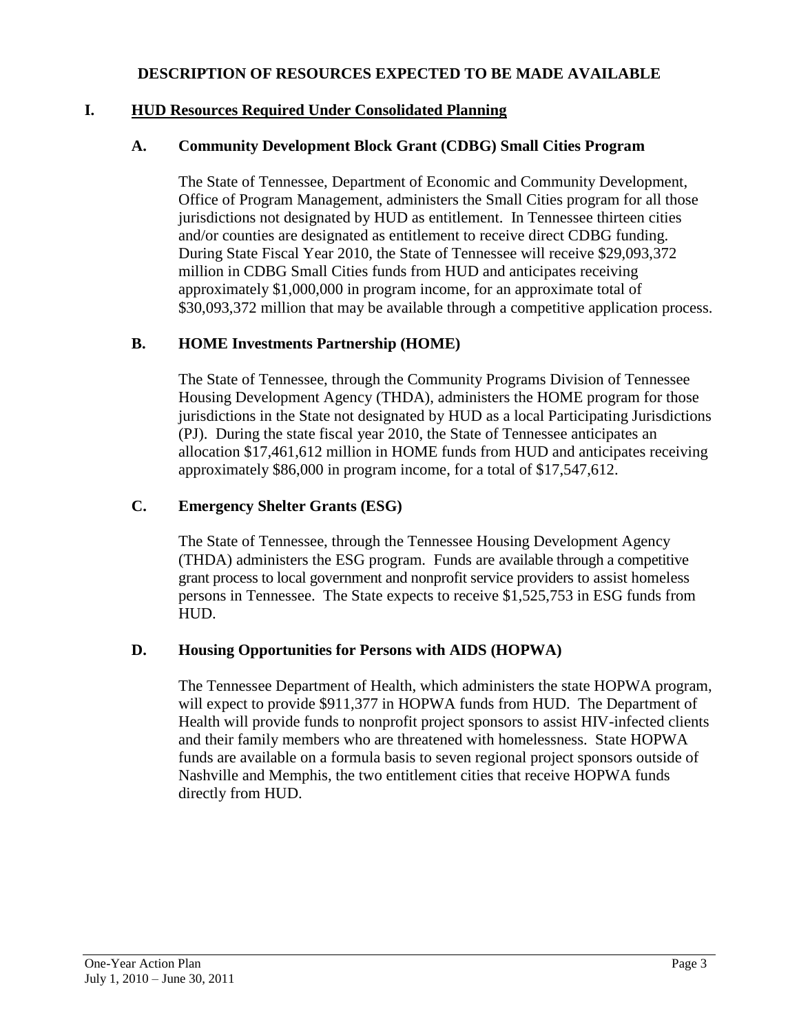# DESCRIPTION OF RESOURCES EXPECTED TO BE MADE AVAILABLE

## I. HUD Resources Required Under Consolidated Planning

### A. Community Development Block Grant (CDBG) Small Cities Program

The State of Tennessee, Department of Economic and Community Development, Office of Program Management, administers the Small Cities program for all those jurisdictions not designated by HUD as entitlement. In Tennessee thirteen cities and/or counties are designated as entitlement to receive direct CDBG funding. During State Fiscal Year 2010, the State of Tennessee will receive $29,093,372 million in CDBG Small Cities funds from HUD and anticipates receiving approximately $1,000,000 in program income, for an approximate total of $30,093,372 million that may be available through a competitive application process.

### B. HOME Investments Partnership (HOME)

The State of Tennessee, through the Community Programs Division of Tennessee Housing Development Agency (THDA), administers the HOME program for those jurisdictions in the State not designated by HUD as a local Participating Jurisdictions (PJ). During the state fiscal year 2010, the State of Tennessee anticipates an allocation $17,461,612 million in HOME funds from HUD and anticipates receiving approximately $86,000 in program income, for a total of $17,547,612.

### C. Emergency Shelter Grants (ESG)

The State of Tennessee, through the Tennessee Housing Development Agency (THDA) administers the ESG program. Funds are available through a competitive grant process to local government and nonprofit service providers to assist homeless persons in Tennessee. The State expects to receive $1,525,753 in ESG funds from HUD.

### D. Housing Opportunities for Persons with AIDS (HOPWA)

The Tennessee Department of Health, which administers the state HOPWA program, will expect to provide $911,377 in HOPWA funds from HUD. The Department of Health will provide funds to nonprofit project sponsors to assist HIV-infected clients and their family members who are threatened with homelessness. State HOPWA funds are available on a formula basis to seven regional project sponsors outside of Nashville and Memphis, the two entitlement cities that receive HOPWA funds directly from HUD.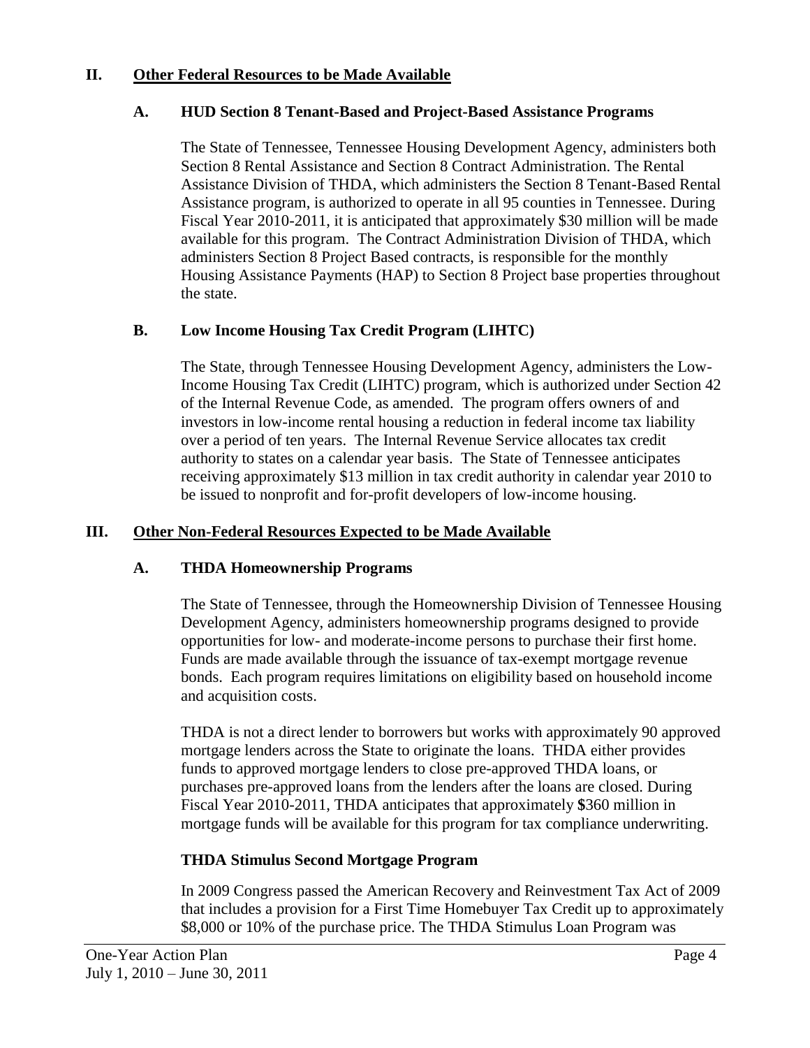## II. Other Federal Resources to be Made Available

### A. HUD Section 8 Tenant-Based and Project-Based Assistance Programs

The State of Tennessee, Tennessee Housing Development Agency, administers both Section 8 Rental Assistance and Section 8 Contract Administration. The Rental Assistance Division of THDA, which administers the Section 8 Tenant-Based Rental Assistance program, is authorized to operate in all 95 counties in Tennessee. During Fiscal Year 2010-2011, it is anticipated that approximately $30 million will be made available for this program. The Contract Administration Division of THDA, which administers Section 8 Project Based contracts, is responsible for the monthly Housing Assistance Payments (HAP) to Section 8 Project base properties throughout the state.

### B. Low Income Housing Tax Credit Program (LIHTC)

The State, through Tennessee Housing Development Agency, administers the Low-Income Housing Tax Credit (LIHTC) program, which is authorized under Section 42 of the Internal Revenue Code, as amended. The program offers owners of and investors in low-income rental housing a reduction in federal income tax liability over a period of ten years. The Internal Revenue Service allocates tax credit authority to states on a calendar year basis. The State of Tennessee anticipates receiving approximately $13 million in tax credit authority in calendar year 2010 to be issued to nonprofit and for-profit developers of low-income housing.

## III. Other Non-Federal Resources Expected to be Made Available

### A. THDA Homeownership Programs

The State of Tennessee, through the Homeownership Division of Tennessee Housing Development Agency, administers homeownership programs designed to provide opportunities for low- and moderate-income persons to purchase their first home. Funds are made available through the issuance of tax-exempt mortgage revenue bonds. Each program requires limitations on eligibility based on household income and acquisition costs.

THDA is not a direct lender to borrowers but works with approximately 90 approved mortgage lenders across the State to originate the loans. THDA either provides funds to approved mortgage lenders to close pre-approved THDA loans, or purchases pre-approved loans from the lenders after the loans are closed. During Fiscal Year 2010-2011, THDA anticipates that approximately $360 million in mortgage funds will be available for this program for tax compliance underwriting.

#### THDA Stimulus Second Mortgage Program

In 2009 Congress passed the American Recovery and Reinvestment Tax Act of 2009 that includes a provision for a First Time Homebuyer Tax Credit up to approximately $8,000 or 10% of the purchase price. The THDA Stimulus Loan Program was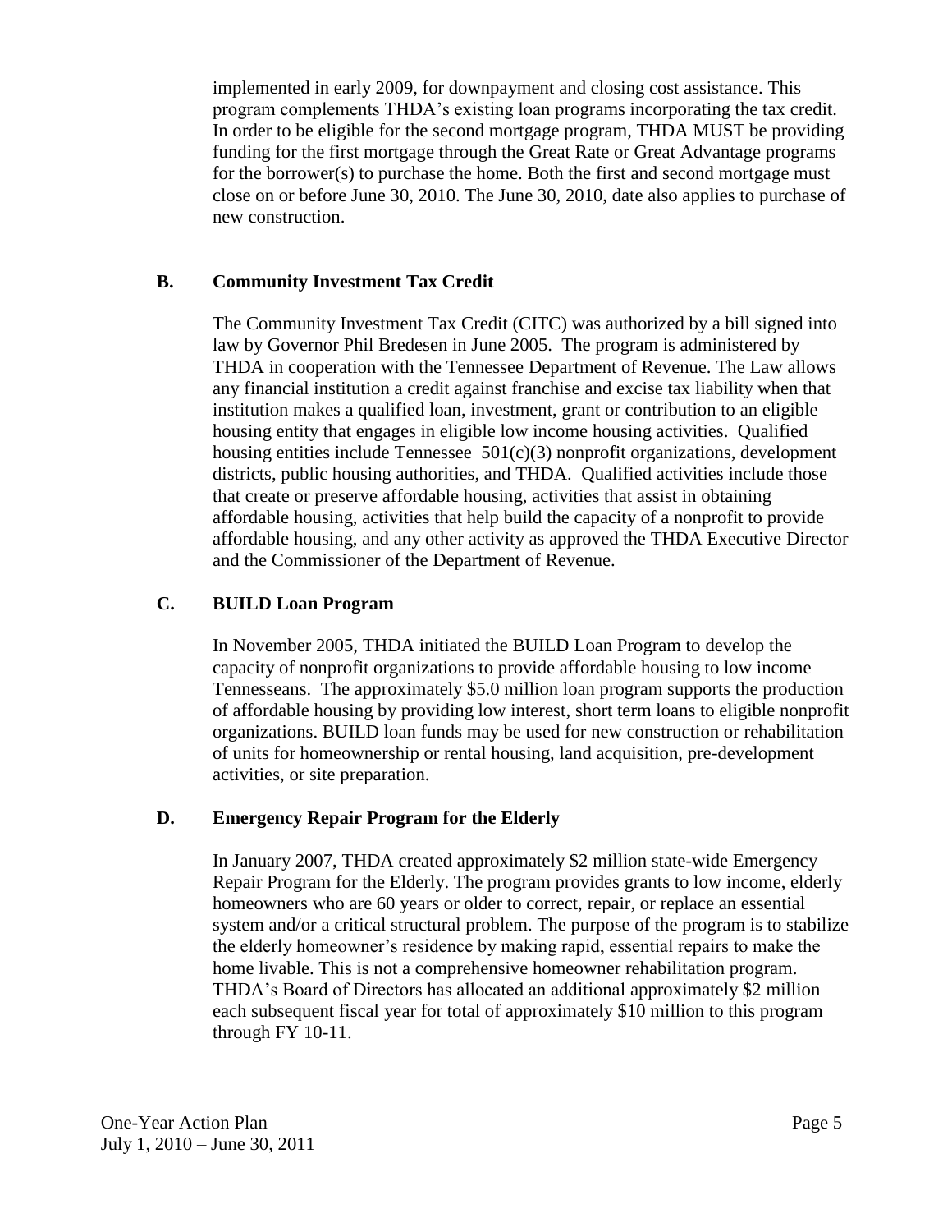implemented in early 2009, for downpayment and closing cost assistance. This program complements THDA's existing loan programs incorporating the tax credit. In order to be eligible for the second mortgage program, THDA MUST be providing funding for the first mortgage through the Great Rate or Great Advantage programs for the borrower(s) to purchase the home. Both the first and second mortgage must close on or before June 30, 2010. The June 30, 2010, date also applies to purchase of new construction.

### B. Community Investment Tax Credit

The Community Investment Tax Credit (CITC) was authorized by a bill signed into law by Governor Phil Bredesen in June 2005. The program is administered by THDA in cooperation with the Tennessee Department of Revenue. The Law allows any financial institution a credit against franchise and excise tax liability when that institution makes a qualified loan, investment, grant or contribution to an eligible housing entity that engages in eligible low income housing activities. Qualified housing entities include Tennessee 501(c)(3) nonprofit organizations, development districts, public housing authorities, and THDA. Qualified activities include those that create or preserve affordable housing, activities that assist in obtaining affordable housing, activities that help build the capacity of a nonprofit to provide affordable housing, and any other activity as approved the THDA Executive Director and the Commissioner of the Department of Revenue.

### C. BUILD Loan Program

In November 2005, THDA initiated the BUILD Loan Program to develop the capacity of nonprofit organizations to provide affordable housing to low income Tennesseans. The approximately $5.0 million loan program supports the production of affordable housing by providing low interest, short term loans to eligible nonprofit organizations. BUILD loan funds may be used for new construction or rehabilitation of units for homeownership or rental housing, land acquisition, pre-development activities, or site preparation.

### D. Emergency Repair Program for the Elderly

In January 2007, THDA created approximately $2 million state-wide Emergency Repair Program for the Elderly. The program provides grants to low income, elderly homeowners who are 60 years or older to correct, repair, or replace an essential system and/or a critical structural problem. The purpose of the program is to stabilize the elderly homeowner's residence by making rapid, essential repairs to make the home livable. This is not a comprehensive homeowner rehabilitation program. THDA's Board of Directors has allocated an additional approximately $2 million each subsequent fiscal year for total of approximately $10 million to this program through FY 10-11.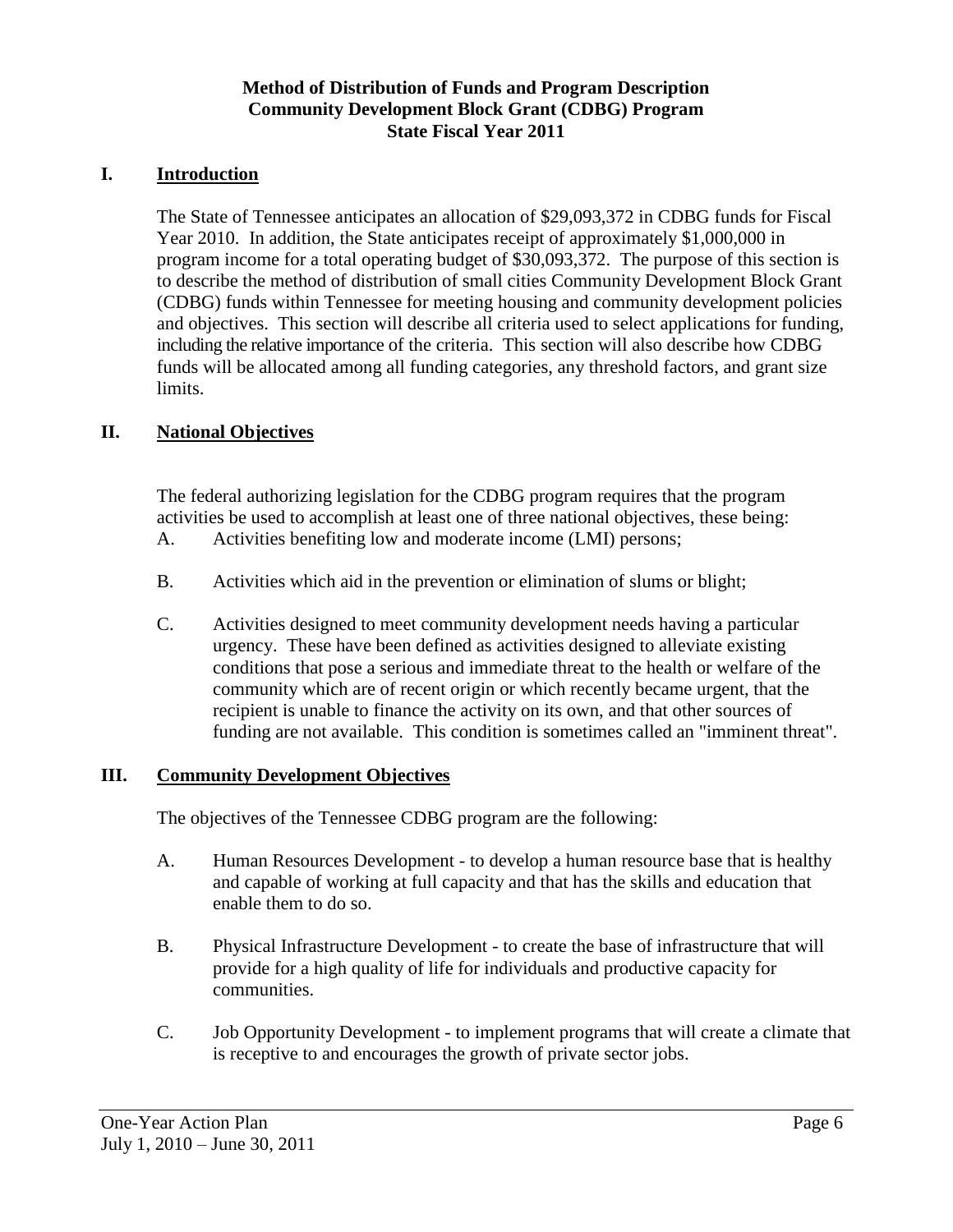**Method of Distribution of Funds and Program Description**
**Community Development Block Grant (CDBG) Program**
**State Fiscal Year 2011**

## I. Introduction

The State of Tennessee anticipates an allocation of $29,093,372 in CDBG funds for Fiscal Year 2010. In addition, the State anticipates receipt of approximately $1,000,000 in program income for a total operating budget of $30,093,372. The purpose of this section is to describe the method of distribution of small cities Community Development Block Grant (CDBG) funds within Tennessee for meeting housing and community development policies and objectives. This section will describe all criteria used to select applications for funding, including the relative importance of the criteria. This section will also describe how CDBG funds will be allocated among all funding categories, any threshold factors, and grant size limits.

## II. National Objectives

The federal authorizing legislation for the CDBG program requires that the program activities be used to accomplish at least one of three national objectives, these being:

A. Activities benefiting low and moderate income (LMI) persons;

B. Activities which aid in the prevention or elimination of slums or blight;

C. Activities designed to meet community development needs having a particular urgency. These have been defined as activities designed to alleviate existing conditions that pose a serious and immediate threat to the health or welfare of the community which are of recent origin or which recently became urgent, that the recipient is unable to finance the activity on its own, and that other sources of funding are not available. This condition is sometimes called an "imminent threat".

## III. Community Development Objectives

The objectives of the Tennessee CDBG program are the following:

A. Human Resources Development - to develop a human resource base that is healthy and capable of working at full capacity and that has the skills and education that enable them to do so.

B. Physical Infrastructure Development - to create the base of infrastructure that will provide for a high quality of life for individuals and productive capacity for communities.

C. Job Opportunity Development - to implement programs that will create a climate that is receptive to and encourages the growth of private sector jobs.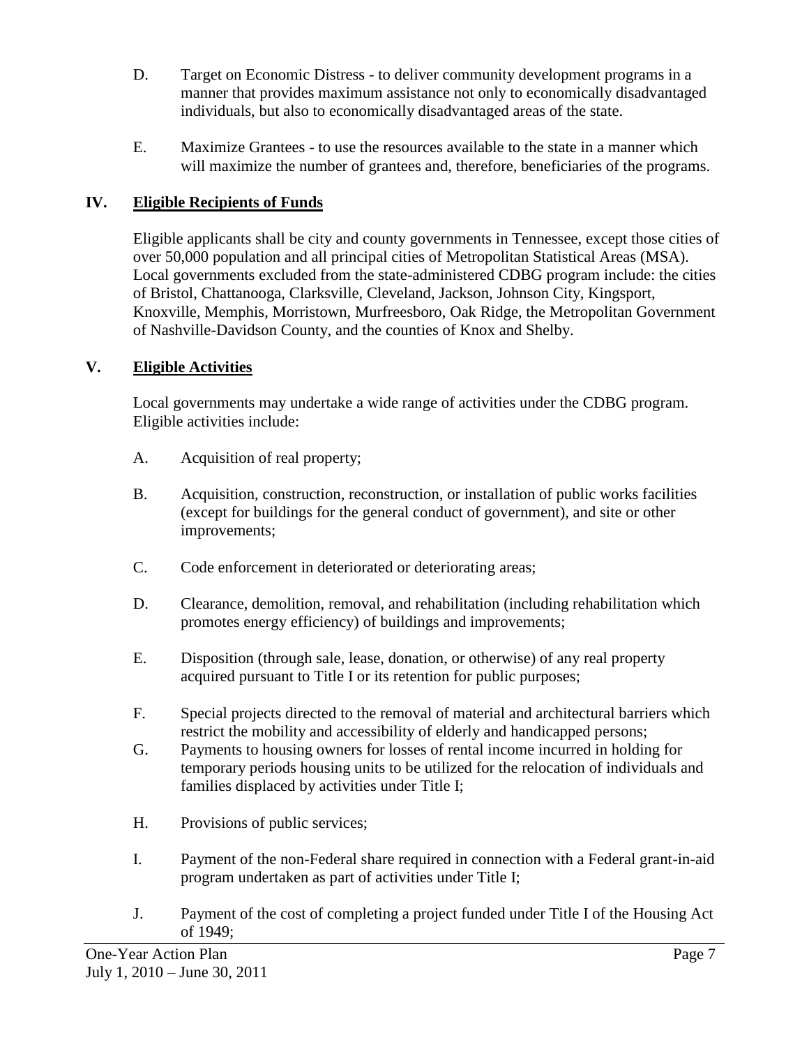D. Target on Economic Distress - to deliver community development programs in a manner that provides maximum assistance not only to economically disadvantaged individuals, but also to economically disadvantaged areas of the state.

E. Maximize Grantees - to use the resources available to the state in a manner which will maximize the number of grantees and, therefore, beneficiaries of the programs.

## IV. Eligible Recipients of Funds

Eligible applicants shall be city and county governments in Tennessee, except those cities of over 50,000 population and all principal cities of Metropolitan Statistical Areas (MSA). Local governments excluded from the state-administered CDBG program include: the cities of Bristol, Chattanooga, Clarksville, Cleveland, Jackson, Johnson City, Kingsport, Knoxville, Memphis, Morristown, Murfreesboro, Oak Ridge, the Metropolitan Government of Nashville-Davidson County, and the counties of Knox and Shelby.

## V. Eligible Activities

Local governments may undertake a wide range of activities under the CDBG program. Eligible activities include:

A. Acquisition of real property;

B. Acquisition, construction, reconstruction, or installation of public works facilities (except for buildings for the general conduct of government), and site or other improvements;

C. Code enforcement in deteriorated or deteriorating areas;

D. Clearance, demolition, removal, and rehabilitation (including rehabilitation which promotes energy efficiency) of buildings and improvements;

E. Disposition (through sale, lease, donation, or otherwise) of any real property acquired pursuant to Title I or its retention for public purposes;

F. Special projects directed to the removal of material and architectural barriers which restrict the mobility and accessibility of elderly and handicapped persons;

G. Payments to housing owners for losses of rental income incurred in holding for temporary periods housing units to be utilized for the relocation of individuals and families displaced by activities under Title I;

H. Provisions of public services;

I. Payment of the non-Federal share required in connection with a Federal grant-in-aid program undertaken as part of activities under Title I;

J. Payment of the cost of completing a project funded under Title I of the Housing Act of 1949;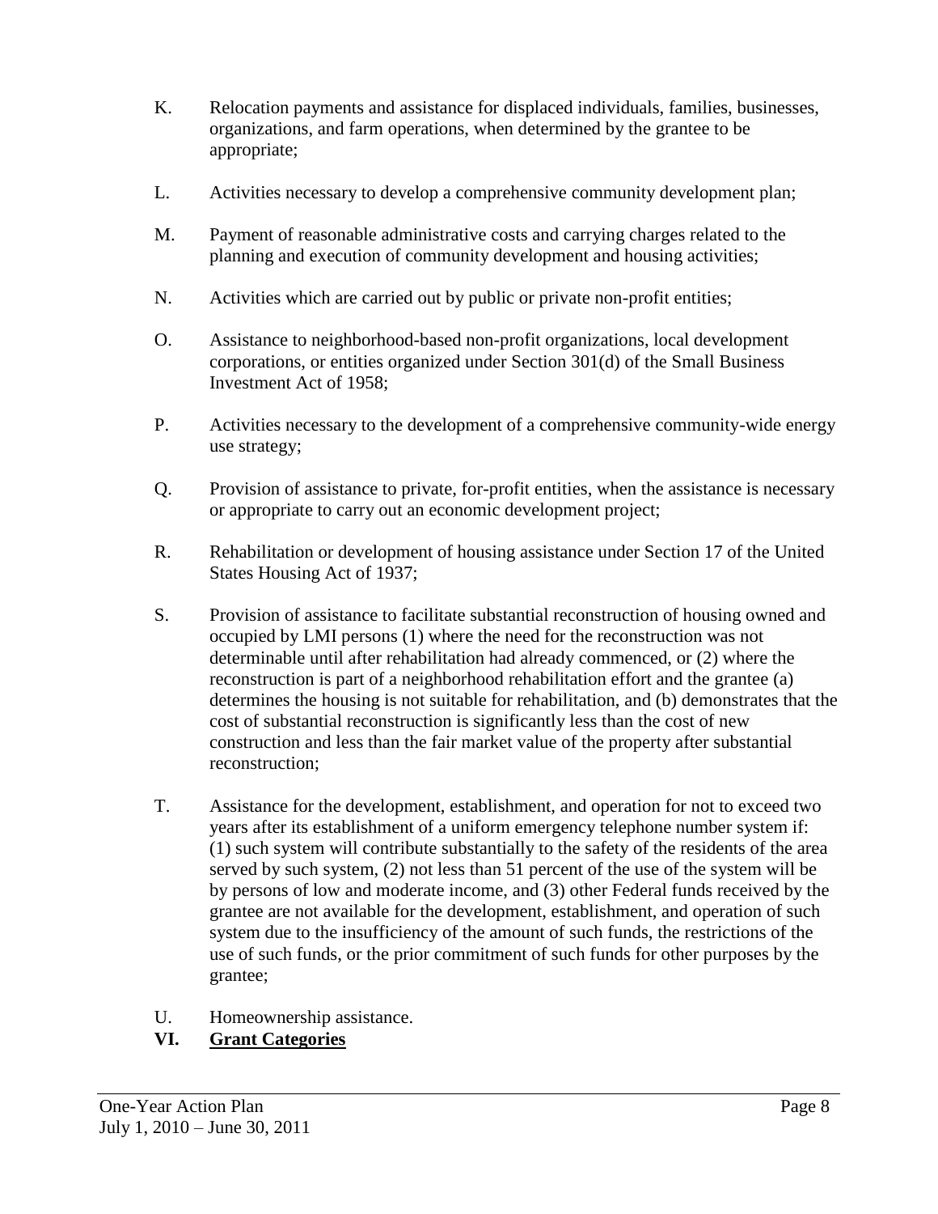K. Relocation payments and assistance for displaced individuals, families, businesses, organizations, and farm operations, when determined by the grantee to be appropriate;

L. Activities necessary to develop a comprehensive community development plan;

M. Payment of reasonable administrative costs and carrying charges related to the planning and execution of community development and housing activities;

N. Activities which are carried out by public or private non-profit entities;

O. Assistance to neighborhood-based non-profit organizations, local development corporations, or entities organized under Section 301(d) of the Small Business Investment Act of 1958;

P. Activities necessary to the development of a comprehensive community-wide energy use strategy;

Q. Provision of assistance to private, for-profit entities, when the assistance is necessary or appropriate to carry out an economic development project;

R. Rehabilitation or development of housing assistance under Section 17 of the United States Housing Act of 1937;

S. Provision of assistance to facilitate substantial reconstruction of housing owned and occupied by LMI persons (1) where the need for the reconstruction was not determinable until after rehabilitation had already commenced, or (2) where the reconstruction is part of a neighborhood rehabilitation effort and the grantee (a) determines the housing is not suitable for rehabilitation, and (b) demonstrates that the cost of substantial reconstruction is significantly less than the cost of new construction and less than the fair market value of the property after substantial reconstruction;

T. Assistance for the development, establishment, and operation for not to exceed two years after its establishment of a uniform emergency telephone number system if: (1) such system will contribute substantially to the safety of the residents of the area served by such system, (2) not less than 51 percent of the use of the system will be by persons of low and moderate income, and (3) other Federal funds received by the grantee are not available for the development, establishment, and operation of such system due to the insufficiency of the amount of such funds, the restrictions of the use of such funds, or the prior commitment of such funds for other purposes by the grantee;

U. Homeownership assistance.

## VI. Grant Categories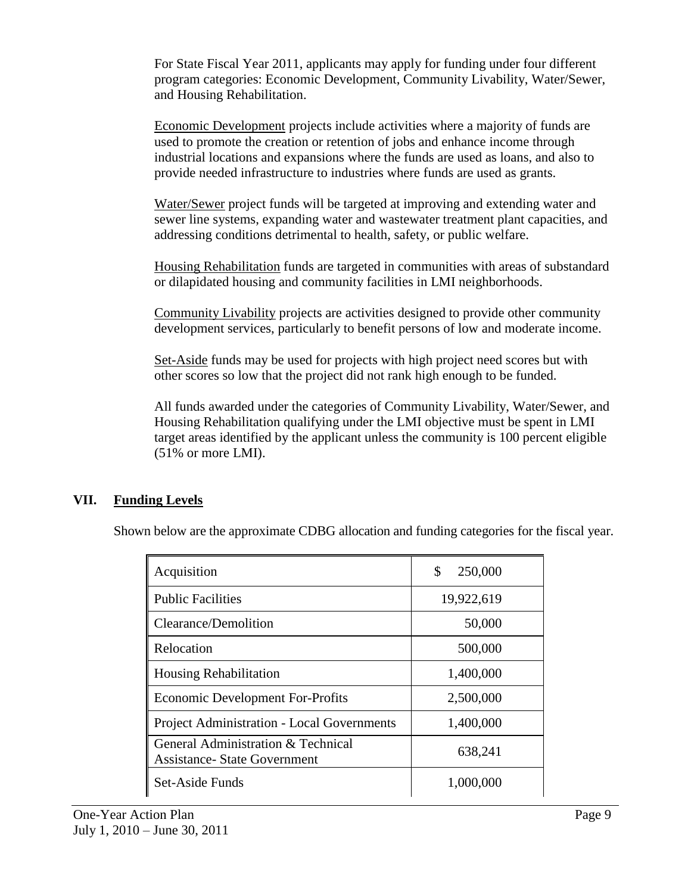For State Fiscal Year 2011, applicants may apply for funding under four different program categories: Economic Development, Community Livability, Water/Sewer, and Housing Rehabilitation.

<u>Economic Development</u> projects include activities where a majority of funds are used to promote the creation or retention of jobs and enhance income through industrial locations and expansions where the funds are used as loans, and also to provide needed infrastructure to industries where funds are used as grants.

<u>Water/Sewer</u> project funds will be targeted at improving and extending water and sewer line systems, expanding water and wastewater treatment plant capacities, and addressing conditions detrimental to health, safety, or public welfare.

<u>Housing Rehabilitation</u> funds are targeted in communities with areas of substandard or dilapidated housing and community facilities in LMI neighborhoods.

<u>Community Livability</u> projects are activities designed to provide other community development services, particularly to benefit persons of low and moderate income.

<u>Set-Aside</u> funds may be used for projects with high project need scores but with other scores so low that the project did not rank high enough to be funded.

All funds awarded under the categories of Community Livability, Water/Sewer, and Housing Rehabilitation qualifying under the LMI objective must be spent in LMI target areas identified by the applicant unless the community is 100 percent eligible (51% or more LMI).

## VII. Funding Levels

Shown below are the approximate CDBG allocation and funding categories for the fiscal year.

| Category | Amount |
|---|---|
| Acquisition | $ 250,000 |
| Public Facilities | 19,922,619 |
| Clearance/Demolition | 50,000 |
| Relocation | 500,000 |
| Housing Rehabilitation | 1,400,000 |
| Economic Development For-Profits | 2,500,000 |
| Project Administration - Local Governments | 1,400,000 |
| General Administration & Technical Assistance- State Government | 638,241 |
| Set-Aside Funds | 1,000,000 |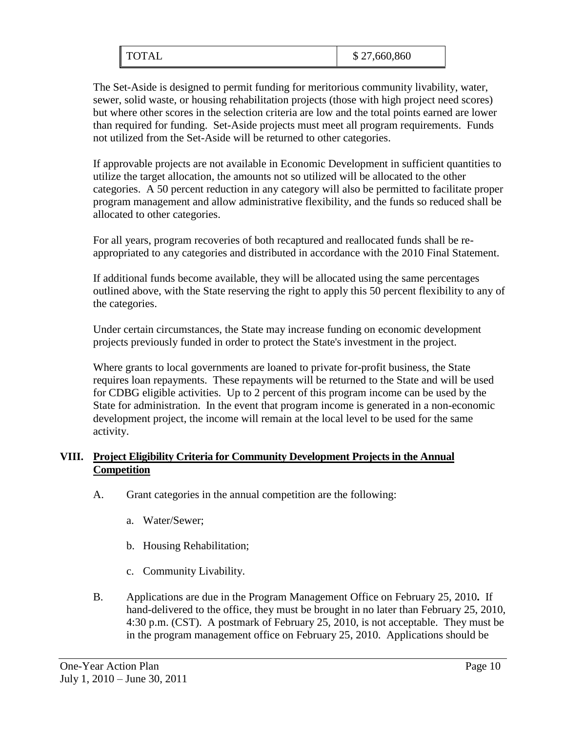| TOTAL | $ 27,660,860 |
|---|---|

The Set-Aside is designed to permit funding for meritorious community livability, water, sewer, solid waste, or housing rehabilitation projects (those with high project need scores) but where other scores in the selection criteria are low and the total points earned are lower than required for funding. Set-Aside projects must meet all program requirements. Funds not utilized from the Set-Aside will be returned to other categories.

If approvable projects are not available in Economic Development in sufficient quantities to utilize the target allocation, the amounts not so utilized will be allocated to the other categories. A 50 percent reduction in any category will also be permitted to facilitate proper program management and allow administrative flexibility, and the funds so reduced shall be allocated to other categories.

For all years, program recoveries of both recaptured and reallocated funds shall be re-appropriated to any categories and distributed in accordance with the 2010 Final Statement.

If additional funds become available, they will be allocated using the same percentages outlined above, with the State reserving the right to apply this 50 percent flexibility to any of the categories.

Under certain circumstances, the State may increase funding on economic development projects previously funded in order to protect the State's investment in the project.

Where grants to local governments are loaned to private for-profit business, the State requires loan repayments. These repayments will be returned to the State and will be used for CDBG eligible activities. Up to 2 percent of this program income can be used by the State for administration. In the event that program income is generated in a non-economic development project, the income will remain at the local level to be used for the same activity.

## VIII. Project Eligibility Criteria for Community Development Projects in the Annual Competition

A. Grant categories in the annual competition are the following:

   a. Water/Sewer;

   b. Housing Rehabilitation;

   c. Community Livability.

B. Applications are due in the Program Management Office on February 25, 2010**.** If hand-delivered to the office, they must be brought in no later than February 25, 2010, 4:30 p.m. (CST). A postmark of February 25, 2010, is not acceptable. They must be in the program management office on February 25, 2010. Applications should be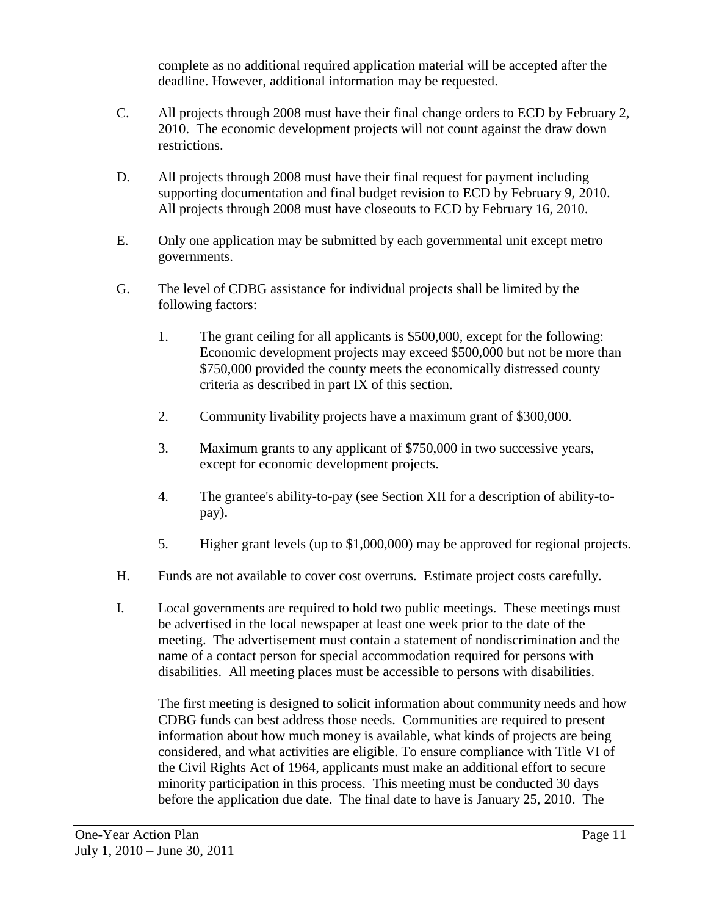complete as no additional required application material will be accepted after the deadline. However, additional information may be requested.

C. All projects through 2008 must have their final change orders to ECD by February 2, 2010. The economic development projects will not count against the draw down restrictions.

D. All projects through 2008 must have their final request for payment including supporting documentation and final budget revision to ECD by February 9, 2010. All projects through 2008 must have closeouts to ECD by February 16, 2010.

E. Only one application may be submitted by each governmental unit except metro governments.

G. The level of CDBG assistance for individual projects shall be limited by the following factors:

1. The grant ceiling for all applicants is $500,000, except for the following: Economic development projects may exceed $500,000 but not be more than $750,000 provided the county meets the economically distressed county criteria as described in part IX of this section.

2. Community livability projects have a maximum grant of $300,000.

3. Maximum grants to any applicant of $750,000 in two successive years, except for economic development projects.

4. The grantee's ability-to-pay (see Section XII for a description of ability-to-pay).

5. Higher grant levels (up to $1,000,000) may be approved for regional projects.

H. Funds are not available to cover cost overruns. Estimate project costs carefully.

I. Local governments are required to hold two public meetings. These meetings must be advertised in the local newspaper at least one week prior to the date of the meeting. The advertisement must contain a statement of nondiscrimination and the name of a contact person for special accommodation required for persons with disabilities. All meeting places must be accessible to persons with disabilities.

The first meeting is designed to solicit information about community needs and how CDBG funds can best address those needs. Communities are required to present information about how much money is available, what kinds of projects are being considered, and what activities are eligible. To ensure compliance with Title VI of the Civil Rights Act of 1964, applicants must make an additional effort to secure minority participation in this process. This meeting must be conducted 30 days before the application due date. The final date to have is January 25, 2010. The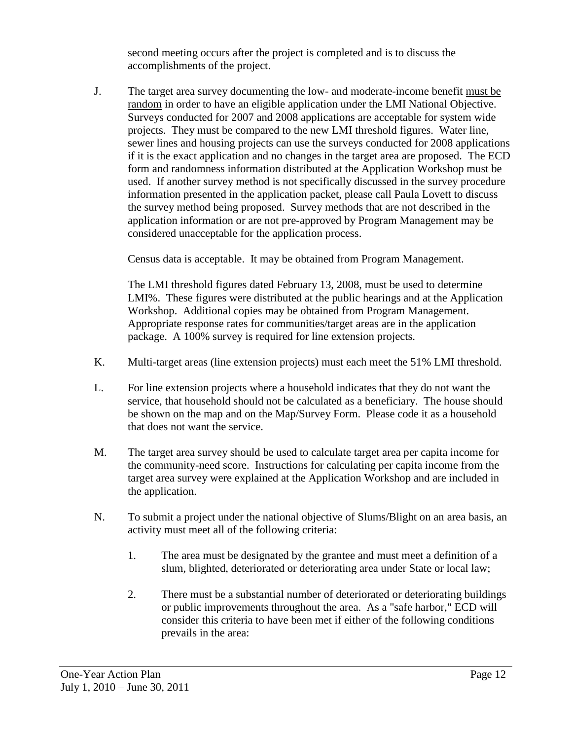second meeting occurs after the project is completed and is to discuss the accomplishments of the project.

J. The target area survey documenting the low- and moderate-income benefit <u>must be random</u> in order to have an eligible application under the LMI National Objective. Surveys conducted for 2007 and 2008 applications are acceptable for system wide projects. They must be compared to the new LMI threshold figures. Water line, sewer lines and housing projects can use the surveys conducted for 2008 applications if it is the exact application and no changes in the target area are proposed. The ECD form and randomness information distributed at the Application Workshop must be used. If another survey method is not specifically discussed in the survey procedure information presented in the application packet, please call Paula Lovett to discuss the survey method being proposed. Survey methods that are not described in the application information or are not pre-approved by Program Management may be considered unacceptable for the application process.

   Census data is acceptable. It may be obtained from Program Management.

   The LMI threshold figures dated February 13, 2008, must be used to determine LMI%. These figures were distributed at the public hearings and at the Application Workshop. Additional copies may be obtained from Program Management. Appropriate response rates for communities/target areas are in the application package. A 100% survey is required for line extension projects.

K. Multi-target areas (line extension projects) must each meet the 51% LMI threshold.

L. For line extension projects where a household indicates that they do not want the service, that household should not be calculated as a beneficiary. The house should be shown on the map and on the Map/Survey Form. Please code it as a household that does not want the service.

M. The target area survey should be used to calculate target area per capita income for the community-need score. Instructions for calculating per capita income from the target area survey were explained at the Application Workshop and are included in the application.

N. To submit a project under the national objective of Slums/Blight on an area basis, an activity must meet all of the following criteria:

   1. The area must be designated by the grantee and must meet a definition of a slum, blighted, deteriorated or deteriorating area under State or local law;

   2. There must be a substantial number of deteriorated or deteriorating buildings or public improvements throughout the area. As a "safe harbor," ECD will consider this criteria to have been met if either of the following conditions prevails in the area: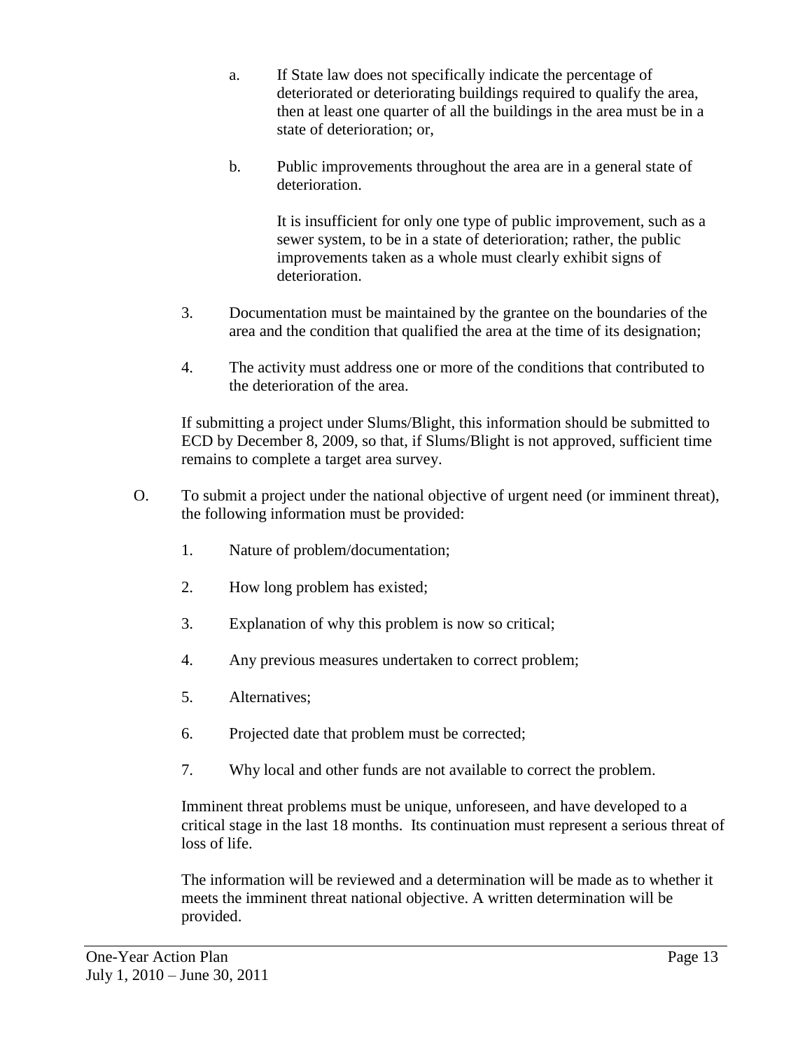a. If State law does not specifically indicate the percentage of deteriorated or deteriorating buildings required to qualify the area, then at least one quarter of all the buildings in the area must be in a state of deterioration; or,

b. Public improvements throughout the area are in a general state of deterioration.

   It is insufficient for only one type of public improvement, such as a sewer system, to be in a state of deterioration; rather, the public improvements taken as a whole must clearly exhibit signs of deterioration.

3. Documentation must be maintained by the grantee on the boundaries of the area and the condition that qualified the area at the time of its designation;

4. The activity must address one or more of the conditions that contributed to the deterioration of the area.

If submitting a project under Slums/Blight, this information should be submitted to ECD by December 8, 2009, so that, if Slums/Blight is not approved, sufficient time remains to complete a target area survey.

O. To submit a project under the national objective of urgent need (or imminent threat), the following information must be provided:

1. Nature of problem/documentation;

2. How long problem has existed;

3. Explanation of why this problem is now so critical;

4. Any previous measures undertaken to correct problem;

5. Alternatives;

6. Projected date that problem must be corrected;

7. Why local and other funds are not available to correct the problem.

Imminent threat problems must be unique, unforeseen, and have developed to a critical stage in the last 18 months. Its continuation must represent a serious threat of loss of life.

The information will be reviewed and a determination will be made as to whether it meets the imminent threat national objective. A written determination will be provided.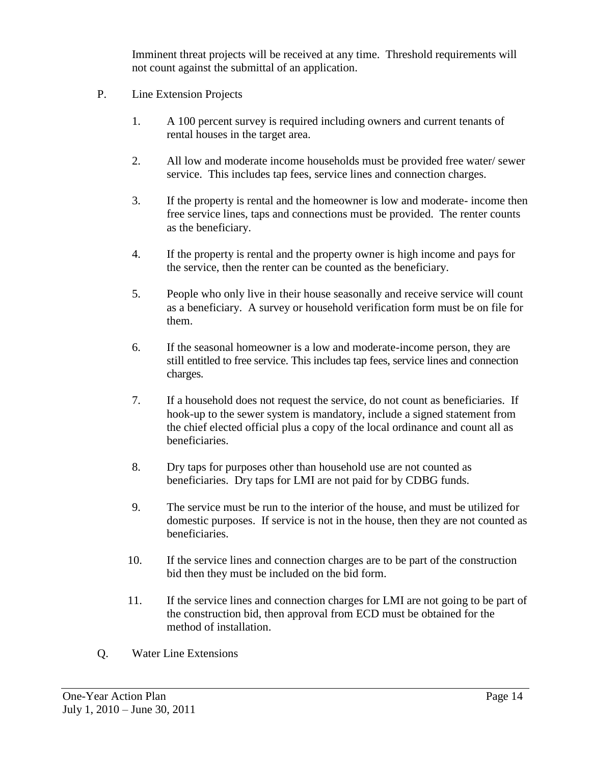Imminent threat projects will be received at any time. Threshold requirements will not count against the submittal of an application.

P. Line Extension Projects

1. A 100 percent survey is required including owners and current tenants of rental houses in the target area.

2. All low and moderate income households must be provided free water/ sewer service. This includes tap fees, service lines and connection charges.

3. If the property is rental and the homeowner is low and moderate- income then free service lines, taps and connections must be provided. The renter counts as the beneficiary.

4. If the property is rental and the property owner is high income and pays for the service, then the renter can be counted as the beneficiary.

5. People who only live in their house seasonally and receive service will count as a beneficiary. A survey or household verification form must be on file for them.

6. If the seasonal homeowner is a low and moderate-income person, they are still entitled to free service. This includes tap fees, service lines and connection charges.

7. If a household does not request the service, do not count as beneficiaries. If hook-up to the sewer system is mandatory, include a signed statement from the chief elected official plus a copy of the local ordinance and count all as beneficiaries.

8. Dry taps for purposes other than household use are not counted as beneficiaries. Dry taps for LMI are not paid for by CDBG funds.

9. The service must be run to the interior of the house, and must be utilized for domestic purposes. If service is not in the house, then they are not counted as beneficiaries.

10. If the service lines and connection charges are to be part of the construction bid then they must be included on the bid form.

11. If the service lines and connection charges for LMI are not going to be part of the construction bid, then approval from ECD must be obtained for the method of installation.

Q. Water Line Extensions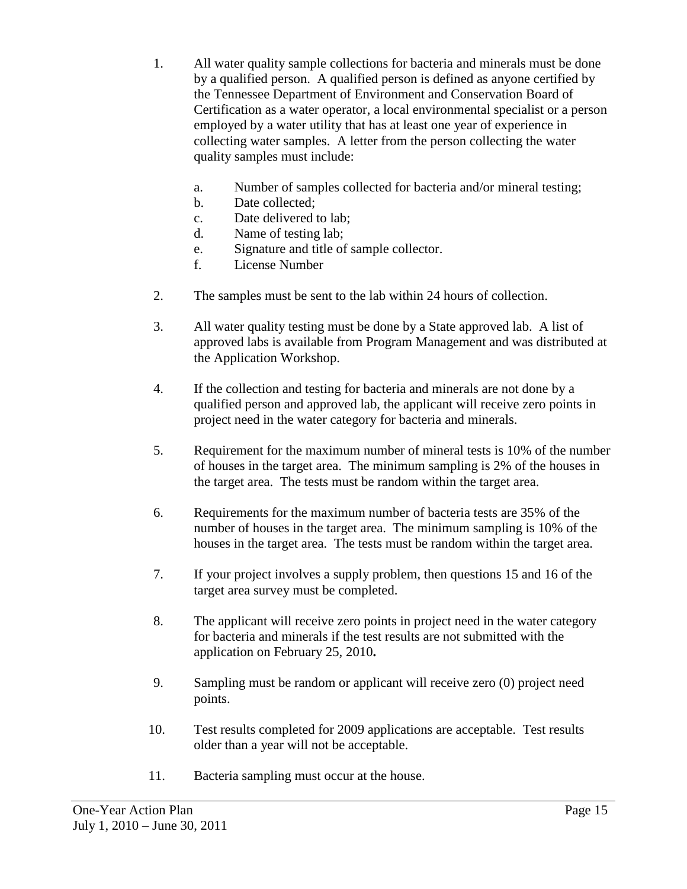1. All water quality sample collections for bacteria and minerals must be done by a qualified person. A qualified person is defined as anyone certified by the Tennessee Department of Environment and Conservation Board of Certification as a water operator, a local environmental specialist or a person employed by a water utility that has at least one year of experience in collecting water samples. A letter from the person collecting the water quality samples must include:

   a. Number of samples collected for bacteria and/or mineral testing;
   b. Date collected;
   c. Date delivered to lab;
   d. Name of testing lab;
   e. Signature and title of sample collector.
   f. License Number

2. The samples must be sent to the lab within 24 hours of collection.

3. All water quality testing must be done by a State approved lab. A list of approved labs is available from Program Management and was distributed at the Application Workshop.

4. If the collection and testing for bacteria and minerals are not done by a qualified person and approved lab, the applicant will receive zero points in project need in the water category for bacteria and minerals.

5. Requirement for the maximum number of mineral tests is 10% of the number of houses in the target area. The minimum sampling is 2% of the houses in the target area. The tests must be random within the target area.

6. Requirements for the maximum number of bacteria tests are 35% of the number of houses in the target area. The minimum sampling is 10% of the houses in the target area. The tests must be random within the target area.

7. If your project involves a supply problem, then questions 15 and 16 of the target area survey must be completed.

8. The applicant will receive zero points in project need in the water category for bacteria and minerals if the test results are not submitted with the application on February 25, 2010**.**

9. Sampling must be random or applicant will receive zero (0) project need points.

10. Test results completed for 2009 applications are acceptable. Test results older than a year will not be acceptable.

11. Bacteria sampling must occur at the house.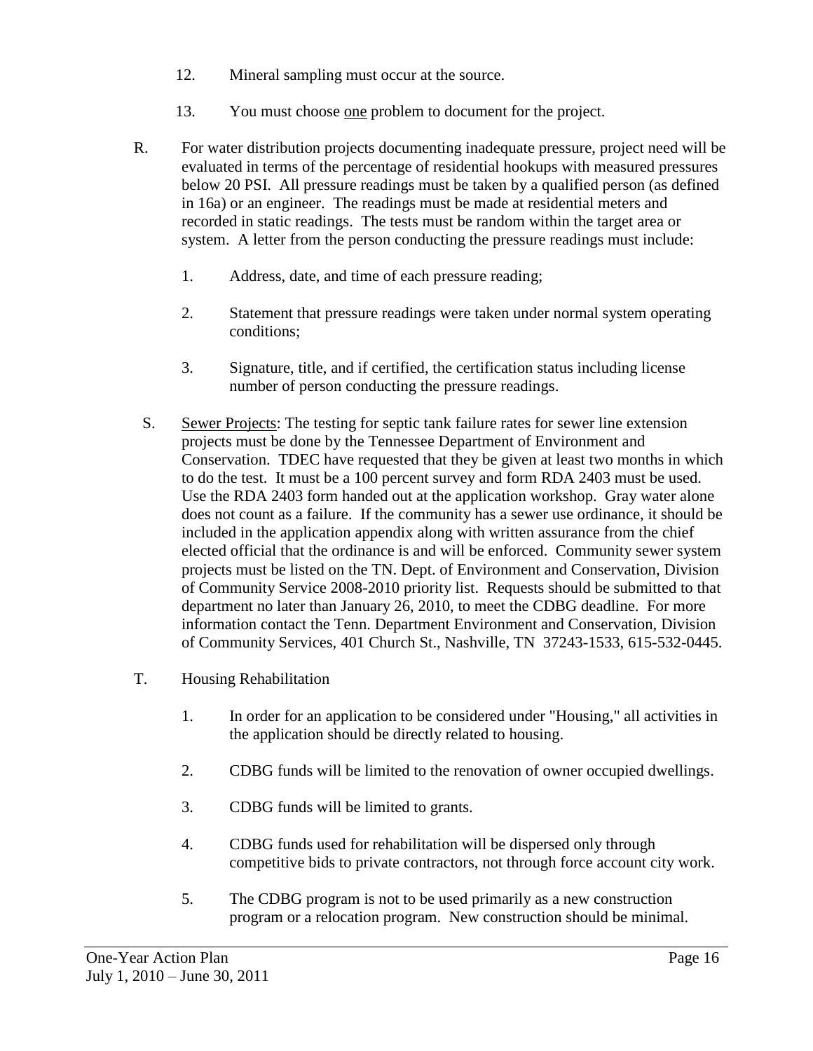12. Mineral sampling must occur at the source.

13. You must choose <u>one</u> problem to document for the project.

R. For water distribution projects documenting inadequate pressure, project need will be evaluated in terms of the percentage of residential hookups with measured pressures below 20 PSI. All pressure readings must be taken by a qualified person (as defined in 16a) or an engineer. The readings must be made at residential meters and recorded in static readings. The tests must be random within the target area or system. A letter from the person conducting the pressure readings must include:

   1. Address, date, and time of each pressure reading;

   2. Statement that pressure readings were taken under normal system operating conditions;

   3. Signature, title, and if certified, the certification status including license number of person conducting the pressure readings.

S. <u>Sewer Projects</u>: The testing for septic tank failure rates for sewer line extension projects must be done by the Tennessee Department of Environment and Conservation. TDEC have requested that they be given at least two months in which to do the test. It must be a 100 percent survey and form RDA 2403 must be used. Use the RDA 2403 form handed out at the application workshop. Gray water alone does not count as a failure. If the community has a sewer use ordinance, it should be included in the application appendix along with written assurance from the chief elected official that the ordinance is and will be enforced. Community sewer system projects must be listed on the TN. Dept. of Environment and Conservation, Division of Community Service 2008-2010 priority list. Requests should be submitted to that department no later than January 26, 2010, to meet the CDBG deadline. For more information contact the Tenn. Department Environment and Conservation, Division of Community Services, 401 Church St., Nashville, TN 37243-1533, 615-532-0445.

T. Housing Rehabilitation

   1. In order for an application to be considered under "Housing," all activities in the application should be directly related to housing.

   2. CDBG funds will be limited to the renovation of owner occupied dwellings.

   3. CDBG funds will be limited to grants.

   4. CDBG funds used for rehabilitation will be dispersed only through competitive bids to private contractors, not through force account city work.

   5. The CDBG program is not to be used primarily as a new construction program or a relocation program. New construction should be minimal.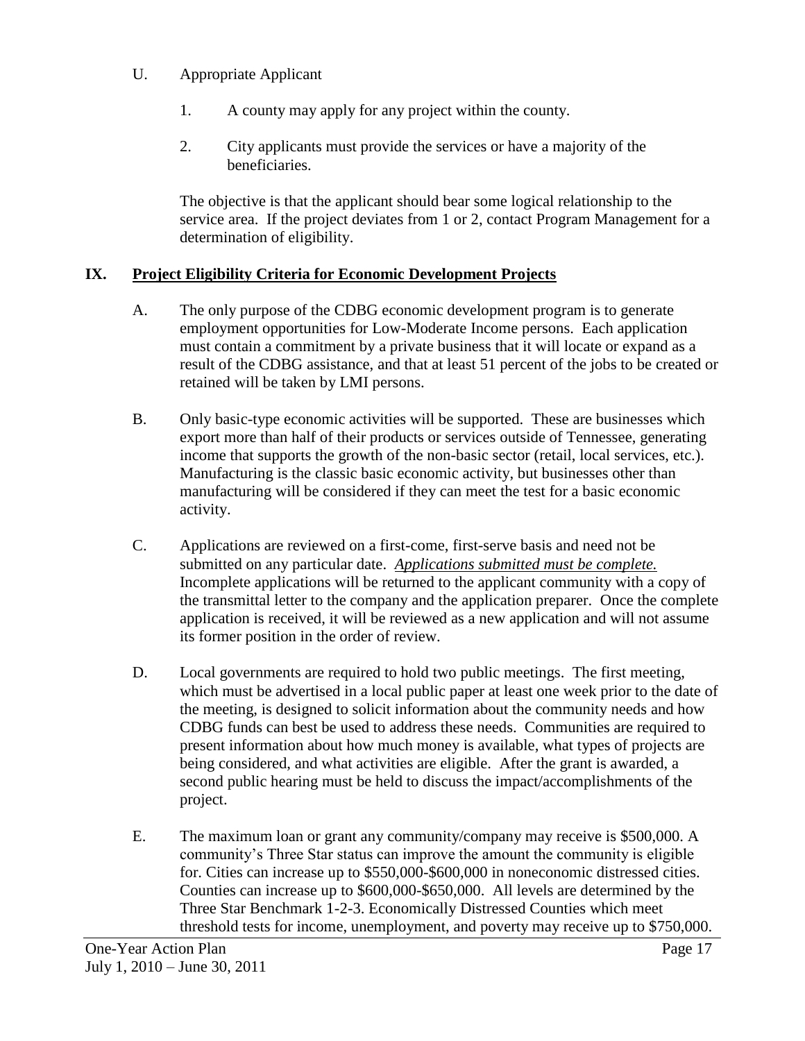U. Appropriate Applicant

1. A county may apply for any project within the county.

2. City applicants must provide the services or have a majority of the beneficiaries.

The objective is that the applicant should bear some logical relationship to the service area. If the project deviates from 1 or 2, contact Program Management for a determination of eligibility.

## IX. **Project Eligibility Criteria for Economic Development Projects**

A. The only purpose of the CDBG economic development program is to generate employment opportunities for Low-Moderate Income persons. Each application must contain a commitment by a private business that it will locate or expand as a result of the CDBG assistance, and that at least 51 percent of the jobs to be created or retained will be taken by LMI persons.

B. Only basic-type economic activities will be supported. These are businesses which export more than half of their products or services outside of Tennessee, generating income that supports the growth of the non-basic sector (retail, local services, etc.). Manufacturing is the classic basic economic activity, but businesses other than manufacturing will be considered if they can meet the test for a basic economic activity.

C. Applications are reviewed on a first-come, first-serve basis and need not be submitted on any particular date. *Applications submitted must be complete.* Incomplete applications will be returned to the applicant community with a copy of the transmittal letter to the company and the application preparer. Once the complete application is received, it will be reviewed as a new application and will not assume its former position in the order of review.

D. Local governments are required to hold two public meetings. The first meeting, which must be advertised in a local public paper at least one week prior to the date of the meeting, is designed to solicit information about the community needs and how CDBG funds can best be used to address these needs. Communities are required to present information about how much money is available, what types of projects are being considered, and what activities are eligible. After the grant is awarded, a second public hearing must be held to discuss the impact/accomplishments of the project.

E. The maximum loan or grant any community/company may receive is $500,000. A community's Three Star status can improve the amount the community is eligible for. Cities can increase up to $550,000-$600,000 in noneconomic distressed cities. Counties can increase up to $600,000-$650,000. All levels are determined by the Three Star Benchmark 1-2-3. Economically Distressed Counties which meet threshold tests for income, unemployment, and poverty may receive up to $750,000.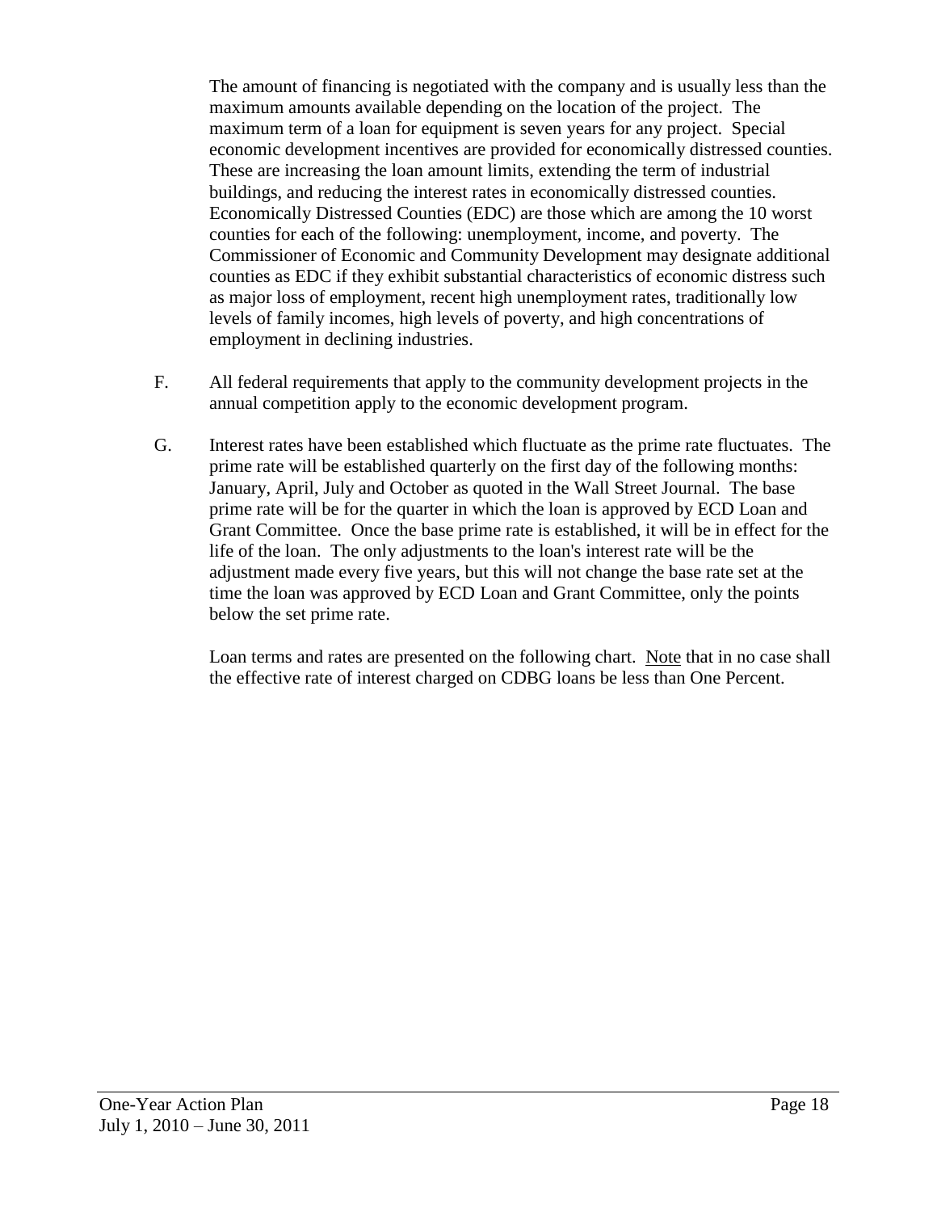The amount of financing is negotiated with the company and is usually less than the maximum amounts available depending on the location of the project. The maximum term of a loan for equipment is seven years for any project. Special economic development incentives are provided for economically distressed counties. These are increasing the loan amount limits, extending the term of industrial buildings, and reducing the interest rates in economically distressed counties. Economically Distressed Counties (EDC) are those which are among the 10 worst counties for each of the following: unemployment, income, and poverty. The Commissioner of Economic and Community Development may designate additional counties as EDC if they exhibit substantial characteristics of economic distress such as major loss of employment, recent high unemployment rates, traditionally low levels of family incomes, high levels of poverty, and high concentrations of employment in declining industries.

F. All federal requirements that apply to the community development projects in the annual competition apply to the economic development program.

G. Interest rates have been established which fluctuate as the prime rate fluctuates. The prime rate will be established quarterly on the first day of the following months: January, April, July and October as quoted in the Wall Street Journal. The base prime rate will be for the quarter in which the loan is approved by ECD Loan and Grant Committee. Once the base prime rate is established, it will be in effect for the life of the loan. The only adjustments to the loan's interest rate will be the adjustment made every five years, but this will not change the base rate set at the time the loan was approved by ECD Loan and Grant Committee, only the points below the set prime rate.

Loan terms and rates are presented on the following chart. Note that in no case shall the effective rate of interest charged on CDBG loans be less than One Percent.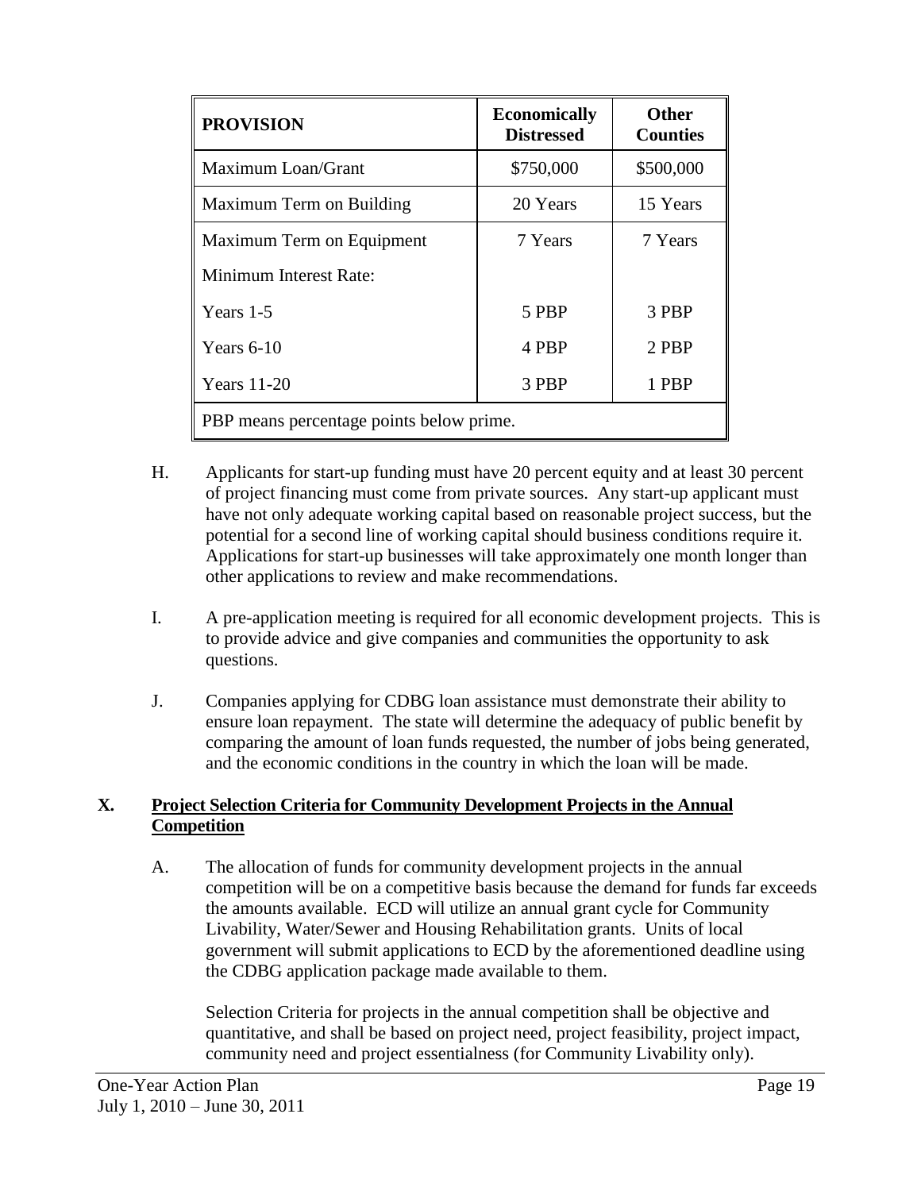| PROVISION | Economically Distressed | Other Counties |
|---|---|---|
| Maximum Loan/Grant | $750,000 | $500,000 |
| Maximum Term on Building | 20 Years | 15 Years |
| Maximum Term on Equipment | 7 Years | 7 Years |
| Minimum Interest Rate: | | |
| Years 1-5 | 5 PBP | 3 PBP |
| Years 6-10 | 4 PBP | 2 PBP |
| Years 11-20 | 3 PBP | 1 PBP |
| PBP means percentage points below prime. | | |

H. Applicants for start-up funding must have 20 percent equity and at least 30 percent of project financing must come from private sources. Any start-up applicant must have not only adequate working capital based on reasonable project success, but the potential for a second line of working capital should business conditions require it. Applications for start-up businesses will take approximately one month longer than other applications to review and make recommendations.

I. A pre-application meeting is required for all economic development projects. This is to provide advice and give companies and communities the opportunity to ask questions.

J. Companies applying for CDBG loan assistance must demonstrate their ability to ensure loan repayment. The state will determine the adequacy of public benefit by comparing the amount of loan funds requested, the number of jobs being generated, and the economic conditions in the country in which the loan will be made.

## X. Project Selection Criteria for Community Development Projects in the Annual Competition

A. The allocation of funds for community development projects in the annual competition will be on a competitive basis because the demand for funds far exceeds the amounts available. ECD will utilize an annual grant cycle for Community Livability, Water/Sewer and Housing Rehabilitation grants. Units of local government will submit applications to ECD by the aforementioned deadline using the CDBG application package made available to them.

Selection Criteria for projects in the annual competition shall be objective and quantitative, and shall be based on project need, project feasibility, project impact, community need and project essentialness (for Community Livability only).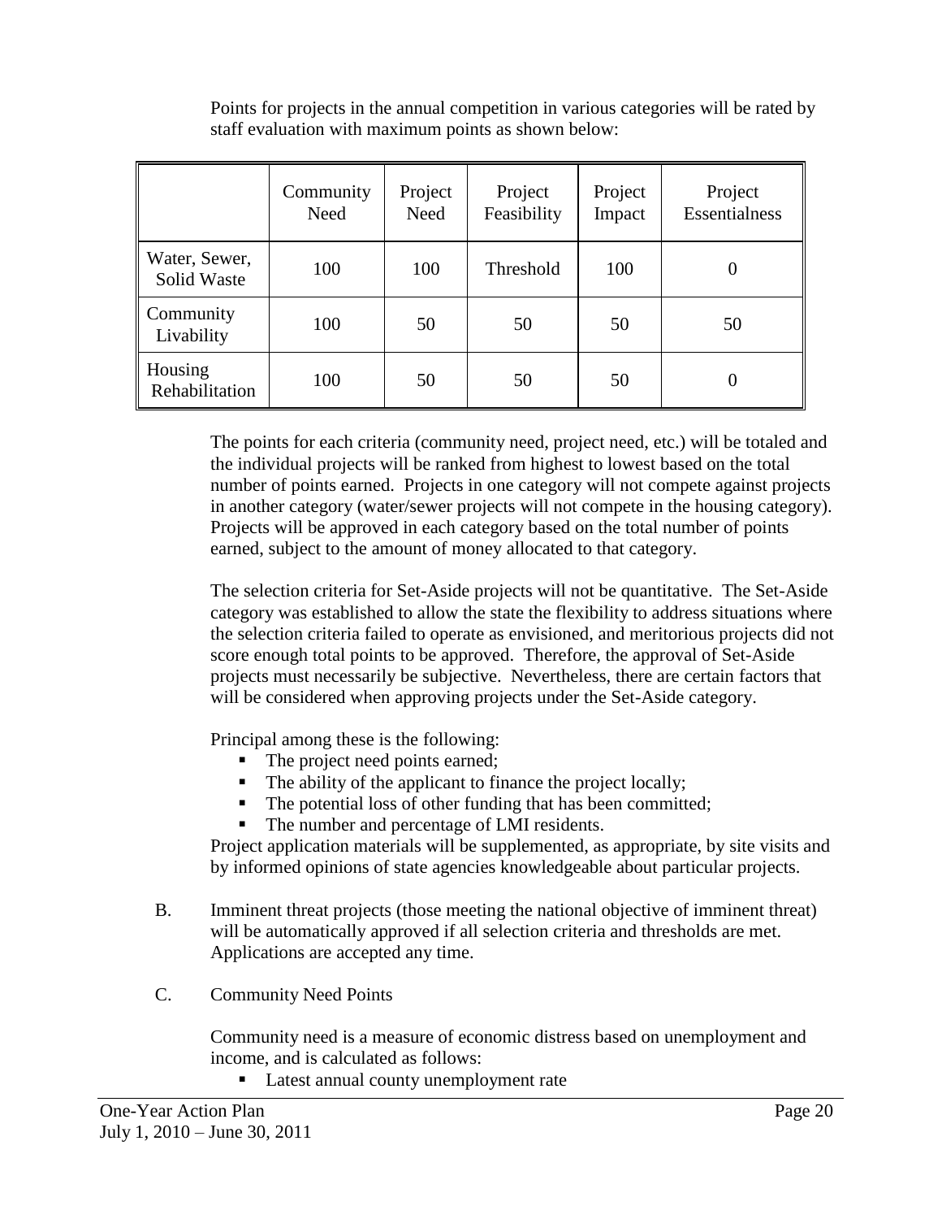Points for projects in the annual competition in various categories will be rated by staff evaluation with maximum points as shown below:

| | Community Need | Project Need | Project Feasibility | Project Impact | Project Essentialness |
|---|---|---|---|---|---|
| Water, Sewer, Solid Waste | 100 | 100 | Threshold | 100 | 0 |
| Community Livability | 100 | 50 | 50 | 50 | 50 |
| Housing Rehabilitation | 100 | 50 | 50 | 50 | 0 |

The points for each criteria (community need, project need, etc.) will be totaled and the individual projects will be ranked from highest to lowest based on the total number of points earned. Projects in one category will not compete against projects in another category (water/sewer projects will not compete in the housing category). Projects will be approved in each category based on the total number of points earned, subject to the amount of money allocated to that category.

The selection criteria for Set-Aside projects will not be quantitative. The Set-Aside category was established to allow the state the flexibility to address situations where the selection criteria failed to operate as envisioned, and meritorious projects did not score enough total points to be approved. Therefore, the approval of Set-Aside projects must necessarily be subjective. Nevertheless, there are certain factors that will be considered when approving projects under the Set-Aside category.

Principal among these is the following:

- The project need points earned;
- The ability of the applicant to finance the project locally;
- The potential loss of other funding that has been committed;
- The number and percentage of LMI residents.

Project application materials will be supplemented, as appropriate, by site visits and by informed opinions of state agencies knowledgeable about particular projects.

B. Imminent threat projects (those meeting the national objective of imminent threat) will be automatically approved if all selection criteria and thresholds are met. Applications are accepted any time.

C. Community Need Points

Community need is a measure of economic distress based on unemployment and income, and is calculated as follows:

- Latest annual county unemployment rate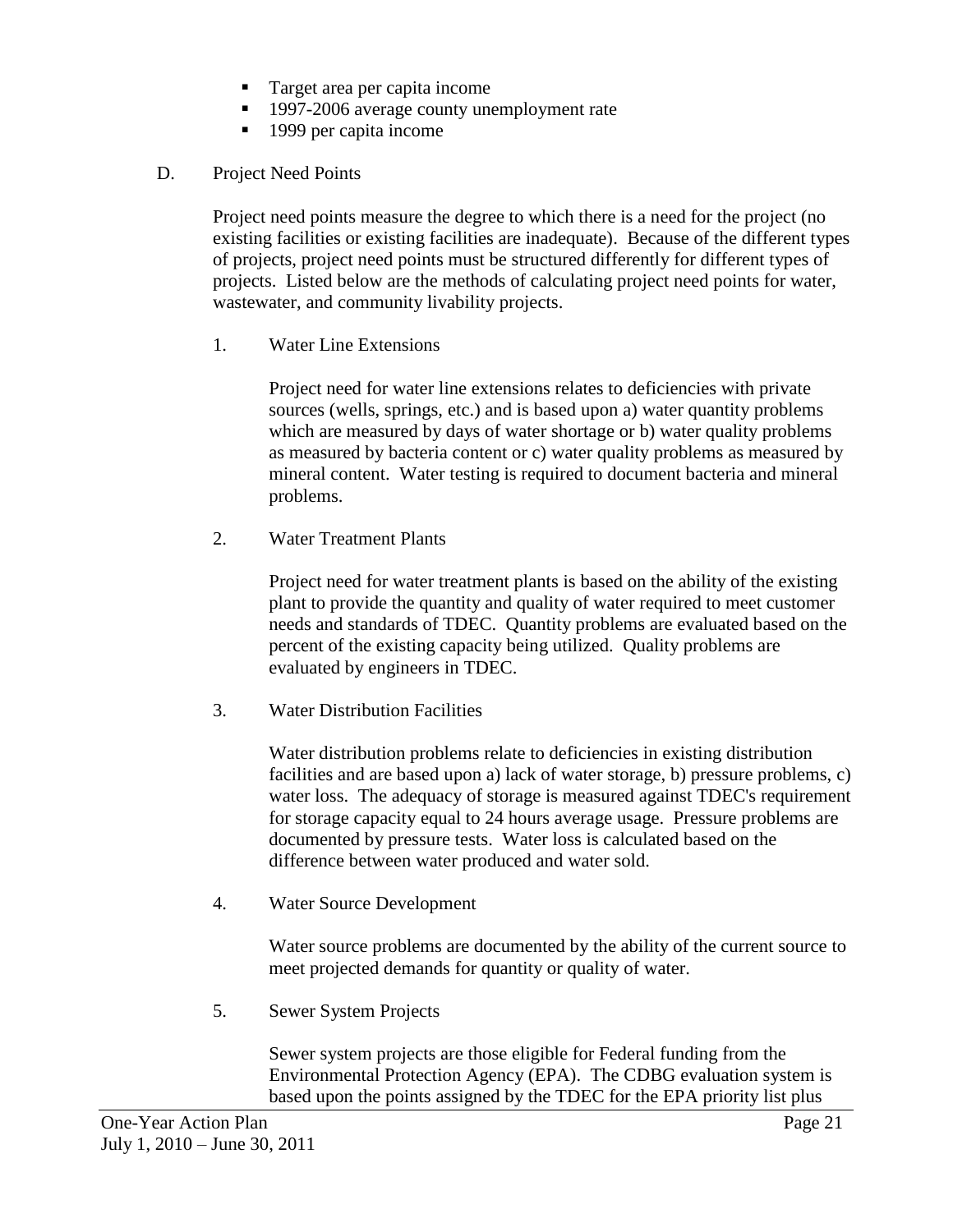- Target area per capita income
- 1997-2006 average county unemployment rate
- 1999 per capita income

D. Project Need Points

Project need points measure the degree to which there is a need for the project (no existing facilities or existing facilities are inadequate). Because of the different types of projects, project need points must be structured differently for different types of projects. Listed below are the methods of calculating project need points for water, wastewater, and community livability projects.

1. Water Line Extensions

   Project need for water line extensions relates to deficiencies with private sources (wells, springs, etc.) and is based upon a) water quantity problems which are measured by days of water shortage or b) water quality problems as measured by bacteria content or c) water quality problems as measured by mineral content. Water testing is required to document bacteria and mineral problems.

2. Water Treatment Plants

   Project need for water treatment plants is based on the ability of the existing plant to provide the quantity and quality of water required to meet customer needs and standards of TDEC. Quantity problems are evaluated based on the percent of the existing capacity being utilized. Quality problems are evaluated by engineers in TDEC.

3. Water Distribution Facilities

   Water distribution problems relate to deficiencies in existing distribution facilities and are based upon a) lack of water storage, b) pressure problems, c) water loss. The adequacy of storage is measured against TDEC's requirement for storage capacity equal to 24 hours average usage. Pressure problems are documented by pressure tests. Water loss is calculated based on the difference between water produced and water sold.

4. Water Source Development

   Water source problems are documented by the ability of the current source to meet projected demands for quantity or quality of water.

5. Sewer System Projects

   Sewer system projects are those eligible for Federal funding from the Environmental Protection Agency (EPA). The CDBG evaluation system is based upon the points assigned by the TDEC for the EPA priority list plus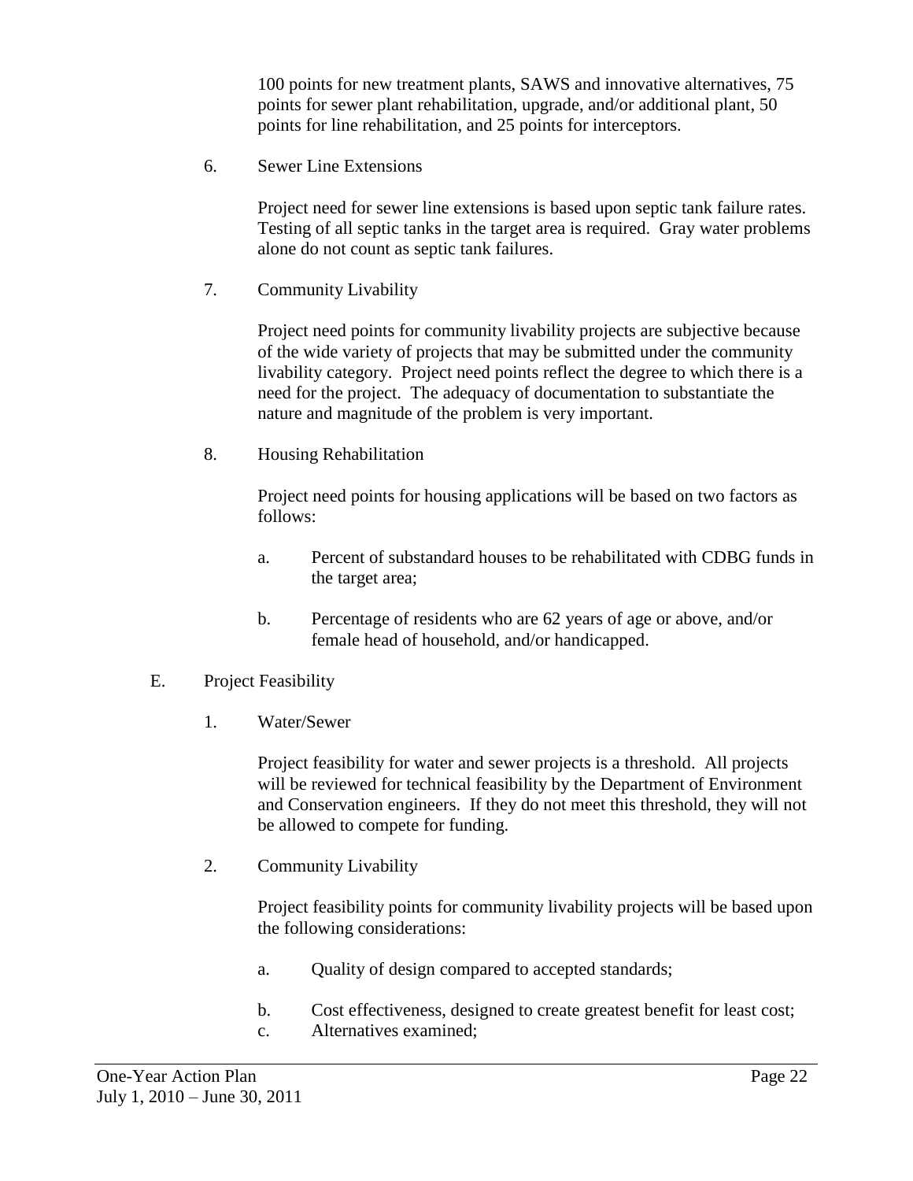100 points for new treatment plants, SAWS and innovative alternatives, 75 points for sewer plant rehabilitation, upgrade, and/or additional plant, 50 points for line rehabilitation, and 25 points for interceptors.

6. Sewer Line Extensions

   Project need for sewer line extensions is based upon septic tank failure rates. Testing of all septic tanks in the target area is required. Gray water problems alone do not count as septic tank failures.

7. Community Livability

   Project need points for community livability projects are subjective because of the wide variety of projects that may be submitted under the community livability category. Project need points reflect the degree to which there is a need for the project. The adequacy of documentation to substantiate the nature and magnitude of the problem is very important.

8. Housing Rehabilitation

   Project need points for housing applications will be based on two factors as follows:

   a. Percent of substandard houses to be rehabilitated with CDBG funds in the target area;

   b. Percentage of residents who are 62 years of age or above, and/or female head of household, and/or handicapped.

E. Project Feasibility

1. Water/Sewer

   Project feasibility for water and sewer projects is a threshold. All projects will be reviewed for technical feasibility by the Department of Environment and Conservation engineers. If they do not meet this threshold, they will not be allowed to compete for funding.

2. Community Livability

   Project feasibility points for community livability projects will be based upon the following considerations:

   a. Quality of design compared to accepted standards;

   b. Cost effectiveness, designed to create greatest benefit for least cost;

   c. Alternatives examined;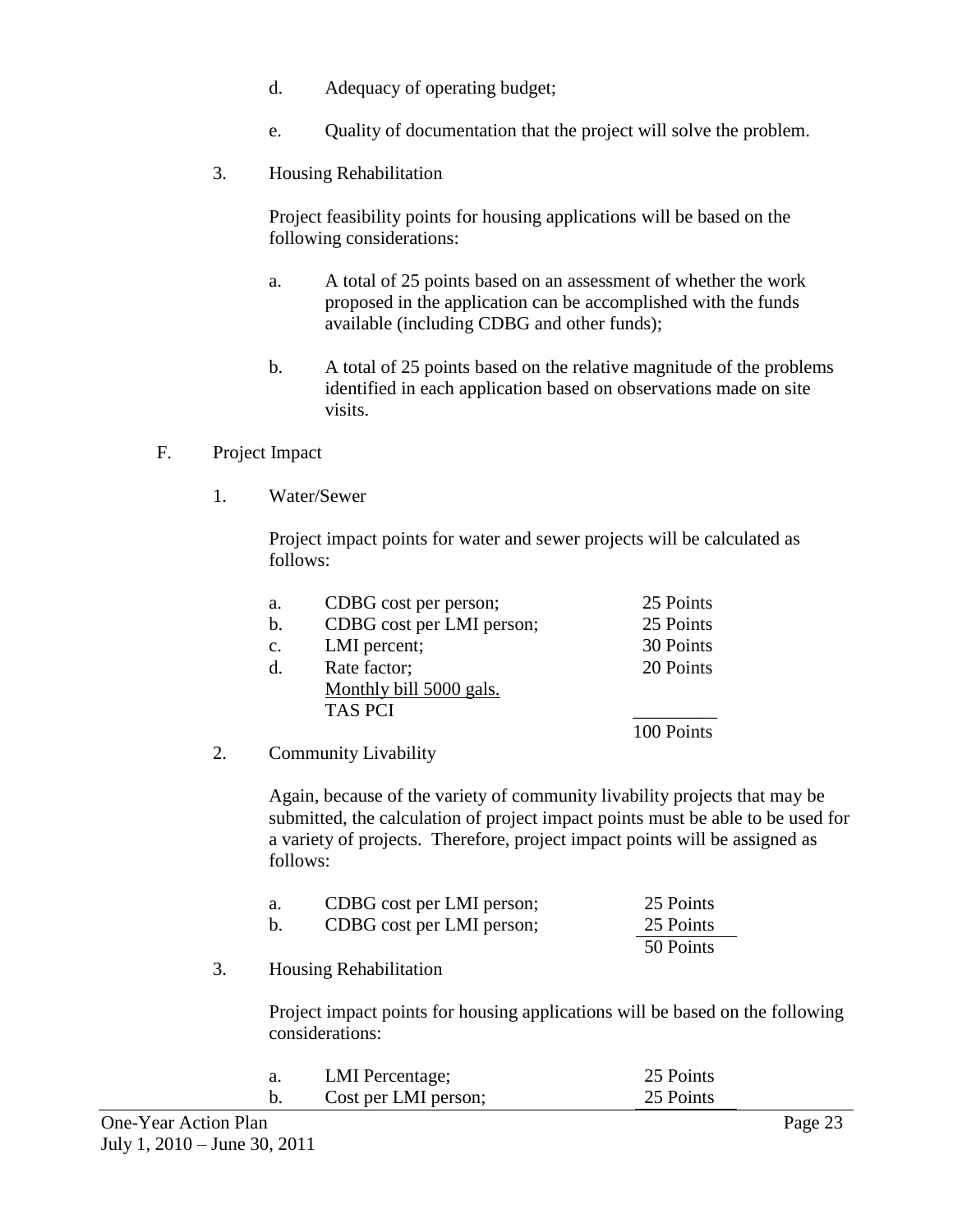d. Adequacy of operating budget;

e. Quality of documentation that the project will solve the problem.

3. Housing Rehabilitation

   Project feasibility points for housing applications will be based on the following considerations:

   a. A total of 25 points based on an assessment of whether the work proposed in the application can be accomplished with the funds available (including CDBG and other funds);

   b. A total of 25 points based on the relative magnitude of the problems identified in each application based on observations made on site visits.

F. Project Impact

1. Water/Sewer

   Project impact points for water and sewer projects will be calculated as follows:

| | | |
|---|---|---|
| a. | CDBG cost per person; | 25 Points |
| b. | CDBG cost per LMI person; | 25 Points |
| c. | LMI percent; | 30 Points |
| d. | Rate factor; <br> Monthly bill 5000 gals. <br> TAS PCI | 20 Points |
| | | 100 Points |

2. Community Livability

   Again, because of the variety of community livability projects that may be submitted, the calculation of project impact points must be able to be used for a variety of projects. Therefore, project impact points will be assigned as follows:

| | | |
|---|---|---|
| a. | CDBG cost per LMI person; | 25 Points |
| b. | CDBG cost per LMI person; | 25 Points |
| | | 50 Points |

3. Housing Rehabilitation

   Project impact points for housing applications will be based on the following considerations:

| | | |
|---|---|---|
| a. | LMI Percentage; | 25 Points |
| b. | Cost per LMI person; | 25 Points |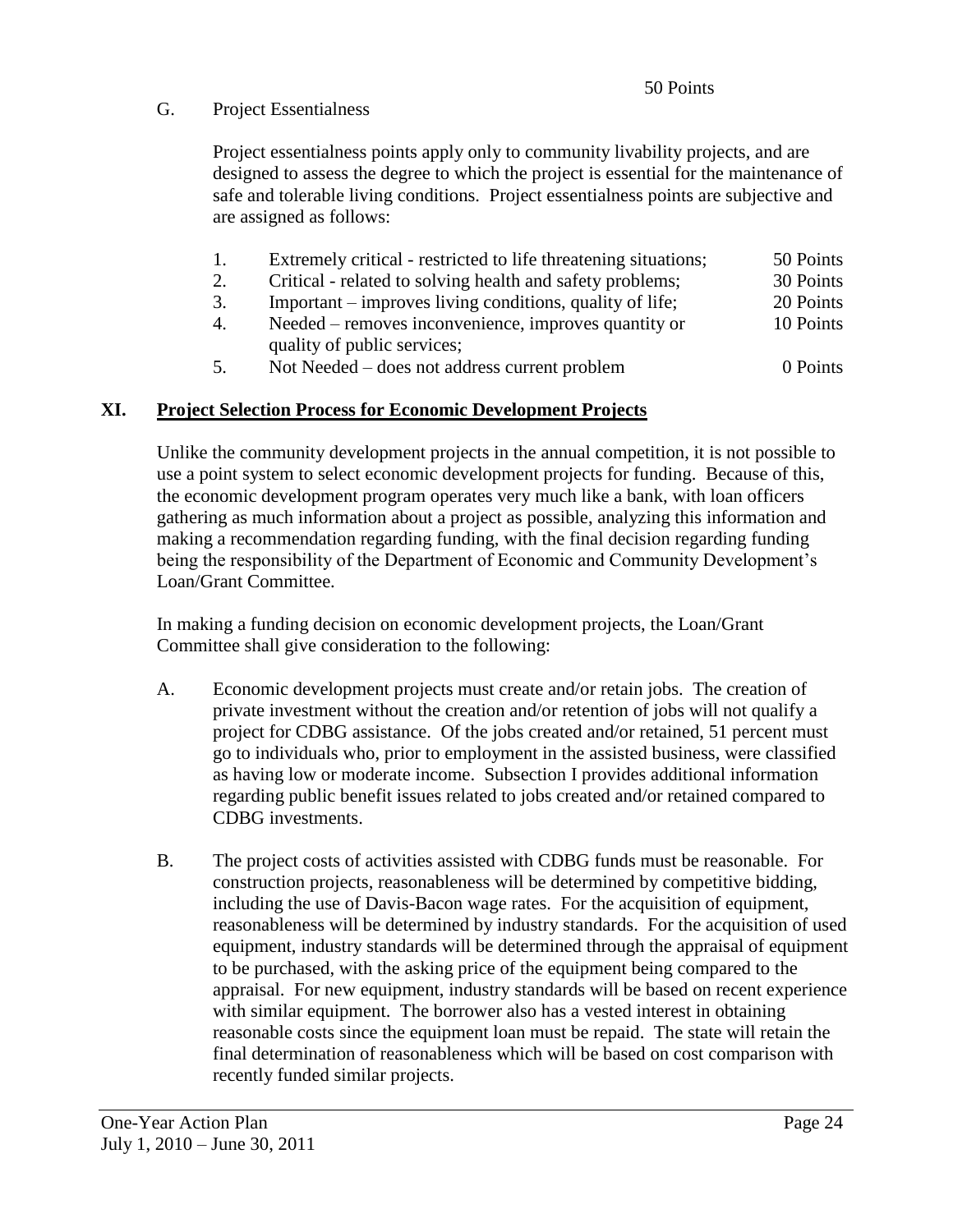50 Points

G. Project Essentialness

Project essentialness points apply only to community livability projects, and are designed to assess the degree to which the project is essential for the maintenance of safe and tolerable living conditions. Project essentialness points are subjective and are assigned as follows:

| | | |
|---|---|---|
| 1. | Extremely critical - restricted to life threatening situations; | 50 Points |
| 2. | Critical - related to solving health and safety problems; | 30 Points |
| 3. | Important – improves living conditions, quality of life; | 20 Points |
| 4. | Needed – removes inconvenience, improves quantity or quality of public services; | 10 Points |
| 5. | Not Needed – does not address current problem | 0 Points |

## XI. Project Selection Process for Economic Development Projects

Unlike the community development projects in the annual competition, it is not possible to use a point system to select economic development projects for funding. Because of this, the economic development program operates very much like a bank, with loan officers gathering as much information about a project as possible, analyzing this information and making a recommendation regarding funding, with the final decision regarding funding being the responsibility of the Department of Economic and Community Development's Loan/Grant Committee.

In making a funding decision on economic development projects, the Loan/Grant Committee shall give consideration to the following:

A. Economic development projects must create and/or retain jobs. The creation of private investment without the creation and/or retention of jobs will not qualify a project for CDBG assistance. Of the jobs created and/or retained, 51 percent must go to individuals who, prior to employment in the assisted business, were classified as having low or moderate income. Subsection I provides additional information regarding public benefit issues related to jobs created and/or retained compared to CDBG investments.

B. The project costs of activities assisted with CDBG funds must be reasonable. For construction projects, reasonableness will be determined by competitive bidding, including the use of Davis-Bacon wage rates. For the acquisition of equipment, reasonableness will be determined by industry standards. For the acquisition of used equipment, industry standards will be determined through the appraisal of equipment to be purchased, with the asking price of the equipment being compared to the appraisal. For new equipment, industry standards will be based on recent experience with similar equipment. The borrower also has a vested interest in obtaining reasonable costs since the equipment loan must be repaid. The state will retain the final determination of reasonableness which will be based on cost comparison with recently funded similar projects.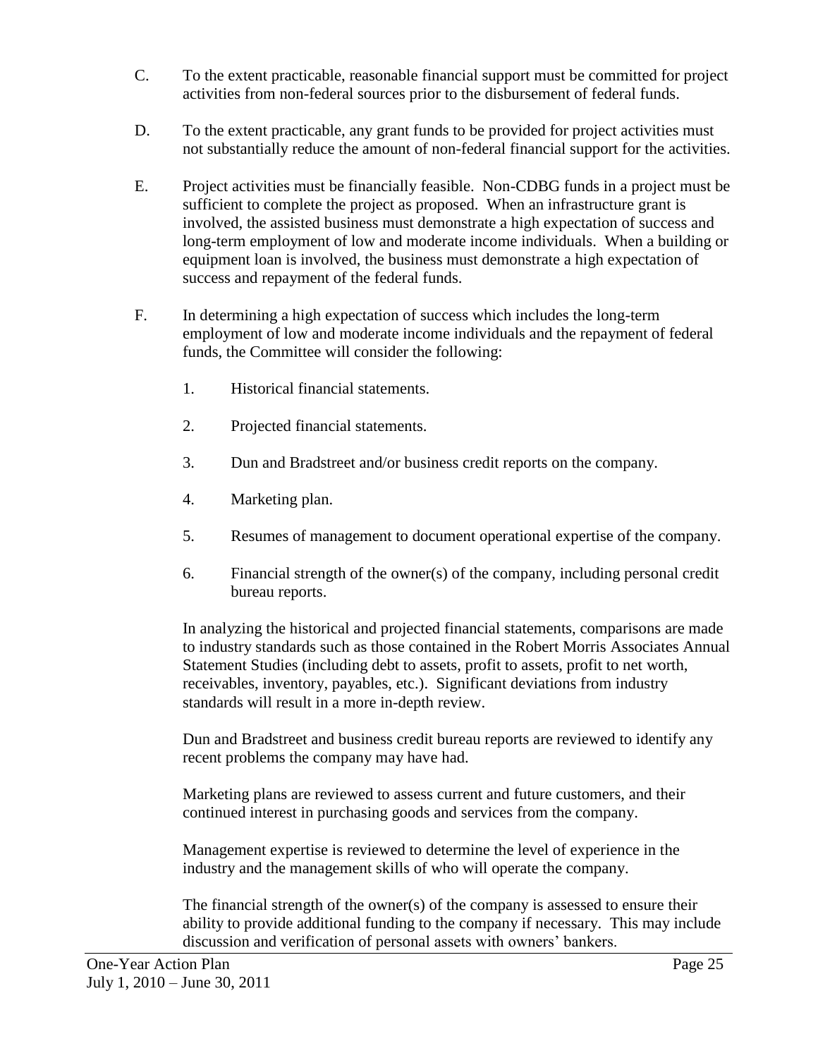C. To the extent practicable, reasonable financial support must be committed for project activities from non-federal sources prior to the disbursement of federal funds.

D. To the extent practicable, any grant funds to be provided for project activities must not substantially reduce the amount of non-federal financial support for the activities.

E. Project activities must be financially feasible. Non-CDBG funds in a project must be sufficient to complete the project as proposed. When an infrastructure grant is involved, the assisted business must demonstrate a high expectation of success and long-term employment of low and moderate income individuals. When a building or equipment loan is involved, the business must demonstrate a high expectation of success and repayment of the federal funds.

F. In determining a high expectation of success which includes the long-term employment of low and moderate income individuals and the repayment of federal funds, the Committee will consider the following:

   1. Historical financial statements.

   2. Projected financial statements.

   3. Dun and Bradstreet and/or business credit reports on the company.

   4. Marketing plan.

   5. Resumes of management to document operational expertise of the company.

   6. Financial strength of the owner(s) of the company, including personal credit bureau reports.

   In analyzing the historical and projected financial statements, comparisons are made to industry standards such as those contained in the Robert Morris Associates Annual Statement Studies (including debt to assets, profit to assets, profit to net worth, receivables, inventory, payables, etc.). Significant deviations from industry standards will result in a more in-depth review.

   Dun and Bradstreet and business credit bureau reports are reviewed to identify any recent problems the company may have had.

   Marketing plans are reviewed to assess current and future customers, and their continued interest in purchasing goods and services from the company.

   Management expertise is reviewed to determine the level of experience in the industry and the management skills of who will operate the company.

   The financial strength of the owner(s) of the company is assessed to ensure their ability to provide additional funding to the company if necessary. This may include discussion and verification of personal assets with owners' bankers.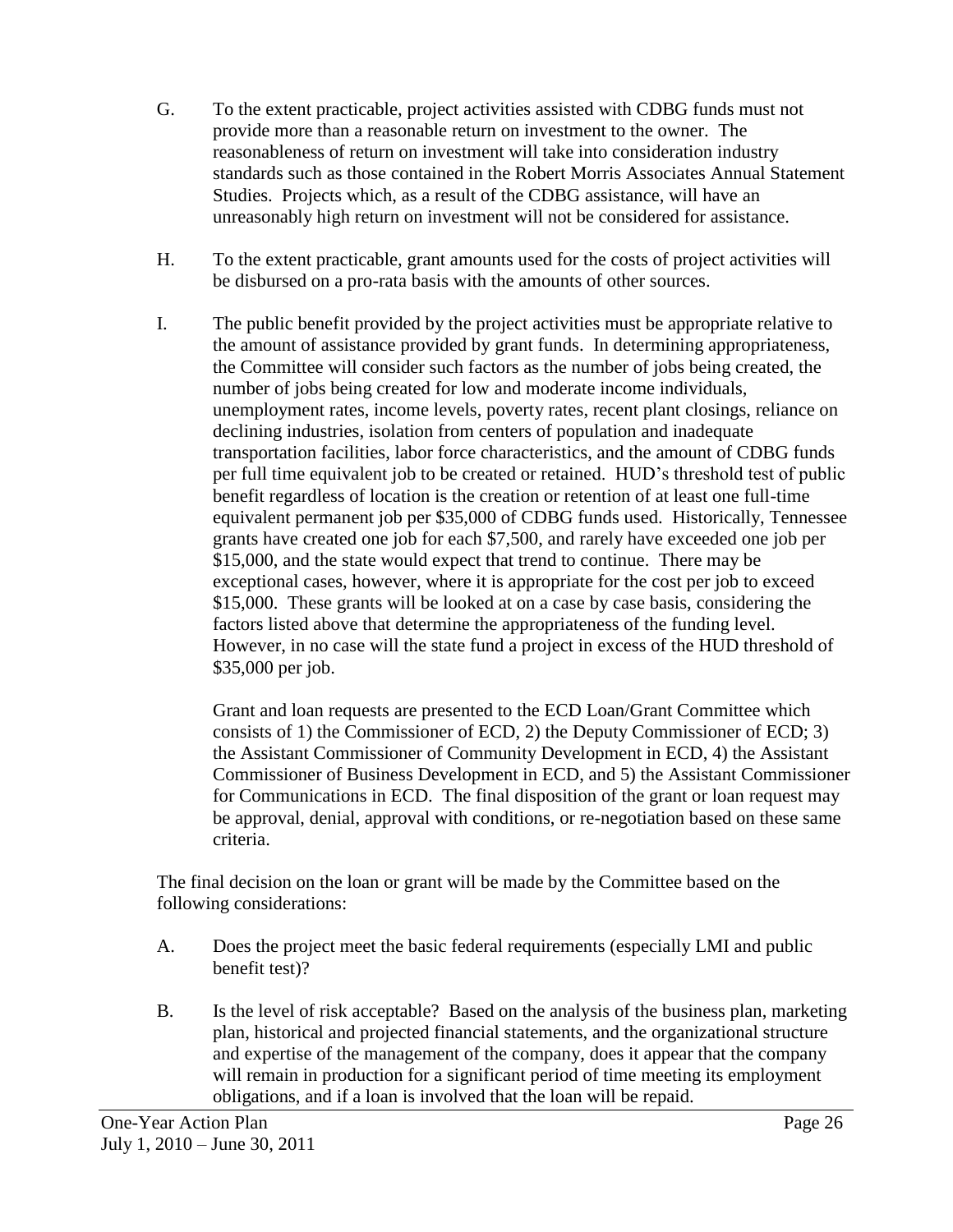G. To the extent practicable, project activities assisted with CDBG funds must not provide more than a reasonable return on investment to the owner. The reasonableness of return on investment will take into consideration industry standards such as those contained in the Robert Morris Associates Annual Statement Studies. Projects which, as a result of the CDBG assistance, will have an unreasonably high return on investment will not be considered for assistance.

H. To the extent practicable, grant amounts used for the costs of project activities will be disbursed on a pro-rata basis with the amounts of other sources.

I. The public benefit provided by the project activities must be appropriate relative to the amount of assistance provided by grant funds. In determining appropriateness, the Committee will consider such factors as the number of jobs being created, the number of jobs being created for low and moderate income individuals, unemployment rates, income levels, poverty rates, recent plant closings, reliance on declining industries, isolation from centers of population and inadequate transportation facilities, labor force characteristics, and the amount of CDBG funds per full time equivalent job to be created or retained. HUD's threshold test of public benefit regardless of location is the creation or retention of at least one full-time equivalent permanent job per $35,000 of CDBG funds used. Historically, Tennessee grants have created one job for each $7,500, and rarely have exceeded one job per $15,000, and the state would expect that trend to continue. There may be exceptional cases, however, where it is appropriate for the cost per job to exceed $15,000. These grants will be looked at on a case by case basis, considering the factors listed above that determine the appropriateness of the funding level. However, in no case will the state fund a project in excess of the HUD threshold of $35,000 per job.

   Grant and loan requests are presented to the ECD Loan/Grant Committee which consists of 1) the Commissioner of ECD, 2) the Deputy Commissioner of ECD; 3) the Assistant Commissioner of Community Development in ECD, 4) the Assistant Commissioner of Business Development in ECD, and 5) the Assistant Commissioner for Communications in ECD. The final disposition of the grant or loan request may be approval, denial, approval with conditions, or re-negotiation based on these same criteria.

The final decision on the loan or grant will be made by the Committee based on the following considerations:

A. Does the project meet the basic federal requirements (especially LMI and public benefit test)?

B. Is the level of risk acceptable? Based on the analysis of the business plan, marketing plan, historical and projected financial statements, and the organizational structure and expertise of the management of the company, does it appear that the company will remain in production for a significant period of time meeting its employment obligations, and if a loan is involved that the loan will be repaid.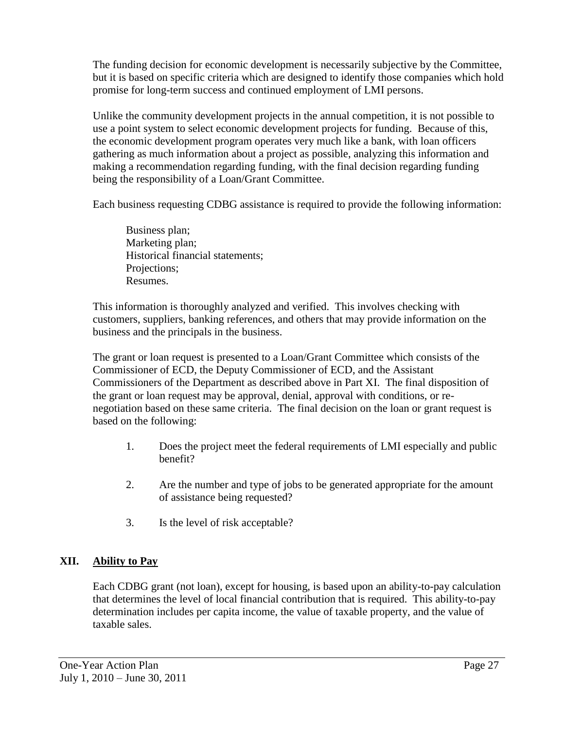The funding decision for economic development is necessarily subjective by the Committee, but it is based on specific criteria which are designed to identify those companies which hold promise for long-term success and continued employment of LMI persons.

Unlike the community development projects in the annual competition, it is not possible to use a point system to select economic development projects for funding. Because of this, the economic development program operates very much like a bank, with loan officers gathering as much information about a project as possible, analyzing this information and making a recommendation regarding funding, with the final decision regarding funding being the responsibility of a Loan/Grant Committee.

Each business requesting CDBG assistance is required to provide the following information:

Business plan;  
Marketing plan;  
Historical financial statements;  
Projections;  
Resumes.

This information is thoroughly analyzed and verified. This involves checking with customers, suppliers, banking references, and others that may provide information on the business and the principals in the business.

The grant or loan request is presented to a Loan/Grant Committee which consists of the Commissioner of ECD, the Deputy Commissioner of ECD, and the Assistant Commissioners of the Department as described above in Part XI. The final disposition of the grant or loan request may be approval, denial, approval with conditions, or re-negotiation based on these same criteria. The final decision on the loan or grant request is based on the following:

1. Does the project meet the federal requirements of LMI especially and public benefit?

2. Are the number and type of jobs to be generated appropriate for the amount of assistance being requested?

3. Is the level of risk acceptable?

## XII. Ability to Pay

Each CDBG grant (not loan), except for housing, is based upon an ability-to-pay calculation that determines the level of local financial contribution that is required. This ability-to-pay determination includes per capita income, the value of taxable property, and the value of taxable sales.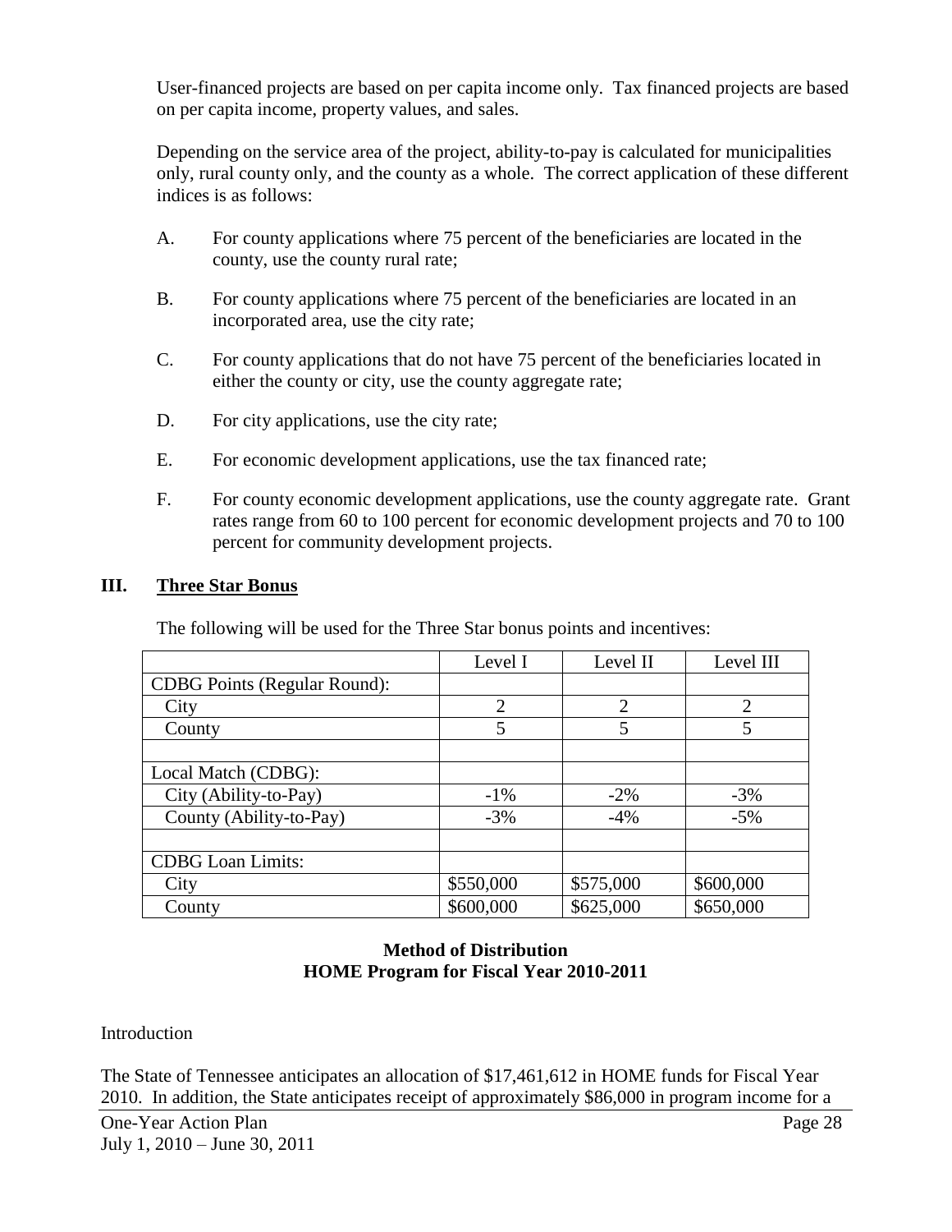User-financed projects are based on per capita income only. Tax financed projects are based on per capita income, property values, and sales.

Depending on the service area of the project, ability-to-pay is calculated for municipalities only, rural county only, and the county as a whole. The correct application of these different indices is as follows:

A. For county applications where 75 percent of the beneficiaries are located in the county, use the county rural rate;

B. For county applications where 75 percent of the beneficiaries are located in an incorporated area, use the city rate;

C. For county applications that do not have 75 percent of the beneficiaries located in either the county or city, use the county aggregate rate;

D. For city applications, use the city rate;

E. For economic development applications, use the tax financed rate;

F. For county economic development applications, use the county aggregate rate. Grant rates range from 60 to 100 percent for economic development projects and 70 to 100 percent for community development projects.

## III. Three Star Bonus

The following will be used for the Three Star bonus points and incentives:

| | Level I | Level II | Level III |
|---|---|---|---|
| CDBG Points (Regular Round): | | | |
| City | 2 | 2 | 2 |
| County | 5 | 5 | 5 |
| | | | |
| Local Match (CDBG): | | | |
| City (Ability-to-Pay) | -1% | -2% | -3% |
| County (Ability-to-Pay) | -3% | -4% | -5% |
| | | | |
| CDBG Loan Limits: | | | |
| City | $550,000 | $575,000 | $600,000 |
| County | $600,000 | $625,000 | $650,000 |

## Method of Distribution
## HOME Program for Fiscal Year 2010-2011

Introduction

The State of Tennessee anticipates an allocation of $17,461,612 in HOME funds for Fiscal Year 2010. In addition, the State anticipates receipt of approximately $86,000 in program income for a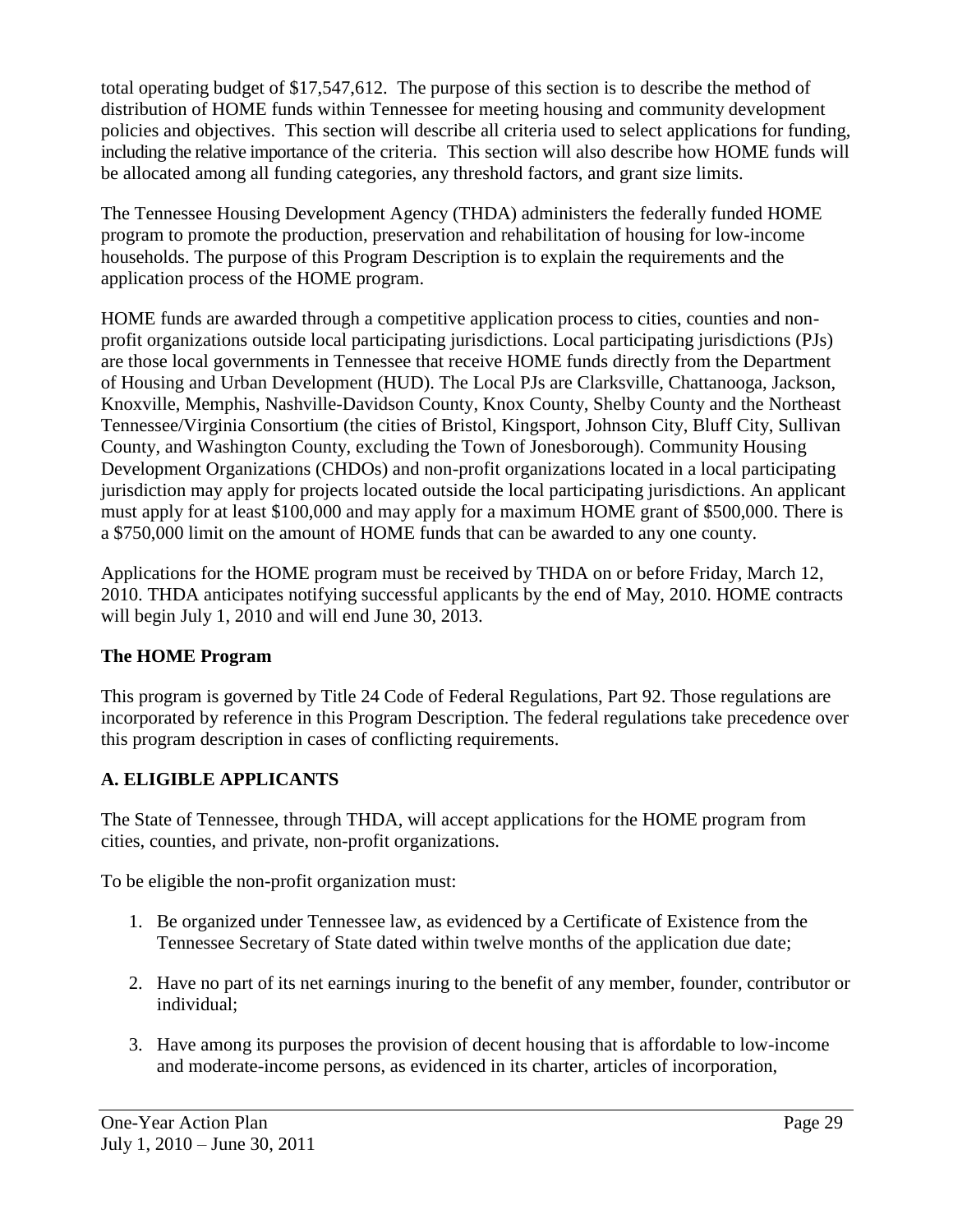total operating budget of $17,547,612. The purpose of this section is to describe the method of distribution of HOME funds within Tennessee for meeting housing and community development policies and objectives. This section will describe all criteria used to select applications for funding, including the relative importance of the criteria. This section will also describe how HOME funds will be allocated among all funding categories, any threshold factors, and grant size limits.

The Tennessee Housing Development Agency (THDA) administers the federally funded HOME program to promote the production, preservation and rehabilitation of housing for low-income households. The purpose of this Program Description is to explain the requirements and the application process of the HOME program.

HOME funds are awarded through a competitive application process to cities, counties and non-profit organizations outside local participating jurisdictions. Local participating jurisdictions (PJs) are those local governments in Tennessee that receive HOME funds directly from the Department of Housing and Urban Development (HUD). The Local PJs are Clarksville, Chattanooga, Jackson, Knoxville, Memphis, Nashville-Davidson County, Knox County, Shelby County and the Northeast Tennessee/Virginia Consortium (the cities of Bristol, Kingsport, Johnson City, Bluff City, Sullivan County, and Washington County, excluding the Town of Jonesborough). Community Housing Development Organizations (CHDOs) and non-profit organizations located in a local participating jurisdiction may apply for projects located outside the local participating jurisdictions. An applicant must apply for at least $100,000 and may apply for a maximum HOME grant of $500,000. There is a $750,000 limit on the amount of HOME funds that can be awarded to any one county.

Applications for the HOME program must be received by THDA on or before Friday, March 12, 2010. THDA anticipates notifying successful applicants by the end of May, 2010. HOME contracts will begin July 1, 2010 and will end June 30, 2013.

## The HOME Program

This program is governed by Title 24 Code of Federal Regulations, Part 92. Those regulations are incorporated by reference in this Program Description. The federal regulations take precedence over this program description in cases of conflicting requirements.

## A. ELIGIBLE APPLICANTS

The State of Tennessee, through THDA, will accept applications for the HOME program from cities, counties, and private, non-profit organizations.

To be eligible the non-profit organization must:

1. Be organized under Tennessee law, as evidenced by a Certificate of Existence from the Tennessee Secretary of State dated within twelve months of the application due date;

2. Have no part of its net earnings inuring to the benefit of any member, founder, contributor or individual;

3. Have among its purposes the provision of decent housing that is affordable to low-income and moderate-income persons, as evidenced in its charter, articles of incorporation,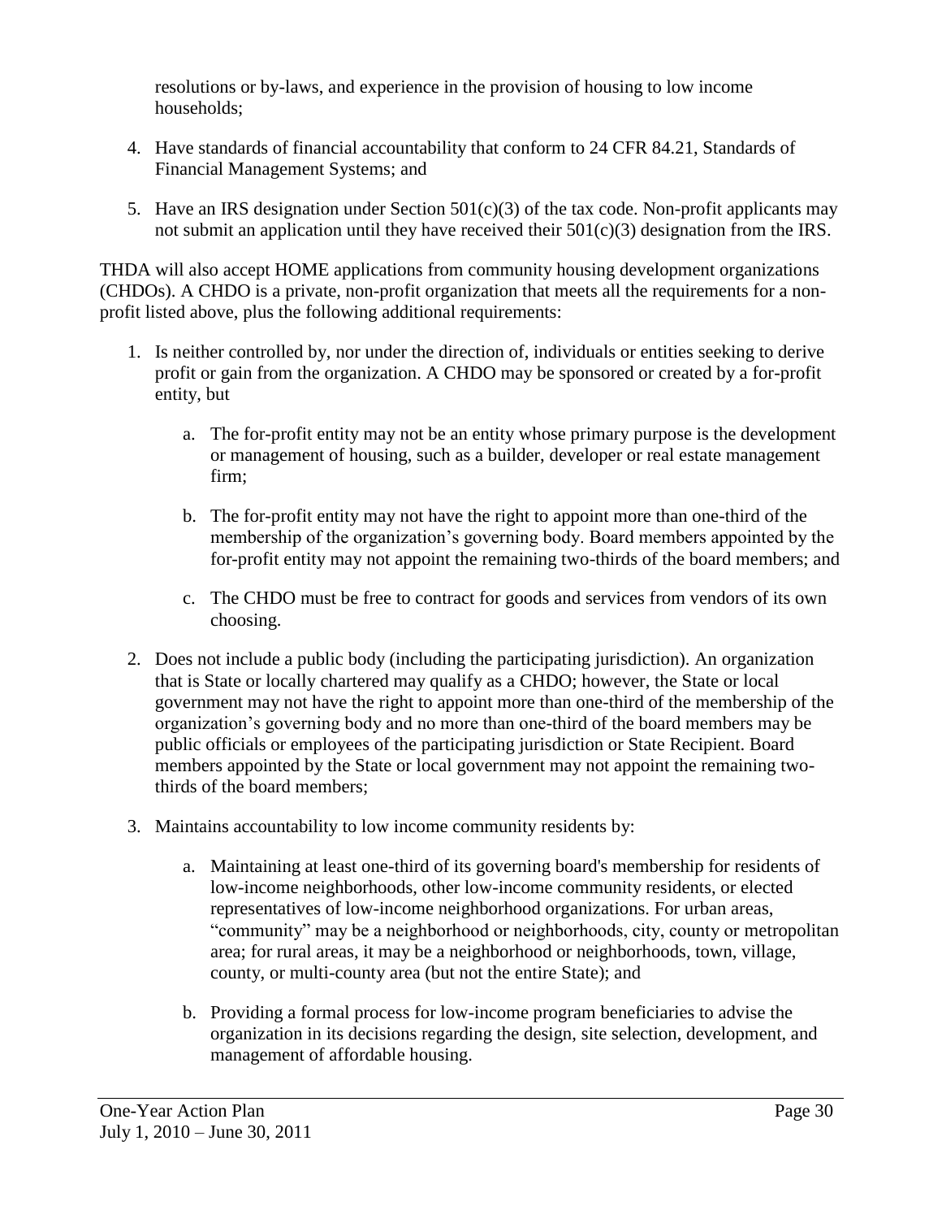resolutions or by-laws, and experience in the provision of housing to low income households;

4. Have standards of financial accountability that conform to 24 CFR 84.21, Standards of Financial Management Systems; and

5. Have an IRS designation under Section 501(c)(3) of the tax code. Non-profit applicants may not submit an application until they have received their 501(c)(3) designation from the IRS.

THDA will also accept HOME applications from community housing development organizations (CHDOs). A CHDO is a private, non-profit organization that meets all the requirements for a non-profit listed above, plus the following additional requirements:

1. Is neither controlled by, nor under the direction of, individuals or entities seeking to derive profit or gain from the organization. A CHDO may be sponsored or created by a for-profit entity, but

   a. The for-profit entity may not be an entity whose primary purpose is the development or management of housing, such as a builder, developer or real estate management firm;

   b. The for-profit entity may not have the right to appoint more than one-third of the membership of the organization's governing body. Board members appointed by the for-profit entity may not appoint the remaining two-thirds of the board members; and

   c. The CHDO must be free to contract for goods and services from vendors of its own choosing.

2. Does not include a public body (including the participating jurisdiction). An organization that is State or locally chartered may qualify as a CHDO; however, the State or local government may not have the right to appoint more than one-third of the membership of the organization's governing body and no more than one-third of the board members may be public officials or employees of the participating jurisdiction or State Recipient. Board members appointed by the State or local government may not appoint the remaining two-thirds of the board members;

3. Maintains accountability to low income community residents by:

   a. Maintaining at least one-third of its governing board's membership for residents of low-income neighborhoods, other low-income community residents, or elected representatives of low-income neighborhood organizations. For urban areas, "community" may be a neighborhood or neighborhoods, city, county or metropolitan area; for rural areas, it may be a neighborhood or neighborhoods, town, village, county, or multi-county area (but not the entire State); and

   b. Providing a formal process for low-income program beneficiaries to advise the organization in its decisions regarding the design, site selection, development, and management of affordable housing.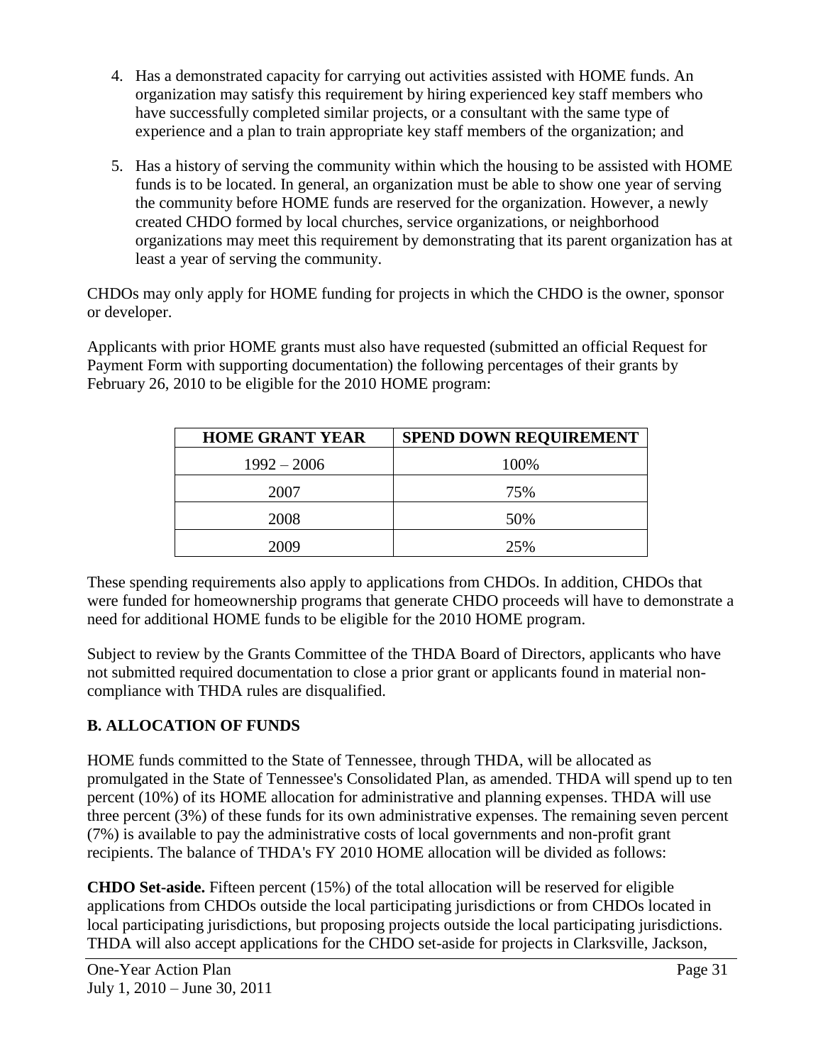4. Has a demonstrated capacity for carrying out activities assisted with HOME funds. An organization may satisfy this requirement by hiring experienced key staff members who have successfully completed similar projects, or a consultant with the same type of experience and a plan to train appropriate key staff members of the organization; and

5. Has a history of serving the community within which the housing to be assisted with HOME funds is to be located. In general, an organization must be able to show one year of serving the community before HOME funds are reserved for the organization. However, a newly created CHDO formed by local churches, service organizations, or neighborhood organizations may meet this requirement by demonstrating that its parent organization has at least a year of serving the community.

CHDOs may only apply for HOME funding for projects in which the CHDO is the owner, sponsor or developer.

Applicants with prior HOME grants must also have requested (submitted an official Request for Payment Form with supporting documentation) the following percentages of their grants by February 26, 2010 to be eligible for the 2010 HOME program:

| HOME GRANT YEAR | SPEND DOWN REQUIREMENT |
|---|---|
| 1992 – 2006 | 100% |
| 2007 | 75% |
| 2008 | 50% |
| 2009 | 25% |

These spending requirements also apply to applications from CHDOs. In addition, CHDOs that were funded for homeownership programs that generate CHDO proceeds will have to demonstrate a need for additional HOME funds to be eligible for the 2010 HOME program.

Subject to review by the Grants Committee of the THDA Board of Directors, applicants who have not submitted required documentation to close a prior grant or applicants found in material non-compliance with THDA rules are disqualified.

## B. ALLOCATION OF FUNDS

HOME funds committed to the State of Tennessee, through THDA, will be allocated as promulgated in the State of Tennessee's Consolidated Plan, as amended. THDA will spend up to ten percent (10%) of its HOME allocation for administrative and planning expenses. THDA will use three percent (3%) of these funds for its own administrative expenses. The remaining seven percent (7%) is available to pay the administrative costs of local governments and non-profit grant recipients. The balance of THDA's FY 2010 HOME allocation will be divided as follows:

**CHDO Set-aside.** Fifteen percent (15%) of the total allocation will be reserved for eligible applications from CHDOs outside the local participating jurisdictions or from CHDOs located in local participating jurisdictions, but proposing projects outside the local participating jurisdictions. THDA will also accept applications for the CHDO set-aside for projects in Clarksville, Jackson,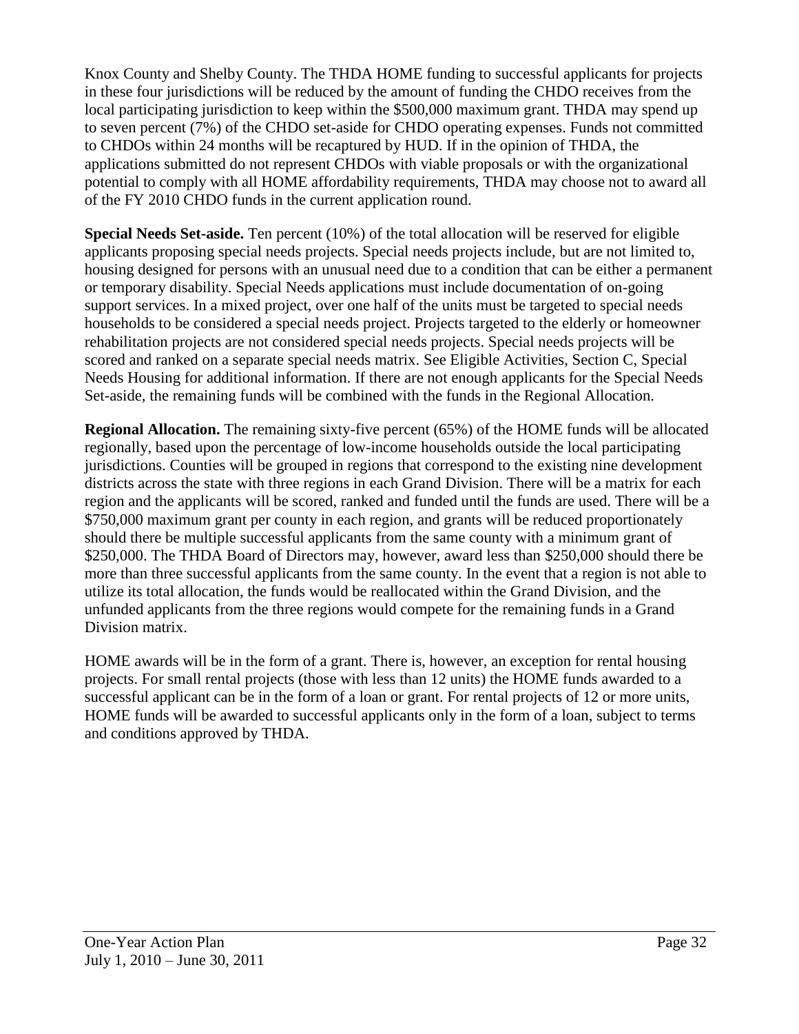Knox County and Shelby County. The THDA HOME funding to successful applicants for projects in these four jurisdictions will be reduced by the amount of funding the CHDO receives from the local participating jurisdiction to keep within the $500,000 maximum grant. THDA may spend up to seven percent (7%) of the CHDO set-aside for CHDO operating expenses. Funds not committed to CHDOs within 24 months will be recaptured by HUD. If in the opinion of THDA, the applications submitted do not represent CHDOs with viable proposals or with the organizational potential to comply with all HOME affordability requirements, THDA may choose not to award all of the FY 2010 CHDO funds in the current application round.

**Special Needs Set-aside.** Ten percent (10%) of the total allocation will be reserved for eligible applicants proposing special needs projects. Special needs projects include, but are not limited to, housing designed for persons with an unusual need due to a condition that can be either a permanent or temporary disability. Special Needs applications must include documentation of on-going support services. In a mixed project, over one half of the units must be targeted to special needs households to be considered a special needs project. Projects targeted to the elderly or homeowner rehabilitation projects are not considered special needs projects. Special needs projects will be scored and ranked on a separate special needs matrix. See Eligible Activities, Section C, Special Needs Housing for additional information. If there are not enough applicants for the Special Needs Set-aside, the remaining funds will be combined with the funds in the Regional Allocation.

**Regional Allocation.** The remaining sixty-five percent (65%) of the HOME funds will be allocated regionally, based upon the percentage of low-income households outside the local participating jurisdictions. Counties will be grouped in regions that correspond to the existing nine development districts across the state with three regions in each Grand Division. There will be a matrix for each region and the applicants will be scored, ranked and funded until the funds are used. There will be a $750,000 maximum grant per county in each region, and grants will be reduced proportionately should there be multiple successful applicants from the same county with a minimum grant of $250,000. The THDA Board of Directors may, however, award less than $250,000 should there be more than three successful applicants from the same county. In the event that a region is not able to utilize its total allocation, the funds would be reallocated within the Grand Division, and the unfunded applicants from the three regions would compete for the remaining funds in a Grand Division matrix.

HOME awards will be in the form of a grant. There is, however, an exception for rental housing projects. For small rental projects (those with less than 12 units) the HOME funds awarded to a successful applicant can be in the form of a loan or grant. For rental projects of 12 or more units, HOME funds will be awarded to successful applicants only in the form of a loan, subject to terms and conditions approved by THDA.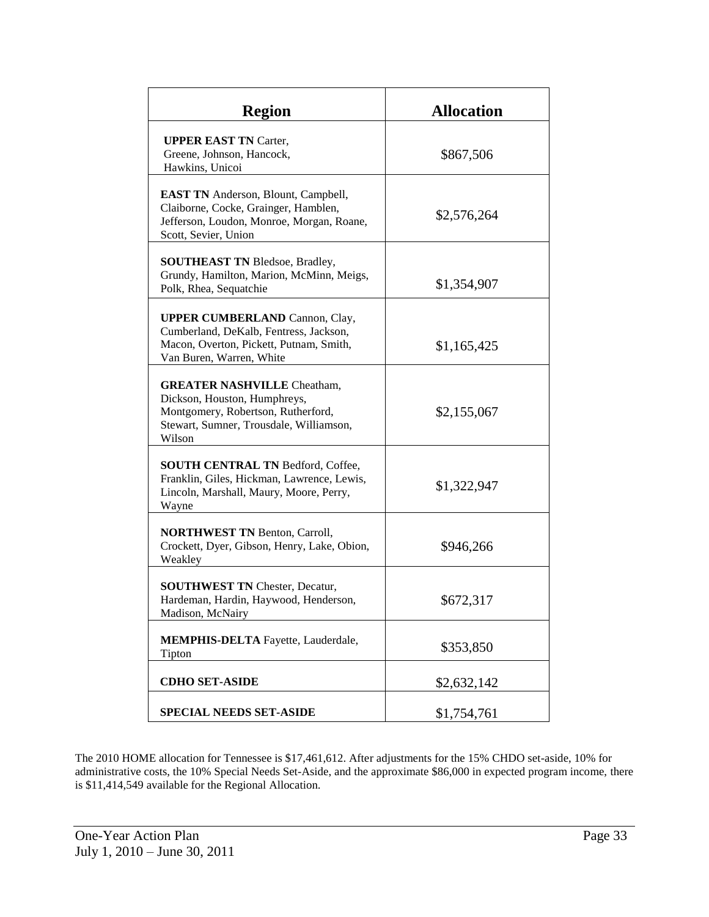| Region | Allocation |
|---|---|
| **UPPER EAST TN** Carter, Greene, Johnson, Hancock, Hawkins, Unicoi | $867,506 |
| **EAST TN** Anderson, Blount, Campbell, Claiborne, Cocke, Grainger, Hamblen, Jefferson, Loudon, Monroe, Morgan, Roane, Scott, Sevier, Union | $2,576,264 |
| **SOUTHEAST TN** Bledsoe, Bradley, Grundy, Hamilton, Marion, McMinn, Meigs, Polk, Rhea, Sequatchie | $1,354,907 |
| **UPPER CUMBERLAND** Cannon, Clay, Cumberland, DeKalb, Fentress, Jackson, Macon, Overton, Pickett, Putnam, Smith, Van Buren, Warren, White | $1,165,425 |
| **GREATER NASHVILLE** Cheatham, Dickson, Houston, Humphreys, Montgomery, Robertson, Rutherford, Stewart, Sumner, Trousdale, Williamson, Wilson | $2,155,067 |
| **SOUTH CENTRAL TN** Bedford, Coffee, Franklin, Giles, Hickman, Lawrence, Lewis, Lincoln, Marshall, Maury, Moore, Perry, Wayne | $1,322,947 |
| **NORTHWEST TN** Benton, Carroll, Crockett, Dyer, Gibson, Henry, Lake, Obion, Weakley | $946,266 |
| **SOUTHWEST TN** Chester, Decatur, Hardeman, Hardin, Haywood, Henderson, Madison, McNairy | $672,317 |
| **MEMPHIS-DELTA** Fayette, Lauderdale, Tipton | $353,850 |
| **CDHO SET-ASIDE** | $2,632,142 |
| **SPECIAL NEEDS SET-ASIDE** | $1,754,761 |

The 2010 HOME allocation for Tennessee is $17,461,612. After adjustments for the 15% CHDO set-aside, 10% for administrative costs, the 10% Special Needs Set-Aside, and the approximate $86,000 in expected program income, there is $11,414,549 available for the Regional Allocation.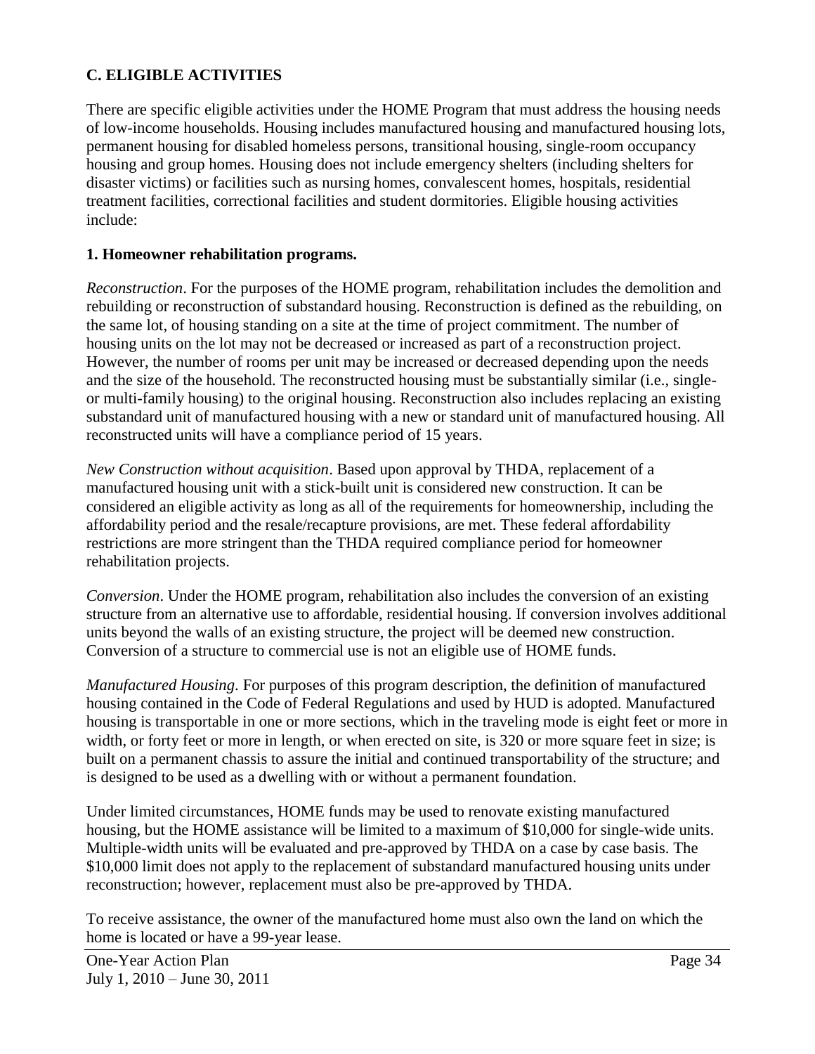### C. ELIGIBLE ACTIVITIES

There are specific eligible activities under the HOME Program that must address the housing needs of low-income households. Housing includes manufactured housing and manufactured housing lots, permanent housing for disabled homeless persons, transitional housing, single-room occupancy housing and group homes. Housing does not include emergency shelters (including shelters for disaster victims) or facilities such as nursing homes, convalescent homes, hospitals, residential treatment facilities, correctional facilities and student dormitories. Eligible housing activities include:

#### 1. Homeowner rehabilitation programs.

*Reconstruction*. For the purposes of the HOME program, rehabilitation includes the demolition and rebuilding or reconstruction of substandard housing. Reconstruction is defined as the rebuilding, on the same lot, of housing standing on a site at the time of project commitment. The number of housing units on the lot may not be decreased or increased as part of a reconstruction project. However, the number of rooms per unit may be increased or decreased depending upon the needs and the size of the household. The reconstructed housing must be substantially similar (i.e., single- or multi-family housing) to the original housing. Reconstruction also includes replacing an existing substandard unit of manufactured housing with a new or standard unit of manufactured housing. All reconstructed units will have a compliance period of 15 years.

*New Construction without acquisition*. Based upon approval by THDA, replacement of a manufactured housing unit with a stick-built unit is considered new construction. It can be considered an eligible activity as long as all of the requirements for homeownership, including the affordability period and the resale/recapture provisions, are met. These federal affordability restrictions are more stringent than the THDA required compliance period for homeowner rehabilitation projects.

*Conversion*. Under the HOME program, rehabilitation also includes the conversion of an existing structure from an alternative use to affordable, residential housing. If conversion involves additional units beyond the walls of an existing structure, the project will be deemed new construction. Conversion of a structure to commercial use is not an eligible use of HOME funds.

*Manufactured Housing*. For purposes of this program description, the definition of manufactured housing contained in the Code of Federal Regulations and used by HUD is adopted. Manufactured housing is transportable in one or more sections, which in the traveling mode is eight feet or more in width, or forty feet or more in length, or when erected on site, is 320 or more square feet in size; is built on a permanent chassis to assure the initial and continued transportability of the structure; and is designed to be used as a dwelling with or without a permanent foundation.

Under limited circumstances, HOME funds may be used to renovate existing manufactured housing, but the HOME assistance will be limited to a maximum of $10,000 for single-wide units. Multiple-width units will be evaluated and pre-approved by THDA on a case by case basis. The $10,000 limit does not apply to the replacement of substandard manufactured housing units under reconstruction; however, replacement must also be pre-approved by THDA.

To receive assistance, the owner of the manufactured home must also own the land on which the home is located or have a 99-year lease.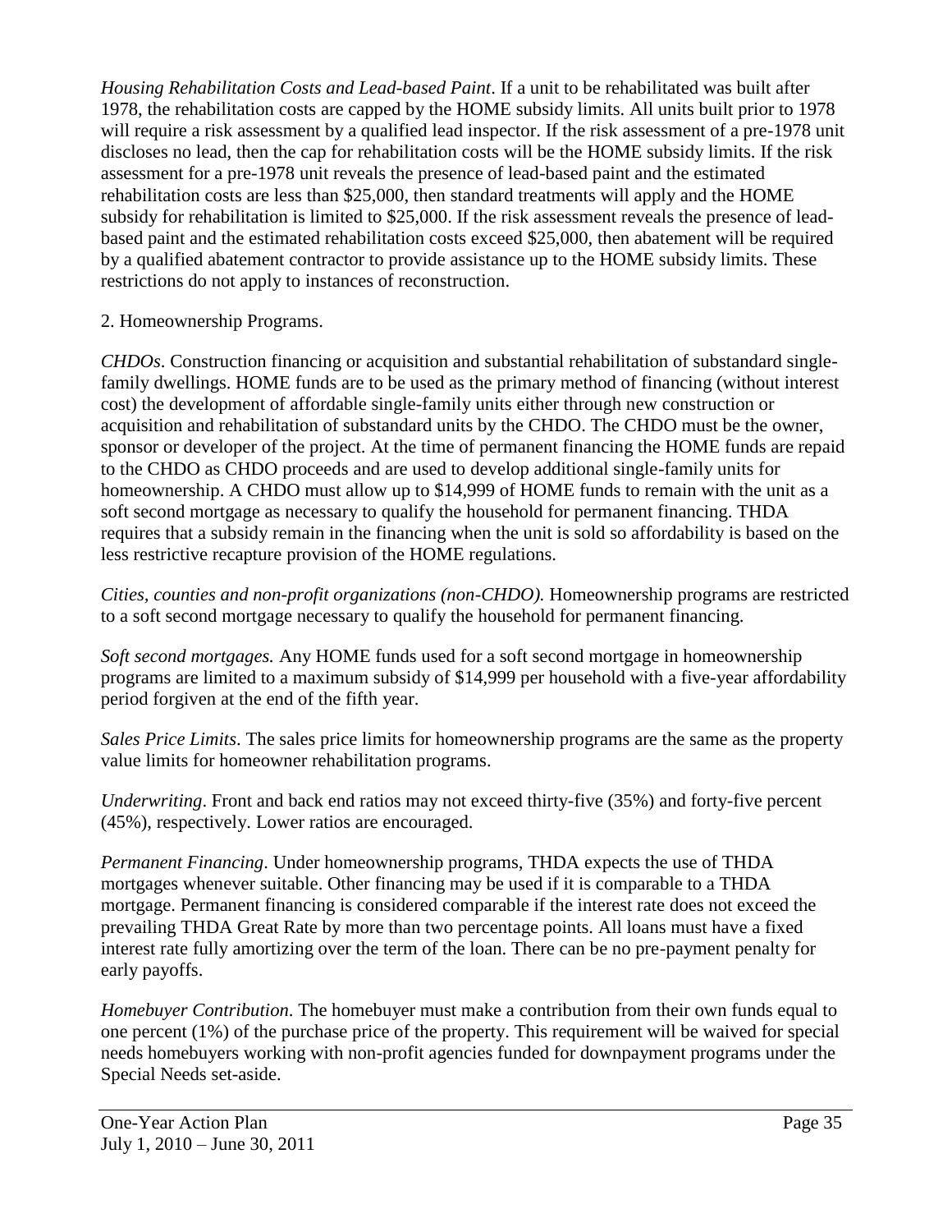*Housing Rehabilitation Costs and Lead-based Paint*. If a unit to be rehabilitated was built after 1978, the rehabilitation costs are capped by the HOME subsidy limits. All units built prior to 1978 will require a risk assessment by a qualified lead inspector. If the risk assessment of a pre-1978 unit discloses no lead, then the cap for rehabilitation costs will be the HOME subsidy limits. If the risk assessment for a pre-1978 unit reveals the presence of lead-based paint and the estimated rehabilitation costs are less than $25,000, then standard treatments will apply and the HOME subsidy for rehabilitation is limited to $25,000. If the risk assessment reveals the presence of lead-based paint and the estimated rehabilitation costs exceed $25,000, then abatement will be required by a qualified abatement contractor to provide assistance up to the HOME subsidy limits. These restrictions do not apply to instances of reconstruction.

2. Homeownership Programs.

*CHDOs*. Construction financing or acquisition and substantial rehabilitation of substandard single-family dwellings. HOME funds are to be used as the primary method of financing (without interest cost) the development of affordable single-family units either through new construction or acquisition and rehabilitation of substandard units by the CHDO. The CHDO must be the owner, sponsor or developer of the project. At the time of permanent financing the HOME funds are repaid to the CHDO as CHDO proceeds and are used to develop additional single-family units for homeownership. A CHDO must allow up to $14,999 of HOME funds to remain with the unit as a soft second mortgage as necessary to qualify the household for permanent financing. THDA requires that a subsidy remain in the financing when the unit is sold so affordability is based on the less restrictive recapture provision of the HOME regulations.

*Cities, counties and non-profit organizations (non-CHDO).* Homeownership programs are restricted to a soft second mortgage necessary to qualify the household for permanent financing.

*Soft second mortgages.* Any HOME funds used for a soft second mortgage in homeownership programs are limited to a maximum subsidy of $14,999 per household with a five-year affordability period forgiven at the end of the fifth year.

*Sales Price Limits*. The sales price limits for homeownership programs are the same as the property value limits for homeowner rehabilitation programs.

*Underwriting*. Front and back end ratios may not exceed thirty-five (35%) and forty-five percent (45%), respectively. Lower ratios are encouraged.

*Permanent Financing*. Under homeownership programs, THDA expects the use of THDA mortgages whenever suitable. Other financing may be used if it is comparable to a THDA mortgage. Permanent financing is considered comparable if the interest rate does not exceed the prevailing THDA Great Rate by more than two percentage points. All loans must have a fixed interest rate fully amortizing over the term of the loan. There can be no pre-payment penalty for early payoffs.

*Homebuyer Contribution*. The homebuyer must make a contribution from their own funds equal to one percent (1%) of the purchase price of the property. This requirement will be waived for special needs homebuyers working with non-profit agencies funded for downpayment programs under the Special Needs set-aside.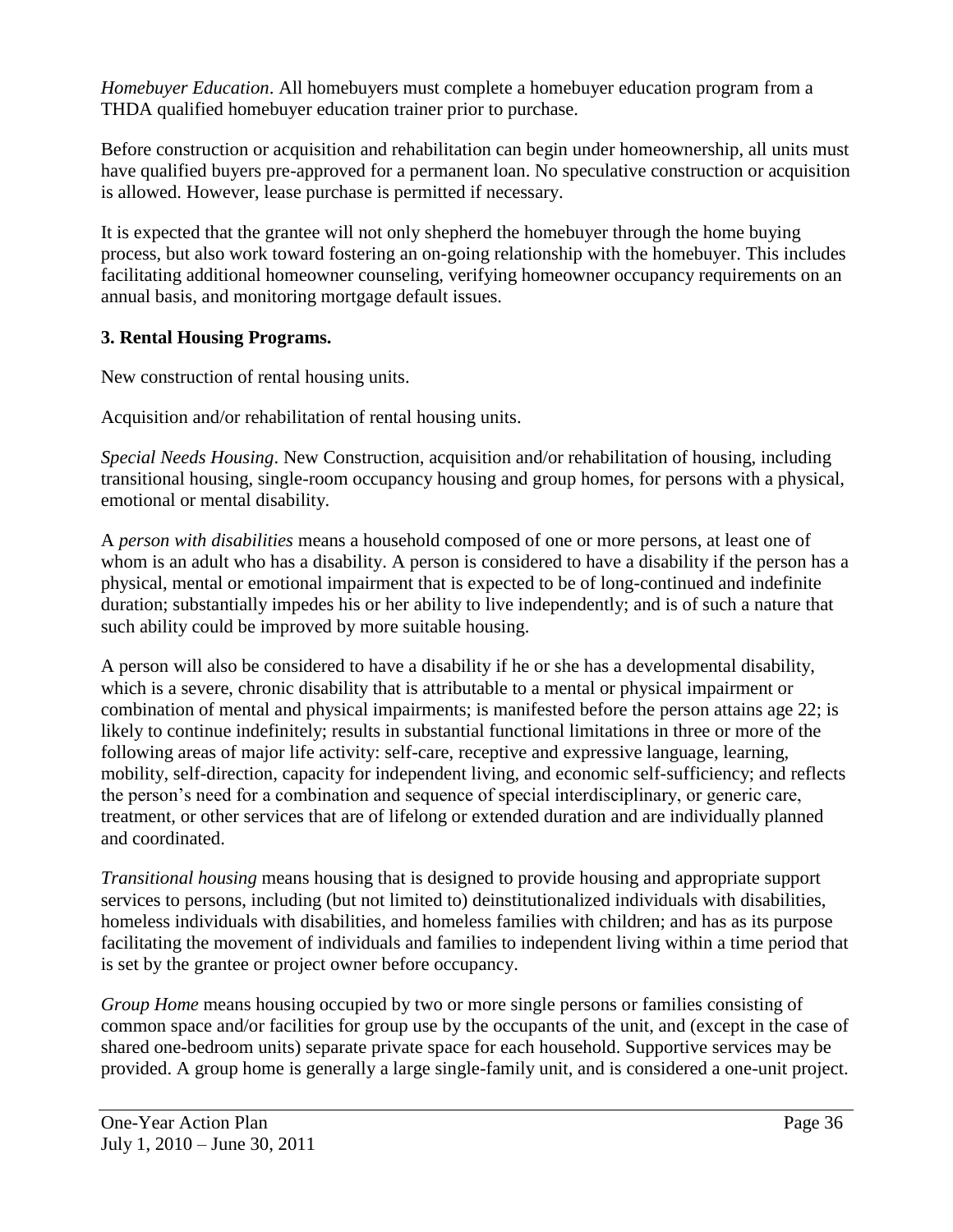*Homebuyer Education*. All homebuyers must complete a homebuyer education program from a THDA qualified homebuyer education trainer prior to purchase.

Before construction or acquisition and rehabilitation can begin under homeownership, all units must have qualified buyers pre-approved for a permanent loan. No speculative construction or acquisition is allowed. However, lease purchase is permitted if necessary.

It is expected that the grantee will not only shepherd the homebuyer through the home buying process, but also work toward fostering an on-going relationship with the homebuyer. This includes facilitating additional homeowner counseling, verifying homeowner occupancy requirements on an annual basis, and monitoring mortgage default issues.

**3. Rental Housing Programs.**

New construction of rental housing units.

Acquisition and/or rehabilitation of rental housing units.

*Special Needs Housing*. New Construction, acquisition and/or rehabilitation of housing, including transitional housing, single-room occupancy housing and group homes, for persons with a physical, emotional or mental disability.

A *person with disabilities* means a household composed of one or more persons, at least one of whom is an adult who has a disability. A person is considered to have a disability if the person has a physical, mental or emotional impairment that is expected to be of long-continued and indefinite duration; substantially impedes his or her ability to live independently; and is of such a nature that such ability could be improved by more suitable housing.

A person will also be considered to have a disability if he or she has a developmental disability, which is a severe, chronic disability that is attributable to a mental or physical impairment or combination of mental and physical impairments; is manifested before the person attains age 22; is likely to continue indefinitely; results in substantial functional limitations in three or more of the following areas of major life activity: self-care, receptive and expressive language, learning, mobility, self-direction, capacity for independent living, and economic self-sufficiency; and reflects the person's need for a combination and sequence of special interdisciplinary, or generic care, treatment, or other services that are of lifelong or extended duration and are individually planned and coordinated.

*Transitional housing* means housing that is designed to provide housing and appropriate support services to persons, including (but not limited to) deinstitutionalized individuals with disabilities, homeless individuals with disabilities, and homeless families with children; and has as its purpose facilitating the movement of individuals and families to independent living within a time period that is set by the grantee or project owner before occupancy.

*Group Home* means housing occupied by two or more single persons or families consisting of common space and/or facilities for group use by the occupants of the unit, and (except in the case of shared one-bedroom units) separate private space for each household. Supportive services may be provided. A group home is generally a large single-family unit, and is considered a one-unit project.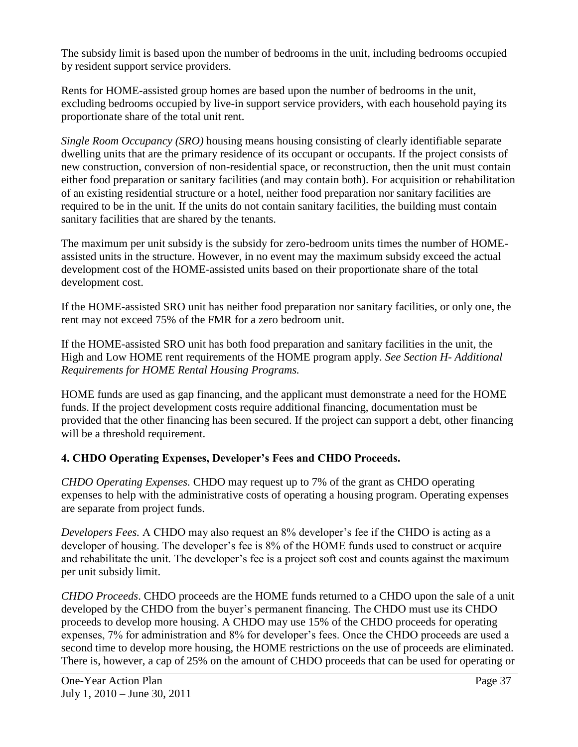The subsidy limit is based upon the number of bedrooms in the unit, including bedrooms occupied by resident support service providers.

Rents for HOME-assisted group homes are based upon the number of bedrooms in the unit, excluding bedrooms occupied by live-in support service providers, with each household paying its proportionate share of the total unit rent.

*Single Room Occupancy (SRO)* housing means housing consisting of clearly identifiable separate dwelling units that are the primary residence of its occupant or occupants. If the project consists of new construction, conversion of non-residential space, or reconstruction, then the unit must contain either food preparation or sanitary facilities (and may contain both). For acquisition or rehabilitation of an existing residential structure or a hotel, neither food preparation nor sanitary facilities are required to be in the unit. If the units do not contain sanitary facilities, the building must contain sanitary facilities that are shared by the tenants.

The maximum per unit subsidy is the subsidy for zero-bedroom units times the number of HOME-assisted units in the structure. However, in no event may the maximum subsidy exceed the actual development cost of the HOME-assisted units based on their proportionate share of the total development cost.

If the HOME-assisted SRO unit has neither food preparation nor sanitary facilities, or only one, the rent may not exceed 75% of the FMR for a zero bedroom unit.

If the HOME-assisted SRO unit has both food preparation and sanitary facilities in the unit, the High and Low HOME rent requirements of the HOME program apply. *See Section H- Additional Requirements for HOME Rental Housing Programs.*

HOME funds are used as gap financing, and the applicant must demonstrate a need for the HOME funds. If the project development costs require additional financing, documentation must be provided that the other financing has been secured. If the project can support a debt, other financing will be a threshold requirement.

### 4. CHDO Operating Expenses, Developer's Fees and CHDO Proceeds.

*CHDO Operating Expenses.* CHDO may request up to 7% of the grant as CHDO operating expenses to help with the administrative costs of operating a housing program. Operating expenses are separate from project funds.

*Developers Fees.* A CHDO may also request an 8% developer's fee if the CHDO is acting as a developer of housing. The developer's fee is 8% of the HOME funds used to construct or acquire and rehabilitate the unit. The developer's fee is a project soft cost and counts against the maximum per unit subsidy limit.

*CHDO Proceeds*. CHDO proceeds are the HOME funds returned to a CHDO upon the sale of a unit developed by the CHDO from the buyer's permanent financing. The CHDO must use its CHDO proceeds to develop more housing. A CHDO may use 15% of the CHDO proceeds for operating expenses, 7% for administration and 8% for developer's fees. Once the CHDO proceeds are used a second time to develop more housing, the HOME restrictions on the use of proceeds are eliminated. There is, however, a cap of 25% on the amount of CHDO proceeds that can be used for operating or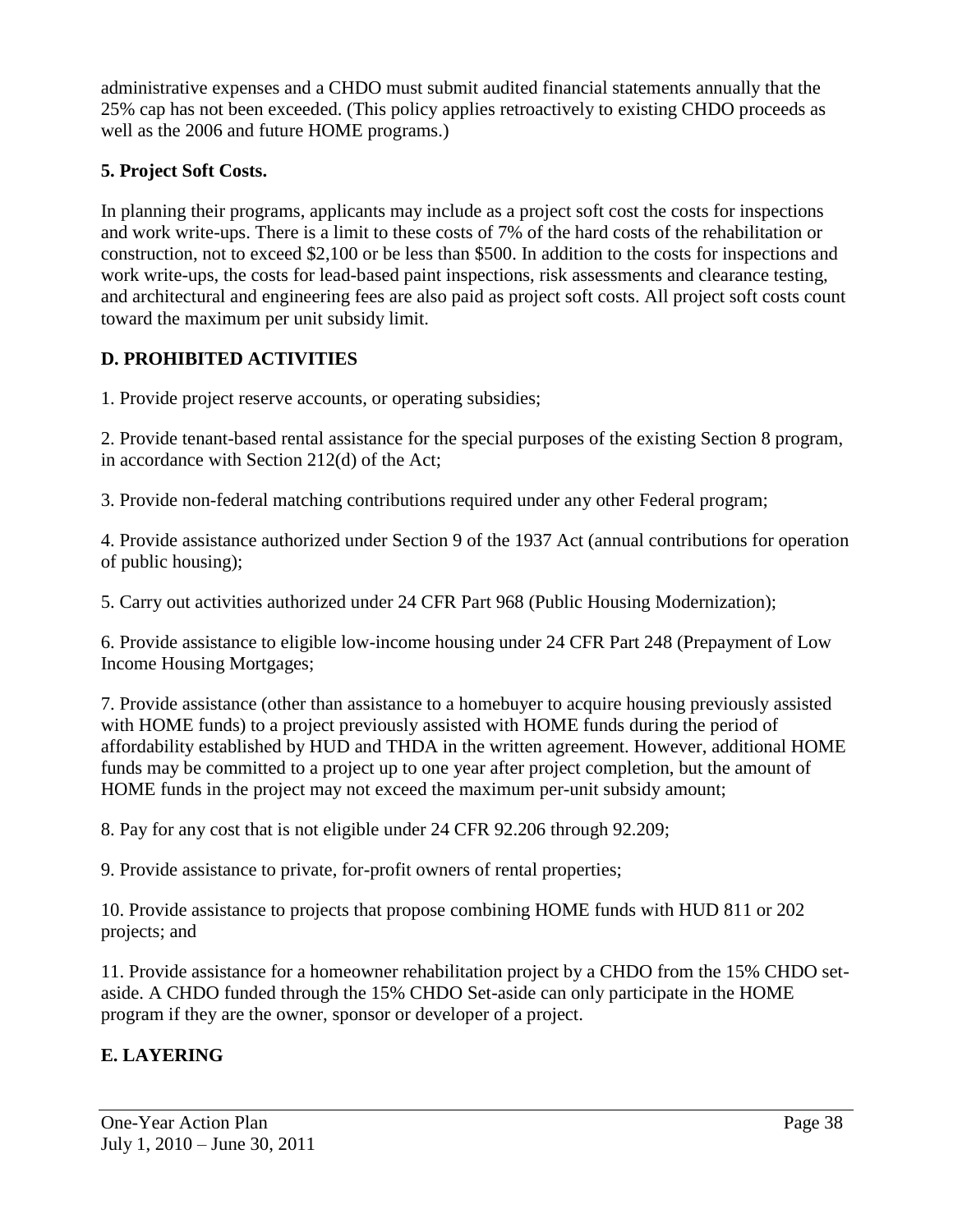administrative expenses and a CHDO must submit audited financial statements annually that the 25% cap has not been exceeded. (This policy applies retroactively to existing CHDO proceeds as well as the 2006 and future HOME programs.)

**5. Project Soft Costs.**

In planning their programs, applicants may include as a project soft cost the costs for inspections and work write-ups. There is a limit to these costs of 7% of the hard costs of the rehabilitation or construction, not to exceed $2,100 or be less than $500. In addition to the costs for inspections and work write-ups, the costs for lead-based paint inspections, risk assessments and clearance testing, and architectural and engineering fees are also paid as project soft costs. All project soft costs count toward the maximum per unit subsidy limit.

## D. PROHIBITED ACTIVITIES

1. Provide project reserve accounts, or operating subsidies;

2. Provide tenant-based rental assistance for the special purposes of the existing Section 8 program, in accordance with Section 212(d) of the Act;

3. Provide non-federal matching contributions required under any other Federal program;

4. Provide assistance authorized under Section 9 of the 1937 Act (annual contributions for operation of public housing);

5. Carry out activities authorized under 24 CFR Part 968 (Public Housing Modernization);

6. Provide assistance to eligible low-income housing under 24 CFR Part 248 (Prepayment of Low Income Housing Mortgages;

7. Provide assistance (other than assistance to a homebuyer to acquire housing previously assisted with HOME funds) to a project previously assisted with HOME funds during the period of affordability established by HUD and THDA in the written agreement. However, additional HOME funds may be committed to a project up to one year after project completion, but the amount of HOME funds in the project may not exceed the maximum per-unit subsidy amount;

8. Pay for any cost that is not eligible under 24 CFR 92.206 through 92.209;

9. Provide assistance to private, for-profit owners of rental properties;

10. Provide assistance to projects that propose combining HOME funds with HUD 811 or 202 projects; and

11. Provide assistance for a homeowner rehabilitation project by a CHDO from the 15% CHDO set-aside. A CHDO funded through the 15% CHDO Set-aside can only participate in the HOME program if they are the owner, sponsor or developer of a project.

## E. LAYERING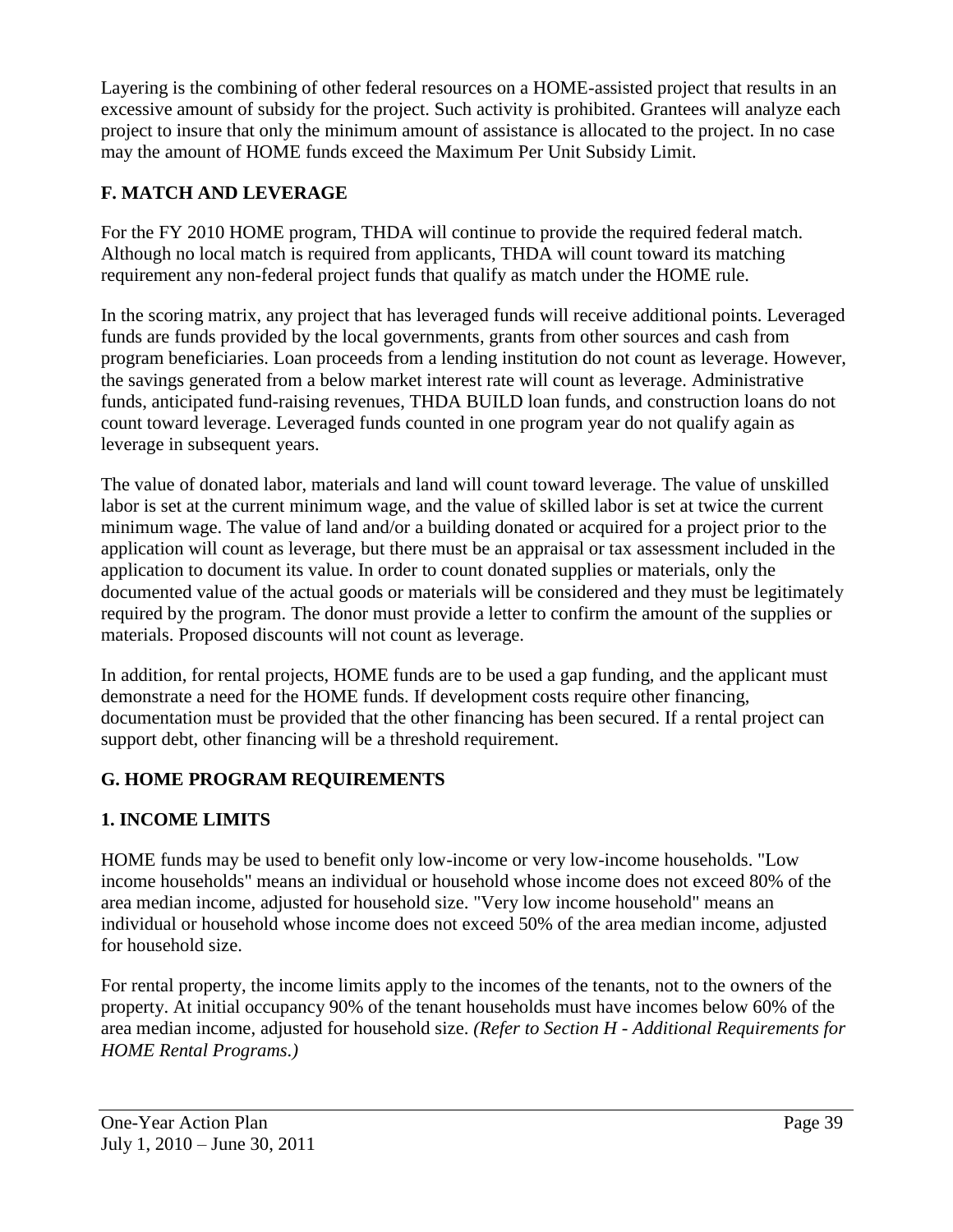Layering is the combining of other federal resources on a HOME-assisted project that results in an excessive amount of subsidy for the project. Such activity is prohibited. Grantees will analyze each project to insure that only the minimum amount of assistance is allocated to the project. In no case may the amount of HOME funds exceed the Maximum Per Unit Subsidy Limit.

## F. MATCH AND LEVERAGE

For the FY 2010 HOME program, THDA will continue to provide the required federal match. Although no local match is required from applicants, THDA will count toward its matching requirement any non-federal project funds that qualify as match under the HOME rule.

In the scoring matrix, any project that has leveraged funds will receive additional points. Leveraged funds are funds provided by the local governments, grants from other sources and cash from program beneficiaries. Loan proceeds from a lending institution do not count as leverage. However, the savings generated from a below market interest rate will count as leverage. Administrative funds, anticipated fund-raising revenues, THDA BUILD loan funds, and construction loans do not count toward leverage. Leveraged funds counted in one program year do not qualify again as leverage in subsequent years.

The value of donated labor, materials and land will count toward leverage. The value of unskilled labor is set at the current minimum wage, and the value of skilled labor is set at twice the current minimum wage. The value of land and/or a building donated or acquired for a project prior to the application will count as leverage, but there must be an appraisal or tax assessment included in the application to document its value. In order to count donated supplies or materials, only the documented value of the actual goods or materials will be considered and they must be legitimately required by the program. The donor must provide a letter to confirm the amount of the supplies or materials. Proposed discounts will not count as leverage.

In addition, for rental projects, HOME funds are to be used a gap funding, and the applicant must demonstrate a need for the HOME funds. If development costs require other financing, documentation must be provided that the other financing has been secured. If a rental project can support debt, other financing will be a threshold requirement.

## G. HOME PROGRAM REQUIREMENTS

### 1. INCOME LIMITS

HOME funds may be used to benefit only low-income or very low-income households. "Low income households" means an individual or household whose income does not exceed 80% of the area median income, adjusted for household size. "Very low income household" means an individual or household whose income does not exceed 50% of the area median income, adjusted for household size.

For rental property, the income limits apply to the incomes of the tenants, not to the owners of the property. At initial occupancy 90% of the tenant households must have incomes below 60% of the area median income, adjusted for household size. *(Refer to Section H - Additional Requirements for HOME Rental Programs.)*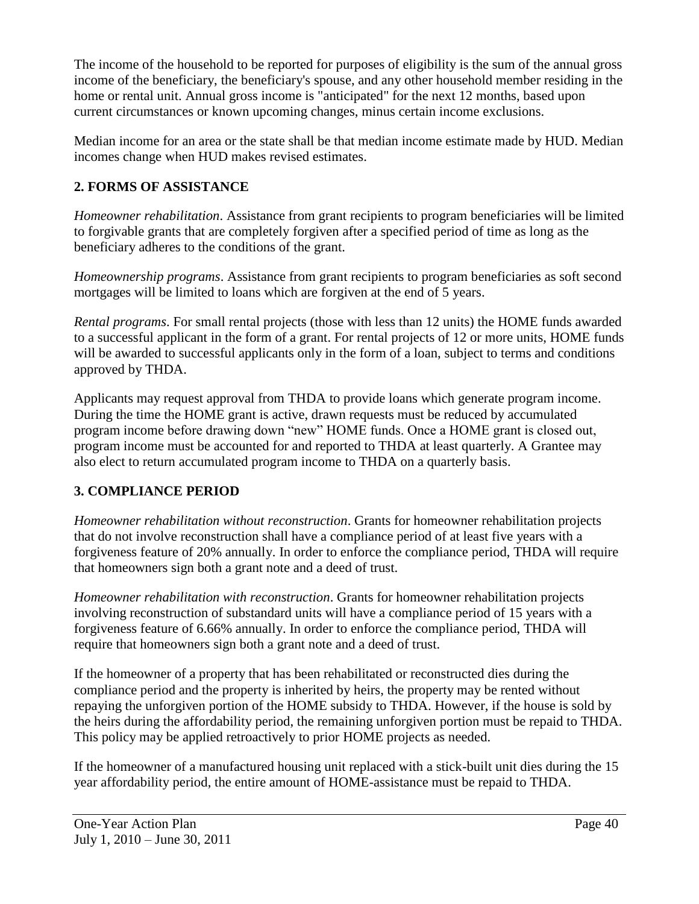The income of the household to be reported for purposes of eligibility is the sum of the annual gross income of the beneficiary, the beneficiary's spouse, and any other household member residing in the home or rental unit. Annual gross income is "anticipated" for the next 12 months, based upon current circumstances or known upcoming changes, minus certain income exclusions.

Median income for an area or the state shall be that median income estimate made by HUD. Median incomes change when HUD makes revised estimates.

## 2. FORMS OF ASSISTANCE

*Homeowner rehabilitation*. Assistance from grant recipients to program beneficiaries will be limited to forgivable grants that are completely forgiven after a specified period of time as long as the beneficiary adheres to the conditions of the grant.

*Homeownership programs*. Assistance from grant recipients to program beneficiaries as soft second mortgages will be limited to loans which are forgiven at the end of 5 years.

*Rental programs*. For small rental projects (those with less than 12 units) the HOME funds awarded to a successful applicant in the form of a grant. For rental projects of 12 or more units, HOME funds will be awarded to successful applicants only in the form of a loan, subject to terms and conditions approved by THDA.

Applicants may request approval from THDA to provide loans which generate program income. During the time the HOME grant is active, drawn requests must be reduced by accumulated program income before drawing down "new" HOME funds. Once a HOME grant is closed out, program income must be accounted for and reported to THDA at least quarterly. A Grantee may also elect to return accumulated program income to THDA on a quarterly basis.

## 3. COMPLIANCE PERIOD

*Homeowner rehabilitation without reconstruction*. Grants for homeowner rehabilitation projects that do not involve reconstruction shall have a compliance period of at least five years with a forgiveness feature of 20% annually. In order to enforce the compliance period, THDA will require that homeowners sign both a grant note and a deed of trust.

*Homeowner rehabilitation with reconstruction*. Grants for homeowner rehabilitation projects involving reconstruction of substandard units will have a compliance period of 15 years with a forgiveness feature of 6.66% annually. In order to enforce the compliance period, THDA will require that homeowners sign both a grant note and a deed of trust.

If the homeowner of a property that has been rehabilitated or reconstructed dies during the compliance period and the property is inherited by heirs, the property may be rented without repaying the unforgiven portion of the HOME subsidy to THDA. However, if the house is sold by the heirs during the affordability period, the remaining unforgiven portion must be repaid to THDA. This policy may be applied retroactively to prior HOME projects as needed.

If the homeowner of a manufactured housing unit replaced with a stick-built unit dies during the 15 year affordability period, the entire amount of HOME-assistance must be repaid to THDA.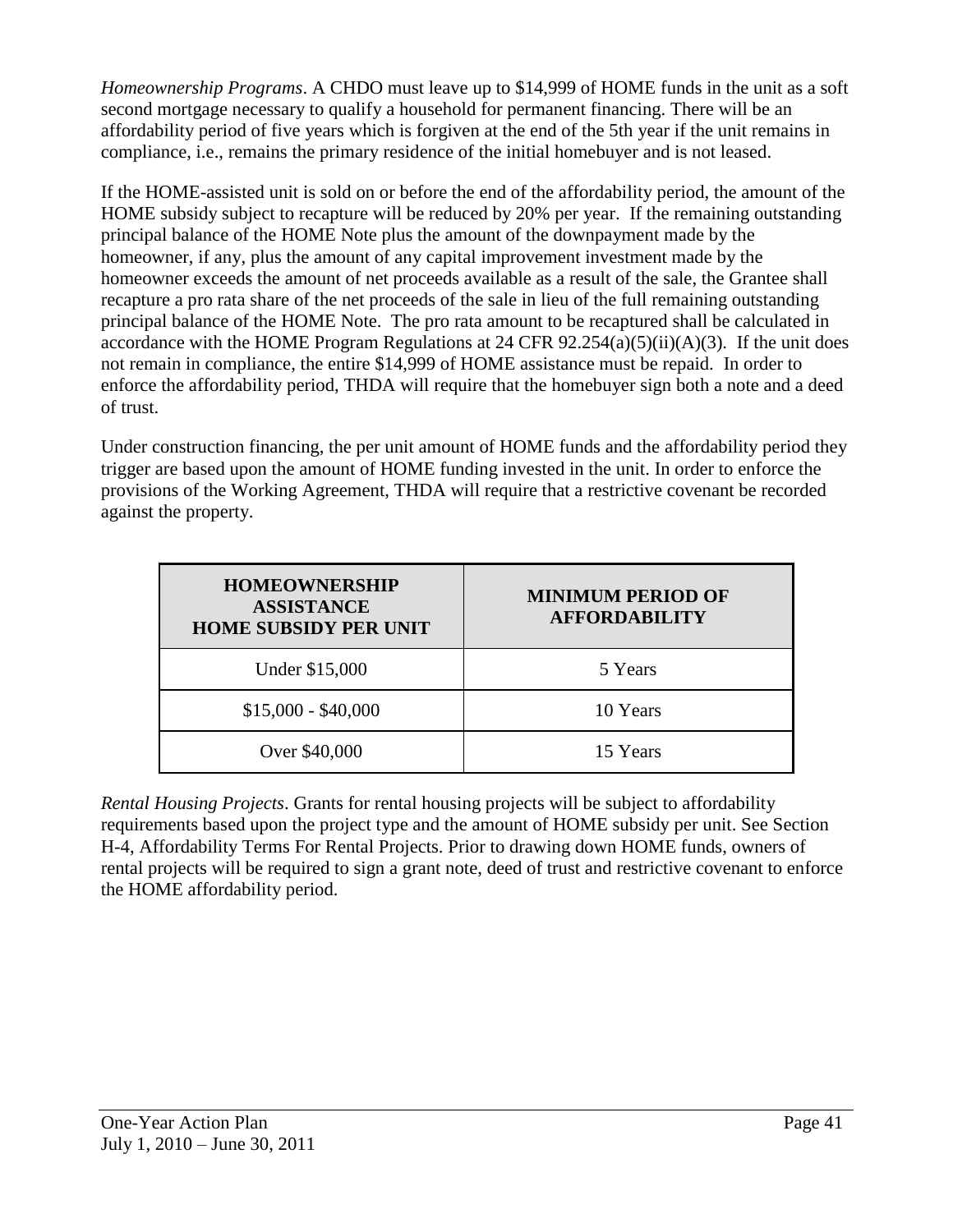*Homeownership Programs*. A CHDO must leave up to $14,999 of HOME funds in the unit as a soft second mortgage necessary to qualify a household for permanent financing. There will be an affordability period of five years which is forgiven at the end of the 5th year if the unit remains in compliance, i.e., remains the primary residence of the initial homebuyer and is not leased.

If the HOME-assisted unit is sold on or before the end of the affordability period, the amount of the HOME subsidy subject to recapture will be reduced by 20% per year. If the remaining outstanding principal balance of the HOME Note plus the amount of the downpayment made by the homeowner, if any, plus the amount of any capital improvement investment made by the homeowner exceeds the amount of net proceeds available as a result of the sale, the Grantee shall recapture a pro rata share of the net proceeds of the sale in lieu of the full remaining outstanding principal balance of the HOME Note. The pro rata amount to be recaptured shall be calculated in accordance with the HOME Program Regulations at 24 CFR 92.254(a)(5)(ii)(A)(3). If the unit does not remain in compliance, the entire $14,999 of HOME assistance must be repaid. In order to enforce the affordability period, THDA will require that the homebuyer sign both a note and a deed of trust.

Under construction financing, the per unit amount of HOME funds and the affordability period they trigger are based upon the amount of HOME funding invested in the unit. In order to enforce the provisions of the Working Agreement, THDA will require that a restrictive covenant be recorded against the property.

| HOMEOWNERSHIP ASSISTANCE HOME SUBSIDY PER UNIT | MINIMUM PERIOD OF AFFORDABILITY |
|---|---|
| Under $15,000 | 5 Years |
| $15,000 - $40,000 | 10 Years |
| Over $40,000 | 15 Years |

*Rental Housing Projects*. Grants for rental housing projects will be subject to affordability requirements based upon the project type and the amount of HOME subsidy per unit. See Section H-4, Affordability Terms For Rental Projects. Prior to drawing down HOME funds, owners of rental projects will be required to sign a grant note, deed of trust and restrictive covenant to enforce the HOME affordability period.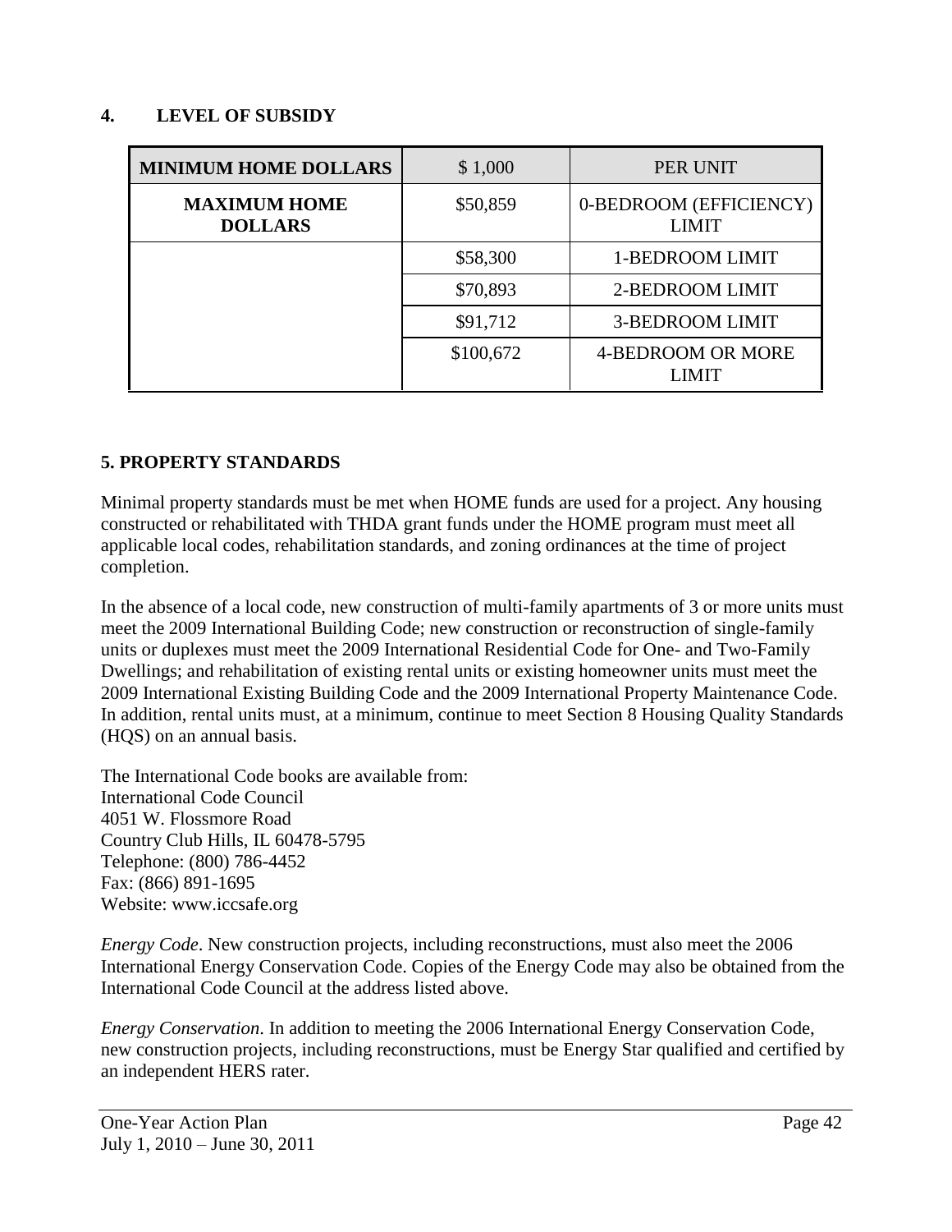## 4. LEVEL OF SUBSIDY

| MINIMUM HOME DOLLARS | $ 1,000 | PER UNIT |
|---|---|---|
| **MAXIMUM HOME DOLLARS** | $50,859 | 0-BEDROOM (EFFICIENCY) LIMIT |
| | $58,300 | 1-BEDROOM LIMIT |
| | $70,893 | 2-BEDROOM LIMIT |
| | $91,712 | 3-BEDROOM LIMIT |
| | $100,672 | 4-BEDROOM OR MORE LIMIT |

## 5. PROPERTY STANDARDS

Minimal property standards must be met when HOME funds are used for a project. Any housing constructed or rehabilitated with THDA grant funds under the HOME program must meet all applicable local codes, rehabilitation standards, and zoning ordinances at the time of project completion.

In the absence of a local code, new construction of multi-family apartments of 3 or more units must meet the 2009 International Building Code; new construction or reconstruction of single-family units or duplexes must meet the 2009 International Residential Code for One- and Two-Family Dwellings; and rehabilitation of existing rental units or existing homeowner units must meet the 2009 International Existing Building Code and the 2009 International Property Maintenance Code. In addition, rental units must, at a minimum, continue to meet Section 8 Housing Quality Standards (HQS) on an annual basis.

The International Code books are available from:
International Code Council
4051 W. Flossmore Road
Country Club Hills, IL 60478-5795
Telephone: (800) 786-4452
Fax: (866) 891-1695
Website: www.iccsafe.org

*Energy Code*. New construction projects, including reconstructions, must also meet the 2006 International Energy Conservation Code. Copies of the Energy Code may also be obtained from the International Code Council at the address listed above.

*Energy Conservation*. In addition to meeting the 2006 International Energy Conservation Code, new construction projects, including reconstructions, must be Energy Star qualified and certified by an independent HERS rater.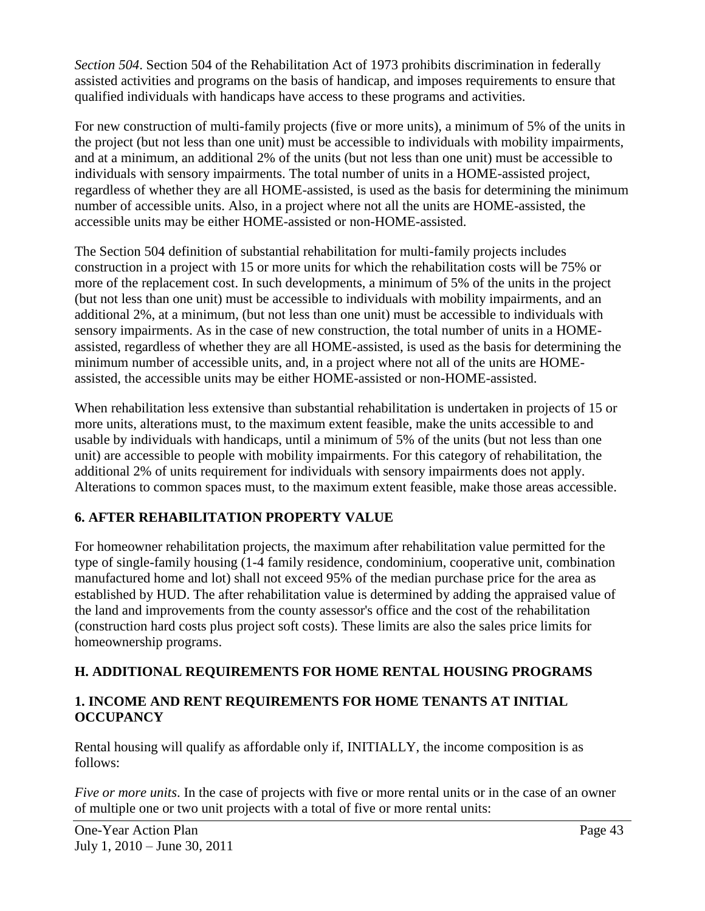*Section 504*. Section 504 of the Rehabilitation Act of 1973 prohibits discrimination in federally assisted activities and programs on the basis of handicap, and imposes requirements to ensure that qualified individuals with handicaps have access to these programs and activities.

For new construction of multi-family projects (five or more units), a minimum of 5% of the units in the project (but not less than one unit) must be accessible to individuals with mobility impairments, and at a minimum, an additional 2% of the units (but not less than one unit) must be accessible to individuals with sensory impairments. The total number of units in a HOME-assisted project, regardless of whether they are all HOME-assisted, is used as the basis for determining the minimum number of accessible units. Also, in a project where not all the units are HOME-assisted, the accessible units may be either HOME-assisted or non-HOME-assisted.

The Section 504 definition of substantial rehabilitation for multi-family projects includes construction in a project with 15 or more units for which the rehabilitation costs will be 75% or more of the replacement cost. In such developments, a minimum of 5% of the units in the project (but not less than one unit) must be accessible to individuals with mobility impairments, and an additional 2%, at a minimum, (but not less than one unit) must be accessible to individuals with sensory impairments. As in the case of new construction, the total number of units in a HOME-assisted, regardless of whether they are all HOME-assisted, is used as the basis for determining the minimum number of accessible units, and, in a project where not all of the units are HOME-assisted, the accessible units may be either HOME-assisted or non-HOME-assisted.

When rehabilitation less extensive than substantial rehabilitation is undertaken in projects of 15 or more units, alterations must, to the maximum extent feasible, make the units accessible to and usable by individuals with handicaps, until a minimum of 5% of the units (but not less than one unit) are accessible to people with mobility impairments. For this category of rehabilitation, the additional 2% of units requirement for individuals with sensory impairments does not apply. Alterations to common spaces must, to the maximum extent feasible, make those areas accessible.

### 6. AFTER REHABILITATION PROPERTY VALUE

For homeowner rehabilitation projects, the maximum after rehabilitation value permitted for the type of single-family housing (1-4 family residence, condominium, cooperative unit, combination manufactured home and lot) shall not exceed 95% of the median purchase price for the area as established by HUD. The after rehabilitation value is determined by adding the appraised value of the land and improvements from the county assessor's office and the cost of the rehabilitation (construction hard costs plus project soft costs). These limits are also the sales price limits for homeownership programs.

## H. ADDITIONAL REQUIREMENTS FOR HOME RENTAL HOUSING PROGRAMS

### 1. INCOME AND RENT REQUIREMENTS FOR HOME TENANTS AT INITIAL OCCUPANCY

Rental housing will qualify as affordable only if, INITIALLY, the income composition is as follows:

*Five or more units*. In the case of projects with five or more rental units or in the case of an owner of multiple one or two unit projects with a total of five or more rental units: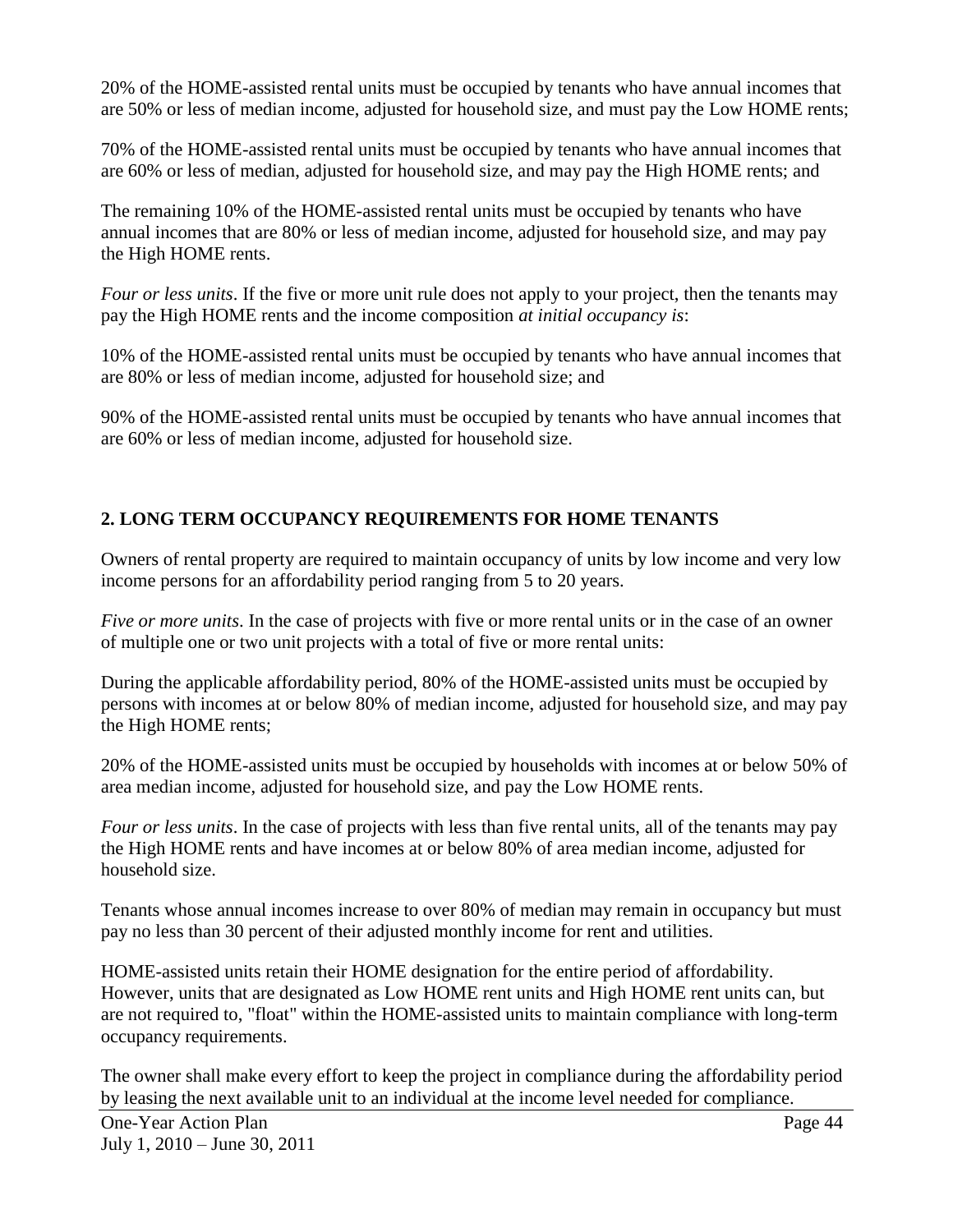20% of the HOME-assisted rental units must be occupied by tenants who have annual incomes that are 50% or less of median income, adjusted for household size, and must pay the Low HOME rents;

70% of the HOME-assisted rental units must be occupied by tenants who have annual incomes that are 60% or less of median, adjusted for household size, and may pay the High HOME rents; and

The remaining 10% of the HOME-assisted rental units must be occupied by tenants who have annual incomes that are 80% or less of median income, adjusted for household size, and may pay the High HOME rents.

*Four or less units*. If the five or more unit rule does not apply to your project, then the tenants may pay the High HOME rents and the income composition *at initial occupancy is*:

10% of the HOME-assisted rental units must be occupied by tenants who have annual incomes that are 80% or less of median income, adjusted for household size; and

90% of the HOME-assisted rental units must be occupied by tenants who have annual incomes that are 60% or less of median income, adjusted for household size.

## 2. LONG TERM OCCUPANCY REQUIREMENTS FOR HOME TENANTS

Owners of rental property are required to maintain occupancy of units by low income and very low income persons for an affordability period ranging from 5 to 20 years.

*Five or more units*. In the case of projects with five or more rental units or in the case of an owner of multiple one or two unit projects with a total of five or more rental units:

During the applicable affordability period, 80% of the HOME-assisted units must be occupied by persons with incomes at or below 80% of median income, adjusted for household size, and may pay the High HOME rents;

20% of the HOME-assisted units must be occupied by households with incomes at or below 50% of area median income, adjusted for household size, and pay the Low HOME rents.

*Four or less units*. In the case of projects with less than five rental units, all of the tenants may pay the High HOME rents and have incomes at or below 80% of area median income, adjusted for household size.

Tenants whose annual incomes increase to over 80% of median may remain in occupancy but must pay no less than 30 percent of their adjusted monthly income for rent and utilities.

HOME-assisted units retain their HOME designation for the entire period of affordability. However, units that are designated as Low HOME rent units and High HOME rent units can, but are not required to, "float" within the HOME-assisted units to maintain compliance with long-term occupancy requirements.

The owner shall make every effort to keep the project in compliance during the affordability period by leasing the next available unit to an individual at the income level needed for compliance.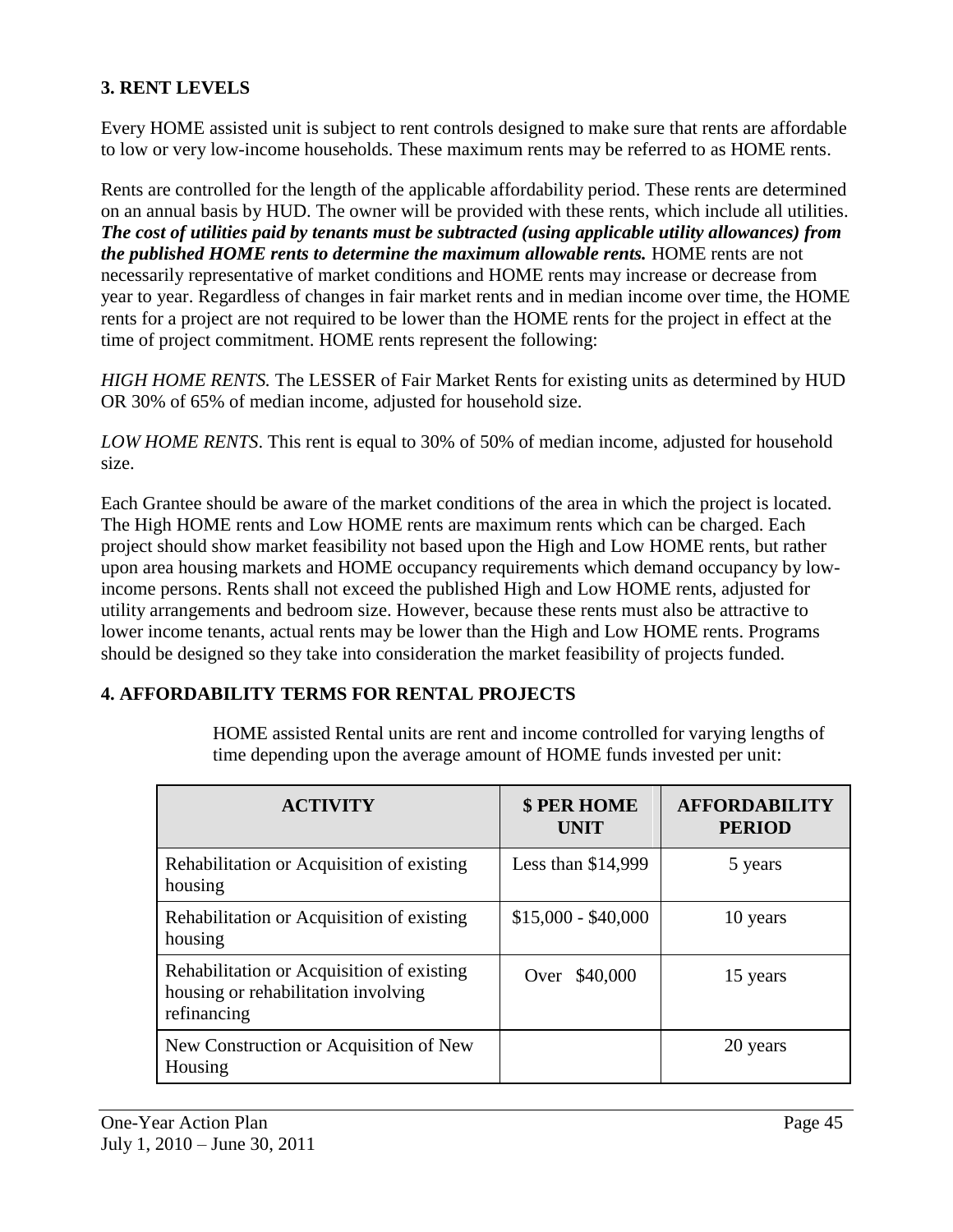## 3. RENT LEVELS

Every HOME assisted unit is subject to rent controls designed to make sure that rents are affordable to low or very low-income households. These maximum rents may be referred to as HOME rents.

Rents are controlled for the length of the applicable affordability period. These rents are determined on an annual basis by HUD. The owner will be provided with these rents, which include all utilities. ***The cost of utilities paid by tenants must be subtracted (using applicable utility allowances) from the published HOME rents to determine the maximum allowable rents.*** HOME rents are not necessarily representative of market conditions and HOME rents may increase or decrease from year to year. Regardless of changes in fair market rents and in median income over time, the HOME rents for a project are not required to be lower than the HOME rents for the project in effect at the time of project commitment. HOME rents represent the following:

*HIGH HOME RENTS.* The LESSER of Fair Market Rents for existing units as determined by HUD OR 30% of 65% of median income, adjusted for household size.

*LOW HOME RENTS*. This rent is equal to 30% of 50% of median income, adjusted for household size.

Each Grantee should be aware of the market conditions of the area in which the project is located. The High HOME rents and Low HOME rents are maximum rents which can be charged. Each project should show market feasibility not based upon the High and Low HOME rents, but rather upon area housing markets and HOME occupancy requirements which demand occupancy by low-income persons. Rents shall not exceed the published High and Low HOME rents, adjusted for utility arrangements and bedroom size. However, because these rents must also be attractive to lower income tenants, actual rents may be lower than the High and Low HOME rents. Programs should be designed so they take into consideration the market feasibility of projects funded.

## 4. AFFORDABILITY TERMS FOR RENTAL PROJECTS

HOME assisted Rental units are rent and income controlled for varying lengths of time depending upon the average amount of HOME funds invested per unit:

| ACTIVITY | $ PER HOME UNIT | AFFORDABILITY PERIOD |
|---|---|---|
| Rehabilitation or Acquisition of existing housing | Less than $14,999 | 5 years |
| Rehabilitation or Acquisition of existing housing | $15,000 - $40,000 | 10 years |
| Rehabilitation or Acquisition of existing housing or rehabilitation involving refinancing | Over $40,000 | 15 years |
| New Construction or Acquisition of New Housing | | 20 years |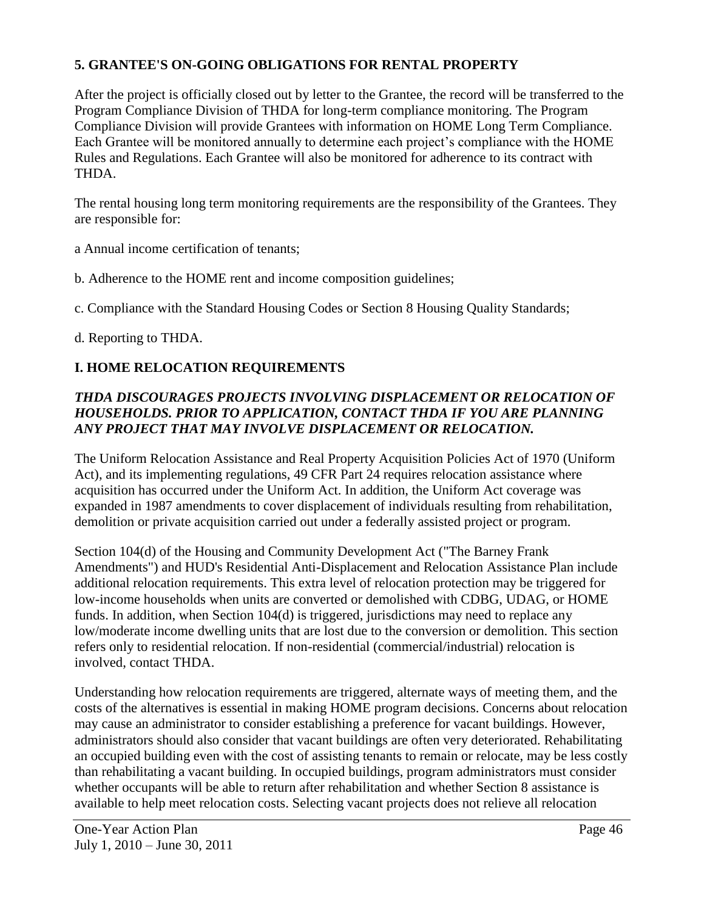## 5. GRANTEE'S ON-GOING OBLIGATIONS FOR RENTAL PROPERTY

After the project is officially closed out by letter to the Grantee, the record will be transferred to the Program Compliance Division of THDA for long-term compliance monitoring. The Program Compliance Division will provide Grantees with information on HOME Long Term Compliance. Each Grantee will be monitored annually to determine each project's compliance with the HOME Rules and Regulations. Each Grantee will also be monitored for adherence to its contract with THDA.

The rental housing long term monitoring requirements are the responsibility of the Grantees. They are responsible for:

a Annual income certification of tenants;

b. Adherence to the HOME rent and income composition guidelines;

c. Compliance with the Standard Housing Codes or Section 8 Housing Quality Standards;

d. Reporting to THDA.

## I. HOME RELOCATION REQUIREMENTS

***THDA DISCOURAGES PROJECTS INVOLVING DISPLACEMENT OR RELOCATION OF HOUSEHOLDS. PRIOR TO APPLICATION, CONTACT THDA IF YOU ARE PLANNING ANY PROJECT THAT MAY INVOLVE DISPLACEMENT OR RELOCATION.***

The Uniform Relocation Assistance and Real Property Acquisition Policies Act of 1970 (Uniform Act), and its implementing regulations, 49 CFR Part 24 requires relocation assistance where acquisition has occurred under the Uniform Act. In addition, the Uniform Act coverage was expanded in 1987 amendments to cover displacement of individuals resulting from rehabilitation, demolition or private acquisition carried out under a federally assisted project or program.

Section 104(d) of the Housing and Community Development Act ("The Barney Frank Amendments") and HUD's Residential Anti-Displacement and Relocation Assistance Plan include additional relocation requirements. This extra level of relocation protection may be triggered for low-income households when units are converted or demolished with CDBG, UDAG, or HOME funds. In addition, when Section 104(d) is triggered, jurisdictions may need to replace any low/moderate income dwelling units that are lost due to the conversion or demolition. This section refers only to residential relocation. If non-residential (commercial/industrial) relocation is involved, contact THDA.

Understanding how relocation requirements are triggered, alternate ways of meeting them, and the costs of the alternatives is essential in making HOME program decisions. Concerns about relocation may cause an administrator to consider establishing a preference for vacant buildings. However, administrators should also consider that vacant buildings are often very deteriorated. Rehabilitating an occupied building even with the cost of assisting tenants to remain or relocate, may be less costly than rehabilitating a vacant building. In occupied buildings, program administrators must consider whether occupants will be able to return after rehabilitation and whether Section 8 assistance is available to help meet relocation costs. Selecting vacant projects does not relieve all relocation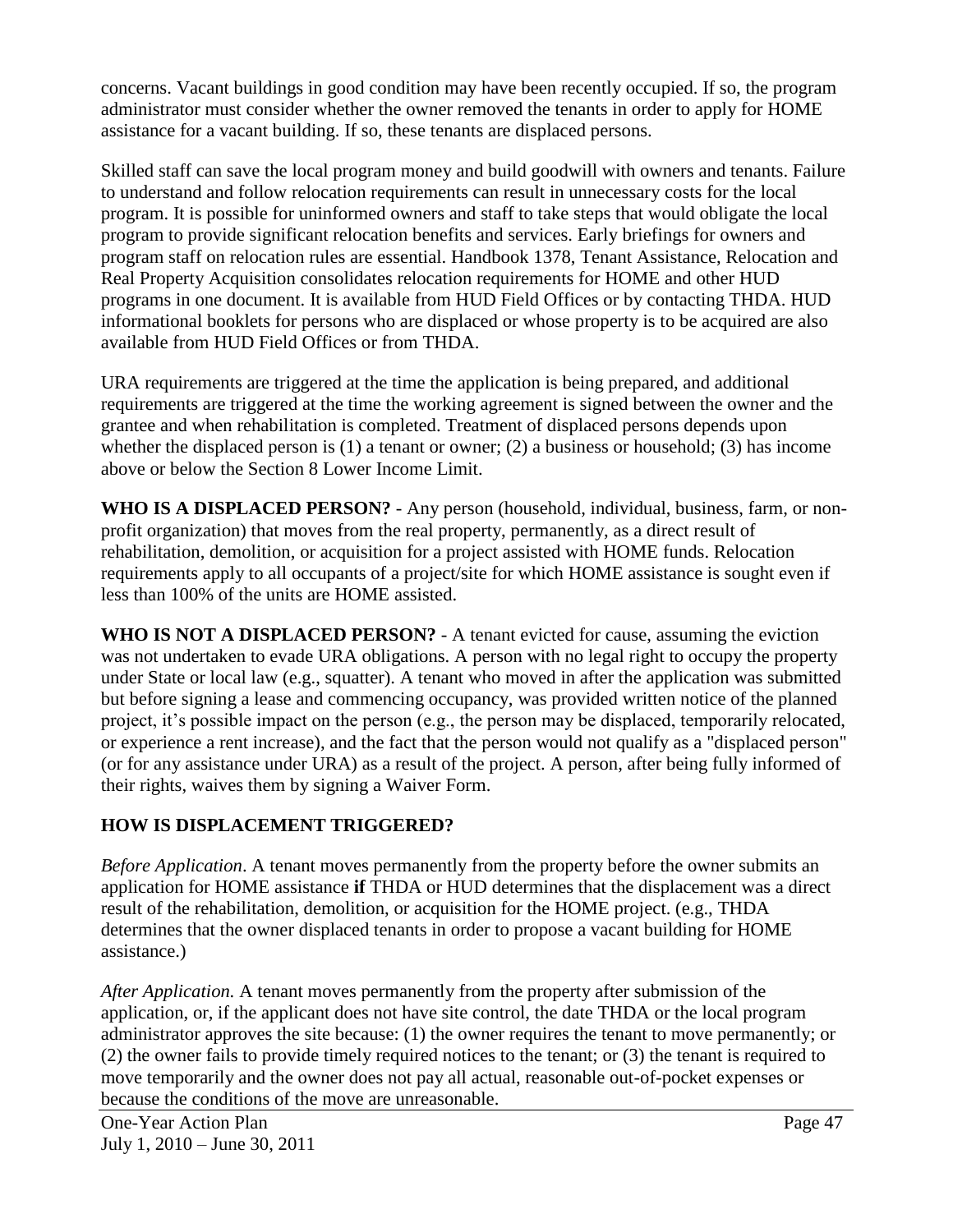concerns. Vacant buildings in good condition may have been recently occupied. If so, the program administrator must consider whether the owner removed the tenants in order to apply for HOME assistance for a vacant building. If so, these tenants are displaced persons.

Skilled staff can save the local program money and build goodwill with owners and tenants. Failure to understand and follow relocation requirements can result in unnecessary costs for the local program. It is possible for uninformed owners and staff to take steps that would obligate the local program to provide significant relocation benefits and services. Early briefings for owners and program staff on relocation rules are essential. Handbook 1378, Tenant Assistance, Relocation and Real Property Acquisition consolidates relocation requirements for HOME and other HUD programs in one document. It is available from HUD Field Offices or by contacting THDA. HUD informational booklets for persons who are displaced or whose property is to be acquired are also available from HUD Field Offices or from THDA.

URA requirements are triggered at the time the application is being prepared, and additional requirements are triggered at the time the working agreement is signed between the owner and the grantee and when rehabilitation is completed. Treatment of displaced persons depends upon whether the displaced person is (1) a tenant or owner; (2) a business or household; (3) has income above or below the Section 8 Lower Income Limit.

**WHO IS A DISPLACED PERSON?** - Any person (household, individual, business, farm, or non-profit organization) that moves from the real property, permanently, as a direct result of rehabilitation, demolition, or acquisition for a project assisted with HOME funds. Relocation requirements apply to all occupants of a project/site for which HOME assistance is sought even if less than 100% of the units are HOME assisted.

**WHO IS NOT A DISPLACED PERSON?** - A tenant evicted for cause, assuming the eviction was not undertaken to evade URA obligations. A person with no legal right to occupy the property under State or local law (e.g., squatter). A tenant who moved in after the application was submitted but before signing a lease and commencing occupancy, was provided written notice of the planned project, it's possible impact on the person (e.g., the person may be displaced, temporarily relocated, or experience a rent increase), and the fact that the person would not qualify as a "displaced person" (or for any assistance under URA) as a result of the project. A person, after being fully informed of their rights, waives them by signing a Waiver Form.

## HOW IS DISPLACEMENT TRIGGERED?

*Before Application*. A tenant moves permanently from the property before the owner submits an application for HOME assistance **if** THDA or HUD determines that the displacement was a direct result of the rehabilitation, demolition, or acquisition for the HOME project. (e.g., THDA determines that the owner displaced tenants in order to propose a vacant building for HOME assistance.)

*After Application.* A tenant moves permanently from the property after submission of the application, or, if the applicant does not have site control, the date THDA or the local program administrator approves the site because: (1) the owner requires the tenant to move permanently; or (2) the owner fails to provide timely required notices to the tenant; or (3) the tenant is required to move temporarily and the owner does not pay all actual, reasonable out-of-pocket expenses or because the conditions of the move are unreasonable.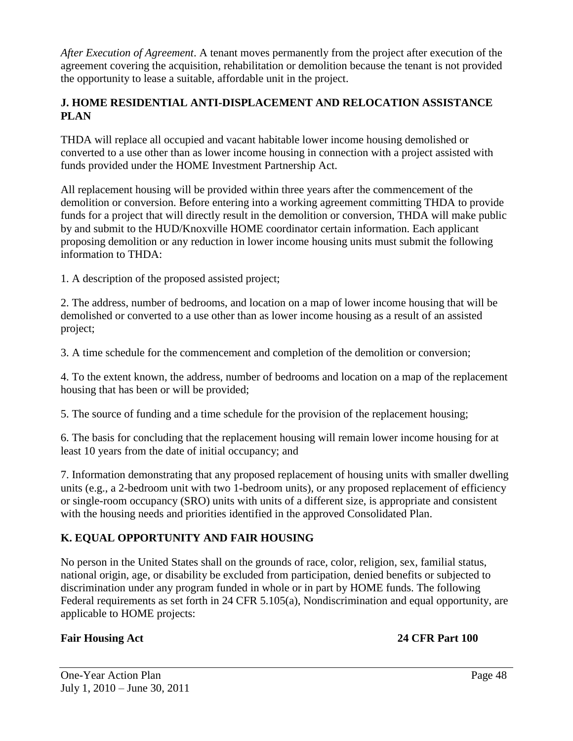*After Execution of Agreement*. A tenant moves permanently from the project after execution of the agreement covering the acquisition, rehabilitation or demolition because the tenant is not provided the opportunity to lease a suitable, affordable unit in the project.

## J. HOME RESIDENTIAL ANTI-DISPLACEMENT AND RELOCATION ASSISTANCE PLAN

THDA will replace all occupied and vacant habitable lower income housing demolished or converted to a use other than as lower income housing in connection with a project assisted with funds provided under the HOME Investment Partnership Act.

All replacement housing will be provided within three years after the commencement of the demolition or conversion. Before entering into a working agreement committing THDA to provide funds for a project that will directly result in the demolition or conversion, THDA will make public by and submit to the HUD/Knoxville HOME coordinator certain information. Each applicant proposing demolition or any reduction in lower income housing units must submit the following information to THDA:

1. A description of the proposed assisted project;

2. The address, number of bedrooms, and location on a map of lower income housing that will be demolished or converted to a use other than as lower income housing as a result of an assisted project;

3. A time schedule for the commencement and completion of the demolition or conversion;

4. To the extent known, the address, number of bedrooms and location on a map of the replacement housing that has been or will be provided;

5. The source of funding and a time schedule for the provision of the replacement housing;

6. The basis for concluding that the replacement housing will remain lower income housing for at least 10 years from the date of initial occupancy; and

7. Information demonstrating that any proposed replacement of housing units with smaller dwelling units (e.g., a 2-bedroom unit with two 1-bedroom units), or any proposed replacement of efficiency or single-room occupancy (SRO) units with units of a different size, is appropriate and consistent with the housing needs and priorities identified in the approved Consolidated Plan.

## K. EQUAL OPPORTUNITY AND FAIR HOUSING

No person in the United States shall on the grounds of race, color, religion, sex, familial status, national origin, age, or disability be excluded from participation, denied benefits or subjected to discrimination under any program funded in whole or in part by HOME funds. The following Federal requirements as set forth in 24 CFR 5.105(a), Nondiscrimination and equal opportunity, are applicable to HOME projects:

**Fair Housing Act** **24 CFR Part 100**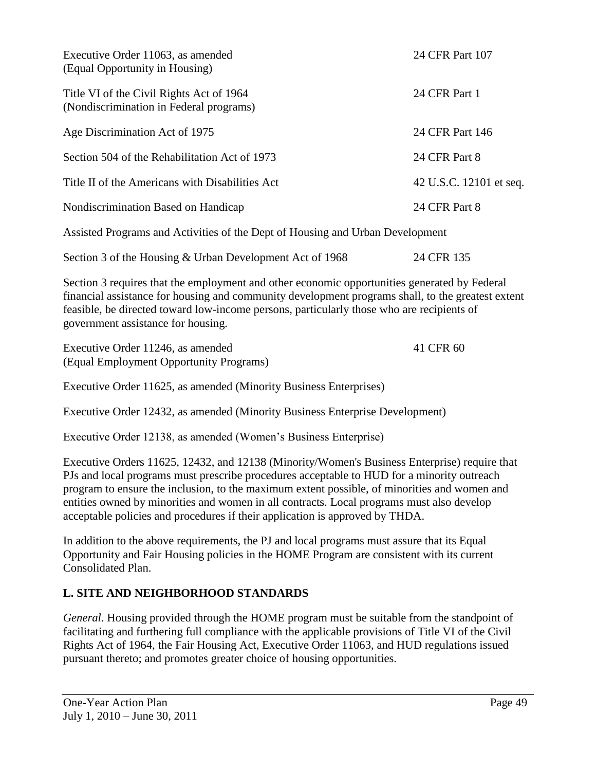| | |
|---|---|
| Executive Order 11063, as amended (Equal Opportunity in Housing) | 24 CFR Part 107 |
| Title VI of the Civil Rights Act of 1964 (Nondiscrimination in Federal programs) | 24 CFR Part 1 |
| Age Discrimination Act of 1975 | 24 CFR Part 146 |
| Section 504 of the Rehabilitation Act of 1973 | 24 CFR Part 8 |
| Title II of the Americans with Disabilities Act | 42 U.S.C. 12101 et seq. |
| Nondiscrimination Based on Handicap | 24 CFR Part 8 |

Assisted Programs and Activities of the Dept of Housing and Urban Development

| | |
|---|---|
| Section 3 of the Housing & Urban Development Act of 1968 | 24 CFR 135 |

Section 3 requires that the employment and other economic opportunities generated by Federal financial assistance for housing and community development programs shall, to the greatest extent feasible, be directed toward low-income persons, particularly those who are recipients of government assistance for housing.

| | |
|---|---|
| Executive Order 11246, as amended (Equal Employment Opportunity Programs) | 41 CFR 60 |

Executive Order 11625, as amended (Minority Business Enterprises)

Executive Order 12432, as amended (Minority Business Enterprise Development)

Executive Order 12138, as amended (Women's Business Enterprise)

Executive Orders 11625, 12432, and 12138 (Minority/Women's Business Enterprise) require that PJs and local programs must prescribe procedures acceptable to HUD for a minority outreach program to ensure the inclusion, to the maximum extent possible, of minorities and women and entities owned by minorities and women in all contracts. Local programs must also develop acceptable policies and procedures if their application is approved by THDA.

In addition to the above requirements, the PJ and local programs must assure that its Equal Opportunity and Fair Housing policies in the HOME Program are consistent with its current Consolidated Plan.

## L. SITE AND NEIGHBORHOOD STANDARDS

*General*. Housing provided through the HOME program must be suitable from the standpoint of facilitating and furthering full compliance with the applicable provisions of Title VI of the Civil Rights Act of 1964, the Fair Housing Act, Executive Order 11063, and HUD regulations issued pursuant thereto; and promotes greater choice of housing opportunities.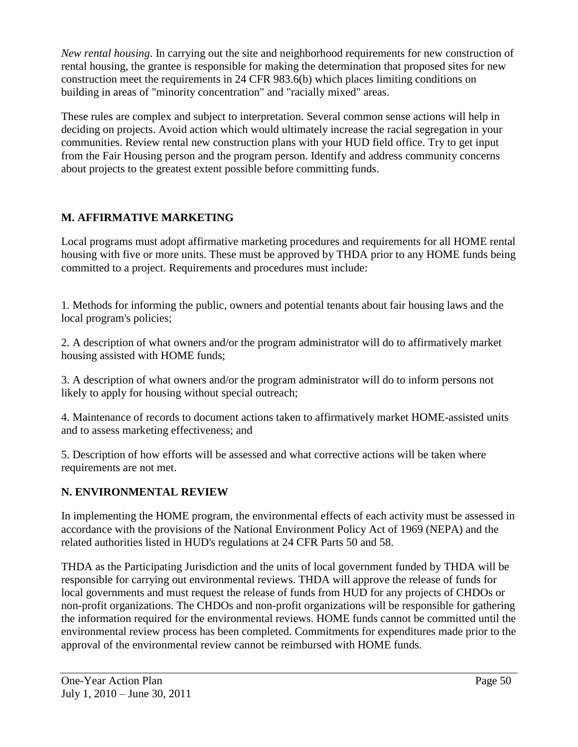*New rental housing*. In carrying out the site and neighborhood requirements for new construction of rental housing, the grantee is responsible for making the determination that proposed sites for new construction meet the requirements in 24 CFR 983.6(b) which places limiting conditions on building in areas of "minority concentration" and "racially mixed" areas.

These rules are complex and subject to interpretation. Several common sense actions will help in deciding on projects. Avoid action which would ultimately increase the racial segregation in your communities. Review rental new construction plans with your HUD field office. Try to get input from the Fair Housing person and the program person. Identify and address community concerns about projects to the greatest extent possible before committing funds.

## M. AFFIRMATIVE MARKETING

Local programs must adopt affirmative marketing procedures and requirements for all HOME rental housing with five or more units. These must be approved by THDA prior to any HOME funds being committed to a project. Requirements and procedures must include:

1. Methods for informing the public, owners and potential tenants about fair housing laws and the local program's policies;

2. A description of what owners and/or the program administrator will do to affirmatively market housing assisted with HOME funds;

3. A description of what owners and/or the program administrator will do to inform persons not likely to apply for housing without special outreach;

4. Maintenance of records to document actions taken to affirmatively market HOME-assisted units and to assess marketing effectiveness; and

5. Description of how efforts will be assessed and what corrective actions will be taken where requirements are not met.

## N. ENVIRONMENTAL REVIEW

In implementing the HOME program, the environmental effects of each activity must be assessed in accordance with the provisions of the National Environment Policy Act of 1969 (NEPA) and the related authorities listed in HUD's regulations at 24 CFR Parts 50 and 58.

THDA as the Participating Jurisdiction and the units of local government funded by THDA will be responsible for carrying out environmental reviews. THDA will approve the release of funds for local governments and must request the release of funds from HUD for any projects of CHDOs or non-profit organizations. The CHDOs and non-profit organizations will be responsible for gathering the information required for the environmental reviews. HOME funds cannot be committed until the environmental review process has been completed. Commitments for expenditures made prior to the approval of the environmental review cannot be reimbursed with HOME funds.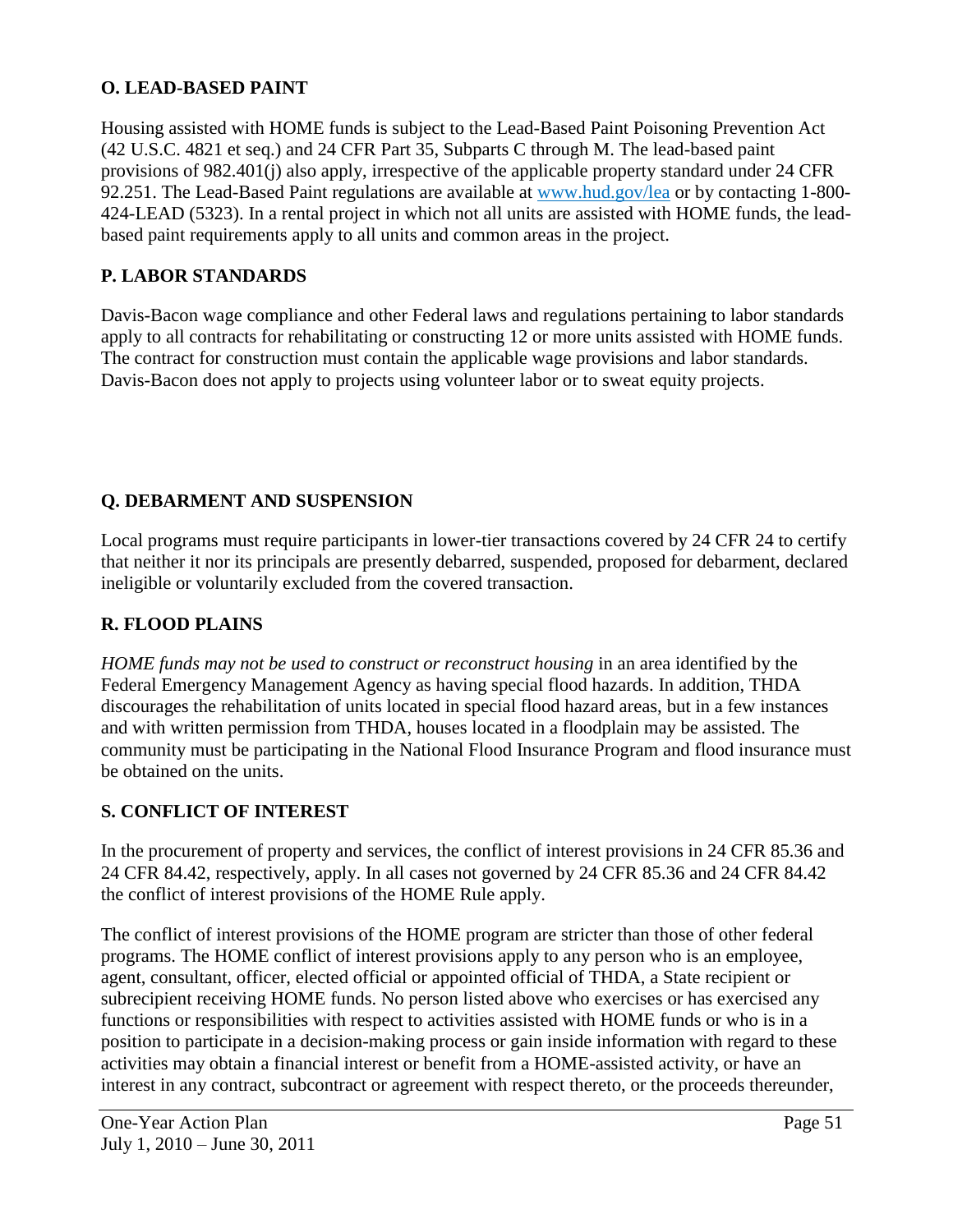### O. LEAD-BASED PAINT

Housing assisted with HOME funds is subject to the Lead-Based Paint Poisoning Prevention Act (42 U.S.C. 4821 et seq.) and 24 CFR Part 35, Subparts C through M. The lead-based paint provisions of 982.401(j) also apply, irrespective of the applicable property standard under 24 CFR 92.251. The Lead-Based Paint regulations are available at [www.hud.gov/lea](http://www.hud.gov/lea) or by contacting 1-800-424-LEAD (5323). In a rental project in which not all units are assisted with HOME funds, the lead-based paint requirements apply to all units and common areas in the project.

### P. LABOR STANDARDS

Davis-Bacon wage compliance and other Federal laws and regulations pertaining to labor standards apply to all contracts for rehabilitating or constructing 12 or more units assisted with HOME funds. The contract for construction must contain the applicable wage provisions and labor standards. Davis-Bacon does not apply to projects using volunteer labor or to sweat equity projects.

### Q. DEBARMENT AND SUSPENSION

Local programs must require participants in lower-tier transactions covered by 24 CFR 24 to certify that neither it nor its principals are presently debarred, suspended, proposed for debarment, declared ineligible or voluntarily excluded from the covered transaction.

### R. FLOOD PLAINS

*HOME funds may not be used to construct or reconstruct housing* in an area identified by the Federal Emergency Management Agency as having special flood hazards. In addition, THDA discourages the rehabilitation of units located in special flood hazard areas, but in a few instances and with written permission from THDA, houses located in a floodplain may be assisted. The community must be participating in the National Flood Insurance Program and flood insurance must be obtained on the units.

### S. CONFLICT OF INTEREST

In the procurement of property and services, the conflict of interest provisions in 24 CFR 85.36 and 24 CFR 84.42, respectively, apply. In all cases not governed by 24 CFR 85.36 and 24 CFR 84.42 the conflict of interest provisions of the HOME Rule apply.

The conflict of interest provisions of the HOME program are stricter than those of other federal programs. The HOME conflict of interest provisions apply to any person who is an employee, agent, consultant, officer, elected official or appointed official of THDA, a State recipient or subrecipient receiving HOME funds. No person listed above who exercises or has exercised any functions or responsibilities with respect to activities assisted with HOME funds or who is in a position to participate in a decision-making process or gain inside information with regard to these activities may obtain a financial interest or benefit from a HOME-assisted activity, or have an interest in any contract, subcontract or agreement with respect thereto, or the proceeds thereunder,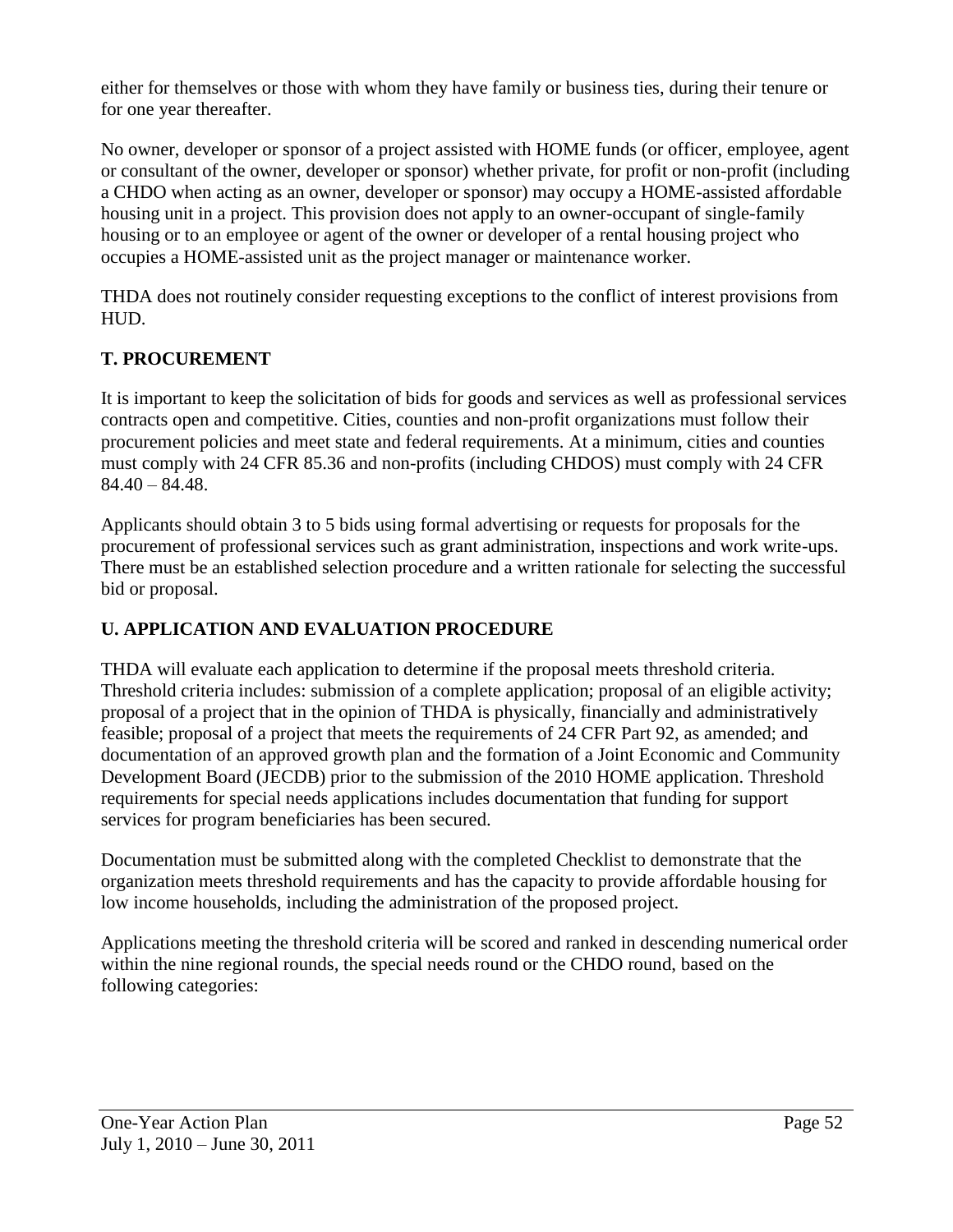either for themselves or those with whom they have family or business ties, during their tenure or for one year thereafter.

No owner, developer or sponsor of a project assisted with HOME funds (or officer, employee, agent or consultant of the owner, developer or sponsor) whether private, for profit or non-profit (including a CHDO when acting as an owner, developer or sponsor) may occupy a HOME-assisted affordable housing unit in a project. This provision does not apply to an owner-occupant of single-family housing or to an employee or agent of the owner or developer of a rental housing project who occupies a HOME-assisted unit as the project manager or maintenance worker.

THDA does not routinely consider requesting exceptions to the conflict of interest provisions from HUD.

## T. PROCUREMENT

It is important to keep the solicitation of bids for goods and services as well as professional services contracts open and competitive. Cities, counties and non-profit organizations must follow their procurement policies and meet state and federal requirements. At a minimum, cities and counties must comply with 24 CFR 85.36 and non-profits (including CHDOS) must comply with 24 CFR 84.40 – 84.48.

Applicants should obtain 3 to 5 bids using formal advertising or requests for proposals for the procurement of professional services such as grant administration, inspections and work write-ups. There must be an established selection procedure and a written rationale for selecting the successful bid or proposal.

## U. APPLICATION AND EVALUATION PROCEDURE

THDA will evaluate each application to determine if the proposal meets threshold criteria. Threshold criteria includes: submission of a complete application; proposal of an eligible activity; proposal of a project that in the opinion of THDA is physically, financially and administratively feasible; proposal of a project that meets the requirements of 24 CFR Part 92, as amended; and documentation of an approved growth plan and the formation of a Joint Economic and Community Development Board (JECDB) prior to the submission of the 2010 HOME application. Threshold requirements for special needs applications includes documentation that funding for support services for program beneficiaries has been secured.

Documentation must be submitted along with the completed Checklist to demonstrate that the organization meets threshold requirements and has the capacity to provide affordable housing for low income households, including the administration of the proposed project.

Applications meeting the threshold criteria will be scored and ranked in descending numerical order within the nine regional rounds, the special needs round or the CHDO round, based on the following categories: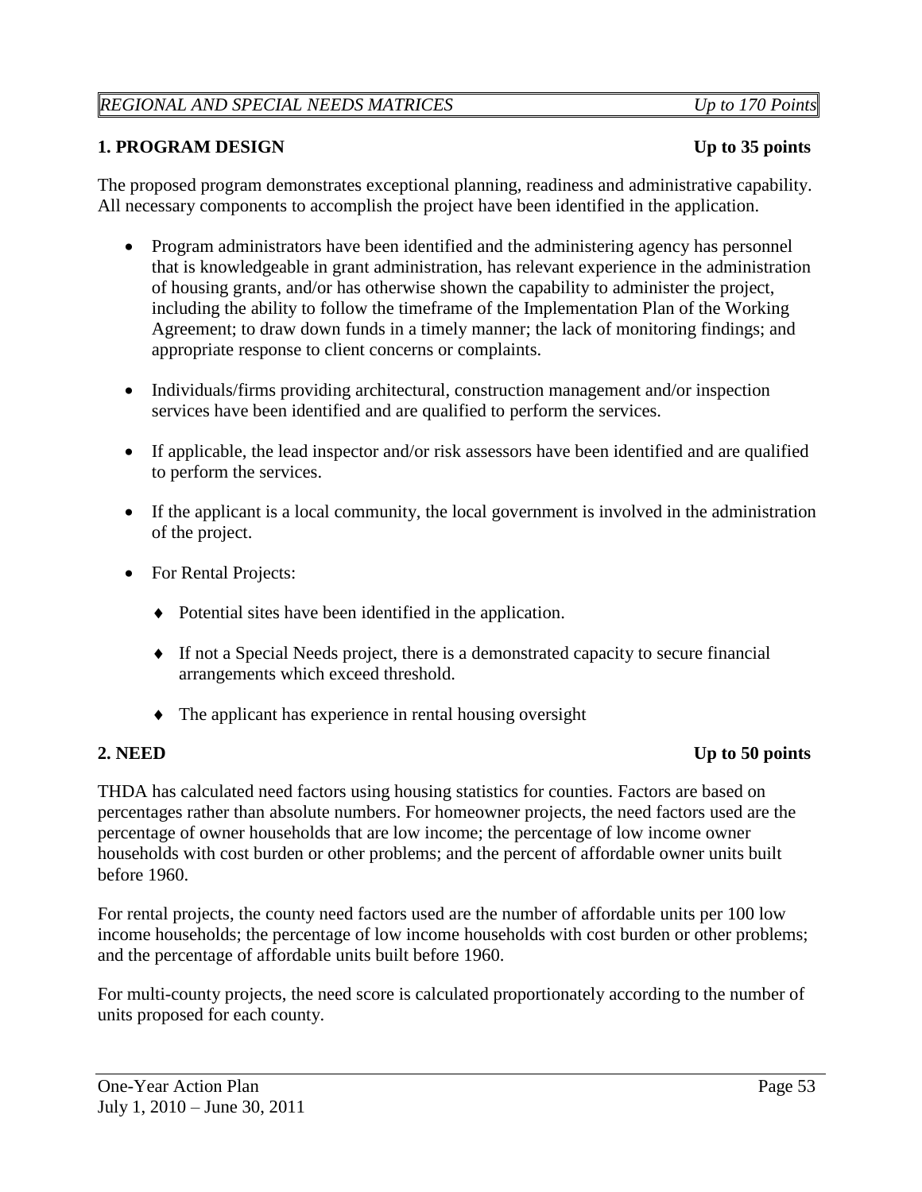*REGIONAL AND SPECIAL NEEDS MATRICES* *Up to 170 Points*

**1. PROGRAM DESIGN** **Up to 35 points**

The proposed program demonstrates exceptional planning, readiness and administrative capability. All necessary components to accomplish the project have been identified in the application.

- Program administrators have been identified and the administering agency has personnel that is knowledgeable in grant administration, has relevant experience in the administration of housing grants, and/or has otherwise shown the capability to administer the project, including the ability to follow the timeframe of the Implementation Plan of the Working Agreement; to draw down funds in a timely manner; the lack of monitoring findings; and appropriate response to client concerns or complaints.

- Individuals/firms providing architectural, construction management and/or inspection services have been identified and are qualified to perform the services.

- If applicable, the lead inspector and/or risk assessors have been identified and are qualified to perform the services.

- If the applicant is a local community, the local government is involved in the administration of the project.

- For Rental Projects:

  - Potential sites have been identified in the application.

  - If not a Special Needs project, there is a demonstrated capacity to secure financial arrangements which exceed threshold.

  - The applicant has experience in rental housing oversight

**2. NEED** **Up to 50 points**

THDA has calculated need factors using housing statistics for counties. Factors are based on percentages rather than absolute numbers. For homeowner projects, the need factors used are the percentage of owner households that are low income; the percentage of low income owner households with cost burden or other problems; and the percent of affordable owner units built before 1960.

For rental projects, the county need factors used are the number of affordable units per 100 low income households; the percentage of low income households with cost burden or other problems; and the percentage of affordable units built before 1960.

For multi-county projects, the need score is calculated proportionately according to the number of units proposed for each county.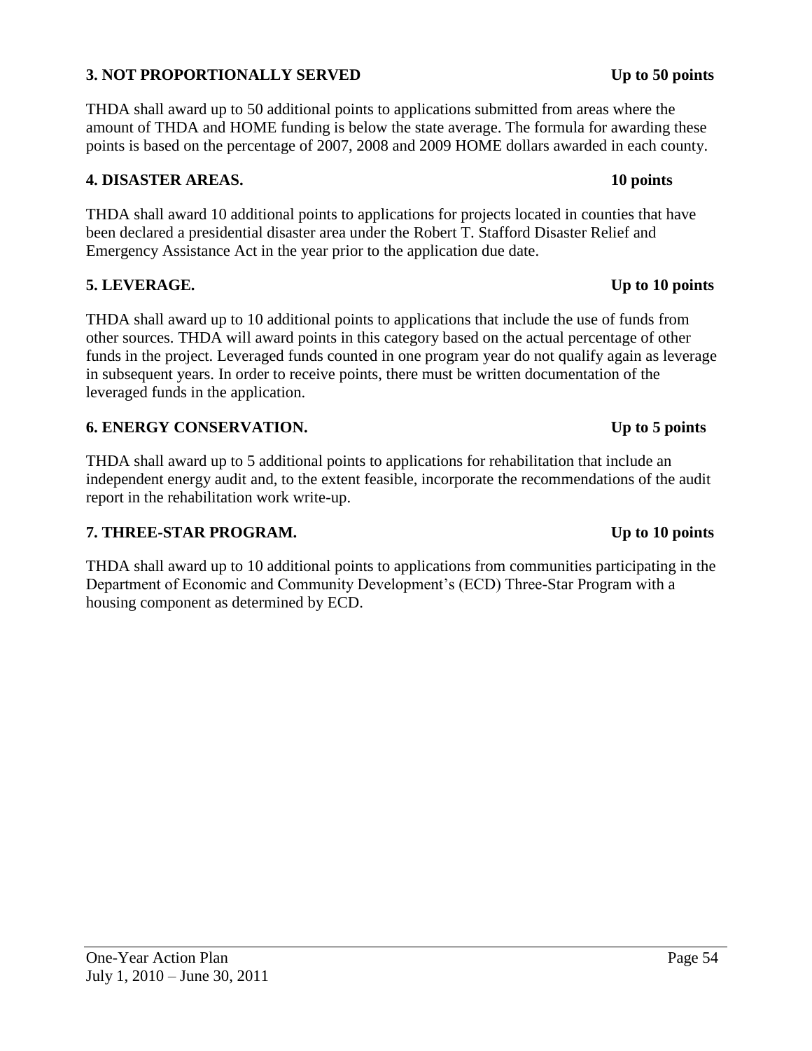**3. NOT PROPORTIONALLY SERVED** **Up to 50 points**

THDA shall award up to 50 additional points to applications submitted from areas where the amount of THDA and HOME funding is below the state average. The formula for awarding these points is based on the percentage of 2007, 2008 and 2009 HOME dollars awarded in each county.

**4. DISASTER AREAS.** **10 points**

THDA shall award 10 additional points to applications for projects located in counties that have been declared a presidential disaster area under the Robert T. Stafford Disaster Relief and Emergency Assistance Act in the year prior to the application due date.

**5. LEVERAGE.** **Up to 10 points**

THDA shall award up to 10 additional points to applications that include the use of funds from other sources. THDA will award points in this category based on the actual percentage of other funds in the project. Leveraged funds counted in one program year do not qualify again as leverage in subsequent years. In order to receive points, there must be written documentation of the leveraged funds in the application.

**6. ENERGY CONSERVATION.** **Up to 5 points**

THDA shall award up to 5 additional points to applications for rehabilitation that include an independent energy audit and, to the extent feasible, incorporate the recommendations of the audit report in the rehabilitation work write-up.

**7. THREE-STAR PROGRAM.** **Up to 10 points**

THDA shall award up to 10 additional points to applications from communities participating in the Department of Economic and Community Development's (ECD) Three-Star Program with a housing component as determined by ECD.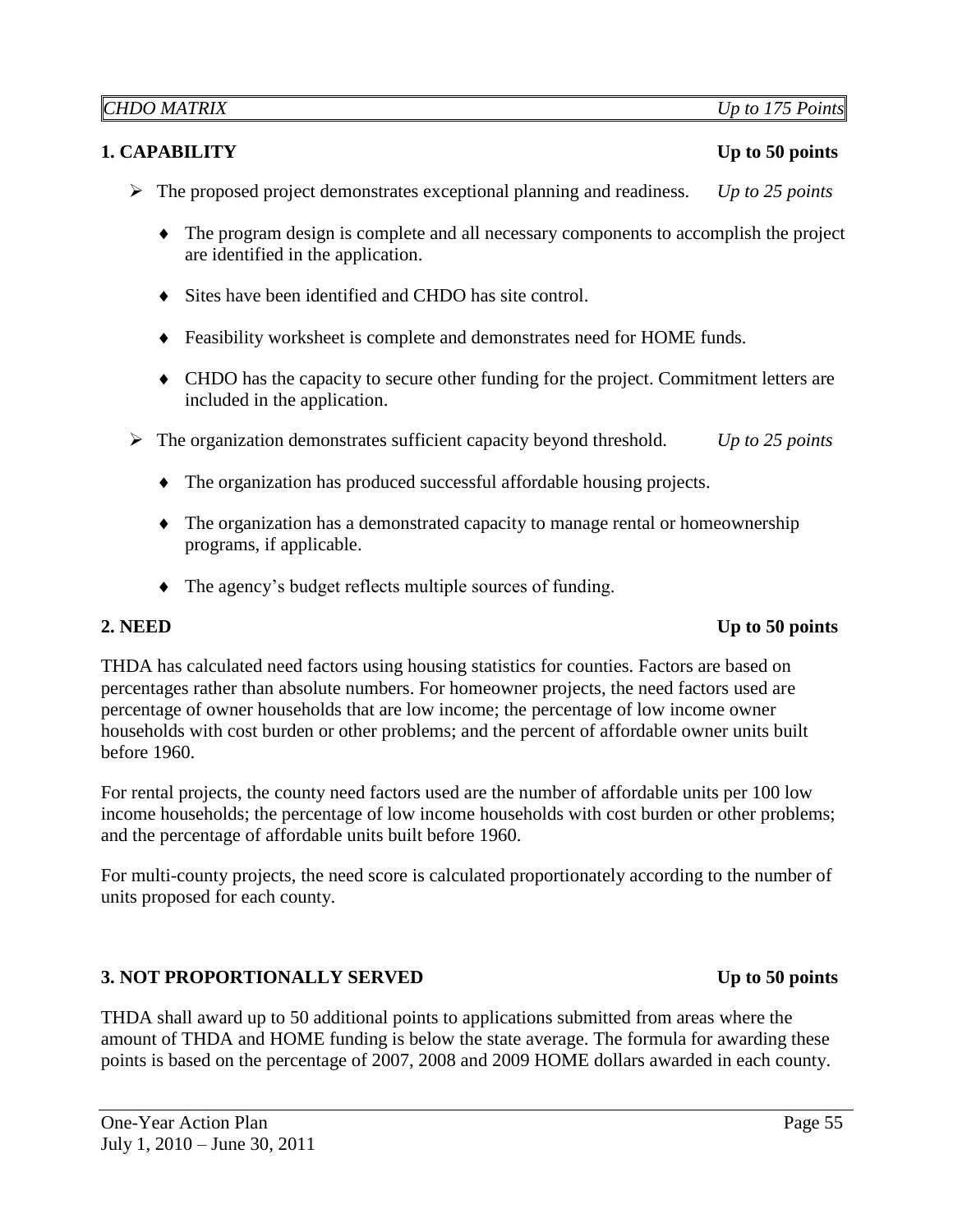| *CHDO MATRIX* | *Up to 175 Points* |
|---|---|

**1. CAPABILITY** **Up to 50 points**

- The proposed project demonstrates exceptional planning and readiness. *Up to 25 points*
  - The program design is complete and all necessary components to accomplish the project are identified in the application.
  - Sites have been identified and CHDO has site control.
  - Feasibility worksheet is complete and demonstrates need for HOME funds.
  - CHDO has the capacity to secure other funding for the project. Commitment letters are included in the application.
- The organization demonstrates sufficient capacity beyond threshold. *Up to 25 points*
  - The organization has produced successful affordable housing projects.
  - The organization has a demonstrated capacity to manage rental or homeownership programs, if applicable.
  - The agency's budget reflects multiple sources of funding.

**2. NEED** **Up to 50 points**

THDA has calculated need factors using housing statistics for counties. Factors are based on percentages rather than absolute numbers. For homeowner projects, the need factors used are percentage of owner households that are low income; the percentage of low income owner households with cost burden or other problems; and the percent of affordable owner units built before 1960.

For rental projects, the county need factors used are the number of affordable units per 100 low income households; the percentage of low income households with cost burden or other problems; and the percentage of affordable units built before 1960.

For multi-county projects, the need score is calculated proportionately according to the number of units proposed for each county.

**3. NOT PROPORTIONALLY SERVED** **Up to 50 points**

THDA shall award up to 50 additional points to applications submitted from areas where the amount of THDA and HOME funding is below the state average. The formula for awarding these points is based on the percentage of 2007, 2008 and 2009 HOME dollars awarded in each county.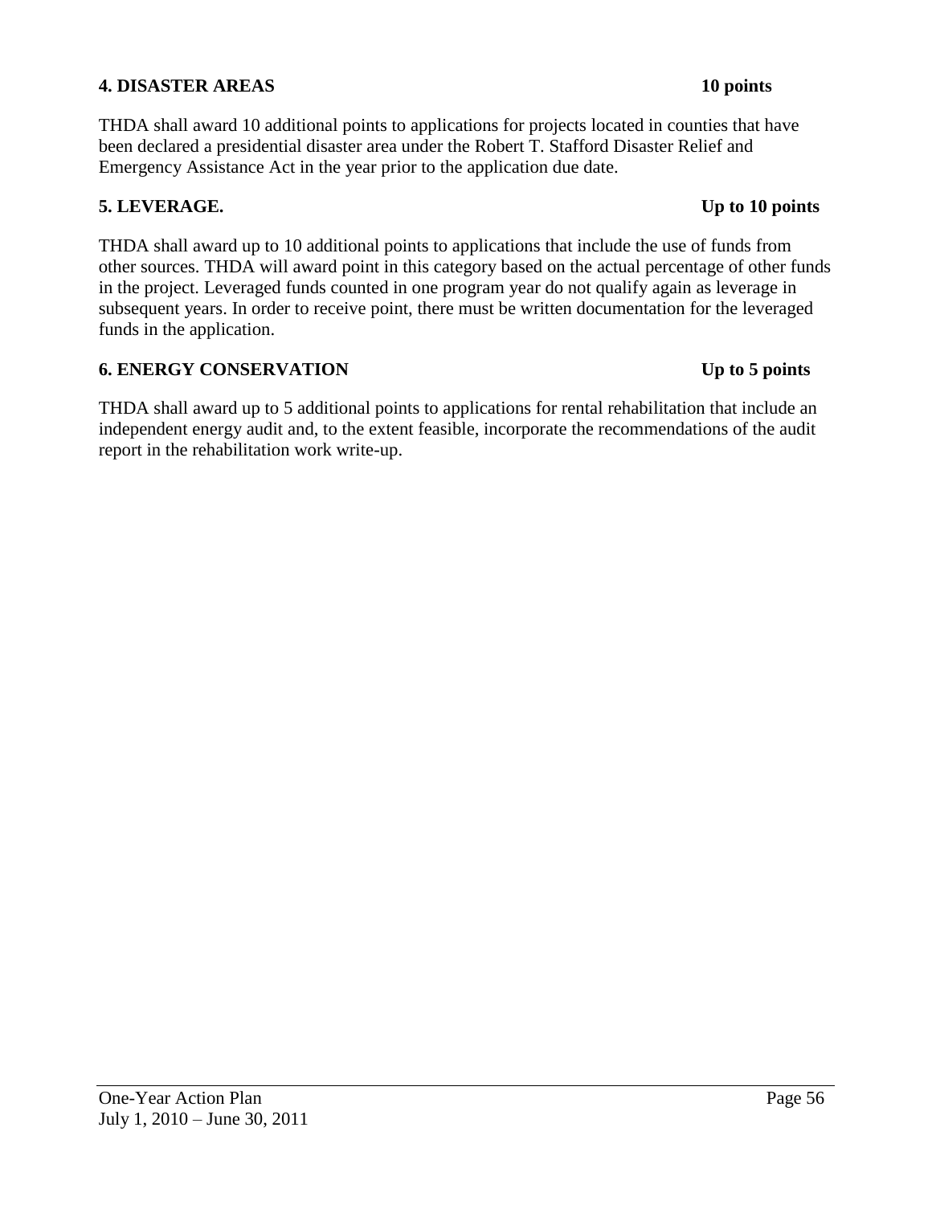**4. DISASTER AREAS** **10 points**

THDA shall award 10 additional points to applications for projects located in counties that have been declared a presidential disaster area under the Robert T. Stafford Disaster Relief and Emergency Assistance Act in the year prior to the application due date.

**5. LEVERAGE.** **Up to 10 points**

THDA shall award up to 10 additional points to applications that include the use of funds from other sources. THDA will award point in this category based on the actual percentage of other funds in the project. Leveraged funds counted in one program year do not qualify again as leverage in subsequent years. In order to receive point, there must be written documentation for the leveraged funds in the application.

**6. ENERGY CONSERVATION** **Up to 5 points**

THDA shall award up to 5 additional points to applications for rental rehabilitation that include an independent energy audit and, to the extent feasible, incorporate the recommendations of the audit report in the rehabilitation work write-up.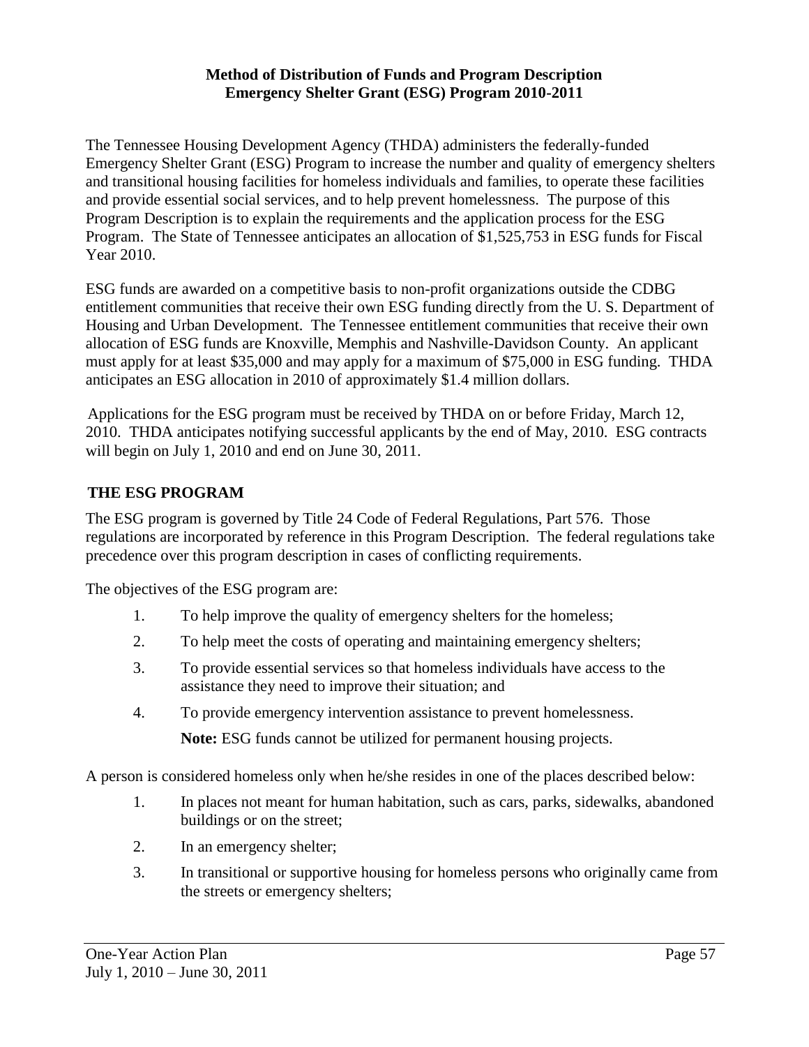**Method of Distribution of Funds and Program Description**
**Emergency Shelter Grant (ESG) Program 2010-2011**

The Tennessee Housing Development Agency (THDA) administers the federally-funded Emergency Shelter Grant (ESG) Program to increase the number and quality of emergency shelters and transitional housing facilities for homeless individuals and families, to operate these facilities and provide essential social services, and to help prevent homelessness. The purpose of this Program Description is to explain the requirements and the application process for the ESG Program. The State of Tennessee anticipates an allocation of $1,525,753 in ESG funds for Fiscal Year 2010.

ESG funds are awarded on a competitive basis to non-profit organizations outside the CDBG entitlement communities that receive their own ESG funding directly from the U. S. Department of Housing and Urban Development. The Tennessee entitlement communities that receive their own allocation of ESG funds are Knoxville, Memphis and Nashville-Davidson County. An applicant must apply for at least $35,000 and may apply for a maximum of $75,000 in ESG funding. THDA anticipates an ESG allocation in 2010 of approximately $1.4 million dollars.

Applications for the ESG program must be received by THDA on or before Friday, March 12, 2010. THDA anticipates notifying successful applicants by the end of May, 2010. ESG contracts will begin on July 1, 2010 and end on June 30, 2011.

## THE ESG PROGRAM

The ESG program is governed by Title 24 Code of Federal Regulations, Part 576. Those regulations are incorporated by reference in this Program Description. The federal regulations take precedence over this program description in cases of conflicting requirements.

The objectives of the ESG program are:

1. To help improve the quality of emergency shelters for the homeless;
2. To help meet the costs of operating and maintaining emergency shelters;
3. To provide essential services so that homeless individuals have access to the assistance they need to improve their situation; and
4. To provide emergency intervention assistance to prevent homelessness.

   **Note:** ESG funds cannot be utilized for permanent housing projects.

A person is considered homeless only when he/she resides in one of the places described below:

1. In places not meant for human habitation, such as cars, parks, sidewalks, abandoned buildings or on the street;
2. In an emergency shelter;
3. In transitional or supportive housing for homeless persons who originally came from the streets or emergency shelters;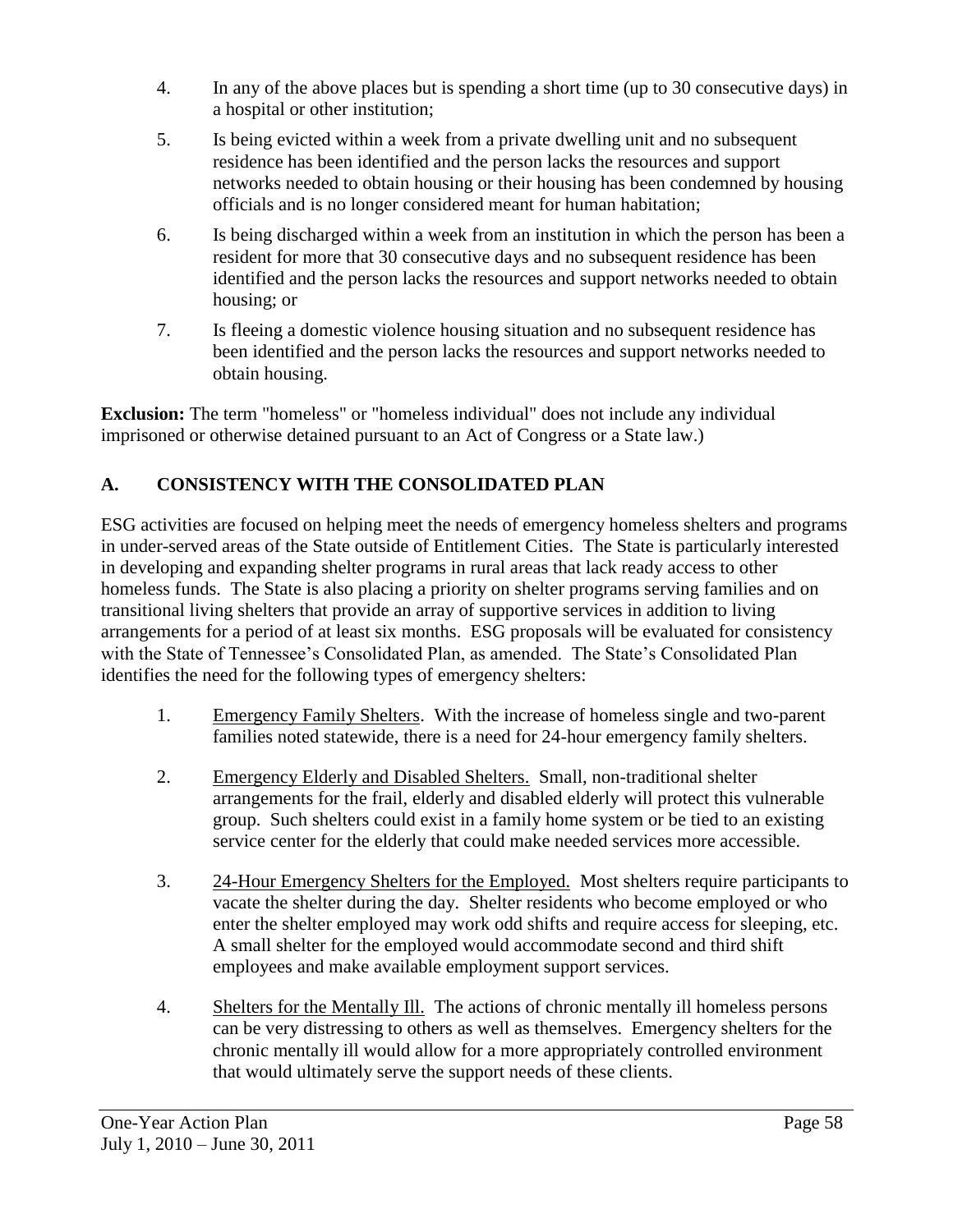4. In any of the above places but is spending a short time (up to 30 consecutive days) in a hospital or other institution;
5. Is being evicted within a week from a private dwelling unit and no subsequent residence has been identified and the person lacks the resources and support networks needed to obtain housing or their housing has been condemned by housing officials and is no longer considered meant for human habitation;
6. Is being discharged within a week from an institution in which the person has been a resident for more that 30 consecutive days and no subsequent residence has been identified and the person lacks the resources and support networks needed to obtain housing; or
7. Is fleeing a domestic violence housing situation and no subsequent residence has been identified and the person lacks the resources and support networks needed to obtain housing.

**Exclusion:** The term "homeless" or "homeless individual" does not include any individual imprisoned or otherwise detained pursuant to an Act of Congress or a State law.)

## A. CONSISTENCY WITH THE CONSOLIDATED PLAN

ESG activities are focused on helping meet the needs of emergency homeless shelters and programs in under-served areas of the State outside of Entitlement Cities. The State is particularly interested in developing and expanding shelter programs in rural areas that lack ready access to other homeless funds. The State is also placing a priority on shelter programs serving families and on transitional living shelters that provide an array of supportive services in addition to living arrangements for a period of at least six months. ESG proposals will be evaluated for consistency with the State of Tennessee's Consolidated Plan, as amended. The State's Consolidated Plan identifies the need for the following types of emergency shelters:

1. Emergency Family Shelters. With the increase of homeless single and two-parent families noted statewide, there is a need for 24-hour emergency family shelters.
2. Emergency Elderly and Disabled Shelters. Small, non-traditional shelter arrangements for the frail, elderly and disabled elderly will protect this vulnerable group. Such shelters could exist in a family home system or be tied to an existing service center for the elderly that could make needed services more accessible.
3. 24-Hour Emergency Shelters for the Employed. Most shelters require participants to vacate the shelter during the day. Shelter residents who become employed or who enter the shelter employed may work odd shifts and require access for sleeping, etc. A small shelter for the employed would accommodate second and third shift employees and make available employment support services.
4. Shelters for the Mentally Ill. The actions of chronic mentally ill homeless persons can be very distressing to others as well as themselves. Emergency shelters for the chronic mentally ill would allow for a more appropriately controlled environment that would ultimately serve the support needs of these clients.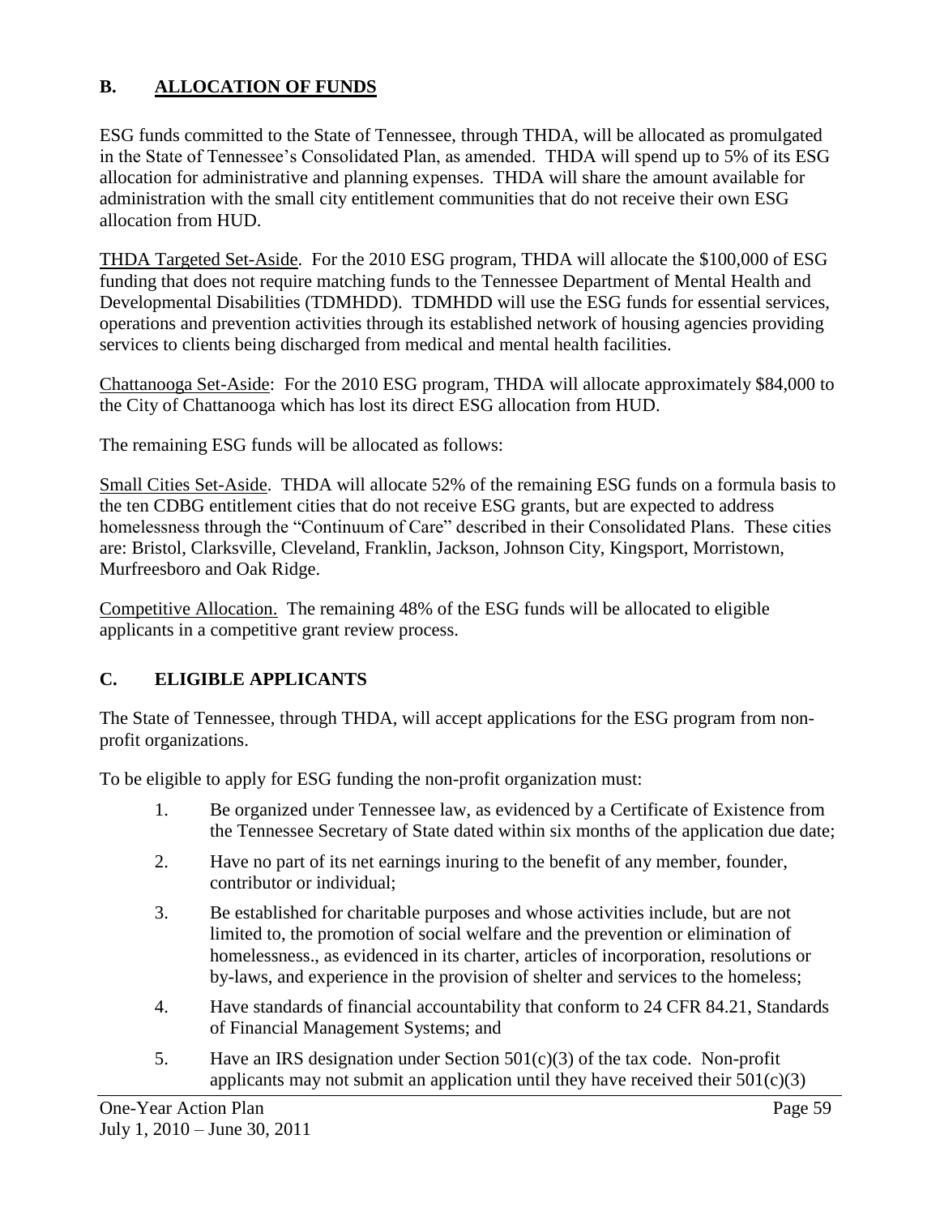## B. ALLOCATION OF FUNDS

ESG funds committed to the State of Tennessee, through THDA, will be allocated as promulgated in the State of Tennessee's Consolidated Plan, as amended. THDA will spend up to 5% of its ESG allocation for administrative and planning expenses. THDA will share the amount available for administration with the small city entitlement communities that do not receive their own ESG allocation from HUD.

THDA Targeted Set-Aside. For the 2010 ESG program, THDA will allocate the $100,000 of ESG funding that does not require matching funds to the Tennessee Department of Mental Health and Developmental Disabilities (TDMHDD). TDMHDD will use the ESG funds for essential services, operations and prevention activities through its established network of housing agencies providing services to clients being discharged from medical and mental health facilities.

Chattanooga Set-Aside: For the 2010 ESG program, THDA will allocate approximately $84,000 to the City of Chattanooga which has lost its direct ESG allocation from HUD.

The remaining ESG funds will be allocated as follows:

Small Cities Set-Aside. THDA will allocate 52% of the remaining ESG funds on a formula basis to the ten CDBG entitlement cities that do not receive ESG grants, but are expected to address homelessness through the "Continuum of Care" described in their Consolidated Plans. These cities are: Bristol, Clarksville, Cleveland, Franklin, Jackson, Johnson City, Kingsport, Morristown, Murfreesboro and Oak Ridge.

Competitive Allocation. The remaining 48% of the ESG funds will be allocated to eligible applicants in a competitive grant review process.

## C. ELIGIBLE APPLICANTS

The State of Tennessee, through THDA, will accept applications for the ESG program from non-profit organizations.

To be eligible to apply for ESG funding the non-profit organization must:

1. Be organized under Tennessee law, as evidenced by a Certificate of Existence from the Tennessee Secretary of State dated within six months of the application due date;
2. Have no part of its net earnings inuring to the benefit of any member, founder, contributor or individual;
3. Be established for charitable purposes and whose activities include, but are not limited to, the promotion of social welfare and the prevention or elimination of homelessness., as evidenced in its charter, articles of incorporation, resolutions or by-laws, and experience in the provision of shelter and services to the homeless;
4. Have standards of financial accountability that conform to 24 CFR 84.21, Standards of Financial Management Systems; and
5. Have an IRS designation under Section 501(c)(3) of the tax code. Non-profit applicants may not submit an application until they have received their 501(c)(3)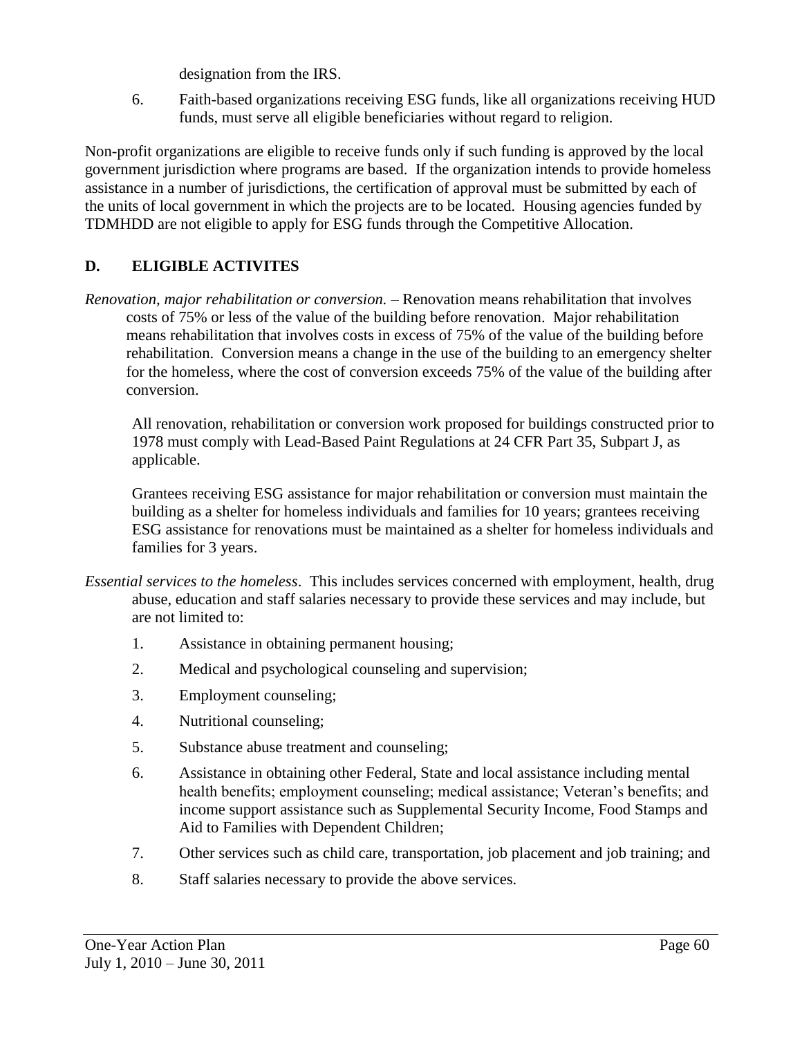designation from the IRS.

6. Faith-based organizations receiving ESG funds, like all organizations receiving HUD funds, must serve all eligible beneficiaries without regard to religion.

Non-profit organizations are eligible to receive funds only if such funding is approved by the local government jurisdiction where programs are based. If the organization intends to provide homeless assistance in a number of jurisdictions, the certification of approval must be submitted by each of the units of local government in which the projects are to be located. Housing agencies funded by TDMHDD are not eligible to apply for ESG funds through the Competitive Allocation.

## D. ELIGIBLE ACTIVITES

*Renovation, major rehabilitation or conversion.* – Renovation means rehabilitation that involves costs of 75% or less of the value of the building before renovation. Major rehabilitation means rehabilitation that involves costs in excess of 75% of the value of the building before rehabilitation. Conversion means a change in the use of the building to an emergency shelter for the homeless, where the cost of conversion exceeds 75% of the value of the building after conversion.

All renovation, rehabilitation or conversion work proposed for buildings constructed prior to 1978 must comply with Lead-Based Paint Regulations at 24 CFR Part 35, Subpart J, as applicable.

Grantees receiving ESG assistance for major rehabilitation or conversion must maintain the building as a shelter for homeless individuals and families for 10 years; grantees receiving ESG assistance for renovations must be maintained as a shelter for homeless individuals and families for 3 years.

*Essential services to the homeless*. This includes services concerned with employment, health, drug abuse, education and staff salaries necessary to provide these services and may include, but are not limited to:

1. Assistance in obtaining permanent housing;
2. Medical and psychological counseling and supervision;
3. Employment counseling;
4. Nutritional counseling;
5. Substance abuse treatment and counseling;
6. Assistance in obtaining other Federal, State and local assistance including mental health benefits; employment counseling; medical assistance; Veteran's benefits; and income support assistance such as Supplemental Security Income, Food Stamps and Aid to Families with Dependent Children;
7. Other services such as child care, transportation, job placement and job training; and
8. Staff salaries necessary to provide the above services.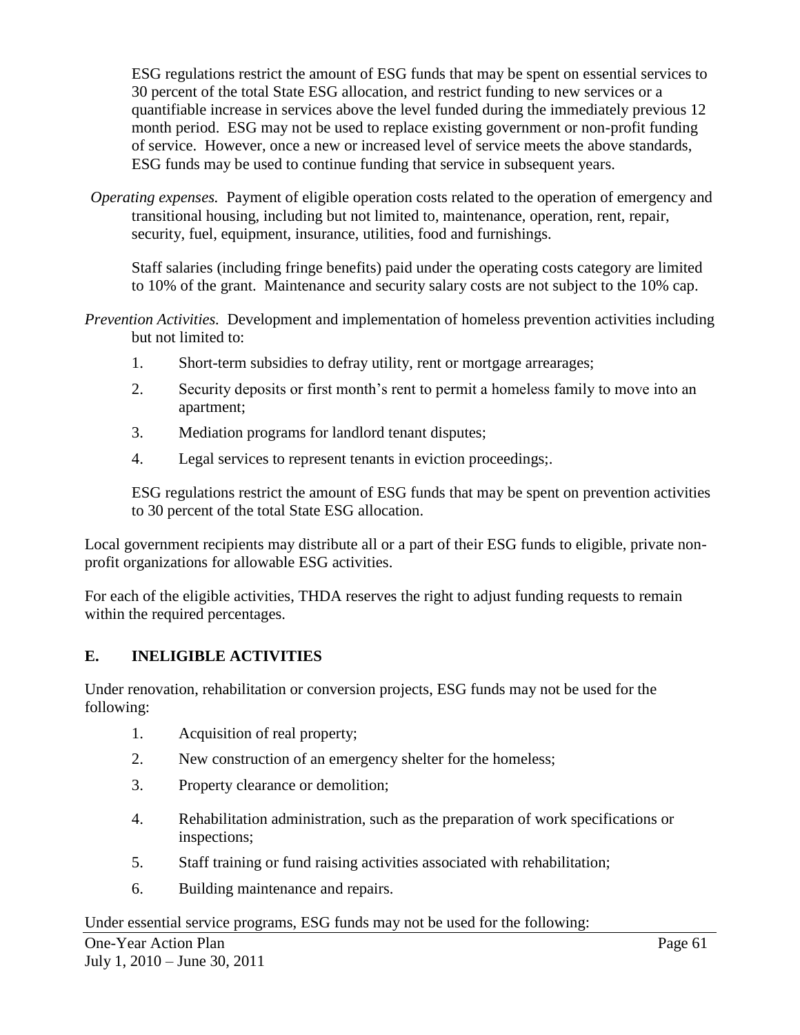ESG regulations restrict the amount of ESG funds that may be spent on essential services to 30 percent of the total State ESG allocation, and restrict funding to new services or a quantifiable increase in services above the level funded during the immediately previous 12 month period. ESG may not be used to replace existing government or non-profit funding of service. However, once a new or increased level of service meets the above standards, ESG funds may be used to continue funding that service in subsequent years.

*Operating expenses.* Payment of eligible operation costs related to the operation of emergency and transitional housing, including but not limited to, maintenance, operation, rent, repair, security, fuel, equipment, insurance, utilities, food and furnishings.

Staff salaries (including fringe benefits) paid under the operating costs category are limited to 10% of the grant. Maintenance and security salary costs are not subject to the 10% cap.

*Prevention Activities.* Development and implementation of homeless prevention activities including but not limited to:

1. Short-term subsidies to defray utility, rent or mortgage arrearages;
2. Security deposits or first month's rent to permit a homeless family to move into an apartment;
3. Mediation programs for landlord tenant disputes;
4. Legal services to represent tenants in eviction proceedings;.

ESG regulations restrict the amount of ESG funds that may be spent on prevention activities to 30 percent of the total State ESG allocation.

Local government recipients may distribute all or a part of their ESG funds to eligible, private non-profit organizations for allowable ESG activities.

For each of the eligible activities, THDA reserves the right to adjust funding requests to remain within the required percentages.

## E. INELIGIBLE ACTIVITIES

Under renovation, rehabilitation or conversion projects, ESG funds may not be used for the following:

1. Acquisition of real property;
2. New construction of an emergency shelter for the homeless;
3. Property clearance or demolition;
4. Rehabilitation administration, such as the preparation of work specifications or inspections;
5. Staff training or fund raising activities associated with rehabilitation;
6. Building maintenance and repairs.

Under essential service programs, ESG funds may not be used for the following: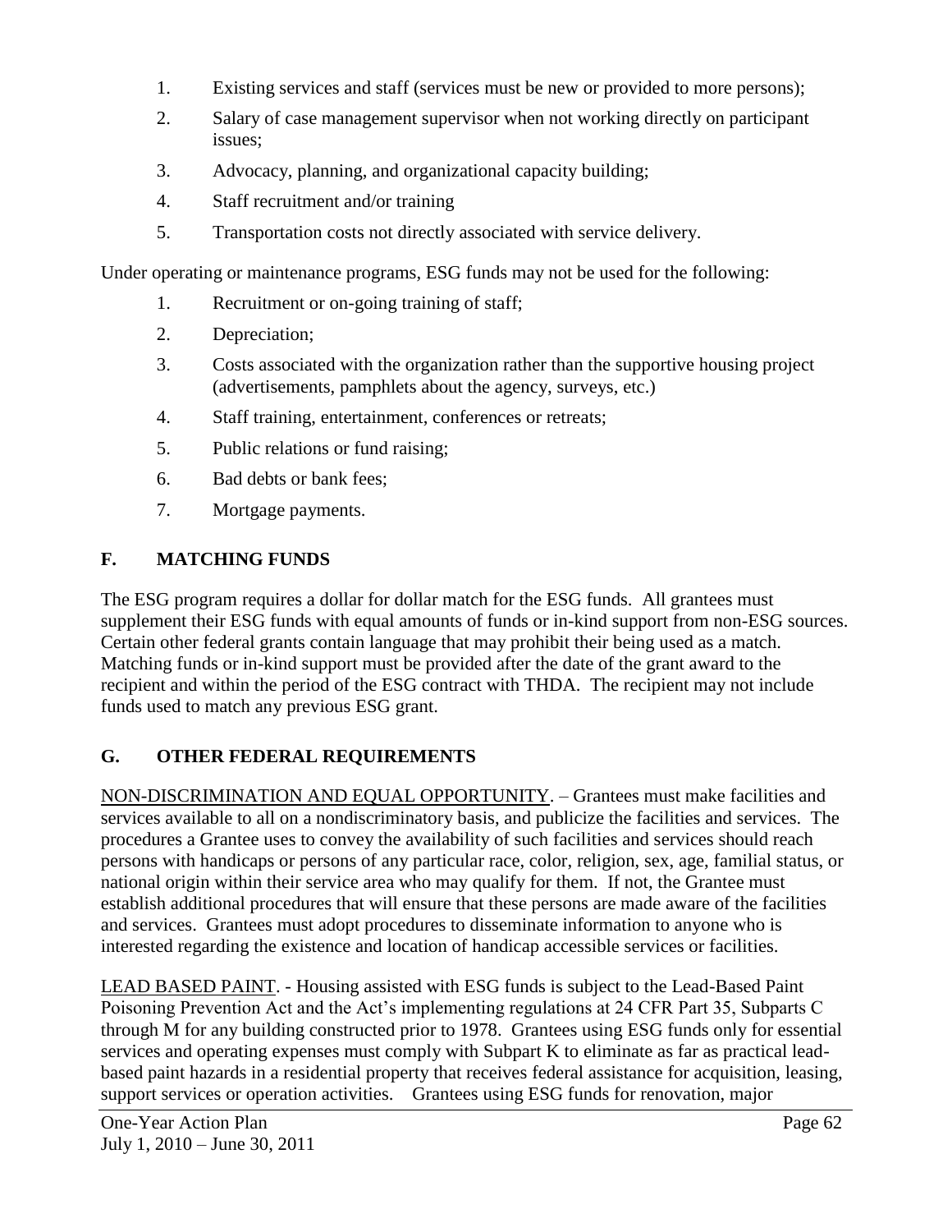1. Existing services and staff (services must be new or provided to more persons);
2. Salary of case management supervisor when not working directly on participant issues;
3. Advocacy, planning, and organizational capacity building;
4. Staff recruitment and/or training
5. Transportation costs not directly associated with service delivery.

Under operating or maintenance programs, ESG funds may not be used for the following:

1. Recruitment or on-going training of staff;
2. Depreciation;
3. Costs associated with the organization rather than the supportive housing project (advertisements, pamphlets about the agency, surveys, etc.)
4. Staff training, entertainment, conferences or retreats;
5. Public relations or fund raising;
6. Bad debts or bank fees;
7. Mortgage payments.

## F. MATCHING FUNDS

The ESG program requires a dollar for dollar match for the ESG funds. All grantees must supplement their ESG funds with equal amounts of funds or in-kind support from non-ESG sources. Certain other federal grants contain language that may prohibit their being used as a match. Matching funds or in-kind support must be provided after the date of the grant award to the recipient and within the period of the ESG contract with THDA. The recipient may not include funds used to match any previous ESG grant.

## G. OTHER FEDERAL REQUIREMENTS

NON-DISCRIMINATION AND EQUAL OPPORTUNITY. – Grantees must make facilities and services available to all on a nondiscriminatory basis, and publicize the facilities and services. The procedures a Grantee uses to convey the availability of such facilities and services should reach persons with handicaps or persons of any particular race, color, religion, sex, age, familial status, or national origin within their service area who may qualify for them. If not, the Grantee must establish additional procedures that will ensure that these persons are made aware of the facilities and services. Grantees must adopt procedures to disseminate information to anyone who is interested regarding the existence and location of handicap accessible services or facilities.

LEAD BASED PAINT. - Housing assisted with ESG funds is subject to the Lead-Based Paint Poisoning Prevention Act and the Act's implementing regulations at 24 CFR Part 35, Subparts C through M for any building constructed prior to 1978. Grantees using ESG funds only for essential services and operating expenses must comply with Subpart K to eliminate as far as practical lead-based paint hazards in a residential property that receives federal assistance for acquisition, leasing, support services or operation activities. Grantees using ESG funds for renovation, major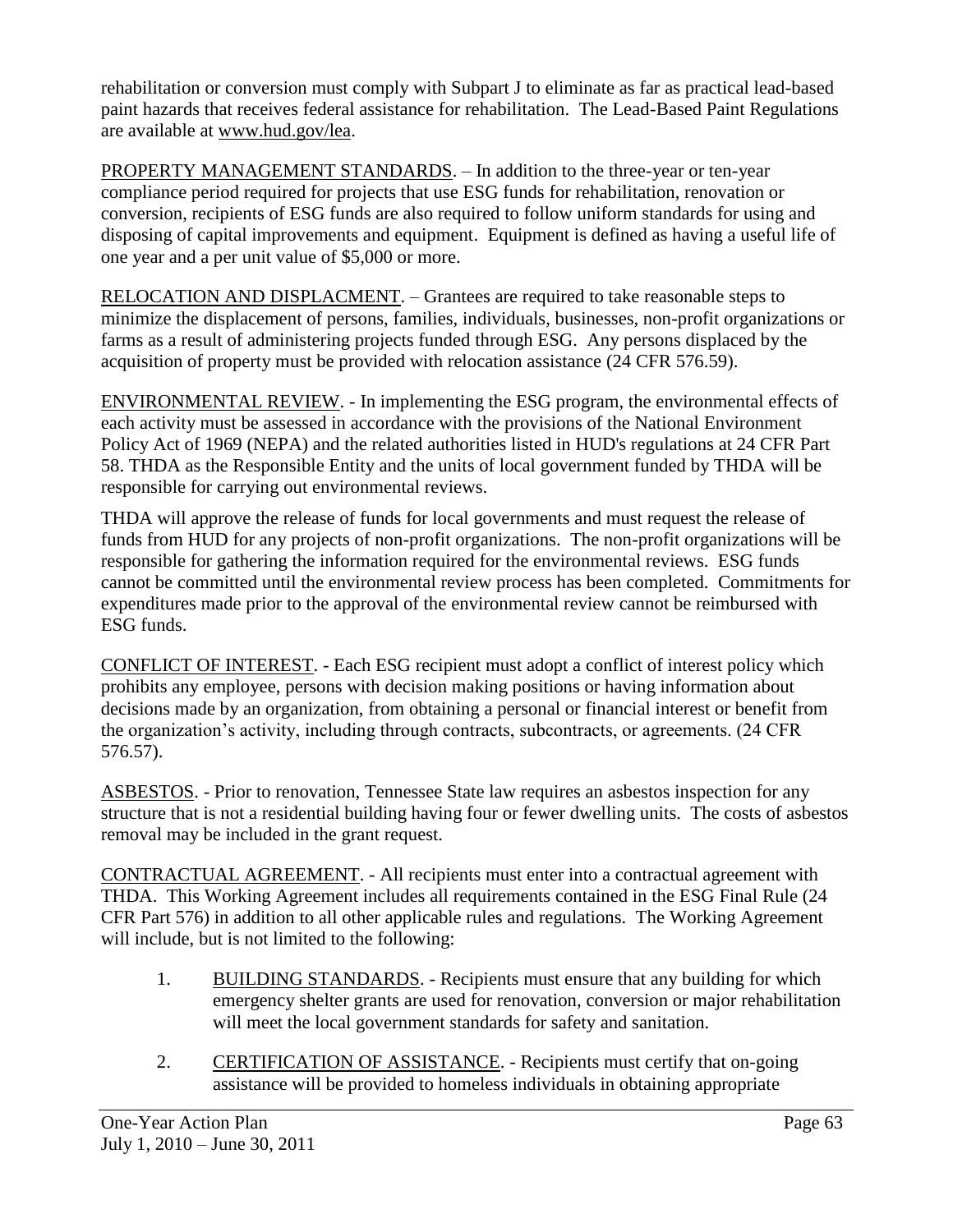rehabilitation or conversion must comply with Subpart J to eliminate as far as practical lead-based paint hazards that receives federal assistance for rehabilitation. The Lead-Based Paint Regulations are available at www.hud.gov/lea.

PROPERTY MANAGEMENT STANDARDS. – In addition to the three-year or ten-year compliance period required for projects that use ESG funds for rehabilitation, renovation or conversion, recipients of ESG funds are also required to follow uniform standards for using and disposing of capital improvements and equipment. Equipment is defined as having a useful life of one year and a per unit value of $5,000 or more.

RELOCATION AND DISPLACMENT. – Grantees are required to take reasonable steps to minimize the displacement of persons, families, individuals, businesses, non-profit organizations or farms as a result of administering projects funded through ESG. Any persons displaced by the acquisition of property must be provided with relocation assistance (24 CFR 576.59).

ENVIRONMENTAL REVIEW. - In implementing the ESG program, the environmental effects of each activity must be assessed in accordance with the provisions of the National Environment Policy Act of 1969 (NEPA) and the related authorities listed in HUD's regulations at 24 CFR Part 58. THDA as the Responsible Entity and the units of local government funded by THDA will be responsible for carrying out environmental reviews.

THDA will approve the release of funds for local governments and must request the release of funds from HUD for any projects of non-profit organizations. The non-profit organizations will be responsible for gathering the information required for the environmental reviews. ESG funds cannot be committed until the environmental review process has been completed. Commitments for expenditures made prior to the approval of the environmental review cannot be reimbursed with ESG funds.

CONFLICT OF INTEREST. - Each ESG recipient must adopt a conflict of interest policy which prohibits any employee, persons with decision making positions or having information about decisions made by an organization, from obtaining a personal or financial interest or benefit from the organization's activity, including through contracts, subcontracts, or agreements. (24 CFR 576.57).

ASBESTOS. - Prior to renovation, Tennessee State law requires an asbestos inspection for any structure that is not a residential building having four or fewer dwelling units. The costs of asbestos removal may be included in the grant request.

CONTRACTUAL AGREEMENT. - All recipients must enter into a contractual agreement with THDA. This Working Agreement includes all requirements contained in the ESG Final Rule (24 CFR Part 576) in addition to all other applicable rules and regulations. The Working Agreement will include, but is not limited to the following:

1. BUILDING STANDARDS. - Recipients must ensure that any building for which emergency shelter grants are used for renovation, conversion or major rehabilitation will meet the local government standards for safety and sanitation.

2. CERTIFICATION OF ASSISTANCE. - Recipients must certify that on-going assistance will be provided to homeless individuals in obtaining appropriate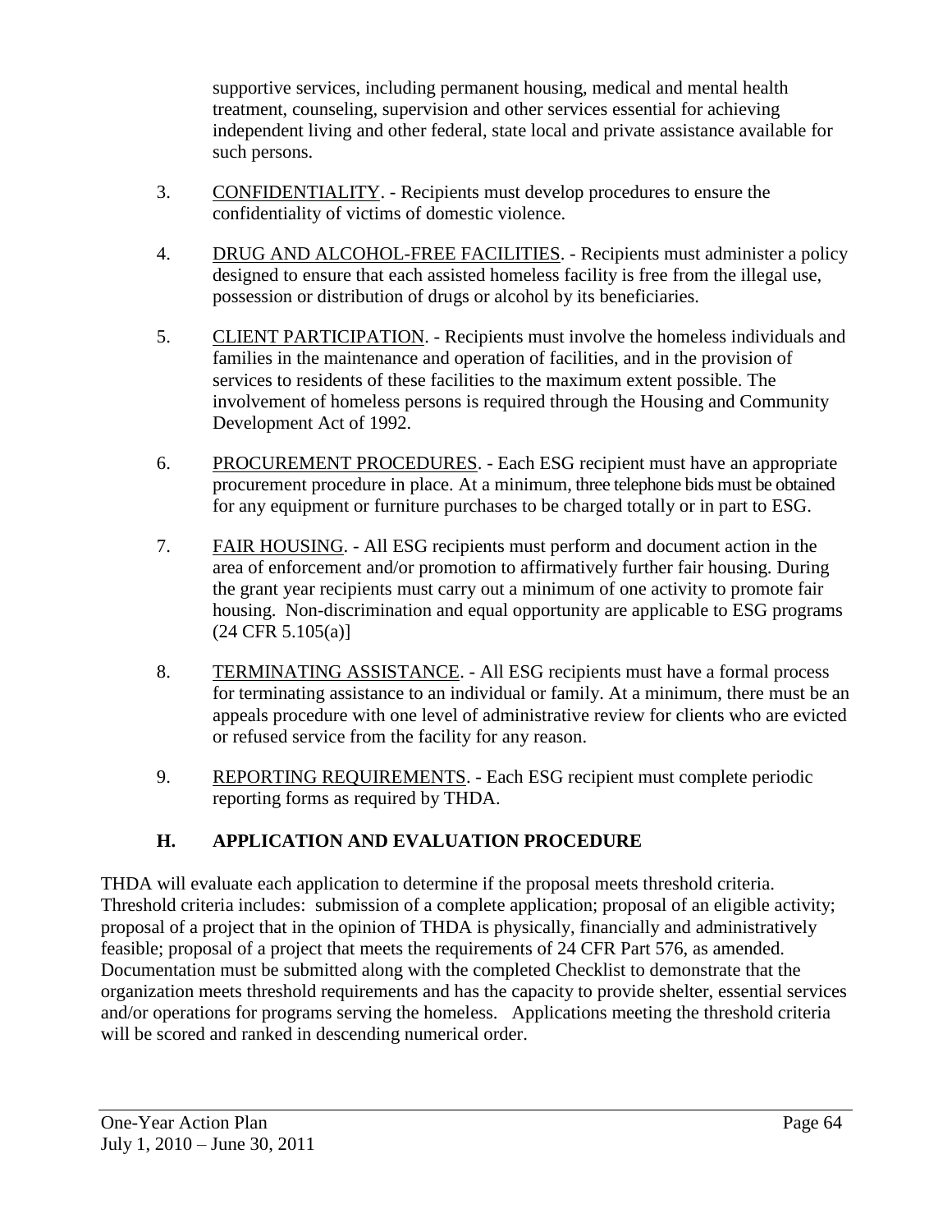supportive services, including permanent housing, medical and mental health treatment, counseling, supervision and other services essential for achieving independent living and other federal, state local and private assistance available for such persons.

3. CONFIDENTIALITY. - Recipients must develop procedures to ensure the confidentiality of victims of domestic violence.

4. DRUG AND ALCOHOL-FREE FACILITIES. - Recipients must administer a policy designed to ensure that each assisted homeless facility is free from the illegal use, possession or distribution of drugs or alcohol by its beneficiaries.

5. CLIENT PARTICIPATION. - Recipients must involve the homeless individuals and families in the maintenance and operation of facilities, and in the provision of services to residents of these facilities to the maximum extent possible. The involvement of homeless persons is required through the Housing and Community Development Act of 1992.

6. PROCUREMENT PROCEDURES. - Each ESG recipient must have an appropriate procurement procedure in place. At a minimum, three telephone bids must be obtained for any equipment or furniture purchases to be charged totally or in part to ESG.

7. FAIR HOUSING. - All ESG recipients must perform and document action in the area of enforcement and/or promotion to affirmatively further fair housing. During the grant year recipients must carry out a minimum of one activity to promote fair housing. Non-discrimination and equal opportunity are applicable to ESG programs (24 CFR 5.105(a)]

8. TERMINATING ASSISTANCE. - All ESG recipients must have a formal process for terminating assistance to an individual or family. At a minimum, there must be an appeals procedure with one level of administrative review for clients who are evicted or refused service from the facility for any reason.

9. REPORTING REQUIREMENTS. - Each ESG recipient must complete periodic reporting forms as required by THDA.

## H. APPLICATION AND EVALUATION PROCEDURE

THDA will evaluate each application to determine if the proposal meets threshold criteria. Threshold criteria includes: submission of a complete application; proposal of an eligible activity; proposal of a project that in the opinion of THDA is physically, financially and administratively feasible; proposal of a project that meets the requirements of 24 CFR Part 576, as amended. Documentation must be submitted along with the completed Checklist to demonstrate that the organization meets threshold requirements and has the capacity to provide shelter, essential services and/or operations for programs serving the homeless. Applications meeting the threshold criteria will be scored and ranked in descending numerical order.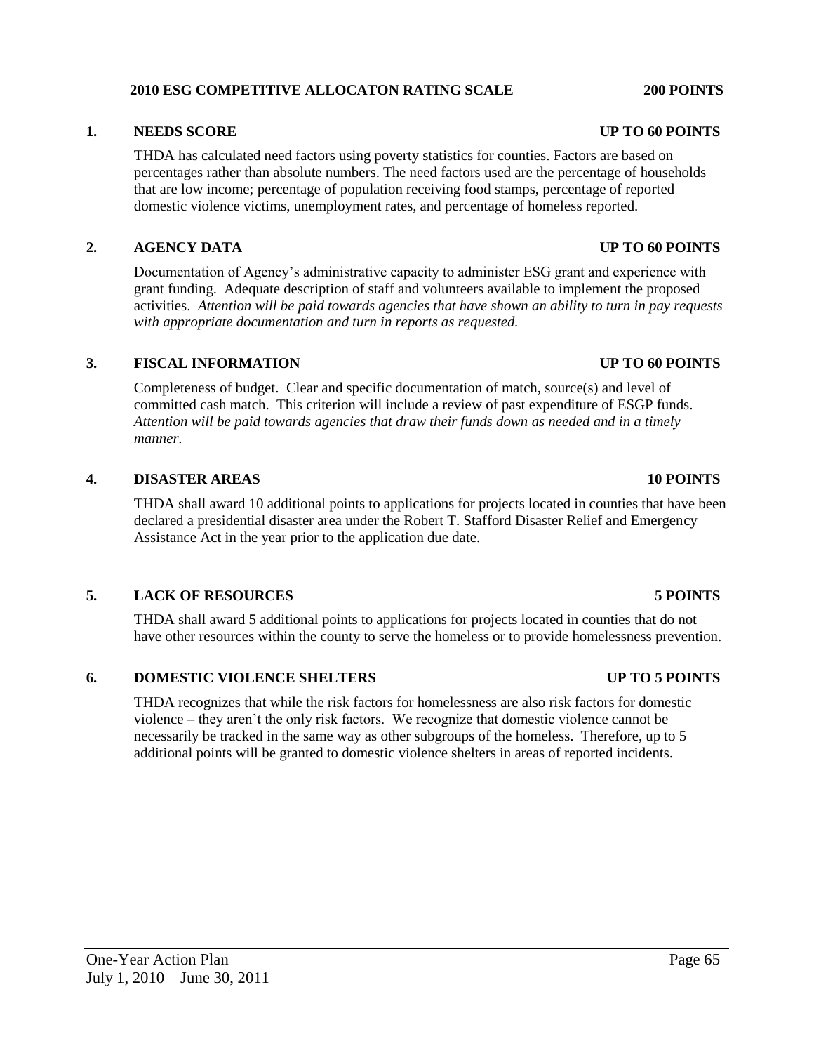## 2010 ESG COMPETITIVE ALLOCATON RATING SCALE — 200 POINTS

### 1. NEEDS SCORE — UP TO 60 POINTS

THDA has calculated need factors using poverty statistics for counties. Factors are based on percentages rather than absolute numbers. The need factors used are the percentage of households that are low income; percentage of population receiving food stamps, percentage of reported domestic violence victims, unemployment rates, and percentage of homeless reported.

### 2. AGENCY DATA — UP TO 60 POINTS

Documentation of Agency's administrative capacity to administer ESG grant and experience with grant funding. Adequate description of staff and volunteers available to implement the proposed activities. *Attention will be paid towards agencies that have shown an ability to turn in pay requests with appropriate documentation and turn in reports as requested.*

### 3. FISCAL INFORMATION — UP TO 60 POINTS

Completeness of budget. Clear and specific documentation of match, source(s) and level of committed cash match. This criterion will include a review of past expenditure of ESGP funds. *Attention will be paid towards agencies that draw their funds down as needed and in a timely manner.*

### 4. DISASTER AREAS — 10 POINTS

THDA shall award 10 additional points to applications for projects located in counties that have been declared a presidential disaster area under the Robert T. Stafford Disaster Relief and Emergency Assistance Act in the year prior to the application due date.

### 5. LACK OF RESOURCES — 5 POINTS

THDA shall award 5 additional points to applications for projects located in counties that do not have other resources within the county to serve the homeless or to provide homelessness prevention.

### 6. DOMESTIC VIOLENCE SHELTERS — UP TO 5 POINTS

THDA recognizes that while the risk factors for homelessness are also risk factors for domestic violence – they aren't the only risk factors. We recognize that domestic violence cannot be necessarily be tracked in the same way as other subgroups of the homeless. Therefore, up to 5 additional points will be granted to domestic violence shelters in areas of reported incidents.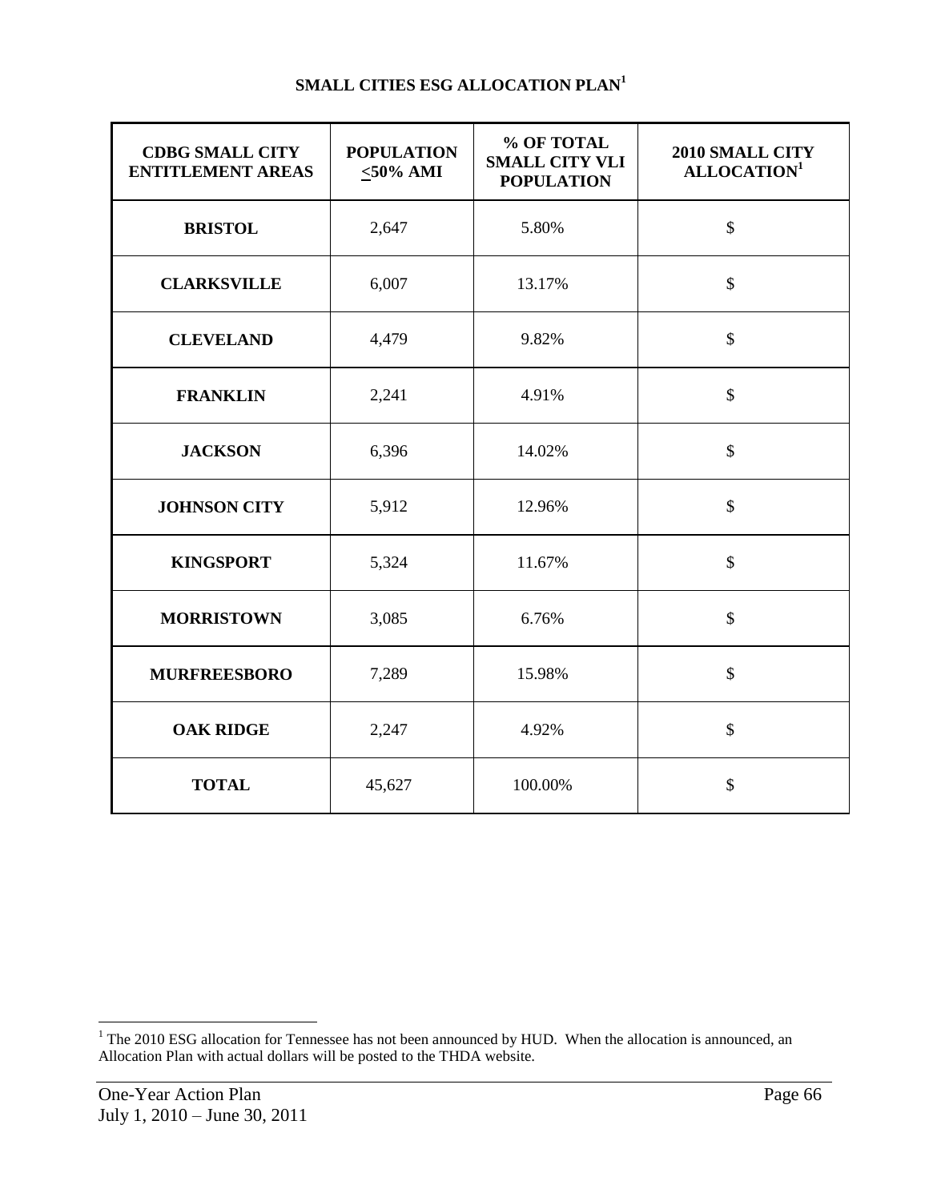## SMALL CITIES ESG ALLOCATION PLAN[1]

| CDBG SMALL CITY ENTITLEMENT AREAS | POPULATION ≤50% AMI | % OF TOTAL SMALL CITY VLI POPULATION | 2010 SMALL CITY ALLOCATION[1] |
|---|---|---|---|
| **BRISTOL** | 2,647 | 5.80% | $ |
| **CLARKSVILLE** | 6,007 | 13.17% | $ |
| **CLEVELAND** | 4,479 | 9.82% | $ |
| **FRANKLIN** | 2,241 | 4.91% | $ |
| **JACKSON** | 6,396 | 14.02% | $ |
| **JOHNSON CITY** | 5,912 | 12.96% | $ |
| **KINGSPORT** | 5,324 | 11.67% | $ |
| **MORRISTOWN** | 3,085 | 6.76% | $ |
| **MURFREESBORO** | 7,289 | 15.98% | $ |
| **OAK RIDGE** | 2,247 | 4.92% | $ |
| **TOTAL** | 45,627 | 100.00% | $ |

[1] The 2010 ESG allocation for Tennessee has not been announced by HUD. When the allocation is announced, an Allocation Plan with actual dollars will be posted to the THDA website.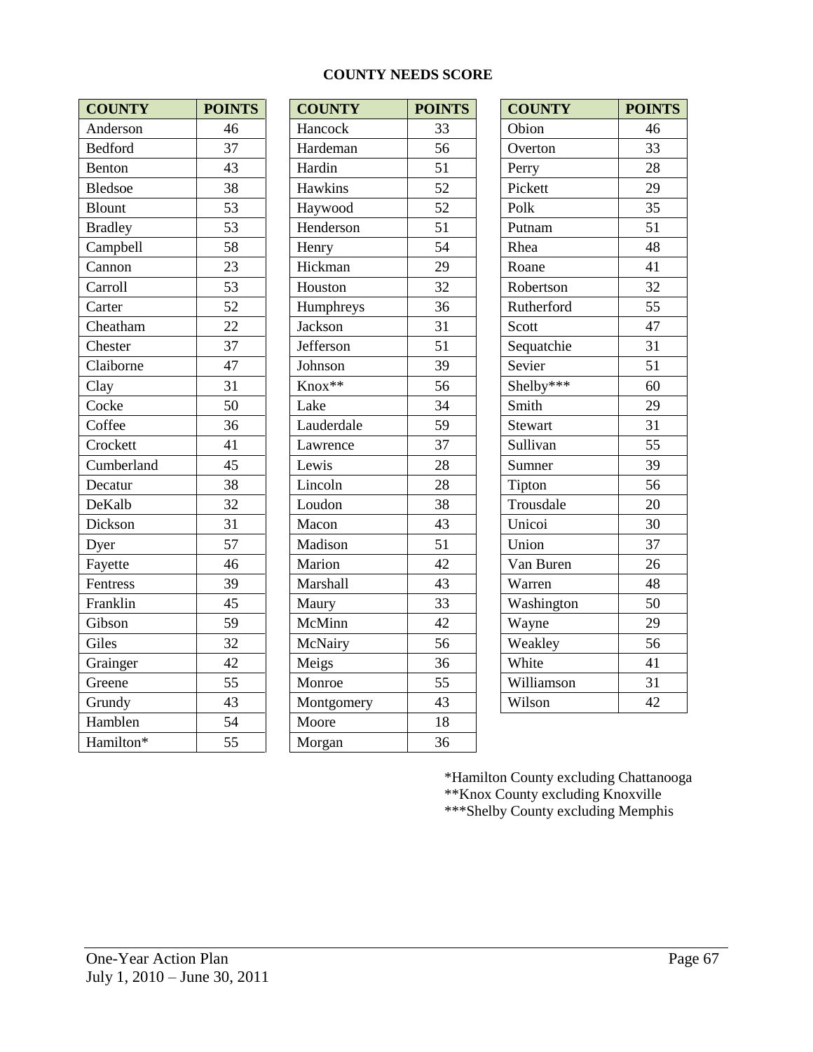**COUNTY NEEDS SCORE**

| COUNTY | POINTS |
|---|---|
| Anderson | 46 |
| Bedford | 37 |
| Benton | 43 |
| Bledsoe | 38 |
| Blount | 53 |
| Bradley | 53 |
| Campbell | 58 |
| Cannon | 23 |
| Carroll | 53 |
| Carter | 52 |
| Cheatham | 22 |
| Chester | 37 |
| Claiborne | 47 |
| Clay | 31 |
| Cocke | 50 |
| Coffee | 36 |
| Crockett | 41 |
| Cumberland | 45 |
| Decatur | 38 |
| DeKalb | 32 |
| Dickson | 31 |
| Dyer | 57 |
| Fayette | 46 |
| Fentress | 39 |
| Franklin | 45 |
| Gibson | 59 |
| Giles | 32 |
| Grainger | 42 |
| Greene | 55 |
| Grundy | 43 |
| Hamblen | 54 |
| Hamilton* | 55 |

| COUNTY | POINTS |
|---|---|
| Hancock | 33 |
| Hardeman | 56 |
| Hardin | 51 |
| Hawkins | 52 |
| Haywood | 52 |
| Henderson | 51 |
| Henry | 54 |
| Hickman | 29 |
| Houston | 32 |
| Humphreys | 36 |
| Jackson | 31 |
| Jefferson | 51 |
| Johnson | 39 |
| Knox** | 56 |
| Lake | 34 |
| Lauderdale | 59 |
| Lawrence | 37 |
| Lewis | 28 |
| Lincoln | 28 |
| Loudon | 38 |
| Macon | 43 |
| Madison | 51 |
| Marion | 42 |
| Marshall | 43 |
| Maury | 33 |
| McMinn | 42 |
| McNairy | 56 |
| Meigs | 36 |
| Monroe | 55 |
| Montgomery | 43 |
| Moore | 18 |
| Morgan | 36 |

| COUNTY | POINTS |
|---|---|
| Obion | 46 |
| Overton | 33 |
| Perry | 28 |
| Pickett | 29 |
| Polk | 35 |
| Putnam | 51 |
| Rhea | 48 |
| Roane | 41 |
| Robertson | 32 |
| Rutherford | 55 |
| Scott | 47 |
| Sequatchie | 31 |
| Sevier | 51 |
| Shelby*** | 60 |
| Smith | 29 |
| Stewart | 31 |
| Sullivan | 55 |
| Sumner | 39 |
| Tipton | 56 |
| Trousdale | 20 |
| Unicoi | 30 |
| Union | 37 |
| Van Buren | 26 |
| Warren | 48 |
| Washington | 50 |
| Wayne | 29 |
| Weakley | 56 |
| White | 41 |
| Williamson | 31 |
| Wilson | 42 |

*Hamilton County excluding Chattanooga
**Knox County excluding Knoxville
***Shelby County excluding Memphis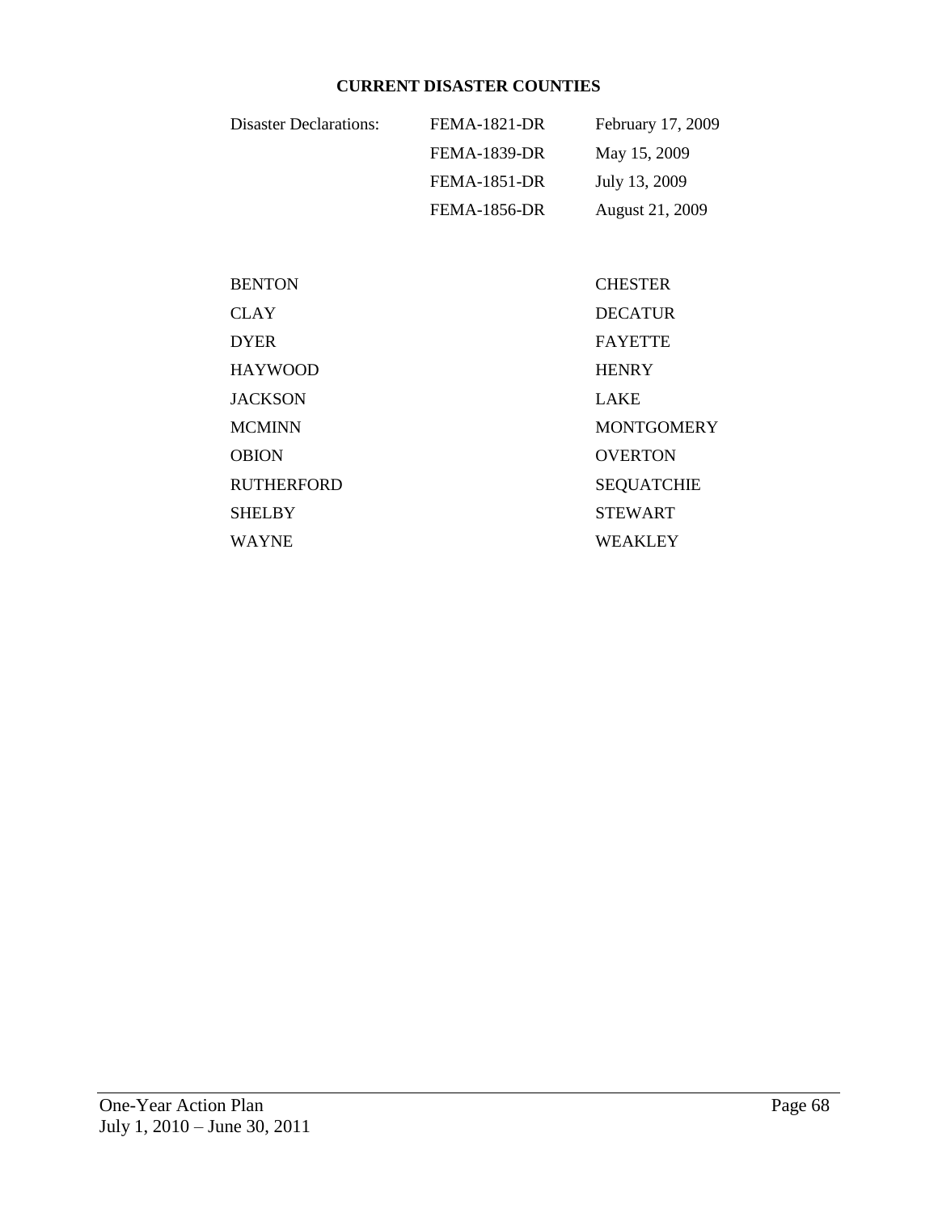### CURRENT DISASTER COUNTIES

| Disaster Declarations: | FEMA-1821-DR | February 17, 2009 |
|---|---|---|
| | FEMA-1839-DR | May 15, 2009 |
| | FEMA-1851-DR | July 13, 2009 |
| | FEMA-1856-DR | August 21, 2009 |

| | |
|---|---|
| BENTON | CHESTER |
| CLAY | DECATUR |
| DYER | FAYETTE |
| HAYWOOD | HENRY |
| JACKSON | LAKE |
| MCMINN | MONTGOMERY |
| OBION | OVERTON |
| RUTHERFORD | SEQUATCHIE |
| SHELBY | STEWART |
| WAYNE | WEAKLEY |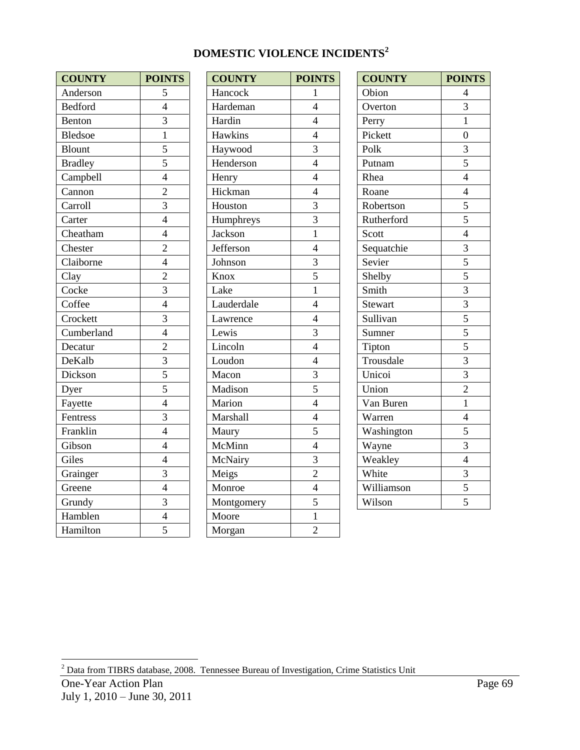## DOMESTIC VIOLENCE INCIDENTS[2]

| COUNTY | POINTS |
|---|---|
| Anderson | 5 |
| Bedford | 4 |
| Benton | 3 |
| Bledsoe | 1 |
| Blount | 5 |
| Bradley | 5 |
| Campbell | 4 |
| Cannon | 2 |
| Carroll | 3 |
| Carter | 4 |
| Cheatham | 4 |
| Chester | 2 |
| Claiborne | 4 |
| Clay | 2 |
| Cocke | 3 |
| Coffee | 4 |
| Crockett | 3 |
| Cumberland | 4 |
| Decatur | 2 |
| DeKalb | 3 |
| Dickson | 5 |
| Dyer | 5 |
| Fayette | 4 |
| Fentress | 3 |
| Franklin | 4 |
| Gibson | 4 |
| Giles | 4 |
| Grainger | 3 |
| Greene | 4 |
| Grundy | 3 |
| Hamblen | 4 |
| Hamilton | 5 |

| COUNTY | POINTS |
|---|---|
| Hancock | 1 |
| Hardeman | 4 |
| Hardin | 4 |
| Hawkins | 4 |
| Haywood | 3 |
| Henderson | 4 |
| Henry | 4 |
| Hickman | 4 |
| Houston | 3 |
| Humphreys | 3 |
| Jackson | 1 |
| Jefferson | 4 |
| Johnson | 3 |
| Knox | 5 |
| Lake | 1 |
| Lauderdale | 4 |
| Lawrence | 4 |
| Lewis | 3 |
| Lincoln | 4 |
| Loudon | 4 |
| Macon | 3 |
| Madison | 5 |
| Marion | 4 |
| Marshall | 4 |
| Maury | 5 |
| McMinn | 4 |
| McNairy | 3 |
| Meigs | 2 |
| Monroe | 4 |
| Montgomery | 5 |
| Moore | 1 |
| Morgan | 2 |

| COUNTY | POINTS |
|---|---|
| Obion | 4 |
| Overton | 3 |
| Perry | 1 |
| Pickett | 0 |
| Polk | 3 |
| Putnam | 5 |
| Rhea | 4 |
| Roane | 4 |
| Robertson | 5 |
| Rutherford | 5 |
| Scott | 4 |
| Sequatchie | 3 |
| Sevier | 5 |
| Shelby | 5 |
| Smith | 3 |
| Stewart | 3 |
| Sullivan | 5 |
| Sumner | 5 |
| Tipton | 5 |
| Trousdale | 3 |
| Unicoi | 3 |
| Union | 2 |
| Van Buren | 1 |
| Warren | 4 |
| Washington | 5 |
| Wayne | 3 |
| Weakley | 4 |
| White | 3 |
| Williamson | 5 |
| Wilson | 5 |

[2] Data from TIBRS database, 2008. Tennessee Bureau of Investigation, Crime Statistics Unit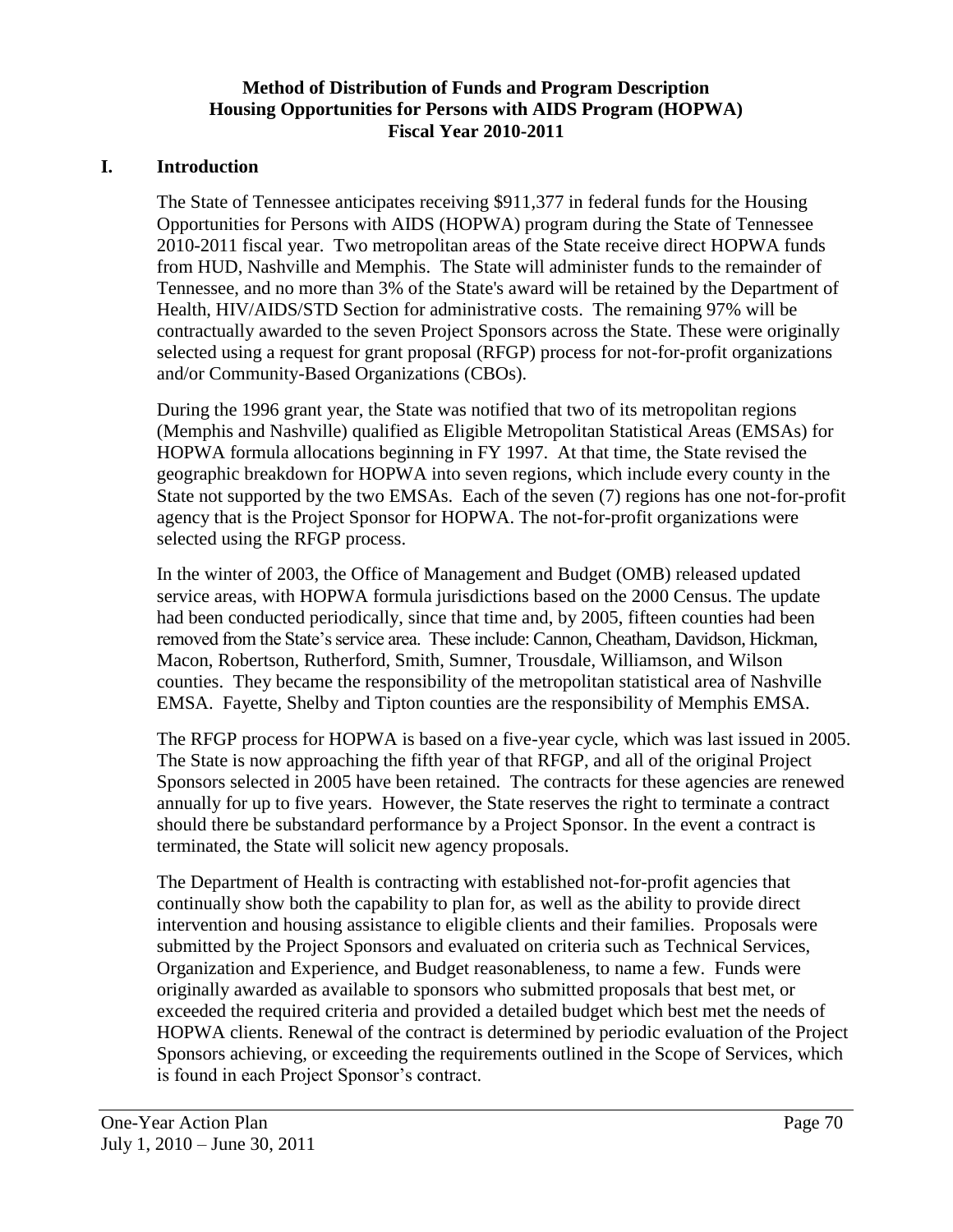**Method of Distribution of Funds and Program Description**
**Housing Opportunities for Persons with AIDS Program (HOPWA)**
**Fiscal Year 2010-2011**

## I. Introduction

The State of Tennessee anticipates receiving $911,377 in federal funds for the Housing Opportunities for Persons with AIDS (HOPWA) program during the State of Tennessee 2010-2011 fiscal year. Two metropolitan areas of the State receive direct HOPWA funds from HUD, Nashville and Memphis. The State will administer funds to the remainder of Tennessee, and no more than 3% of the State's award will be retained by the Department of Health, HIV/AIDS/STD Section for administrative costs. The remaining 97% will be contractually awarded to the seven Project Sponsors across the State. These were originally selected using a request for grant proposal (RFGP) process for not-for-profit organizations and/or Community-Based Organizations (CBOs).

During the 1996 grant year, the State was notified that two of its metropolitan regions (Memphis and Nashville) qualified as Eligible Metropolitan Statistical Areas (EMSAs) for HOPWA formula allocations beginning in FY 1997. At that time, the State revised the geographic breakdown for HOPWA into seven regions, which include every county in the State not supported by the two EMSAs. Each of the seven (7) regions has one not-for-profit agency that is the Project Sponsor for HOPWA. The not-for-profit organizations were selected using the RFGP process.

In the winter of 2003, the Office of Management and Budget (OMB) released updated service areas, with HOPWA formula jurisdictions based on the 2000 Census. The update had been conducted periodically, since that time and, by 2005, fifteen counties had been removed from the State's service area. These include: Cannon, Cheatham, Davidson, Hickman, Macon, Robertson, Rutherford, Smith, Sumner, Trousdale, Williamson, and Wilson counties. They became the responsibility of the metropolitan statistical area of Nashville EMSA. Fayette, Shelby and Tipton counties are the responsibility of Memphis EMSA.

The RFGP process for HOPWA is based on a five-year cycle, which was last issued in 2005. The State is now approaching the fifth year of that RFGP, and all of the original Project Sponsors selected in 2005 have been retained. The contracts for these agencies are renewed annually for up to five years. However, the State reserves the right to terminate a contract should there be substandard performance by a Project Sponsor. In the event a contract is terminated, the State will solicit new agency proposals.

The Department of Health is contracting with established not-for-profit agencies that continually show both the capability to plan for, as well as the ability to provide direct intervention and housing assistance to eligible clients and their families. Proposals were submitted by the Project Sponsors and evaluated on criteria such as Technical Services, Organization and Experience, and Budget reasonableness, to name a few. Funds were originally awarded as available to sponsors who submitted proposals that best met, or exceeded the required criteria and provided a detailed budget which best met the needs of HOPWA clients. Renewal of the contract is determined by periodic evaluation of the Project Sponsors achieving, or exceeding the requirements outlined in the Scope of Services, which is found in each Project Sponsor's contract.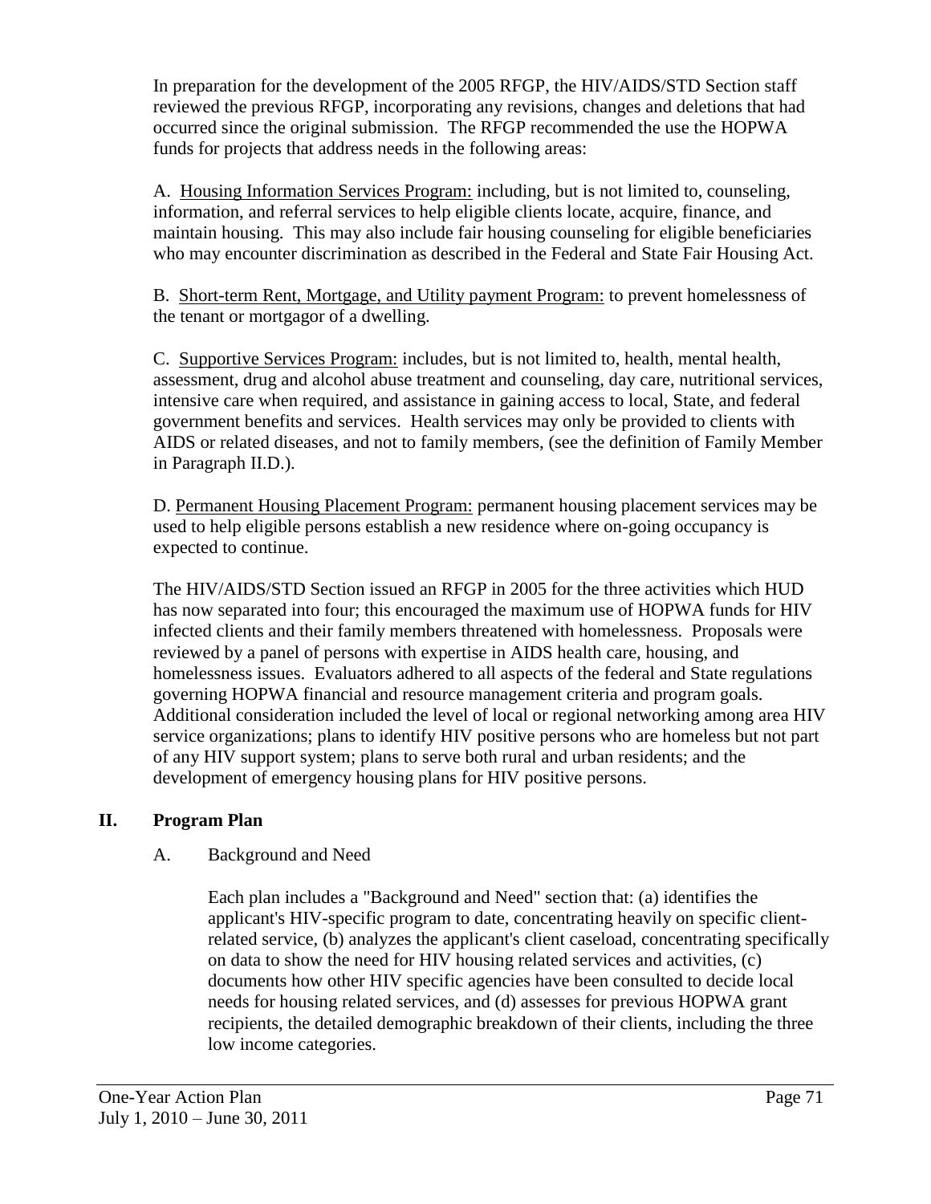In preparation for the development of the 2005 RFGP, the HIV/AIDS/STD Section staff reviewed the previous RFGP, incorporating any revisions, changes and deletions that had occurred since the original submission. The RFGP recommended the use the HOPWA funds for projects that address needs in the following areas:

A. <u>Housing Information Services Program:</u> including, but is not limited to, counseling, information, and referral services to help eligible clients locate, acquire, finance, and maintain housing. This may also include fair housing counseling for eligible beneficiaries who may encounter discrimination as described in the Federal and State Fair Housing Act.

B. <u>Short-term Rent, Mortgage, and Utility payment Program:</u> to prevent homelessness of the tenant or mortgagor of a dwelling.

C. <u>Supportive Services Program:</u> includes, but is not limited to, health, mental health, assessment, drug and alcohol abuse treatment and counseling, day care, nutritional services, intensive care when required, and assistance in gaining access to local, State, and federal government benefits and services. Health services may only be provided to clients with AIDS or related diseases, and not to family members, (see the definition of Family Member in Paragraph II.D.).

D. <u>Permanent Housing Placement Program:</u> permanent housing placement services may be used to help eligible persons establish a new residence where on-going occupancy is expected to continue.

The HIV/AIDS/STD Section issued an RFGP in 2005 for the three activities which HUD has now separated into four; this encouraged the maximum use of HOPWA funds for HIV infected clients and their family members threatened with homelessness. Proposals were reviewed by a panel of persons with expertise in AIDS health care, housing, and homelessness issues. Evaluators adhered to all aspects of the federal and State regulations governing HOPWA financial and resource management criteria and program goals. Additional consideration included the level of local or regional networking among area HIV service organizations; plans to identify HIV positive persons who are homeless but not part of any HIV support system; plans to serve both rural and urban residents; and the development of emergency housing plans for HIV positive persons.

## II. Program Plan

### A. Background and Need

Each plan includes a "Background and Need" section that: (a) identifies the applicant's HIV-specific program to date, concentrating heavily on specific client-related service, (b) analyzes the applicant's client caseload, concentrating specifically on data to show the need for HIV housing related services and activities, (c) documents how other HIV specific agencies have been consulted to decide local needs for housing related services, and (d) assesses for previous HOPWA grant recipients, the detailed demographic breakdown of their clients, including the three low income categories.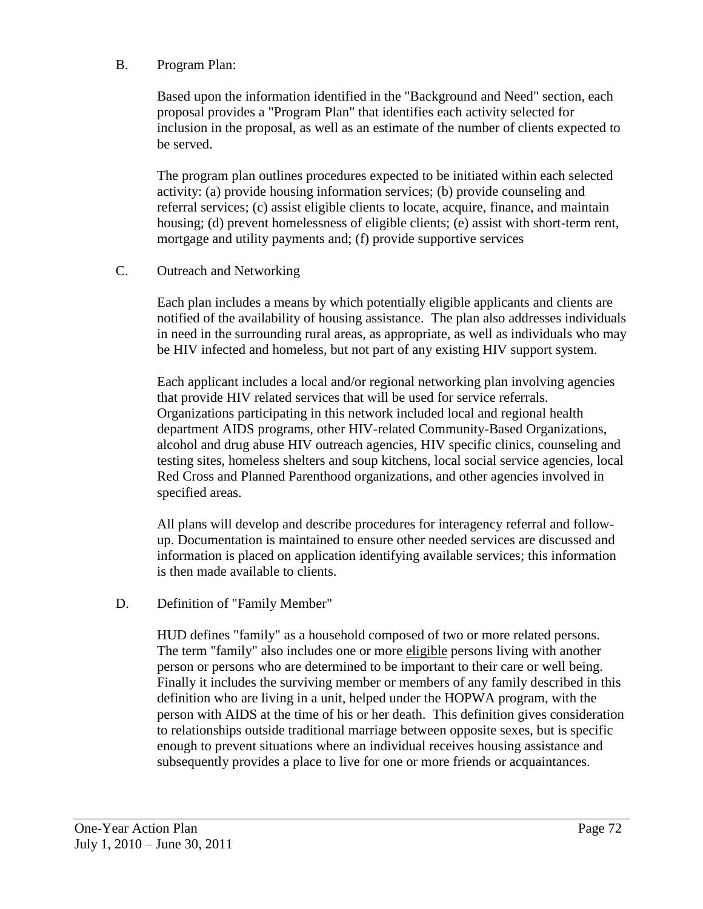B. Program Plan:

Based upon the information identified in the "Background and Need" section, each proposal provides a "Program Plan" that identifies each activity selected for inclusion in the proposal, as well as an estimate of the number of clients expected to be served.

The program plan outlines procedures expected to be initiated within each selected activity: (a) provide housing information services; (b) provide counseling and referral services; (c) assist eligible clients to locate, acquire, finance, and maintain housing; (d) prevent homelessness of eligible clients; (e) assist with short-term rent, mortgage and utility payments and; (f) provide supportive services

C. Outreach and Networking

Each plan includes a means by which potentially eligible applicants and clients are notified of the availability of housing assistance. The plan also addresses individuals in need in the surrounding rural areas, as appropriate, as well as individuals who may be HIV infected and homeless, but not part of any existing HIV support system.

Each applicant includes a local and/or regional networking plan involving agencies that provide HIV related services that will be used for service referrals. Organizations participating in this network included local and regional health department AIDS programs, other HIV-related Community-Based Organizations, alcohol and drug abuse HIV outreach agencies, HIV specific clinics, counseling and testing sites, homeless shelters and soup kitchens, local social service agencies, local Red Cross and Planned Parenthood organizations, and other agencies involved in specified areas.

All plans will develop and describe procedures for interagency referral and follow-up. Documentation is maintained to ensure other needed services are discussed and information is placed on application identifying available services; this information is then made available to clients.

D. Definition of "Family Member"

HUD defines "family" as a household composed of two or more related persons. The term "family" also includes one or more eligible persons living with another person or persons who are determined to be important to their care or well being. Finally it includes the surviving member or members of any family described in this definition who are living in a unit, helped under the HOPWA program, with the person with AIDS at the time of his or her death. This definition gives consideration to relationships outside traditional marriage between opposite sexes, but is specific enough to prevent situations where an individual receives housing assistance and subsequently provides a place to live for one or more friends or acquaintances.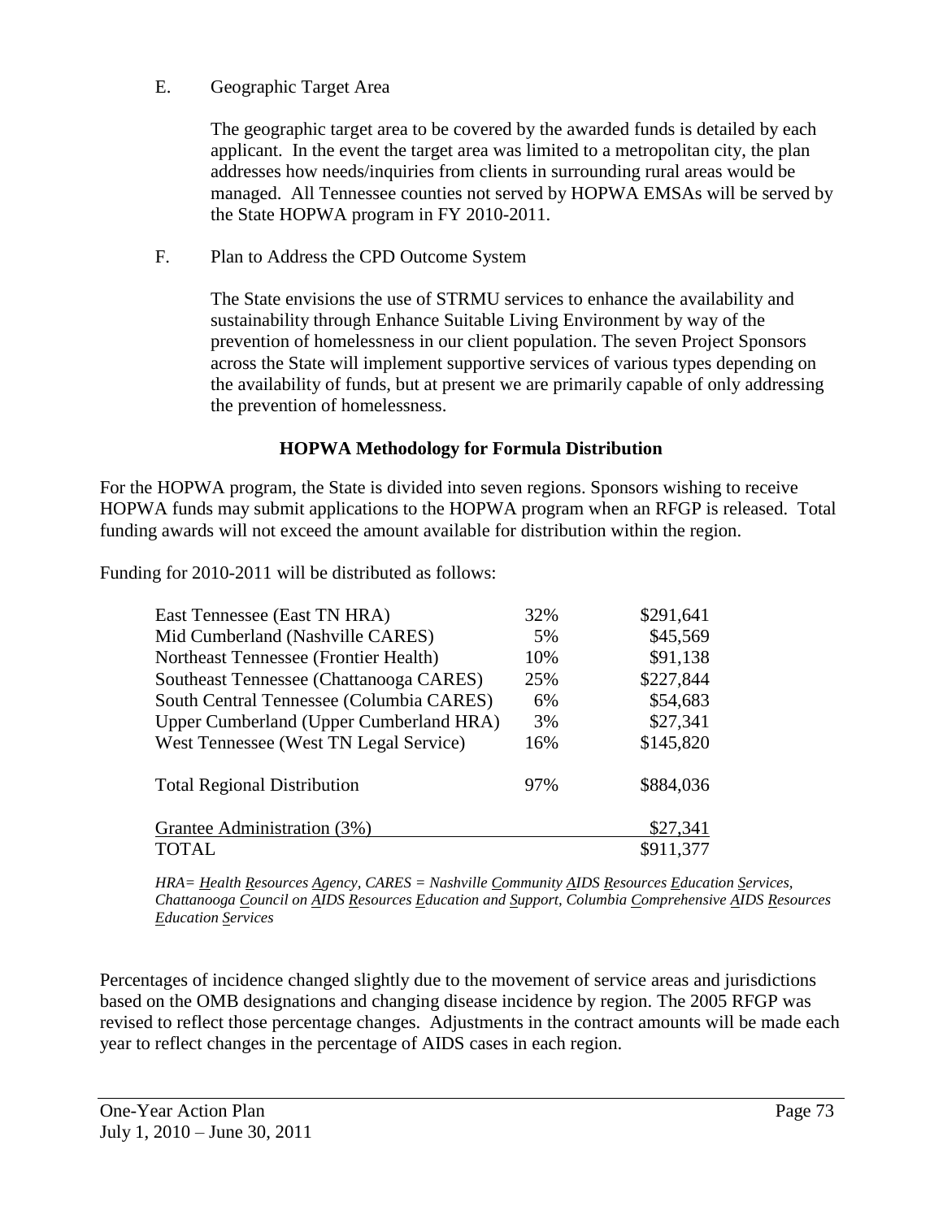E. Geographic Target Area

The geographic target area to be covered by the awarded funds is detailed by each applicant. In the event the target area was limited to a metropolitan city, the plan addresses how needs/inquiries from clients in surrounding rural areas would be managed. All Tennessee counties not served by HOPWA EMSAs will be served by the State HOPWA program in FY 2010-2011.

F. Plan to Address the CPD Outcome System

The State envisions the use of STRMU services to enhance the availability and sustainability through Enhance Suitable Living Environment by way of the prevention of homelessness in our client population. The seven Project Sponsors across the State will implement supportive services of various types depending on the availability of funds, but at present we are primarily capable of only addressing the prevention of homelessness.

### HOPWA Methodology for Formula Distribution

For the HOPWA program, the State is divided into seven regions. Sponsors wishing to receive HOPWA funds may submit applications to the HOPWA program when an RFGP is released. Total funding awards will not exceed the amount available for distribution within the region.

Funding for 2010-2011 will be distributed as follows:

| Region | Percent | Amount |
|---|---|---|
| East Tennessee (East TN HRA) | 32% | $291,641 |
| Mid Cumberland (Nashville CARES) | 5% | $45,569 |
| Northeast Tennessee (Frontier Health) | 10% | $91,138 |
| Southeast Tennessee (Chattanooga CARES) | 25% | $227,844 |
| South Central Tennessee (Columbia CARES) | 6% | $54,683 |
| Upper Cumberland (Upper Cumberland HRA) | 3% | $27,341 |
| West Tennessee (West TN Legal Service) | 16% | $145,820 |
| Total Regional Distribution | 97% | $884,036 |
| Grantee Administration (3%) | | $27,341 |
| TOTAL | | $911,377 |

*HRA= Health Resources Agency, CARES = Nashville Community AIDS Resources Education Services, Chattanooga Council on AIDS Resources Education and Support, Columbia Comprehensive AIDS Resources Education Services*

Percentages of incidence changed slightly due to the movement of service areas and jurisdictions based on the OMB designations and changing disease incidence by region. The 2005 RFGP was revised to reflect those percentage changes. Adjustments in the contract amounts will be made each year to reflect changes in the percentage of AIDS cases in each region.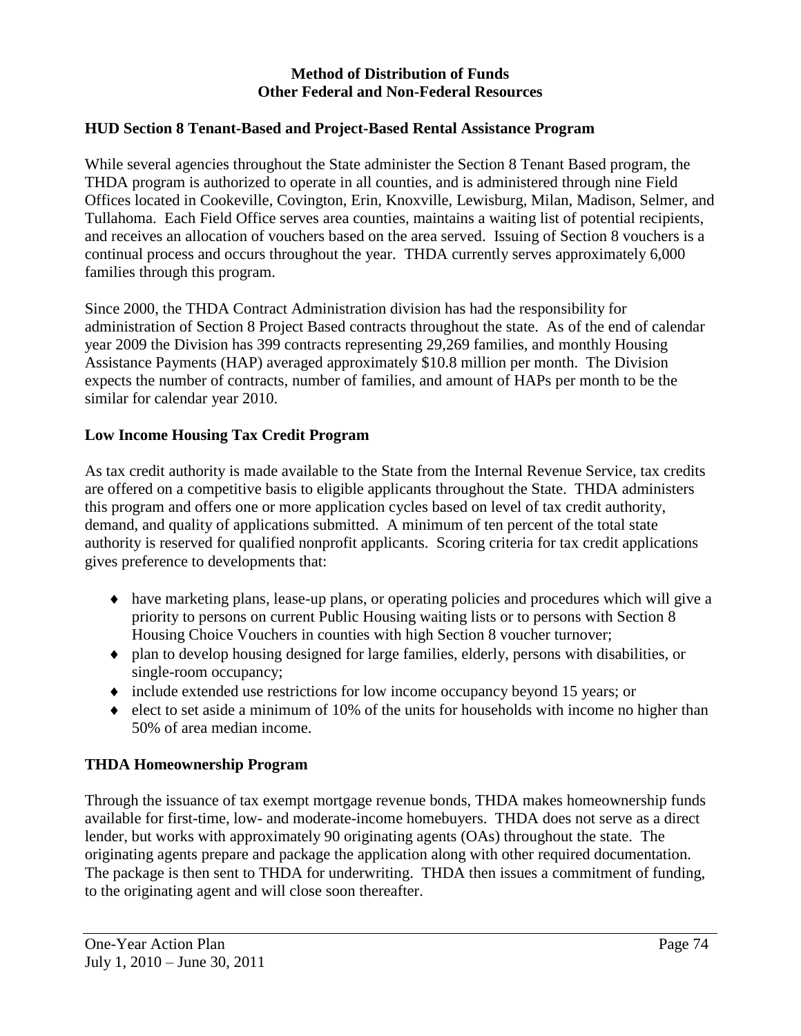**Method of Distribution of Funds**
**Other Federal and Non-Federal Resources**

## HUD Section 8 Tenant-Based and Project-Based Rental Assistance Program

While several agencies throughout the State administer the Section 8 Tenant Based program, the THDA program is authorized to operate in all counties, and is administered through nine Field Offices located in Cookeville, Covington, Erin, Knoxville, Lewisburg, Milan, Madison, Selmer, and Tullahoma. Each Field Office serves area counties, maintains a waiting list of potential recipients, and receives an allocation of vouchers based on the area served. Issuing of Section 8 vouchers is a continual process and occurs throughout the year. THDA currently serves approximately 6,000 families through this program.

Since 2000, the THDA Contract Administration division has had the responsibility for administration of Section 8 Project Based contracts throughout the state. As of the end of calendar year 2009 the Division has 399 contracts representing 29,269 families, and monthly Housing Assistance Payments (HAP) averaged approximately $10.8 million per month. The Division expects the number of contracts, number of families, and amount of HAPs per month to be the similar for calendar year 2010.

## Low Income Housing Tax Credit Program

As tax credit authority is made available to the State from the Internal Revenue Service, tax credits are offered on a competitive basis to eligible applicants throughout the State. THDA administers this program and offers one or more application cycles based on level of tax credit authority, demand, and quality of applications submitted. A minimum of ten percent of the total state authority is reserved for qualified nonprofit applicants. Scoring criteria for tax credit applications gives preference to developments that:

- have marketing plans, lease-up plans, or operating policies and procedures which will give a priority to persons on current Public Housing waiting lists or to persons with Section 8 Housing Choice Vouchers in counties with high Section 8 voucher turnover;
- plan to develop housing designed for large families, elderly, persons with disabilities, or single-room occupancy;
- include extended use restrictions for low income occupancy beyond 15 years; or
- elect to set aside a minimum of 10% of the units for households with income no higher than 50% of area median income.

## THDA Homeownership Program

Through the issuance of tax exempt mortgage revenue bonds, THDA makes homeownership funds available for first-time, low- and moderate-income homebuyers. THDA does not serve as a direct lender, but works with approximately 90 originating agents (OAs) throughout the state. The originating agents prepare and package the application along with other required documentation. The package is then sent to THDA for underwriting. THDA then issues a commitment of funding, to the originating agent and will close soon thereafter.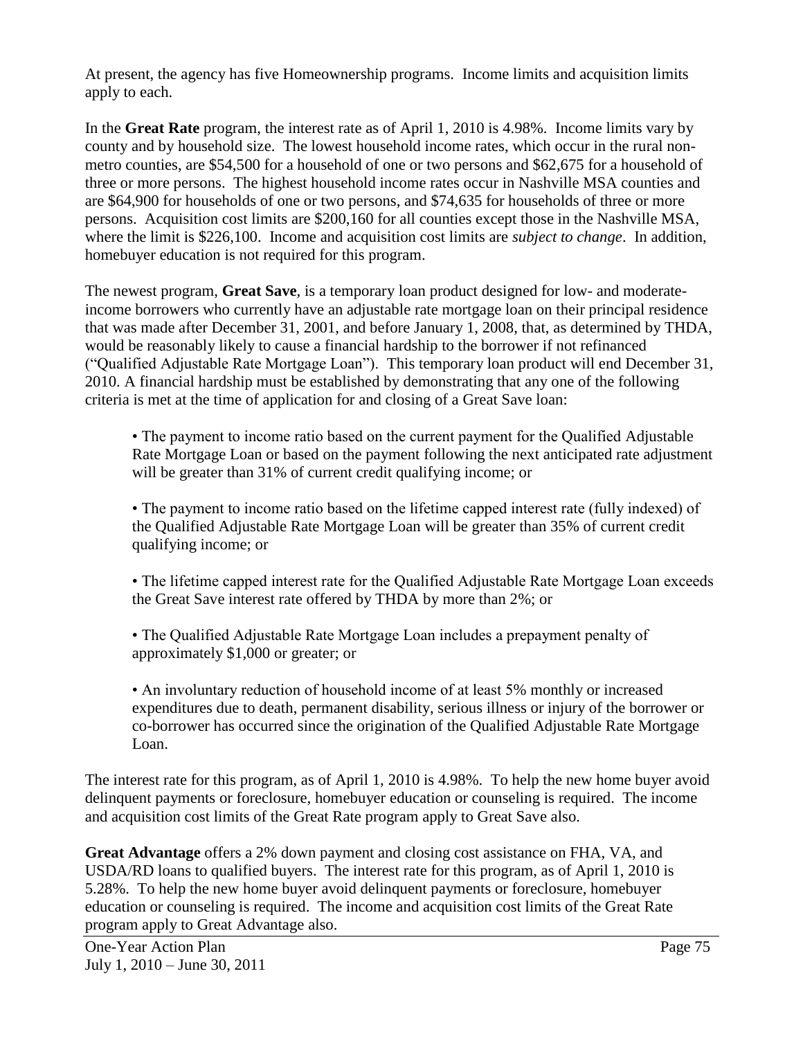At present, the agency has five Homeownership programs. Income limits and acquisition limits apply to each.

In the **Great Rate** program, the interest rate as of April 1, 2010 is 4.98%. Income limits vary by county and by household size. The lowest household income rates, which occur in the rural non-metro counties, are $54,500 for a household of one or two persons and $62,675 for a household of three or more persons. The highest household income rates occur in Nashville MSA counties and are $64,900 for households of one or two persons, and $74,635 for households of three or more persons. Acquisition cost limits are $200,160 for all counties except those in the Nashville MSA, where the limit is $226,100. Income and acquisition cost limits are *subject to change*. In addition, homebuyer education is not required for this program.

The newest program, **Great Save**, is a temporary loan product designed for low- and moderate-income borrowers who currently have an adjustable rate mortgage loan on their principal residence that was made after December 31, 2001, and before January 1, 2008, that, as determined by THDA, would be reasonably likely to cause a financial hardship to the borrower if not refinanced ("Qualified Adjustable Rate Mortgage Loan"). This temporary loan product will end December 31, 2010. A financial hardship must be established by demonstrating that any one of the following criteria is met at the time of application for and closing of a Great Save loan:

- The payment to income ratio based on the current payment for the Qualified Adjustable Rate Mortgage Loan or based on the payment following the next anticipated rate adjustment will be greater than 31% of current credit qualifying income; or

- The payment to income ratio based on the lifetime capped interest rate (fully indexed) of the Qualified Adjustable Rate Mortgage Loan will be greater than 35% of current credit qualifying income; or

- The lifetime capped interest rate for the Qualified Adjustable Rate Mortgage Loan exceeds the Great Save interest rate offered by THDA by more than 2%; or

- The Qualified Adjustable Rate Mortgage Loan includes a prepayment penalty of approximately $1,000 or greater; or

- An involuntary reduction of household income of at least 5% monthly or increased expenditures due to death, permanent disability, serious illness or injury of the borrower or co-borrower has occurred since the origination of the Qualified Adjustable Rate Mortgage Loan.

The interest rate for this program, as of April 1, 2010 is 4.98%. To help the new home buyer avoid delinquent payments or foreclosure, homebuyer education or counseling is required. The income and acquisition cost limits of the Great Rate program apply to Great Save also.

**Great Advantage** offers a 2% down payment and closing cost assistance on FHA, VA, and USDA/RD loans to qualified buyers. The interest rate for this program, as of April 1, 2010 is 5.28%. To help the new home buyer avoid delinquent payments or foreclosure, homebuyer education or counseling is required. The income and acquisition cost limits of the Great Rate program apply to Great Advantage also.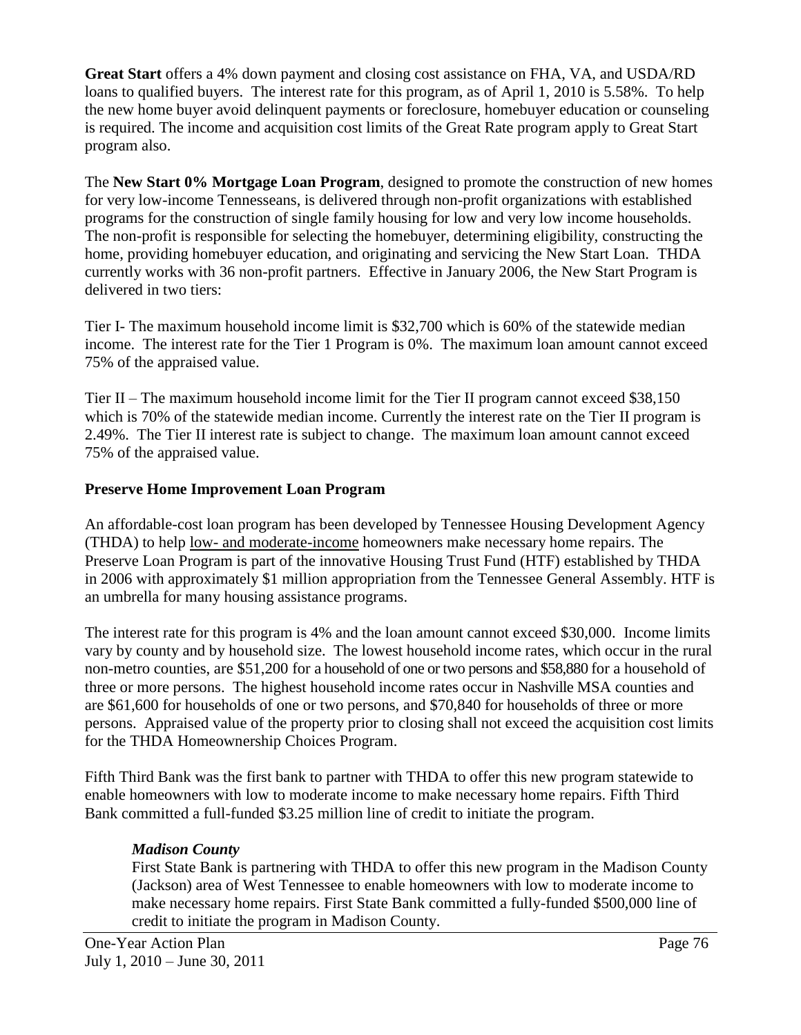**Great Start** offers a 4% down payment and closing cost assistance on FHA, VA, and USDA/RD loans to qualified buyers. The interest rate for this program, as of April 1, 2010 is 5.58%. To help the new home buyer avoid delinquent payments or foreclosure, homebuyer education or counseling is required. The income and acquisition cost limits of the Great Rate program apply to Great Start program also.

The **New Start 0% Mortgage Loan Program**, designed to promote the construction of new homes for very low-income Tennesseans, is delivered through non-profit organizations with established programs for the construction of single family housing for low and very low income households. The non-profit is responsible for selecting the homebuyer, determining eligibility, constructing the home, providing homebuyer education, and originating and servicing the New Start Loan. THDA currently works with 36 non-profit partners. Effective in January 2006, the New Start Program is delivered in two tiers:

Tier I- The maximum household income limit is $32,700 which is 60% of the statewide median income. The interest rate for the Tier 1 Program is 0%. The maximum loan amount cannot exceed 75% of the appraised value.

Tier II – The maximum household income limit for the Tier II program cannot exceed $38,150 which is 70% of the statewide median income. Currently the interest rate on the Tier II program is 2.49%. The Tier II interest rate is subject to change. The maximum loan amount cannot exceed 75% of the appraised value.

**Preserve Home Improvement Loan Program**

An affordable-cost loan program has been developed by Tennessee Housing Development Agency (THDA) to help low- and moderate-income homeowners make necessary home repairs. The Preserve Loan Program is part of the innovative Housing Trust Fund (HTF) established by THDA in 2006 with approximately $1 million appropriation from the Tennessee General Assembly. HTF is an umbrella for many housing assistance programs.

The interest rate for this program is 4% and the loan amount cannot exceed $30,000. Income limits vary by county and by household size. The lowest household income rates, which occur in the rural non-metro counties, are $51,200 for a household of one or two persons and $58,880 for a household of three or more persons. The highest household income rates occur in Nashville MSA counties and are $61,600 for households of one or two persons, and $70,840 for households of three or more persons. Appraised value of the property prior to closing shall not exceed the acquisition cost limits for the THDA Homeownership Choices Program.

Fifth Third Bank was the first bank to partner with THDA to offer this new program statewide to enable homeowners with low to moderate income to make necessary home repairs. Fifth Third Bank committed a full-funded $3.25 million line of credit to initiate the program.

***Madison County***

First State Bank is partnering with THDA to offer this new program in the Madison County (Jackson) area of West Tennessee to enable homeowners with low to moderate income to make necessary home repairs. First State Bank committed a fully-funded $500,000 line of credit to initiate the program in Madison County.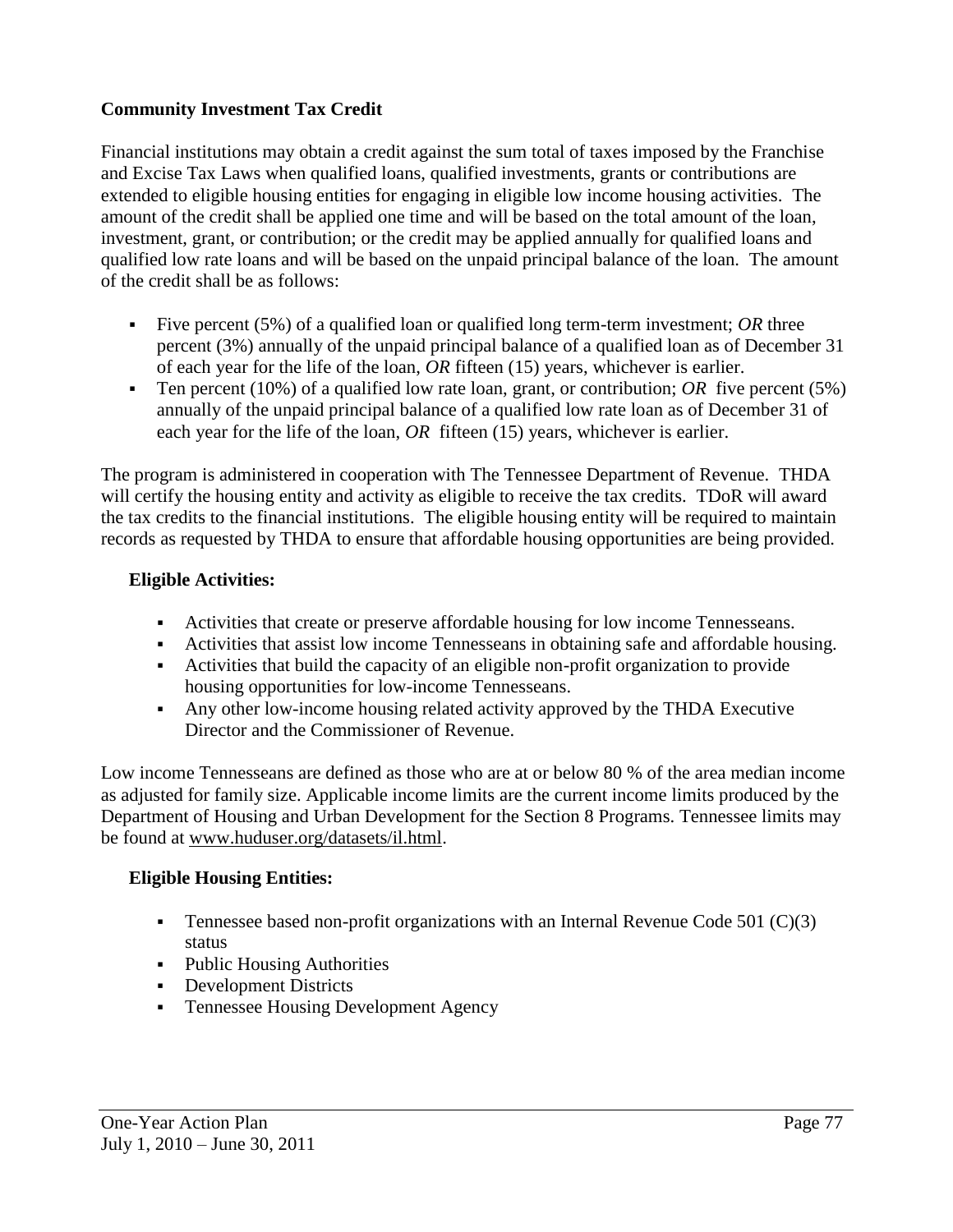**Community Investment Tax Credit**

Financial institutions may obtain a credit against the sum total of taxes imposed by the Franchise and Excise Tax Laws when qualified loans, qualified investments, grants or contributions are extended to eligible housing entities for engaging in eligible low income housing activities. The amount of the credit shall be applied one time and will be based on the total amount of the loan, investment, grant, or contribution; or the credit may be applied annually for qualified loans and qualified low rate loans and will be based on the unpaid principal balance of the loan. The amount of the credit shall be as follows:

- Five percent (5%) of a qualified loan or qualified long term-term investment; *OR* three percent (3%) annually of the unpaid principal balance of a qualified loan as of December 31 of each year for the life of the loan, *OR* fifteen (15) years, whichever is earlier.
- Ten percent (10%) of a qualified low rate loan, grant, or contribution; *OR* five percent (5%) annually of the unpaid principal balance of a qualified low rate loan as of December 31 of each year for the life of the loan, *OR* fifteen (15) years, whichever is earlier.

The program is administered in cooperation with The Tennessee Department of Revenue. THDA will certify the housing entity and activity as eligible to receive the tax credits. TDoR will award the tax credits to the financial institutions. The eligible housing entity will be required to maintain records as requested by THDA to ensure that affordable housing opportunities are being provided.

**Eligible Activities:**

- Activities that create or preserve affordable housing for low income Tennesseans.
- Activities that assist low income Tennesseans in obtaining safe and affordable housing.
- Activities that build the capacity of an eligible non-profit organization to provide housing opportunities for low-income Tennesseans.
- Any other low-income housing related activity approved by the THDA Executive Director and the Commissioner of Revenue.

Low income Tennesseans are defined as those who are at or below 80 % of the area median income as adjusted for family size. Applicable income limits are the current income limits produced by the Department of Housing and Urban Development for the Section 8 Programs. Tennessee limits may be found at www.huduser.org/datasets/il.html.

**Eligible Housing Entities:**

- Tennessee based non-profit organizations with an Internal Revenue Code 501 (C)(3) status
- Public Housing Authorities
- Development Districts
- Tennessee Housing Development Agency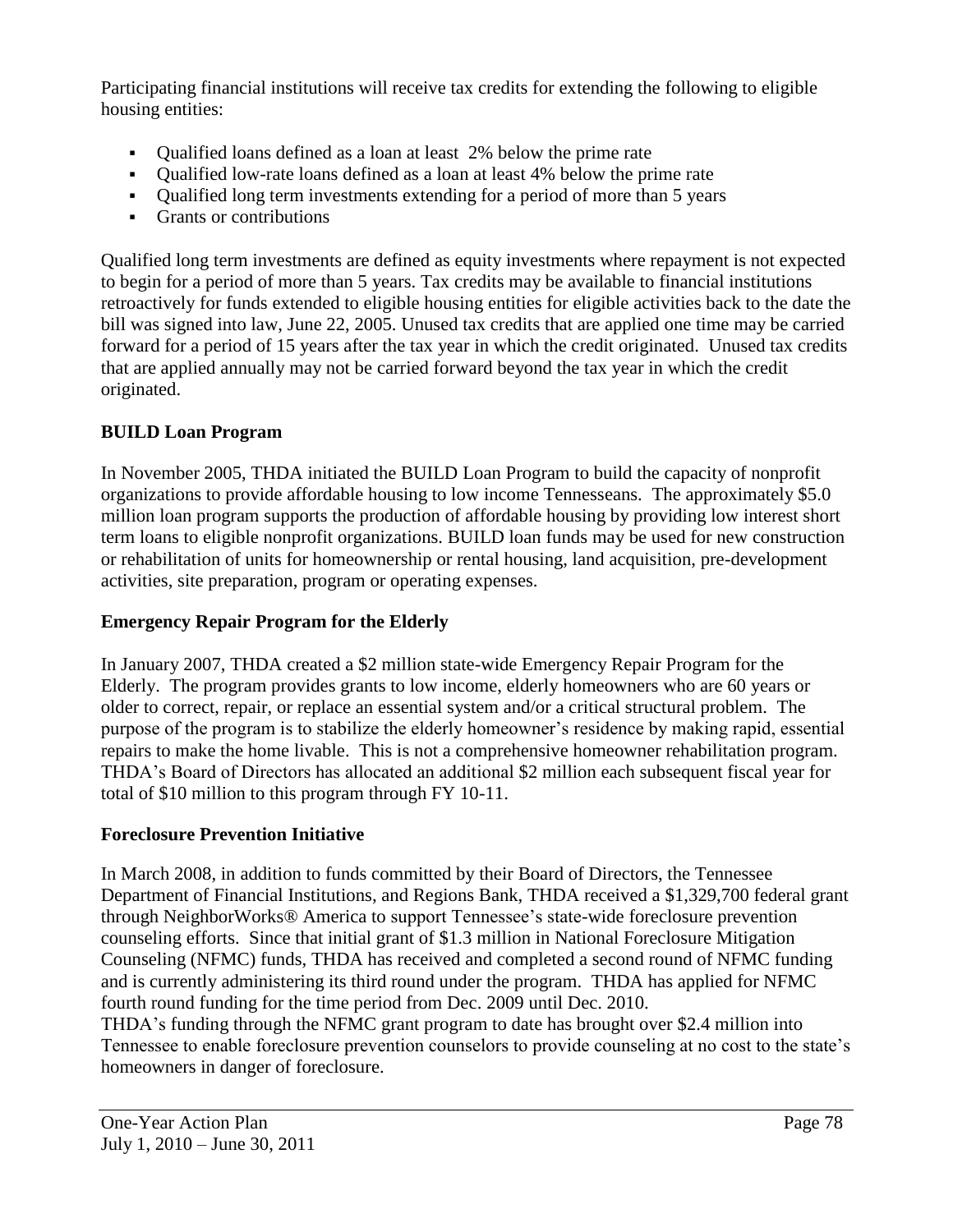Participating financial institutions will receive tax credits for extending the following to eligible housing entities:

- Qualified loans defined as a loan at least 2% below the prime rate
- Qualified low-rate loans defined as a loan at least 4% below the prime rate
- Qualified long term investments extending for a period of more than 5 years
- Grants or contributions

Qualified long term investments are defined as equity investments where repayment is not expected to begin for a period of more than 5 years. Tax credits may be available to financial institutions retroactively for funds extended to eligible housing entities for eligible activities back to the date the bill was signed into law, June 22, 2005. Unused tax credits that are applied one time may be carried forward for a period of 15 years after the tax year in which the credit originated. Unused tax credits that are applied annually may not be carried forward beyond the tax year in which the credit originated.

**BUILD Loan Program**

In November 2005, THDA initiated the BUILD Loan Program to build the capacity of nonprofit organizations to provide affordable housing to low income Tennesseans. The approximately $5.0 million loan program supports the production of affordable housing by providing low interest short term loans to eligible nonprofit organizations. BUILD loan funds may be used for new construction or rehabilitation of units for homeownership or rental housing, land acquisition, pre-development activities, site preparation, program or operating expenses.

**Emergency Repair Program for the Elderly**

In January 2007, THDA created a $2 million state-wide Emergency Repair Program for the Elderly. The program provides grants to low income, elderly homeowners who are 60 years or older to correct, repair, or replace an essential system and/or a critical structural problem. The purpose of the program is to stabilize the elderly homeowner's residence by making rapid, essential repairs to make the home livable. This is not a comprehensive homeowner rehabilitation program. THDA's Board of Directors has allocated an additional $2 million each subsequent fiscal year for total of $10 million to this program through FY 10-11.

**Foreclosure Prevention Initiative**

In March 2008, in addition to funds committed by their Board of Directors, the Tennessee Department of Financial Institutions, and Regions Bank, THDA received a $1,329,700 federal grant through NeighborWorks® America to support Tennessee's state-wide foreclosure prevention counseling efforts. Since that initial grant of $1.3 million in National Foreclosure Mitigation Counseling (NFMC) funds, THDA has received and completed a second round of NFMC funding and is currently administering its third round under the program. THDA has applied for NFMC fourth round funding for the time period from Dec. 2009 until Dec. 2010.
THDA's funding through the NFMC grant program to date has brought over $2.4 million into Tennessee to enable foreclosure prevention counselors to provide counseling at no cost to the state's homeowners in danger of foreclosure.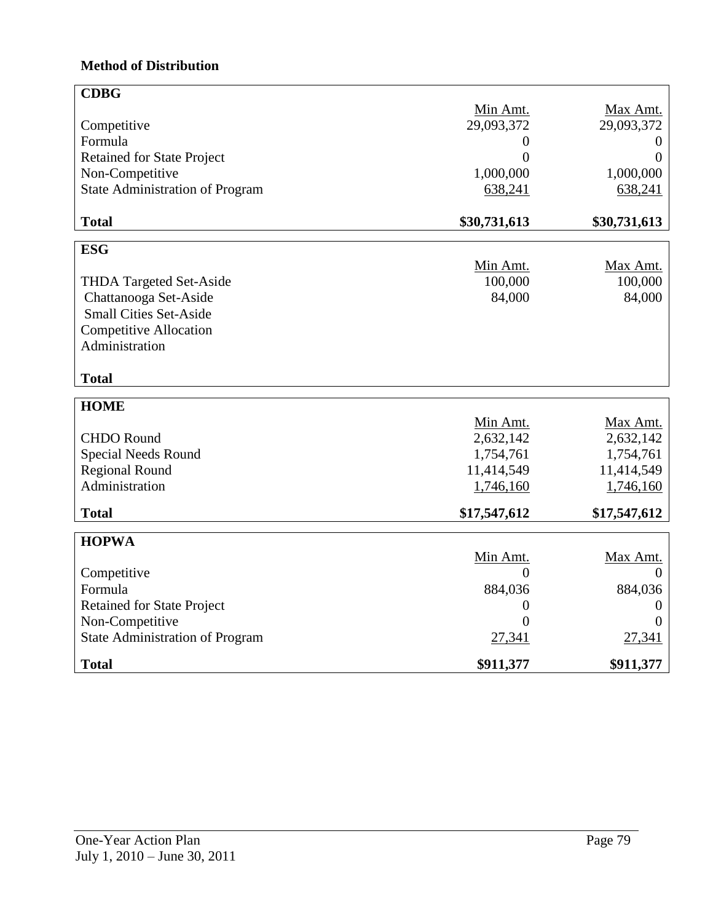**Method of Distribution**

| CDBG | Min Amt. | Max Amt. |
|---|---|---|
| Competitive | 29,093,372 | 29,093,372 |
| Formula | 0 | 0 |
| Retained for State Project | 0 | 0 |
| Non-Competitive | 1,000,000 | 1,000,000 |
| State Administration of Program | 638,241 | 638,241 |
| **Total** | **$30,731,613** | **$30,731,613** |

| ESG | Min Amt. | Max Amt. |
|---|---|---|
| THDA Targeted Set-Aside | 100,000 | 100,000 |
| Chattanooga Set-Aside | 84,000 | 84,000 |
| Small Cities Set-Aside | | |
| Competitive Allocation | | |
| Administration | | |
| **Total** | | |

| HOME | Min Amt. | Max Amt. |
|---|---|---|
| CHDO Round | 2,632,142 | 2,632,142 |
| Special Needs Round | 1,754,761 | 1,754,761 |
| Regional Round | 11,414,549 | 11,414,549 |
| Administration | 1,746,160 | 1,746,160 |
| **Total** | **$17,547,612** | **$17,547,612** |

| HOPWA | Min Amt. | Max Amt. |
|---|---|---|
| Competitive | 0 | 0 |
| Formula | 884,036 | 884,036 |
| Retained for State Project | 0 | 0 |
| Non-Competitive | 0 | 0 |
| State Administration of Program | 27,341 | 27,341 |
| **Total** | **$911,377** | **$911,377** |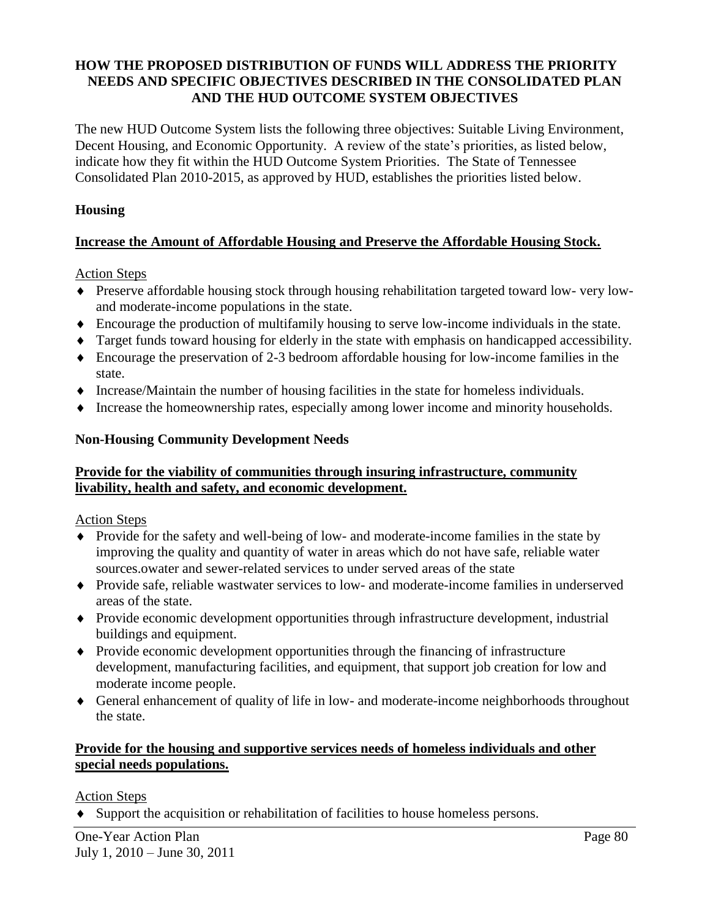## HOW THE PROPOSED DISTRIBUTION OF FUNDS WILL ADDRESS THE PRIORITY NEEDS AND SPECIFIC OBJECTIVES DESCRIBED IN THE CONSOLIDATED PLAN AND THE HUD OUTCOME SYSTEM OBJECTIVES

The new HUD Outcome System lists the following three objectives: Suitable Living Environment, Decent Housing, and Economic Opportunity. A review of the state's priorities, as listed below, indicate how they fit within the HUD Outcome System Priorities. The State of Tennessee Consolidated Plan 2010-2015, as approved by HUD, establishes the priorities listed below.

### Housing

**Increase the Amount of Affordable Housing and Preserve the Affordable Housing Stock.**

Action Steps

- Preserve affordable housing stock through housing rehabilitation targeted toward low- very low- and moderate-income populations in the state.
- Encourage the production of multifamily housing to serve low-income individuals in the state.
- Target funds toward housing for elderly in the state with emphasis on handicapped accessibility.
- Encourage the preservation of 2-3 bedroom affordable housing for low-income families in the state.
- Increase/Maintain the number of housing facilities in the state for homeless individuals.
- Increase the homeownership rates, especially among lower income and minority households.

### Non-Housing Community Development Needs

**Provide for the viability of communities through insuring infrastructure, community livability, health and safety, and economic development.**

Action Steps

- Provide for the safety and well-being of low- and moderate-income families in the state by improving the quality and quantity of water in areas which do not have safe, reliable water sources.owater and sewer-related services to under served areas of the state
- Provide safe, reliable wastwater services to low- and moderate-income families in underserved areas of the state.
- Provide economic development opportunities through infrastructure development, industrial buildings and equipment.
- Provide economic development opportunities through the financing of infrastructure development, manufacturing facilities, and equipment, that support job creation for low and moderate income people.
- General enhancement of quality of life in low- and moderate-income neighborhoods throughout the state.

**Provide for the housing and supportive services needs of homeless individuals and other special needs populations.**

Action Steps

- Support the acquisition or rehabilitation of facilities to house homeless persons.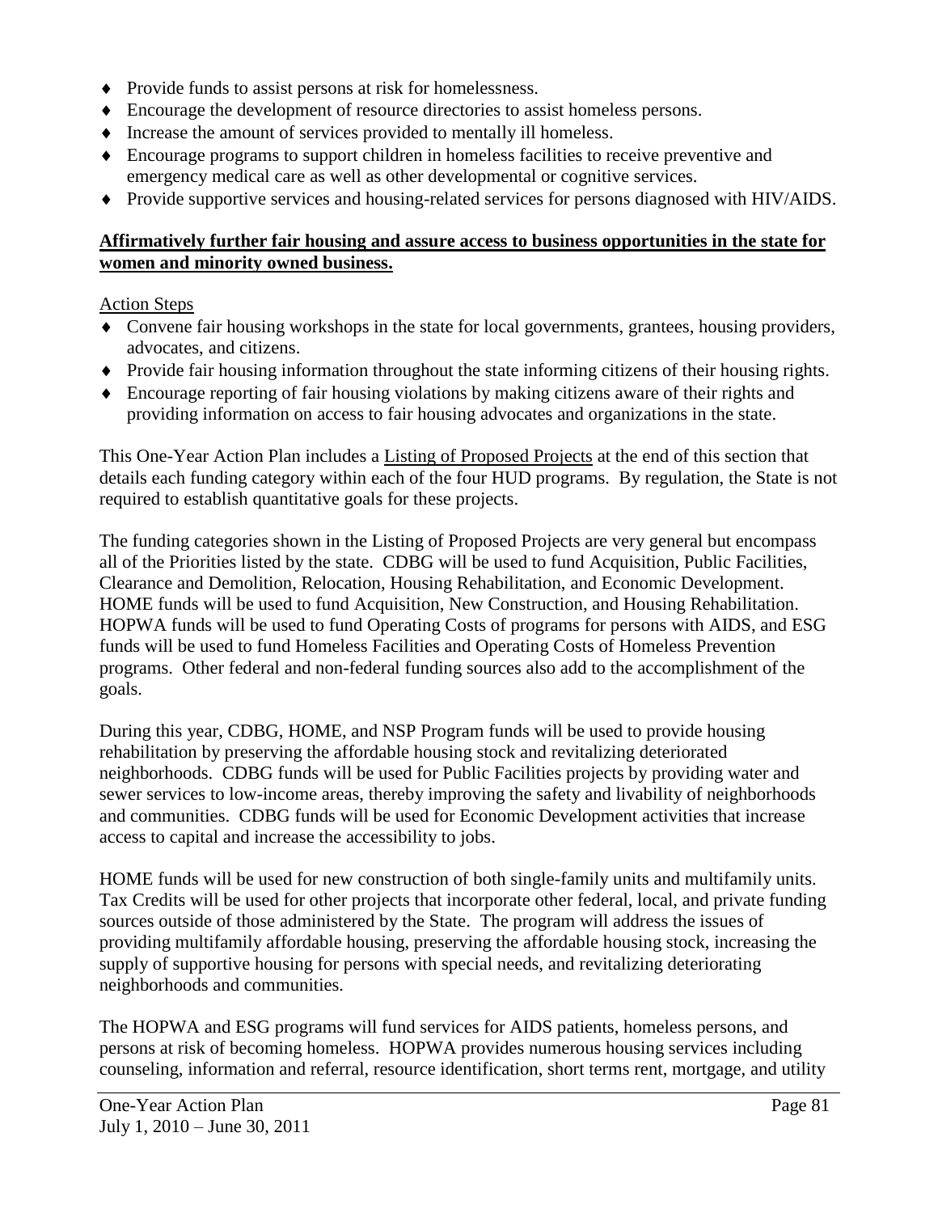- Provide funds to assist persons at risk for homelessness.
- Encourage the development of resource directories to assist homeless persons.
- Increase the amount of services provided to mentally ill homeless.
- Encourage programs to support children in homeless facilities to receive preventive and emergency medical care as well as other developmental or cognitive services.
- Provide supportive services and housing-related services for persons diagnosed with HIV/AIDS.

**Affirmatively further fair housing and assure access to business opportunities in the state for women and minority owned business.**

Action Steps

- Convene fair housing workshops in the state for local governments, grantees, housing providers, advocates, and citizens.
- Provide fair housing information throughout the state informing citizens of their housing rights.
- Encourage reporting of fair housing violations by making citizens aware of their rights and providing information on access to fair housing advocates and organizations in the state.

This One-Year Action Plan includes a Listing of Proposed Projects at the end of this section that details each funding category within each of the four HUD programs. By regulation, the State is not required to establish quantitative goals for these projects.

The funding categories shown in the Listing of Proposed Projects are very general but encompass all of the Priorities listed by the state. CDBG will be used to fund Acquisition, Public Facilities, Clearance and Demolition, Relocation, Housing Rehabilitation, and Economic Development. HOME funds will be used to fund Acquisition, New Construction, and Housing Rehabilitation. HOPWA funds will be used to fund Operating Costs of programs for persons with AIDS, and ESG funds will be used to fund Homeless Facilities and Operating Costs of Homeless Prevention programs. Other federal and non-federal funding sources also add to the accomplishment of the goals.

During this year, CDBG, HOME, and NSP Program funds will be used to provide housing rehabilitation by preserving the affordable housing stock and revitalizing deteriorated neighborhoods. CDBG funds will be used for Public Facilities projects by providing water and sewer services to low-income areas, thereby improving the safety and livability of neighborhoods and communities. CDBG funds will be used for Economic Development activities that increase access to capital and increase the accessibility to jobs.

HOME funds will be used for new construction of both single-family units and multifamily units. Tax Credits will be used for other projects that incorporate other federal, local, and private funding sources outside of those administered by the State. The program will address the issues of providing multifamily affordable housing, preserving the affordable housing stock, increasing the supply of supportive housing for persons with special needs, and revitalizing deteriorating neighborhoods and communities.

The HOPWA and ESG programs will fund services for AIDS patients, homeless persons, and persons at risk of becoming homeless. HOPWA provides numerous housing services including counseling, information and referral, resource identification, short terms rent, mortgage, and utility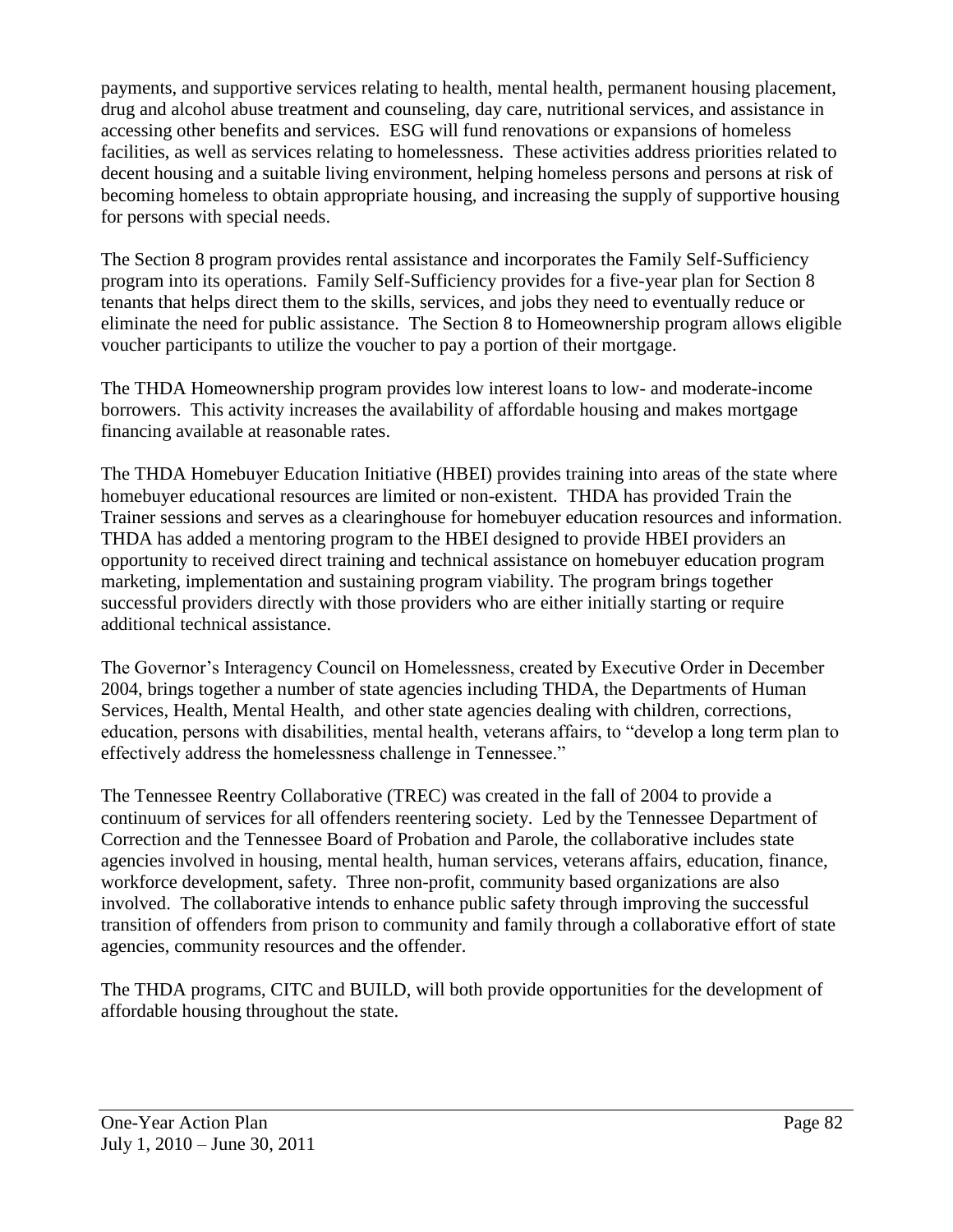payments, and supportive services relating to health, mental health, permanent housing placement, drug and alcohol abuse treatment and counseling, day care, nutritional services, and assistance in accessing other benefits and services. ESG will fund renovations or expansions of homeless facilities, as well as services relating to homelessness. These activities address priorities related to decent housing and a suitable living environment, helping homeless persons and persons at risk of becoming homeless to obtain appropriate housing, and increasing the supply of supportive housing for persons with special needs.

The Section 8 program provides rental assistance and incorporates the Family Self-Sufficiency program into its operations. Family Self-Sufficiency provides for a five-year plan for Section 8 tenants that helps direct them to the skills, services, and jobs they need to eventually reduce or eliminate the need for public assistance. The Section 8 to Homeownership program allows eligible voucher participants to utilize the voucher to pay a portion of their mortgage.

The THDA Homeownership program provides low interest loans to low- and moderate-income borrowers. This activity increases the availability of affordable housing and makes mortgage financing available at reasonable rates.

The THDA Homebuyer Education Initiative (HBEI) provides training into areas of the state where homebuyer educational resources are limited or non-existent. THDA has provided Train the Trainer sessions and serves as a clearinghouse for homebuyer education resources and information. THDA has added a mentoring program to the HBEI designed to provide HBEI providers an opportunity to received direct training and technical assistance on homebuyer education program marketing, implementation and sustaining program viability. The program brings together successful providers directly with those providers who are either initially starting or require additional technical assistance.

The Governor's Interagency Council on Homelessness, created by Executive Order in December 2004, brings together a number of state agencies including THDA, the Departments of Human Services, Health, Mental Health, and other state agencies dealing with children, corrections, education, persons with disabilities, mental health, veterans affairs, to "develop a long term plan to effectively address the homelessness challenge in Tennessee."

The Tennessee Reentry Collaborative (TREC) was created in the fall of 2004 to provide a continuum of services for all offenders reentering society. Led by the Tennessee Department of Correction and the Tennessee Board of Probation and Parole, the collaborative includes state agencies involved in housing, mental health, human services, veterans affairs, education, finance, workforce development, safety. Three non-profit, community based organizations are also involved. The collaborative intends to enhance public safety through improving the successful transition of offenders from prison to community and family through a collaborative effort of state agencies, community resources and the offender.

The THDA programs, CITC and BUILD, will both provide opportunities for the development of affordable housing throughout the state.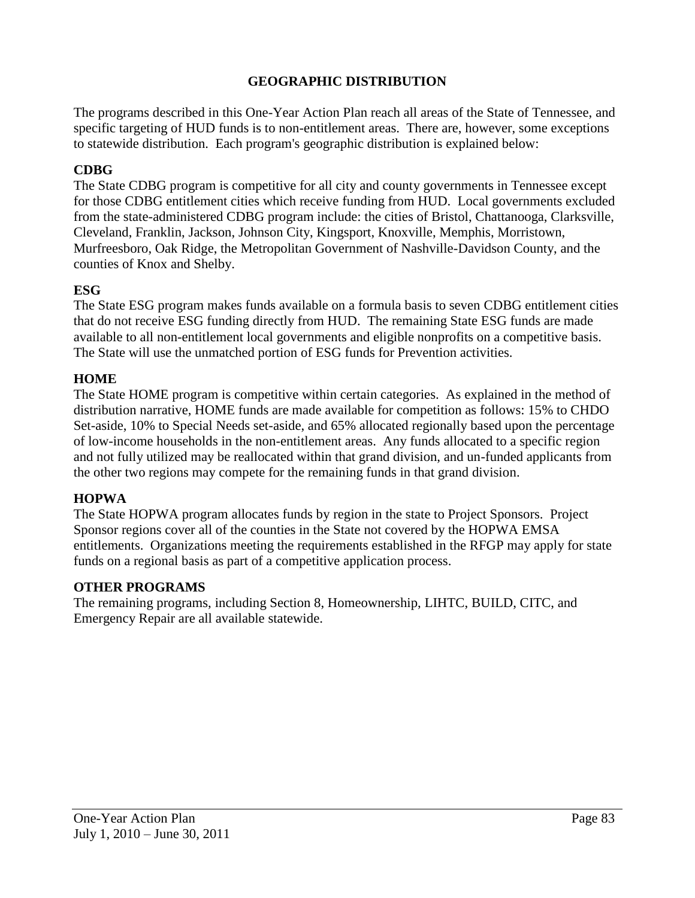# GEOGRAPHIC DISTRIBUTION

The programs described in this One-Year Action Plan reach all areas of the State of Tennessee, and specific targeting of HUD funds is to non-entitlement areas. There are, however, some exceptions to statewide distribution. Each program's geographic distribution is explained below:

**CDBG**
The State CDBG program is competitive for all city and county governments in Tennessee except for those CDBG entitlement cities which receive funding from HUD. Local governments excluded from the state-administered CDBG program include: the cities of Bristol, Chattanooga, Clarksville, Cleveland, Franklin, Jackson, Johnson City, Kingsport, Knoxville, Memphis, Morristown, Murfreesboro, Oak Ridge, the Metropolitan Government of Nashville-Davidson County, and the counties of Knox and Shelby.

**ESG**
The State ESG program makes funds available on a formula basis to seven CDBG entitlement cities that do not receive ESG funding directly from HUD. The remaining State ESG funds are made available to all non-entitlement local governments and eligible nonprofits on a competitive basis. The State will use the unmatched portion of ESG funds for Prevention activities.

**HOME**
The State HOME program is competitive within certain categories. As explained in the method of distribution narrative, HOME funds are made available for competition as follows: 15% to CHDO Set-aside, 10% to Special Needs set-aside, and 65% allocated regionally based upon the percentage of low-income households in the non-entitlement areas. Any funds allocated to a specific region and not fully utilized may be reallocated within that grand division, and un-funded applicants from the other two regions may compete for the remaining funds in that grand division.

**HOPWA**
The State HOPWA program allocates funds by region in the state to Project Sponsors. Project Sponsor regions cover all of the counties in the State not covered by the HOPWA EMSA entitlements. Organizations meeting the requirements established in the RFGP may apply for state funds on a regional basis as part of a competitive application process.

**OTHER PROGRAMS**
The remaining programs, including Section 8, Homeownership, LIHTC, BUILD, CITC, and Emergency Repair are all available statewide.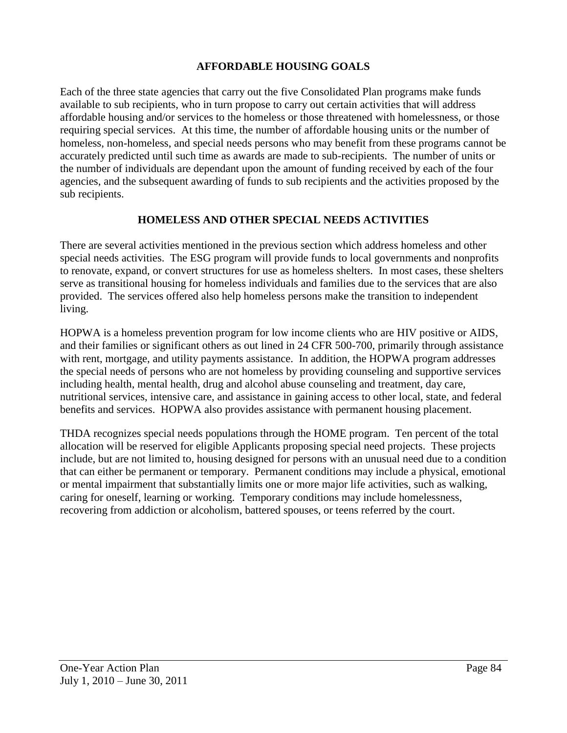## AFFORDABLE HOUSING GOALS

Each of the three state agencies that carry out the five Consolidated Plan programs make funds available to sub recipients, who in turn propose to carry out certain activities that will address affordable housing and/or services to the homeless or those threatened with homelessness, or those requiring special services. At this time, the number of affordable housing units or the number of homeless, non-homeless, and special needs persons who may benefit from these programs cannot be accurately predicted until such time as awards are made to sub-recipients. The number of units or the number of individuals are dependant upon the amount of funding received by each of the four agencies, and the subsequent awarding of funds to sub recipients and the activities proposed by the sub recipients.

## HOMELESS AND OTHER SPECIAL NEEDS ACTIVITIES

There are several activities mentioned in the previous section which address homeless and other special needs activities. The ESG program will provide funds to local governments and nonprofits to renovate, expand, or convert structures for use as homeless shelters. In most cases, these shelters serve as transitional housing for homeless individuals and families due to the services that are also provided. The services offered also help homeless persons make the transition to independent living.

HOPWA is a homeless prevention program for low income clients who are HIV positive or AIDS, and their families or significant others as out lined in 24 CFR 500-700, primarily through assistance with rent, mortgage, and utility payments assistance. In addition, the HOPWA program addresses the special needs of persons who are not homeless by providing counseling and supportive services including health, mental health, drug and alcohol abuse counseling and treatment, day care, nutritional services, intensive care, and assistance in gaining access to other local, state, and federal benefits and services. HOPWA also provides assistance with permanent housing placement.

THDA recognizes special needs populations through the HOME program. Ten percent of the total allocation will be reserved for eligible Applicants proposing special need projects. These projects include, but are not limited to, housing designed for persons with an unusual need due to a condition that can either be permanent or temporary. Permanent conditions may include a physical, emotional or mental impairment that substantially limits one or more major life activities, such as walking, caring for oneself, learning or working. Temporary conditions may include homelessness, recovering from addiction or alcoholism, battered spouses, or teens referred by the court.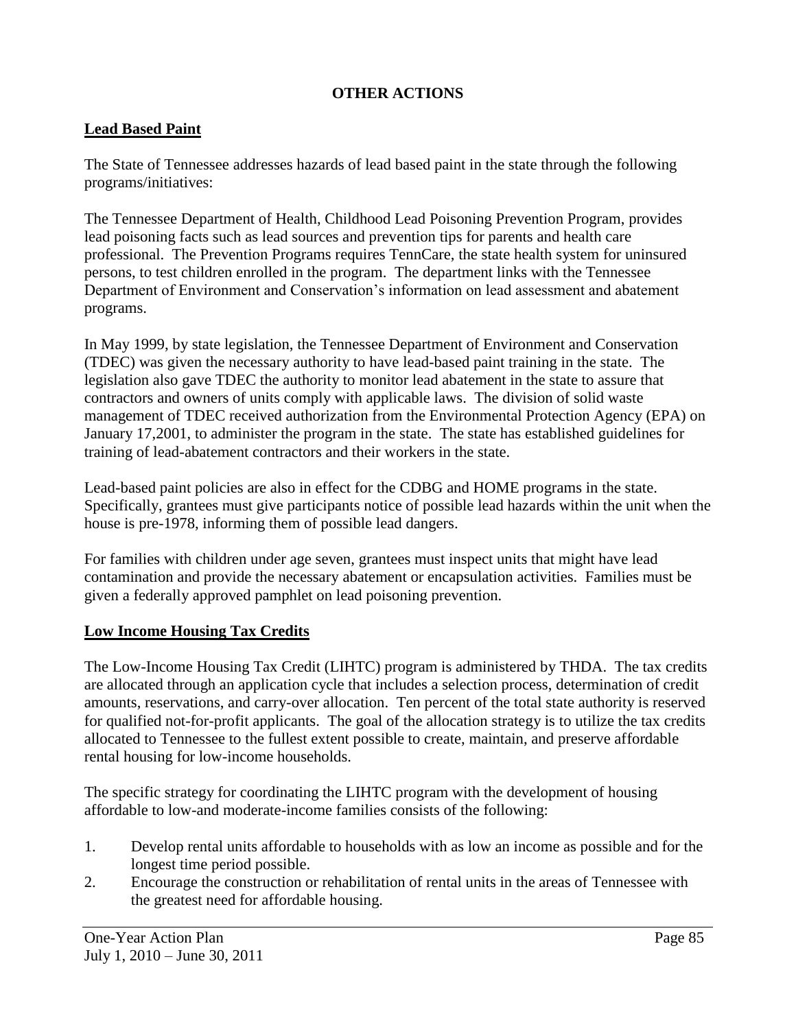# OTHER ACTIONS

## Lead Based Paint

The State of Tennessee addresses hazards of lead based paint in the state through the following programs/initiatives:

The Tennessee Department of Health, Childhood Lead Poisoning Prevention Program, provides lead poisoning facts such as lead sources and prevention tips for parents and health care professional. The Prevention Programs requires TennCare, the state health system for uninsured persons, to test children enrolled in the program. The department links with the Tennessee Department of Environment and Conservation's information on lead assessment and abatement programs.

In May 1999, by state legislation, the Tennessee Department of Environment and Conservation (TDEC) was given the necessary authority to have lead-based paint training in the state. The legislation also gave TDEC the authority to monitor lead abatement in the state to assure that contractors and owners of units comply with applicable laws. The division of solid waste management of TDEC received authorization from the Environmental Protection Agency (EPA) on January 17,2001, to administer the program in the state. The state has established guidelines for training of lead-abatement contractors and their workers in the state.

Lead-based paint policies are also in effect for the CDBG and HOME programs in the state. Specifically, grantees must give participants notice of possible lead hazards within the unit when the house is pre-1978, informing them of possible lead dangers.

For families with children under age seven, grantees must inspect units that might have lead contamination and provide the necessary abatement or encapsulation activities. Families must be given a federally approved pamphlet on lead poisoning prevention.

## Low Income Housing Tax Credits

The Low-Income Housing Tax Credit (LIHTC) program is administered by THDA. The tax credits are allocated through an application cycle that includes a selection process, determination of credit amounts, reservations, and carry-over allocation. Ten percent of the total state authority is reserved for qualified not-for-profit applicants. The goal of the allocation strategy is to utilize the tax credits allocated to Tennessee to the fullest extent possible to create, maintain, and preserve affordable rental housing for low-income households.

The specific strategy for coordinating the LIHTC program with the development of housing affordable to low-and moderate-income families consists of the following:

1. Develop rental units affordable to households with as low an income as possible and for the longest time period possible.
2. Encourage the construction or rehabilitation of rental units in the areas of Tennessee with the greatest need for affordable housing.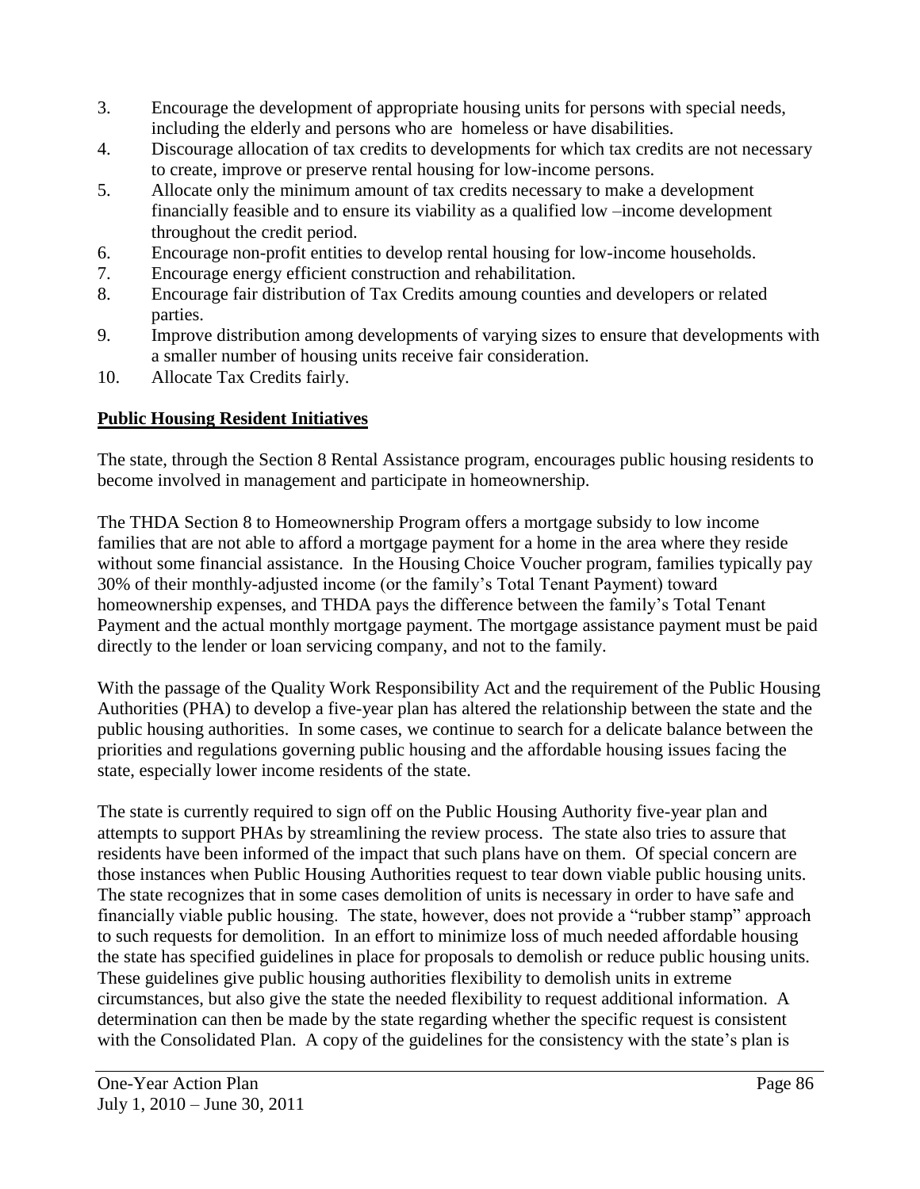3. Encourage the development of appropriate housing units for persons with special needs, including the elderly and persons who are homeless or have disabilities.
4. Discourage allocation of tax credits to developments for which tax credits are not necessary to create, improve or preserve rental housing for low-income persons.
5. Allocate only the minimum amount of tax credits necessary to make a development financially feasible and to ensure its viability as a qualified low –income development throughout the credit period.
6. Encourage non-profit entities to develop rental housing for low-income households.
7. Encourage energy efficient construction and rehabilitation.
8. Encourage fair distribution of Tax Credits amoung counties and developers or related parties.
9. Improve distribution among developments of varying sizes to ensure that developments with a smaller number of housing units receive fair consideration.
10. Allocate Tax Credits fairly.

**Public Housing Resident Initiatives**

The state, through the Section 8 Rental Assistance program, encourages public housing residents to become involved in management and participate in homeownership.

The THDA Section 8 to Homeownership Program offers a mortgage subsidy to low income families that are not able to afford a mortgage payment for a home in the area where they reside without some financial assistance. In the Housing Choice Voucher program, families typically pay 30% of their monthly-adjusted income (or the family's Total Tenant Payment) toward homeownership expenses, and THDA pays the difference between the family's Total Tenant Payment and the actual monthly mortgage payment. The mortgage assistance payment must be paid directly to the lender or loan servicing company, and not to the family.

With the passage of the Quality Work Responsibility Act and the requirement of the Public Housing Authorities (PHA) to develop a five-year plan has altered the relationship between the state and the public housing authorities. In some cases, we continue to search for a delicate balance between the priorities and regulations governing public housing and the affordable housing issues facing the state, especially lower income residents of the state.

The state is currently required to sign off on the Public Housing Authority five-year plan and attempts to support PHAs by streamlining the review process. The state also tries to assure that residents have been informed of the impact that such plans have on them. Of special concern are those instances when Public Housing Authorities request to tear down viable public housing units. The state recognizes that in some cases demolition of units is necessary in order to have safe and financially viable public housing. The state, however, does not provide a "rubber stamp" approach to such requests for demolition. In an effort to minimize loss of much needed affordable housing the state has specified guidelines in place for proposals to demolish or reduce public housing units. These guidelines give public housing authorities flexibility to demolish units in extreme circumstances, but also give the state the needed flexibility to request additional information. A determination can then be made by the state regarding whether the specific request is consistent with the Consolidated Plan. A copy of the guidelines for the consistency with the state's plan is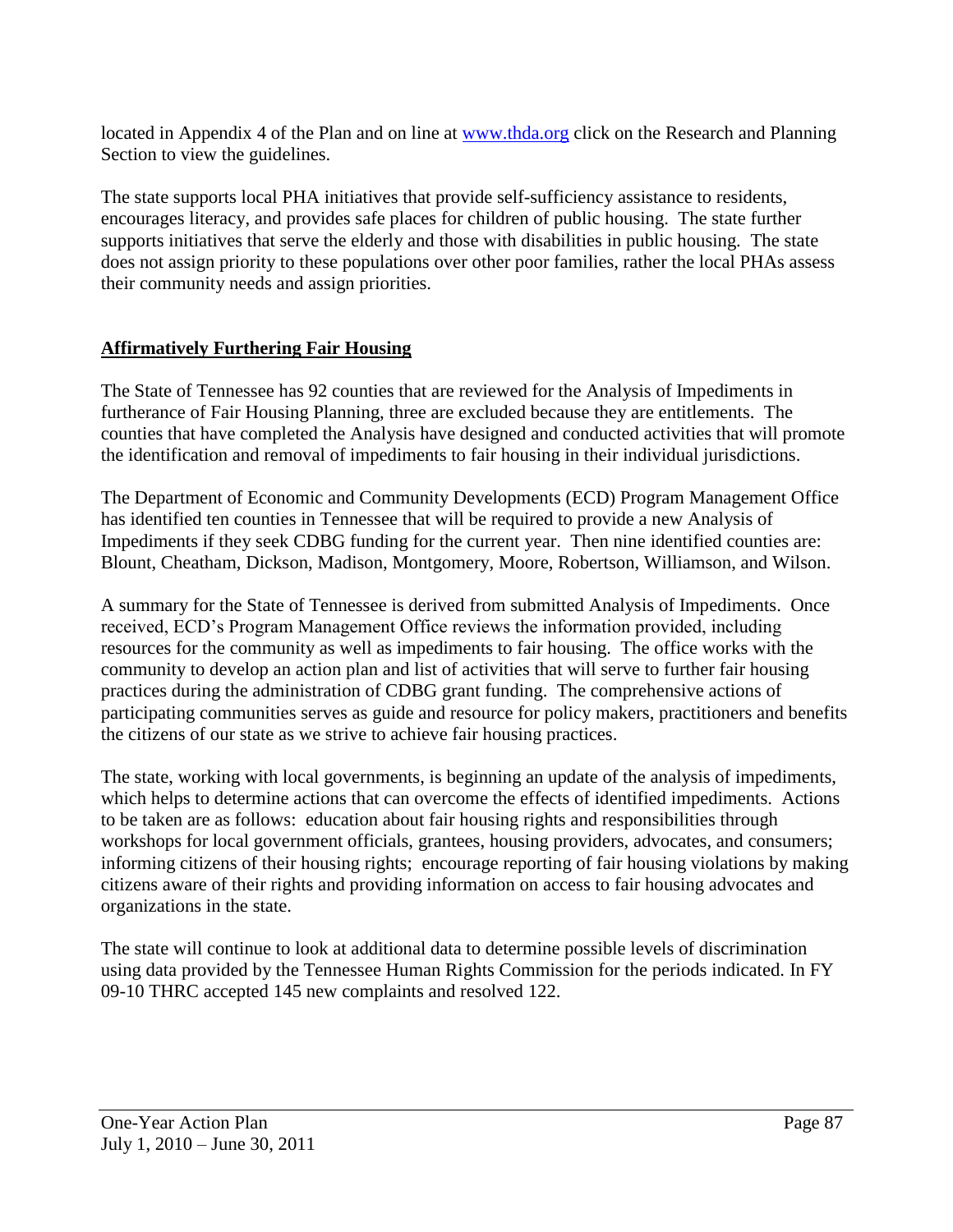located in Appendix 4 of the Plan and on line at [www.thda.org](http://www.thda.org) click on the Research and Planning Section to view the guidelines.

The state supports local PHA initiatives that provide self-sufficiency assistance to residents, encourages literacy, and provides safe places for children of public housing. The state further supports initiatives that serve the elderly and those with disabilities in public housing. The state does not assign priority to these populations over other poor families, rather the local PHAs assess their community needs and assign priorities.

## Affirmatively Furthering Fair Housing

The State of Tennessee has 92 counties that are reviewed for the Analysis of Impediments in furtherance of Fair Housing Planning, three are excluded because they are entitlements. The counties that have completed the Analysis have designed and conducted activities that will promote the identification and removal of impediments to fair housing in their individual jurisdictions.

The Department of Economic and Community Developments (ECD) Program Management Office has identified ten counties in Tennessee that will be required to provide a new Analysis of Impediments if they seek CDBG funding for the current year. Then nine identified counties are: Blount, Cheatham, Dickson, Madison, Montgomery, Moore, Robertson, Williamson, and Wilson.

A summary for the State of Tennessee is derived from submitted Analysis of Impediments. Once received, ECD's Program Management Office reviews the information provided, including resources for the community as well as impediments to fair housing. The office works with the community to develop an action plan and list of activities that will serve to further fair housing practices during the administration of CDBG grant funding. The comprehensive actions of participating communities serves as guide and resource for policy makers, practitioners and benefits the citizens of our state as we strive to achieve fair housing practices.

The state, working with local governments, is beginning an update of the analysis of impediments, which helps to determine actions that can overcome the effects of identified impediments. Actions to be taken are as follows: education about fair housing rights and responsibilities through workshops for local government officials, grantees, housing providers, advocates, and consumers; informing citizens of their housing rights; encourage reporting of fair housing violations by making citizens aware of their rights and providing information on access to fair housing advocates and organizations in the state.

The state will continue to look at additional data to determine possible levels of discrimination using data provided by the Tennessee Human Rights Commission for the periods indicated. In FY 09-10 THRC accepted 145 new complaints and resolved 122.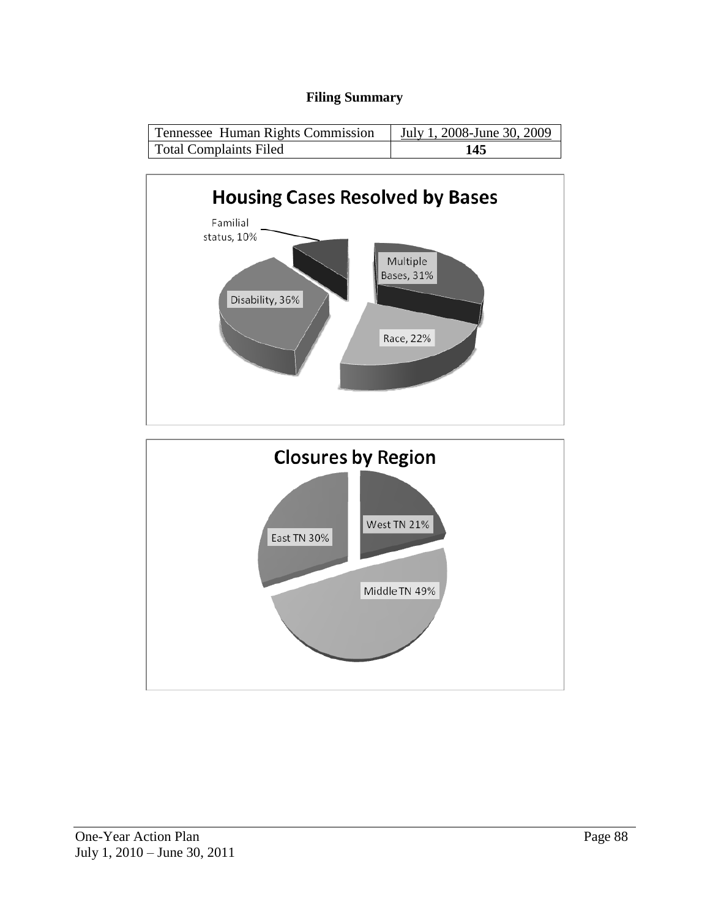**Filing Summary**

| Tennessee Human Rights Commission | July 1, 2008-June 30, 2009 |
|---|---|
| Total Complaints Filed | **145** |

**Housing Cases Resolved by Bases**

Familial status, 10%

Multiple Bases, 31%

Disability, 36%

Race, 22%

**Closures by Region**

West TN 21%

East TN 30%

Middle TN 49%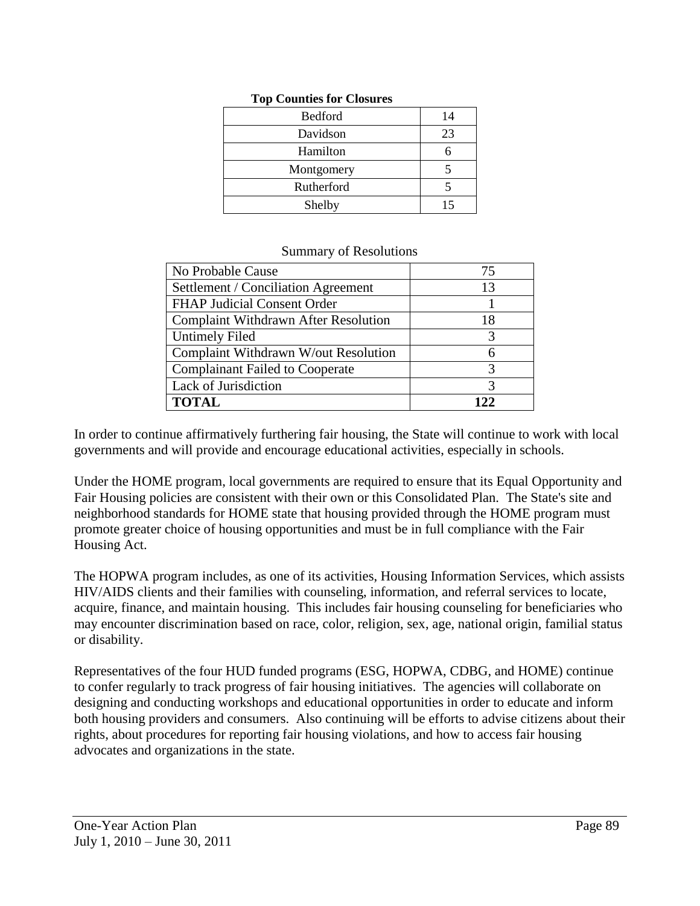**Top Counties for Closures**

| | |
|---|---|
| Bedford | 14 |
| Davidson | 23 |
| Hamilton | 6 |
| Montgomery | 5 |
| Rutherford | 5 |
| Shelby | 15 |

Summary of Resolutions

| | |
|---|---|
| No Probable Cause | 75 |
| Settlement / Conciliation Agreement | 13 |
| FHAP Judicial Consent Order | 1 |
| Complaint Withdrawn After Resolution | 18 |
| Untimely Filed | 3 |
| Complaint Withdrawn W/out Resolution | 6 |
| Complainant Failed to Cooperate | 3 |
| Lack of Jurisdiction | 3 |
| **TOTAL** | **122** |

In order to continue affirmatively furthering fair housing, the State will continue to work with local governments and will provide and encourage educational activities, especially in schools.

Under the HOME program, local governments are required to ensure that its Equal Opportunity and Fair Housing policies are consistent with their own or this Consolidated Plan. The State's site and neighborhood standards for HOME state that housing provided through the HOME program must promote greater choice of housing opportunities and must be in full compliance with the Fair Housing Act.

The HOPWA program includes, as one of its activities, Housing Information Services, which assists HIV/AIDS clients and their families with counseling, information, and referral services to locate, acquire, finance, and maintain housing. This includes fair housing counseling for beneficiaries who may encounter discrimination based on race, color, religion, sex, age, national origin, familial status or disability.

Representatives of the four HUD funded programs (ESG, HOPWA, CDBG, and HOME) continue to confer regularly to track progress of fair housing initiatives. The agencies will collaborate on designing and conducting workshops and educational opportunities in order to educate and inform both housing providers and consumers. Also continuing will be efforts to advise citizens about their rights, about procedures for reporting fair housing violations, and how to access fair housing advocates and organizations in the state.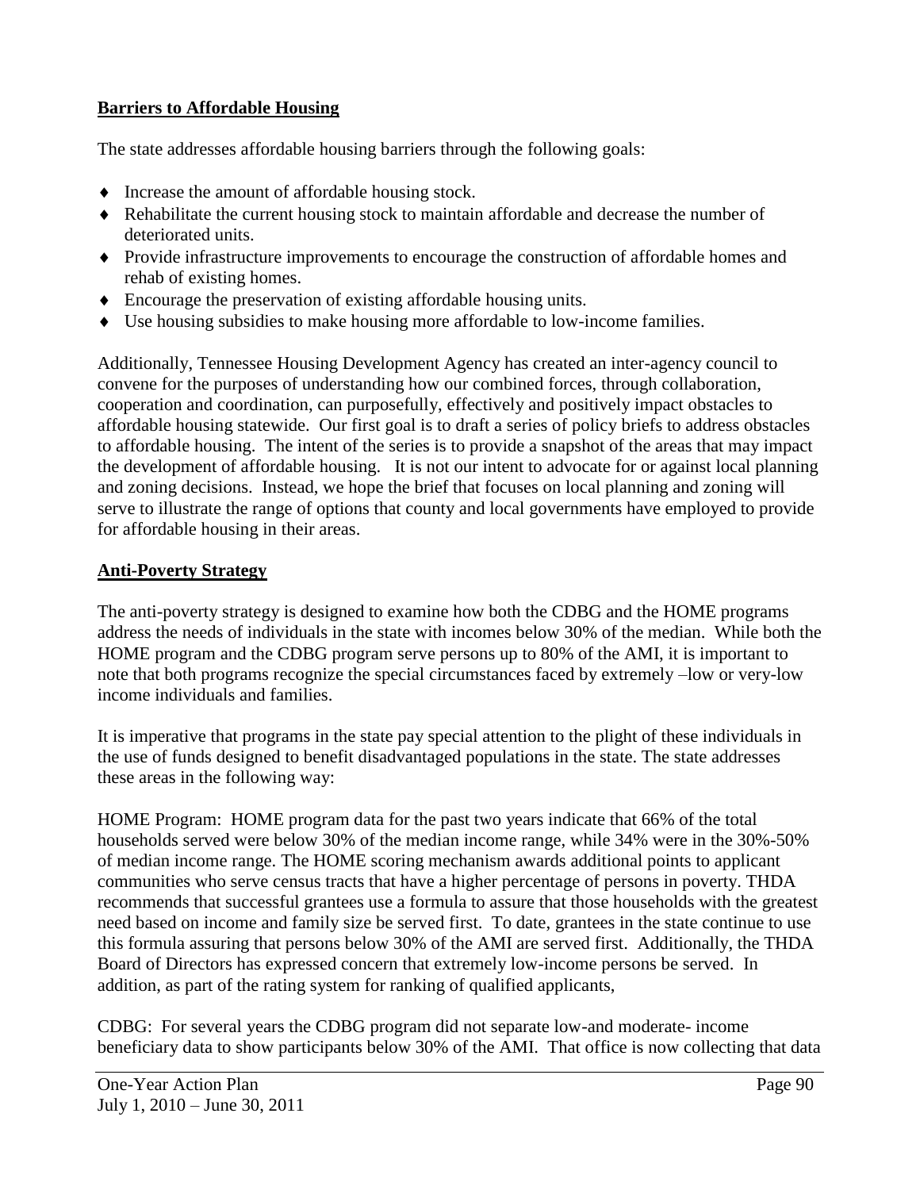**Barriers to Affordable Housing**

The state addresses affordable housing barriers through the following goals:

- Increase the amount of affordable housing stock.
- Rehabilitate the current housing stock to maintain affordable and decrease the number of deteriorated units.
- Provide infrastructure improvements to encourage the construction of affordable homes and rehab of existing homes.
- Encourage the preservation of existing affordable housing units.
- Use housing subsidies to make housing more affordable to low-income families.

Additionally, Tennessee Housing Development Agency has created an inter-agency council to convene for the purposes of understanding how our combined forces, through collaboration, cooperation and coordination, can purposefully, effectively and positively impact obstacles to affordable housing statewide. Our first goal is to draft a series of policy briefs to address obstacles to affordable housing. The intent of the series is to provide a snapshot of the areas that may impact the development of affordable housing. It is not our intent to advocate for or against local planning and zoning decisions. Instead, we hope the brief that focuses on local planning and zoning will serve to illustrate the range of options that county and local governments have employed to provide for affordable housing in their areas.

**Anti-Poverty Strategy**

The anti-poverty strategy is designed to examine how both the CDBG and the HOME programs address the needs of individuals in the state with incomes below 30% of the median. While both the HOME program and the CDBG program serve persons up to 80% of the AMI, it is important to note that both programs recognize the special circumstances faced by extremely –low or very-low income individuals and families.

It is imperative that programs in the state pay special attention to the plight of these individuals in the use of funds designed to benefit disadvantaged populations in the state. The state addresses these areas in the following way:

HOME Program: HOME program data for the past two years indicate that 66% of the total households served were below 30% of the median income range, while 34% were in the 30%-50% of median income range. The HOME scoring mechanism awards additional points to applicant communities who serve census tracts that have a higher percentage of persons in poverty. THDA recommends that successful grantees use a formula to assure that those households with the greatest need based on income and family size be served first. To date, grantees in the state continue to use this formula assuring that persons below 30% of the AMI are served first. Additionally, the THDA Board of Directors has expressed concern that extremely low-income persons be served. In addition, as part of the rating system for ranking of qualified applicants,

CDBG: For several years the CDBG program did not separate low-and moderate- income beneficiary data to show participants below 30% of the AMI. That office is now collecting that data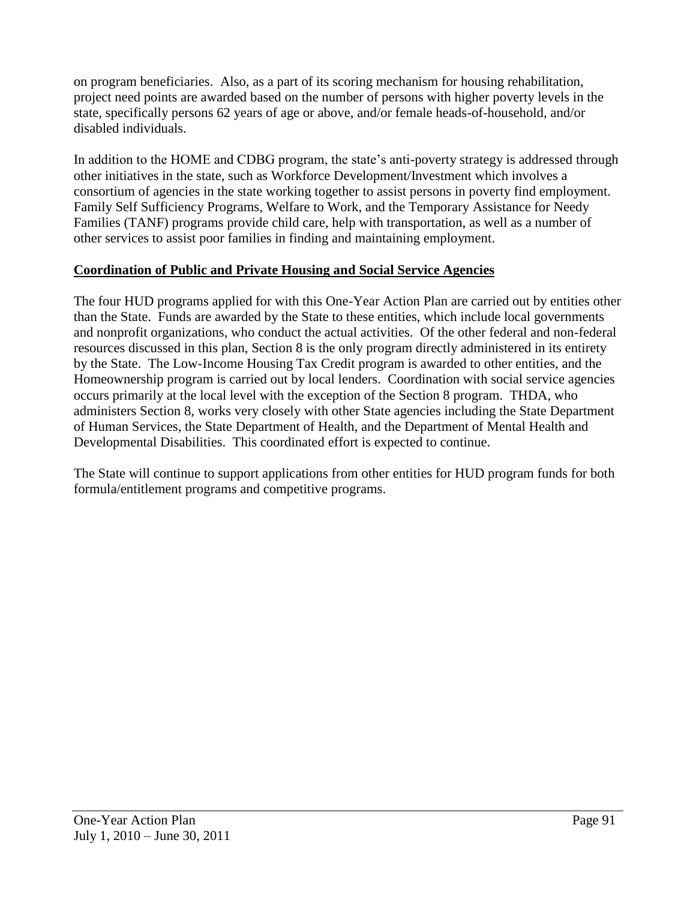on program beneficiaries. Also, as a part of its scoring mechanism for housing rehabilitation, project need points are awarded based on the number of persons with higher poverty levels in the state, specifically persons 62 years of age or above, and/or female heads-of-household, and/or disabled individuals.

In addition to the HOME and CDBG program, the state's anti-poverty strategy is addressed through other initiatives in the state, such as Workforce Development/Investment which involves a consortium of agencies in the state working together to assist persons in poverty find employment. Family Self Sufficiency Programs, Welfare to Work, and the Temporary Assistance for Needy Families (TANF) programs provide child care, help with transportation, as well as a number of other services to assist poor families in finding and maintaining employment.

**Coordination of Public and Private Housing and Social Service Agencies**

The four HUD programs applied for with this One-Year Action Plan are carried out by entities other than the State. Funds are awarded by the State to these entities, which include local governments and nonprofit organizations, who conduct the actual activities. Of the other federal and non-federal resources discussed in this plan, Section 8 is the only program directly administered in its entirety by the State. The Low-Income Housing Tax Credit program is awarded to other entities, and the Homeownership program is carried out by local lenders. Coordination with social service agencies occurs primarily at the local level with the exception of the Section 8 program. THDA, who administers Section 8, works very closely with other State agencies including the State Department of Human Services, the State Department of Health, and the Department of Mental Health and Developmental Disabilities. This coordinated effort is expected to continue.

The State will continue to support applications from other entities for HUD program funds for both formula/entitlement programs and competitive programs.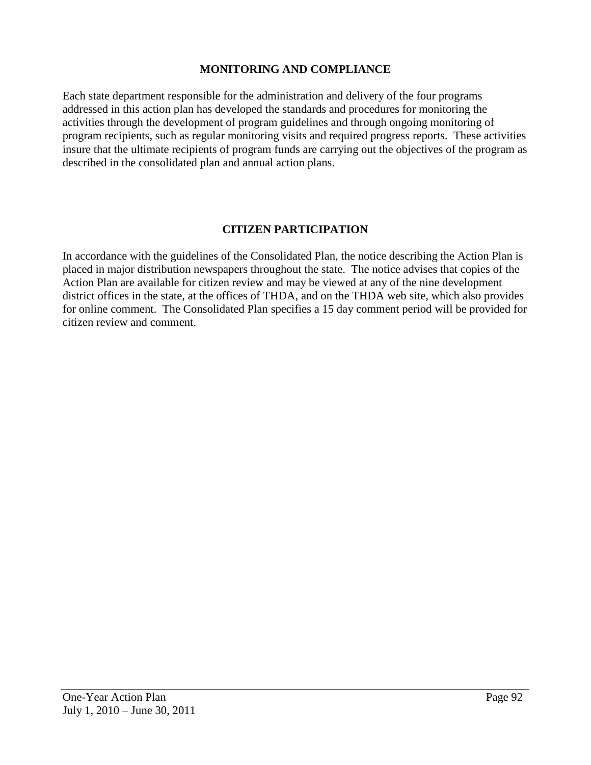## MONITORING AND COMPLIANCE

Each state department responsible for the administration and delivery of the four programs addressed in this action plan has developed the standards and procedures for monitoring the activities through the development of program guidelines and through ongoing monitoring of program recipients, such as regular monitoring visits and required progress reports. These activities insure that the ultimate recipients of program funds are carrying out the objectives of the program as described in the consolidated plan and annual action plans.

## CITIZEN PARTICIPATION

In accordance with the guidelines of the Consolidated Plan, the notice describing the Action Plan is placed in major distribution newspapers throughout the state. The notice advises that copies of the Action Plan are available for citizen review and may be viewed at any of the nine development district offices in the state, at the offices of THDA, and on the THDA web site, which also provides for online comment. The Consolidated Plan specifies a 15 day comment period will be provided for citizen review and comment.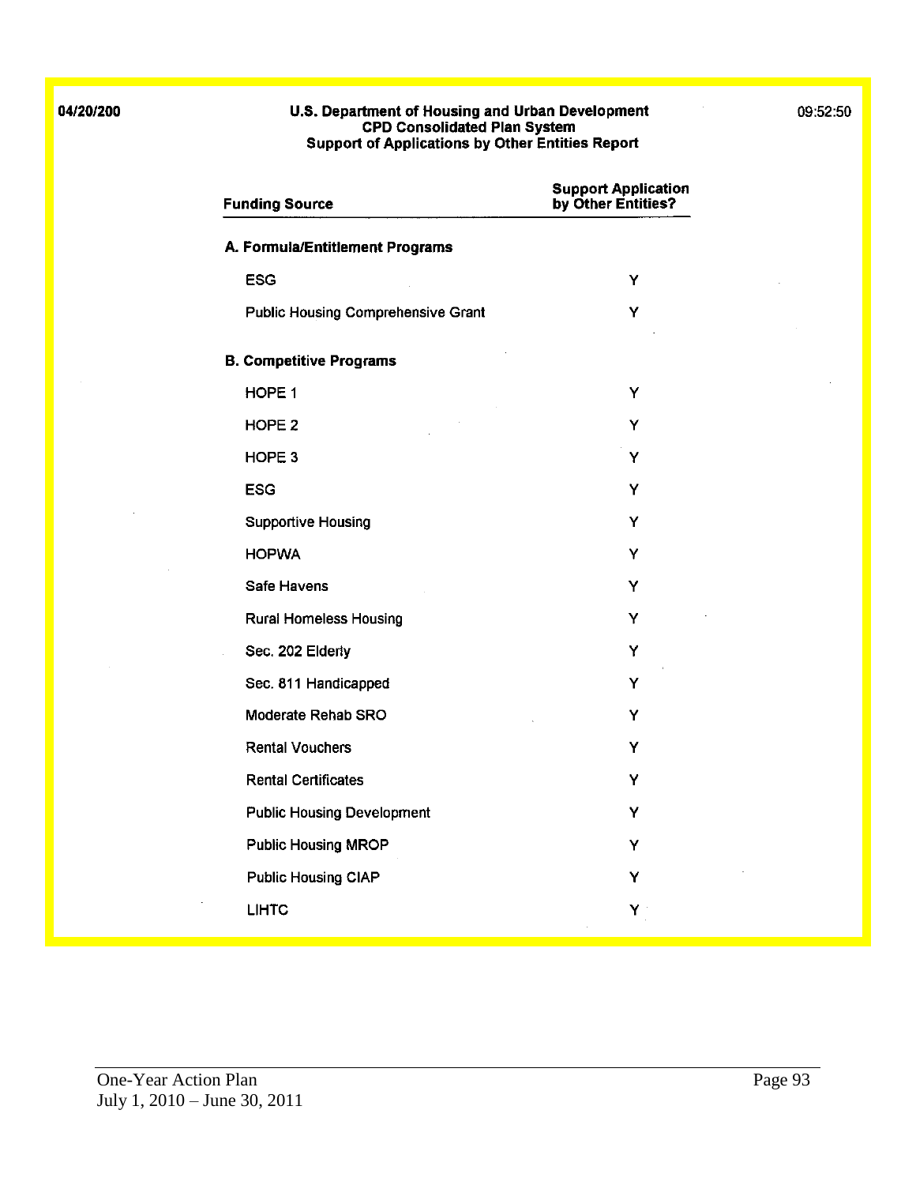04/20/200

U.S. Department of Housing and Urban Development
CPD Consolidated Plan System
Support of Applications by Other Entities Report

09:52:50

| Funding Source | Support Application by Other Entities? |
|---|---|
| **A. Formula/Entitlement Programs** | |
| ESG | Y |
| Public Housing Comprehensive Grant | Y |
| **B. Competitive Programs** | |
| HOPE 1 | Y |
| HOPE 2 | Y |
| HOPE 3 | Y |
| ESG | Y |
| Supportive Housing | Y |
| HOPWA | Y |
| Safe Havens | Y |
| Rural Homeless Housing | Y |
| Sec. 202 Elderly | Y |
| Sec. 811 Handicapped | Y |
| Moderate Rehab SRO | Y |
| Rental Vouchers | Y |
| Rental Certificates | Y |
| Public Housing Development | Y |
| Public Housing MROP | Y |
| Public Housing CIAP | Y |
| LIHTC | Y |